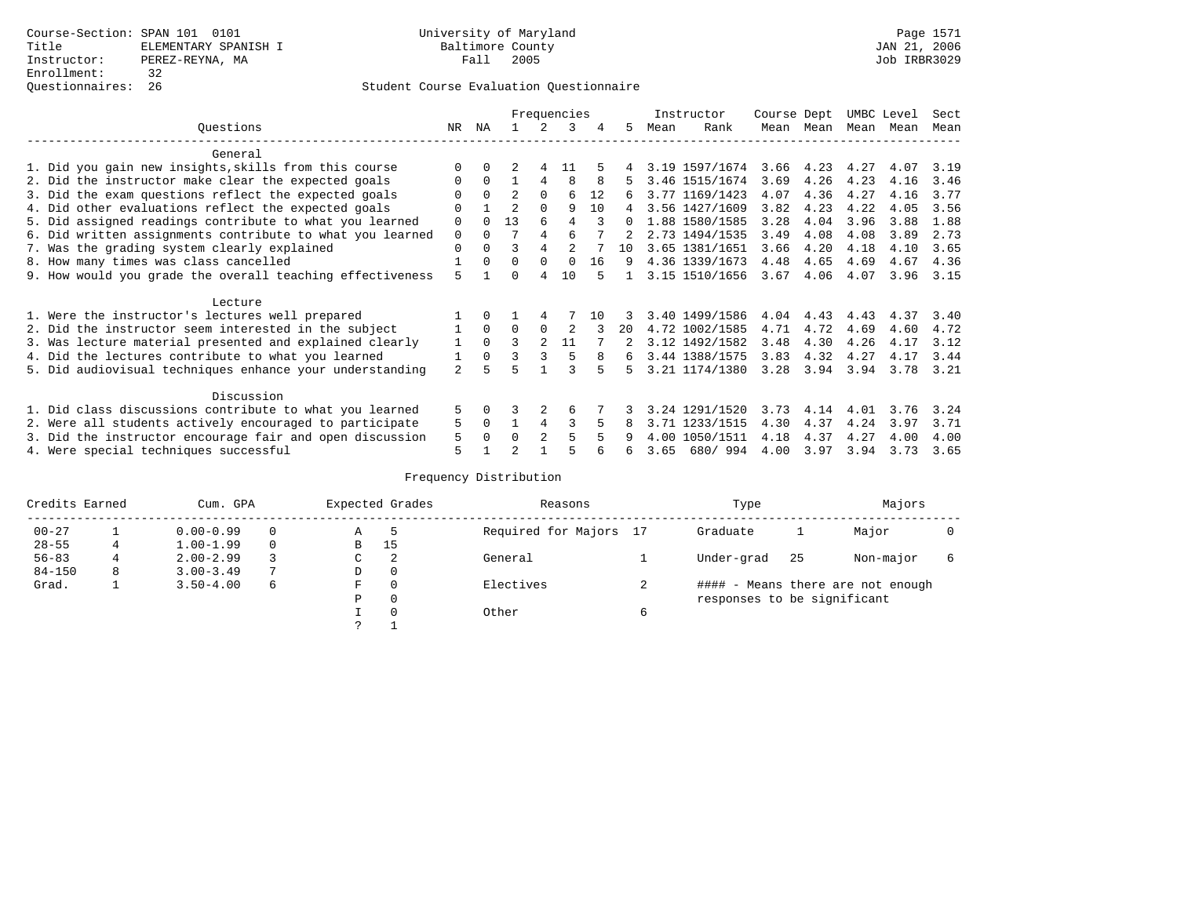Course-Section: SPAN 101 0101
Title: ELEMENTARY SPANISH I
Instructor: PEREZ-REYNA, MA
Enrollment: 32
Questionnaires: 26

University of Maryland
Baltimore County
Fall 2005

JAN 21, 2006
Job IRBR3029

## Student Course Evaluation Questionnaire

| Questions | NR | NA | 1 | 2 | 3 | 4 | 5 | Instructor Mean | Instructor Rank | Course Mean | Dept Mean | UMBC Mean | Level Mean | Sect Mean |
|---|---|---|---|---|---|---|---|---|---|---|---|---|---|---|
| **General** | | | | | | | | | | | | | | |
| 1. Did you gain new insights,skills from this course | 0 | 0 | 2 | 4 | 11 | 5 | 4 | 3.19 | 1597/1674 | 3.66 | 4.23 | 4.27 | 4.07 | 3.19 |
| 2. Did the instructor make clear the expected goals | 0 | 0 | 1 | 4 | 8 | 8 | 5 | 3.46 | 1515/1674 | 3.69 | 4.26 | 4.23 | 4.16 | 3.46 |
| 3. Did the exam questions reflect the expected goals | 0 | 0 | 2 | 0 | 6 | 12 | 6 | 3.77 | 1169/1423 | 4.07 | 4.36 | 4.27 | 4.16 | 3.77 |
| 4. Did other evaluations reflect the expected goals | 0 | 1 | 2 | 0 | 9 | 10 | 4 | 3.56 | 1427/1609 | 3.82 | 4.23 | 4.22 | 4.05 | 3.56 |
| 5. Did assigned readings contribute to what you learned | 0 | 0 | 13 | 6 | 4 | 3 | 0 | 1.88 | 1580/1585 | 3.28 | 4.04 | 3.96 | 3.88 | 1.88 |
| 6. Did written assignments contribute to what you learned | 0 | 0 | 7 | 4 | 6 | 7 | 2 | 2.73 | 1494/1535 | 3.49 | 4.08 | 4.08 | 3.89 | 2.73 |
| 7. Was the grading system clearly explained | 0 | 0 | 3 | 4 | 2 | 7 | 10 | 3.65 | 1381/1651 | 3.66 | 4.20 | 4.18 | 4.10 | 3.65 |
| 8. How many times was class cancelled | 1 | 0 | 0 | 0 | 0 | 16 | 9 | 4.36 | 1339/1673 | 4.48 | 4.65 | 4.69 | 4.67 | 4.36 |
| 9. How would you grade the overall teaching effectiveness | 5 | 1 | 0 | 4 | 10 | 5 | 1 | 3.15 | 1510/1656 | 3.67 | 4.06 | 4.07 | 3.96 | 3.15 |
| **Lecture** | | | | | | | | | | | | | | |
| 1. Were the instructor's lectures well prepared | 1 | 0 | 1 | 4 | 7 | 10 | 3 | 3.40 | 1499/1586 | 4.04 | 4.43 | 4.43 | 4.37 | 3.40 |
| 2. Did the instructor seem interested in the subject | 1 | 0 | 0 | 0 | 2 | 3 | 20 | 4.72 | 1002/1585 | 4.71 | 4.72 | 4.69 | 4.60 | 4.72 |
| 3. Was lecture material presented and explained clearly | 1 | 0 | 3 | 2 | 11 | 7 | 2 | 3.12 | 1492/1582 | 3.48 | 4.30 | 4.26 | 4.17 | 3.12 |
| 4. Did the lectures contribute to what you learned | 1 | 0 | 3 | 3 | 5 | 8 | 6 | 3.44 | 1388/1575 | 3.83 | 4.32 | 4.27 | 4.17 | 3.44 |
| 5. Did audiovisual techniques enhance your understanding | 2 | 5 | 5 | 1 | 3 | 5 | 5 | 3.21 | 1174/1380 | 3.28 | 3.94 | 3.94 | 3.78 | 3.21 |
| **Discussion** | | | | | | | | | | | | | | |
| 1. Did class discussions contribute to what you learned | 5 | 0 | 3 | 2 | 6 | 7 | 3 | 3.24 | 1291/1520 | 3.73 | 4.14 | 4.01 | 3.76 | 3.24 |
| 2. Were all students actively encouraged to participate | 5 | 0 | 1 | 4 | 3 | 5 | 8 | 3.71 | 1233/1515 | 4.30 | 4.37 | 4.24 | 3.97 | 3.71 |
| 3. Did the instructor encourage fair and open discussion | 5 | 0 | 0 | 2 | 5 | 5 | 9 | 4.00 | 1050/1511 | 4.18 | 4.37 | 4.27 | 4.00 | 4.00 |
| 4. Were special techniques successful | 5 | 1 | 2 | 1 | 5 | 6 | 6 | 3.65 | 680/ 994 | 4.00 | 3.97 | 3.94 | 3.73 | 3.65 |

### Frequency Distribution

| Credits Earned | | Cum. GPA | | Expected Grades | | Reasons | | Type | | Majors | |
|---|---|---|---|---|---|---|---|---|---|---|---|
| 00-27 | 1 | 0.00-0.99 | 0 | A | 5 | Required for Majors | 17 | Graduate | 1 | Major | 0 |
| 28-55 | 4 | 1.00-1.99 | 0 | B | 15 | | | | | | |
| 56-83 | 4 | 2.00-2.99 | 3 | C | 2 | General | 1 | Under-grad | 25 | Non-major | 6 |
| 84-150 | 8 | 3.00-3.49 | 7 | D | 0 | | | | | | |
| Grad. | 1 | 3.50-4.00 | 6 | F | 0 | Electives | 2 | #### - Means there are not enough responses to be significant | | | |
| | | | | P | 0 | | | | | | |
| | | | | I | 0 | Other | 6 | | | | |
| | | | | ? | 1 | | | | | | |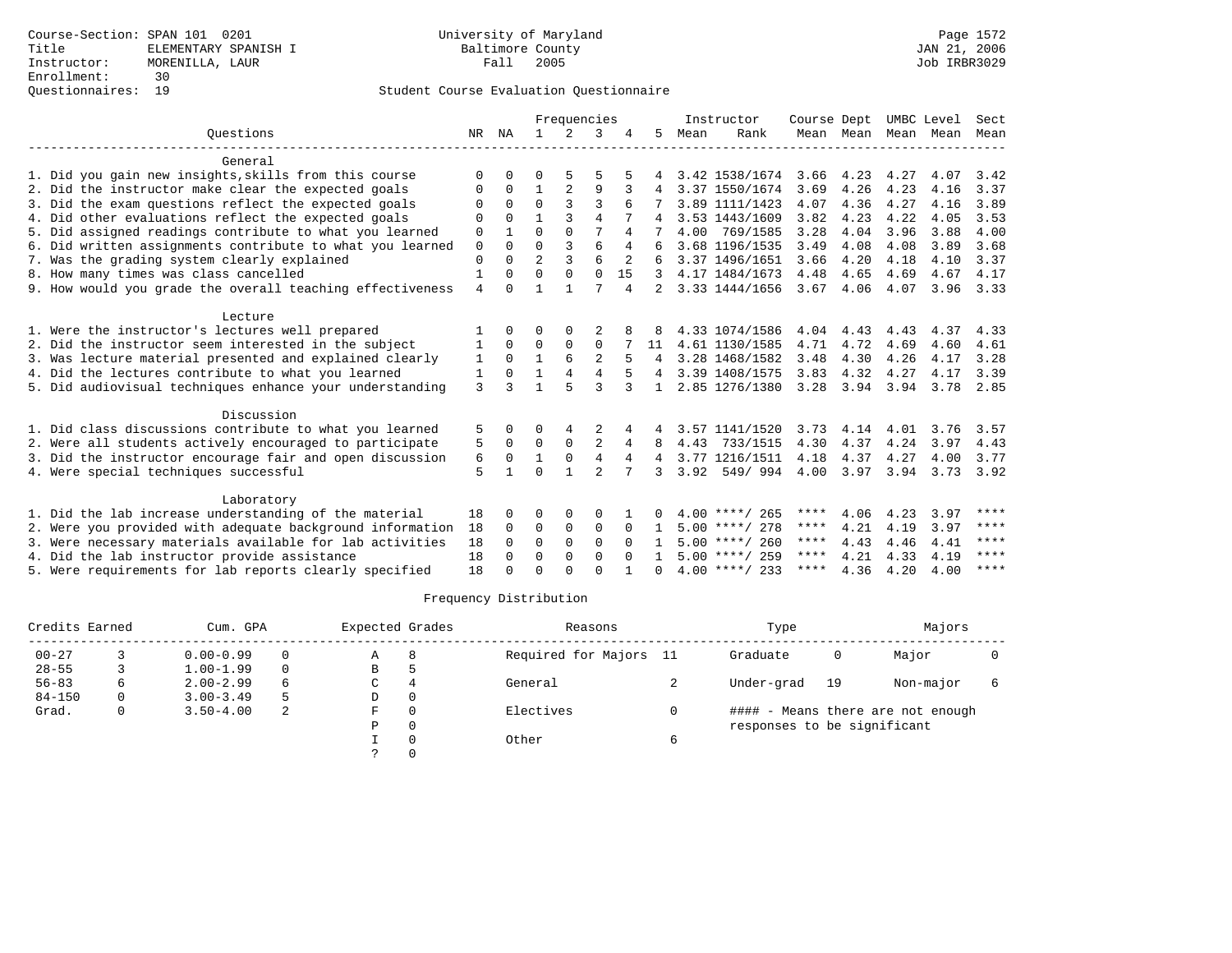Course-Section: SPAN 101 0201
Title: ELEMENTARY SPANISH I
Instructor: MORENILLA, LAUR
Enrollment: 30
Questionnaires: 19

University of Maryland
Baltimore County
Fall 2005

JAN 21, 2006
Job IRBR3029

Student Course Evaluation Questionnaire

| Questions | NR | NA | 1 | 2 | 3 | 4 | 5 | Instructor Mean | Instructor Rank | Course Mean | Dept Mean | UMBC Mean | Level Mean | Sect Mean |
|---|---|---|---|---|---|---|---|---|---|---|---|---|---|---|
| **General** | | | | | | | | | | | | | | |
| 1. Did you gain new insights,skills from this course | 0 | 0 | 0 | 5 | 5 | 5 | 4 | 3.42 | 1538/1674 | 3.66 | 4.23 | 4.27 | 4.07 | 3.42 |
| 2. Did the instructor make clear the expected goals | 0 | 0 | 1 | 2 | 9 | 3 | 4 | 3.37 | 1550/1674 | 3.69 | 4.26 | 4.23 | 4.16 | 3.37 |
| 3. Did the exam questions reflect the expected goals | 0 | 0 | 0 | 3 | 3 | 6 | 7 | 3.89 | 1111/1423 | 4.07 | 4.36 | 4.27 | 4.16 | 3.89 |
| 4. Did other evaluations reflect the expected goals | 0 | 0 | 1 | 3 | 4 | 7 | 4 | 3.53 | 1443/1609 | 3.82 | 4.23 | 4.22 | 4.05 | 3.53 |
| 5. Did assigned readings contribute to what you learned | 0 | 1 | 0 | 0 | 7 | 4 | 7 | 4.00 | 769/1585 | 3.28 | 4.04 | 3.96 | 3.88 | 4.00 |
| 6. Did written assignments contribute to what you learned | 0 | 0 | 0 | 3 | 6 | 4 | 6 | 3.68 | 1196/1535 | 3.49 | 4.08 | 4.08 | 3.89 | 3.68 |
| 7. Was the grading system clearly explained | 0 | 0 | 2 | 3 | 6 | 2 | 6 | 3.37 | 1496/1651 | 3.66 | 4.20 | 4.18 | 4.10 | 3.37 |
| 8. How many times was class cancelled | 1 | 0 | 0 | 0 | 0 | 15 | 3 | 4.17 | 1484/1673 | 4.48 | 4.65 | 4.69 | 4.67 | 4.17 |
| 9. How would you grade the overall teaching effectiveness | 4 | 0 | 1 | 1 | 7 | 4 | 2 | 3.33 | 1444/1656 | 3.67 | 4.06 | 4.07 | 3.96 | 3.33 |
| **Lecture** | | | | | | | | | | | | | | |
| 1. Were the instructor's lectures well prepared | 1 | 0 | 0 | 0 | 2 | 8 | 8 | 4.33 | 1074/1586 | 4.04 | 4.43 | 4.43 | 4.37 | 4.33 |
| 2. Did the instructor seem interested in the subject | 1 | 0 | 0 | 0 | 0 | 7 | 11 | 4.61 | 1130/1585 | 4.71 | 4.72 | 4.69 | 4.60 | 4.61 |
| 3. Was lecture material presented and explained clearly | 1 | 0 | 1 | 6 | 2 | 5 | 4 | 3.28 | 1468/1582 | 3.48 | 4.30 | 4.26 | 4.17 | 3.28 |
| 4. Did the lectures contribute to what you learned | 1 | 0 | 1 | 4 | 4 | 5 | 4 | 3.39 | 1408/1575 | 3.83 | 4.32 | 4.27 | 4.17 | 3.39 |
| 5. Did audiovisual techniques enhance your understanding | 3 | 3 | 1 | 5 | 3 | 3 | 1 | 2.85 | 1276/1380 | 3.28 | 3.94 | 3.94 | 3.78 | 2.85 |
| **Discussion** | | | | | | | | | | | | | | |
| 1. Did class discussions contribute to what you learned | 5 | 0 | 0 | 4 | 2 | 4 | 4 | 3.57 | 1141/1520 | 3.73 | 4.14 | 4.01 | 3.76 | 3.57 |
| 2. Were all students actively encouraged to participate | 5 | 0 | 0 | 0 | 2 | 4 | 8 | 4.43 | 733/1515 | 4.30 | 4.37 | 4.24 | 3.97 | 4.43 |
| 3. Did the instructor encourage fair and open discussion | 6 | 0 | 1 | 0 | 4 | 4 | 4 | 3.77 | 1216/1511 | 4.18 | 4.37 | 4.27 | 4.00 | 3.77 |
| 4. Were special techniques successful | 5 | 1 | 0 | 1 | 2 | 7 | 3 | 3.92 | 549/ 994 | 4.00 | 3.97 | 3.94 | 3.73 | 3.92 |
| **Laboratory** | | | | | | | | | | | | | | |
| 1. Did the lab increase understanding of the material | 18 | 0 | 0 | 0 | 0 | 1 | 0 | 4.00 | ****/ 265 | **** | 4.06 | 4.23 | 3.97 | **** |
| 2. Were you provided with adequate background information | 18 | 0 | 0 | 0 | 0 | 0 | 1 | 5.00 | ****/ 278 | **** | 4.21 | 4.19 | 3.97 | **** |
| 3. Were necessary materials available for lab activities | 18 | 0 | 0 | 0 | 0 | 0 | 1 | 5.00 | ****/ 260 | **** | 4.43 | 4.46 | 4.41 | **** |
| 4. Did the lab instructor provide assistance | 18 | 0 | 0 | 0 | 0 | 0 | 1 | 5.00 | ****/ 259 | **** | 4.21 | 4.33 | 4.19 | **** |
| 5. Were requirements for lab reports clearly specified | 18 | 0 | 0 | 0 | 0 | 1 | 0 | 4.00 | ****/ 233 | **** | 4.36 | 4.20 | 4.00 | **** |

Frequency Distribution

| Credits Earned | | Cum. GPA | | Expected Grades | | Reasons | | Type | | Majors | |
|---|---|---|---|---|---|---|---|---|---|---|---|
| 00-27 | 3 | 0.00-0.99 | 0 | A | 8 | Required for Majors | 11 | Graduate | 0 | Major | 0 |
| 28-55 | 3 | 1.00-1.99 | 0 | B | 5 | | | | | | |
| 56-83 | 6 | 2.00-2.99 | 6 | C | 4 | General | 2 | Under-grad | 19 | Non-major | 6 |
| 84-150 | 0 | 3.00-3.49 | 5 | D | 0 | | | | | | |
| Grad. | 0 | 3.50-4.00 | 2 | F | 0 | Electives | 0 | #### - Means there are not enough responses to be significant | | | |
| | | | | P | 0 | | | | | | |
| | | | | I | 0 | Other | 6 | | | | |
| | | | | ? | 0 | | | | | | |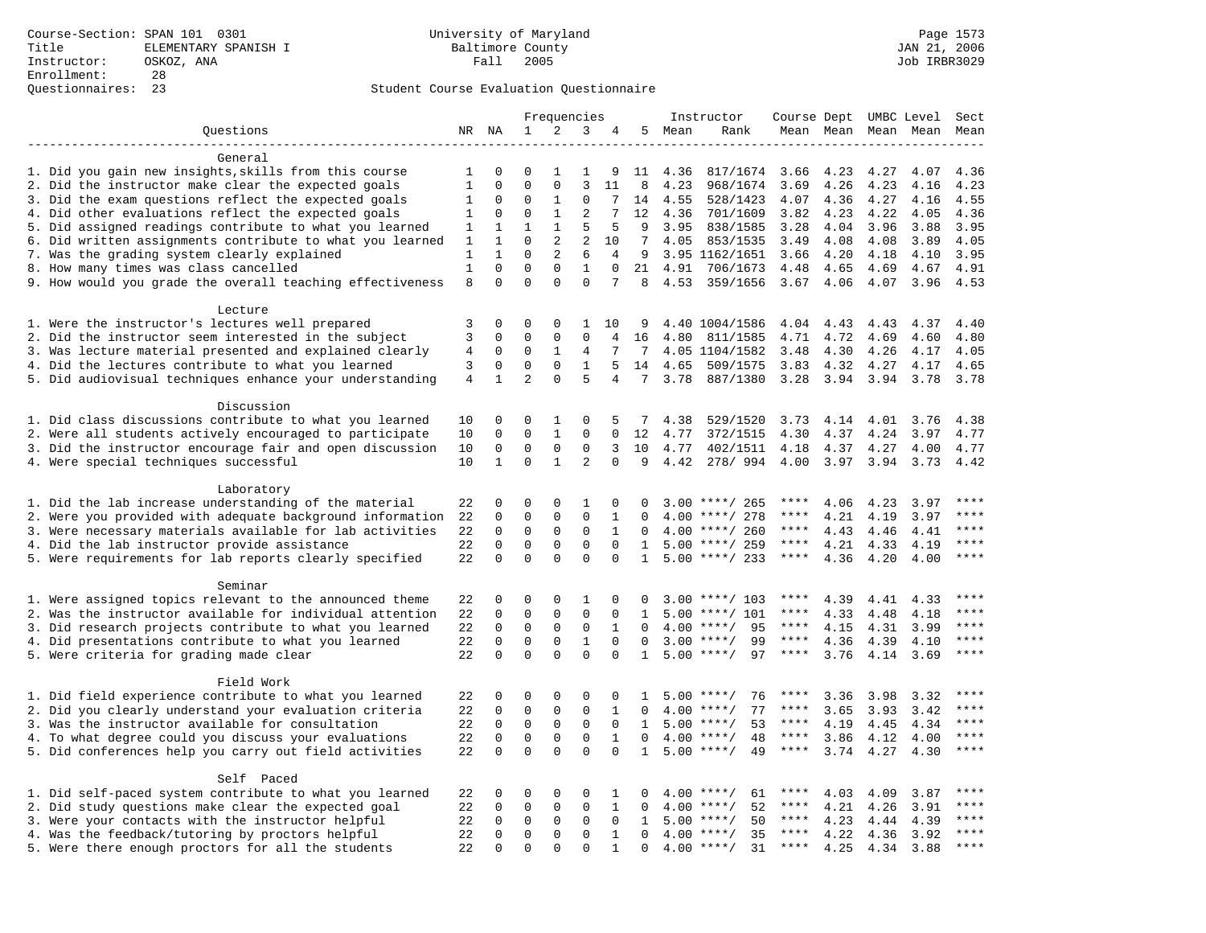Course-Section: SPAN 101 0301
Title: ELEMENTARY SPANISH I
Instructor: OSKOZ, ANA
Enrollment: 28
Questionnaires: 23

University of Maryland
Baltimore County
Fall 2005

JAN 21, 2006
Job IRBR3029

## Student Course Evaluation Questionnaire

| Questions | NR | NA | 1 | 2 | 3 | 4 | 5 | Instructor Mean | Instructor Rank | Course Mean | Dept Mean | UMBC Mean | Level Mean | Sect Mean |
|---|---|---|---|---|---|---|---|---|---|---|---|---|---|---|
| **General** | | | | | | | | | | | | | | |
| 1. Did you gain new insights,skills from this course | 1 | 0 | 0 | 1 | 1 | 9 | 11 | 4.36 | 817/1674 | 3.66 | 4.23 | 4.27 | 4.07 | 4.36 |
| 2. Did the instructor make clear the expected goals | 1 | 0 | 0 | 0 | 3 | 11 | 8 | 4.23 | 968/1674 | 3.69 | 4.26 | 4.23 | 4.16 | 4.23 |
| 3. Did the exam questions reflect the expected goals | 1 | 0 | 0 | 1 | 0 | 7 | 14 | 4.55 | 528/1423 | 4.07 | 4.36 | 4.27 | 4.16 | 4.55 |
| 4. Did other evaluations reflect the expected goals | 1 | 0 | 0 | 1 | 2 | 7 | 12 | 4.36 | 701/1609 | 3.82 | 4.23 | 4.22 | 4.05 | 4.36 |
| 5. Did assigned readings contribute to what you learned | 1 | 1 | 1 | 1 | 5 | 5 | 9 | 3.95 | 838/1585 | 3.28 | 4.04 | 3.96 | 3.88 | 3.95 |
| 6. Did written assignments contribute to what you learned | 1 | 1 | 0 | 2 | 2 | 10 | 7 | 4.05 | 853/1535 | 3.49 | 4.08 | 4.08 | 3.89 | 4.05 |
| 7. Was the grading system clearly explained | 1 | 1 | 0 | 2 | 6 | 4 | 9 | 3.95 | 1162/1651 | 3.66 | 4.20 | 4.18 | 4.10 | 3.95 |
| 8. How many times was class cancelled | 1 | 0 | 0 | 0 | 1 | 0 | 21 | 4.91 | 706/1673 | 4.48 | 4.65 | 4.69 | 4.67 | 4.91 |
| 9. How would you grade the overall teaching effectiveness | 8 | 0 | 0 | 0 | 0 | 7 | 8 | 4.53 | 359/1656 | 3.67 | 4.06 | 4.07 | 3.96 | 4.53 |
| **Lecture** | | | | | | | | | | | | | | |
| 1. Were the instructor's lectures well prepared | 3 | 0 | 0 | 0 | 1 | 10 | 9 | 4.40 | 1004/1586 | 4.04 | 4.43 | 4.43 | 4.37 | 4.40 |
| 2. Did the instructor seem interested in the subject | 3 | 0 | 0 | 0 | 0 | 4 | 16 | 4.80 | 811/1585 | 4.71 | 4.72 | 4.69 | 4.60 | 4.80 |
| 3. Was lecture material presented and explained clearly | 4 | 0 | 0 | 1 | 4 | 7 | 7 | 4.05 | 1104/1582 | 3.48 | 4.30 | 4.26 | 4.17 | 4.05 |
| 4. Did the lectures contribute to what you learned | 3 | 0 | 0 | 0 | 1 | 5 | 14 | 4.65 | 509/1575 | 3.83 | 4.32 | 4.27 | 4.17 | 4.65 |
| 5. Did audiovisual techniques enhance your understanding | 4 | 1 | 2 | 0 | 5 | 4 | 7 | 3.78 | 887/1380 | 3.28 | 3.94 | 3.94 | 3.78 | 3.78 |
| **Discussion** | | | | | | | | | | | | | | |
| 1. Did class discussions contribute to what you learned | 10 | 0 | 0 | 1 | 0 | 5 | 7 | 4.38 | 529/1520 | 3.73 | 4.14 | 4.01 | 3.76 | 4.38 |
| 2. Were all students actively encouraged to participate | 10 | 0 | 0 | 1 | 0 | 0 | 12 | 4.77 | 372/1515 | 4.30 | 4.37 | 4.24 | 3.97 | 4.77 |
| 3. Did the instructor encourage fair and open discussion | 10 | 0 | 0 | 0 | 0 | 3 | 10 | 4.77 | 402/1511 | 4.18 | 4.37 | 4.27 | 4.00 | 4.77 |
| 4. Were special techniques successful | 10 | 1 | 0 | 1 | 2 | 0 | 9 | 4.42 | 278/ 994 | 4.00 | 3.97 | 3.94 | 3.73 | 4.42 |
| **Laboratory** | | | | | | | | | | | | | | |
| 1. Did the lab increase understanding of the material | 22 | 0 | 0 | 0 | 1 | 0 | 0 | 3.00 | ****/ 265 | **** | 4.06 | 4.23 | 3.97 | **** |
| 2. Were you provided with adequate background information | 22 | 0 | 0 | 0 | 0 | 1 | 0 | 4.00 | ****/ 278 | **** | 4.21 | 4.19 | 3.97 | **** |
| 3. Were necessary materials available for lab activities | 22 | 0 | 0 | 0 | 0 | 1 | 0 | 4.00 | ****/ 260 | **** | 4.43 | 4.46 | 4.41 | **** |
| 4. Did the lab instructor provide assistance | 22 | 0 | 0 | 0 | 0 | 0 | 1 | 5.00 | ****/ 259 | **** | 4.21 | 4.33 | 4.19 | **** |
| 5. Were requirements for lab reports clearly specified | 22 | 0 | 0 | 0 | 0 | 0 | 1 | 5.00 | ****/ 233 | **** | 4.36 | 4.20 | 4.00 | **** |
| **Seminar** | | | | | | | | | | | | | | |
| 1. Were assigned topics relevant to the announced theme | 22 | 0 | 0 | 0 | 1 | 0 | 0 | 3.00 | ****/ 103 | **** | 4.39 | 4.41 | 4.33 | **** |
| 2. Was the instructor available for individual attention | 22 | 0 | 0 | 0 | 0 | 0 | 1 | 5.00 | ****/ 101 | **** | 4.33 | 4.48 | 4.18 | **** |
| 3. Did research projects contribute to what you learned | 22 | 0 | 0 | 0 | 0 | 1 | 0 | 4.00 | ****/ 95 | **** | 4.15 | 4.31 | 3.99 | **** |
| 4. Did presentations contribute to what you learned | 22 | 0 | 0 | 0 | 1 | 0 | 0 | 3.00 | ****/ 99 | **** | 4.36 | 4.39 | 4.10 | **** |
| 5. Were criteria for grading made clear | 22 | 0 | 0 | 0 | 0 | 0 | 1 | 5.00 | ****/ 97 | **** | 3.76 | 4.14 | 3.69 | **** |
| **Field Work** | | | | | | | | | | | | | | |
| 1. Did field experience contribute to what you learned | 22 | 0 | 0 | 0 | 0 | 0 | 1 | 5.00 | ****/ 76 | **** | 3.36 | 3.98 | 3.32 | **** |
| 2. Did you clearly understand your evaluation criteria | 22 | 0 | 0 | 0 | 0 | 1 | 0 | 4.00 | ****/ 77 | **** | 3.65 | 3.93 | 3.42 | **** |
| 3. Was the instructor available for consultation | 22 | 0 | 0 | 0 | 0 | 0 | 1 | 5.00 | ****/ 53 | **** | 4.19 | 4.45 | 4.34 | **** |
| 4. To what degree could you discuss your evaluations | 22 | 0 | 0 | 0 | 0 | 1 | 0 | 4.00 | ****/ 48 | **** | 3.86 | 4.12 | 4.00 | **** |
| 5. Did conferences help you carry out field activities | 22 | 0 | 0 | 0 | 0 | 0 | 1 | 5.00 | ****/ 49 | **** | 3.74 | 4.27 | 4.30 | **** |
| **Self Paced** | | | | | | | | | | | | | | |
| 1. Did self-paced system contribute to what you learned | 22 | 0 | 0 | 0 | 0 | 1 | 0 | 4.00 | ****/ 61 | **** | 4.03 | 4.09 | 3.87 | **** |
| 2. Did study questions make clear the expected goal | 22 | 0 | 0 | 0 | 0 | 1 | 0 | 4.00 | ****/ 52 | **** | 4.21 | 4.26 | 3.91 | **** |
| 3. Were your contacts with the instructor helpful | 22 | 0 | 0 | 0 | 0 | 0 | 1 | 5.00 | ****/ 50 | **** | 4.23 | 4.44 | 4.39 | **** |
| 4. Was the feedback/tutoring by proctors helpful | 22 | 0 | 0 | 0 | 0 | 1 | 0 | 4.00 | ****/ 35 | **** | 4.22 | 4.36 | 3.92 | **** |
| 5. Were there enough proctors for all the students | 22 | 0 | 0 | 0 | 0 | 1 | 0 | 4.00 | ****/ 31 | **** | 4.25 | 4.34 | 3.88 | **** |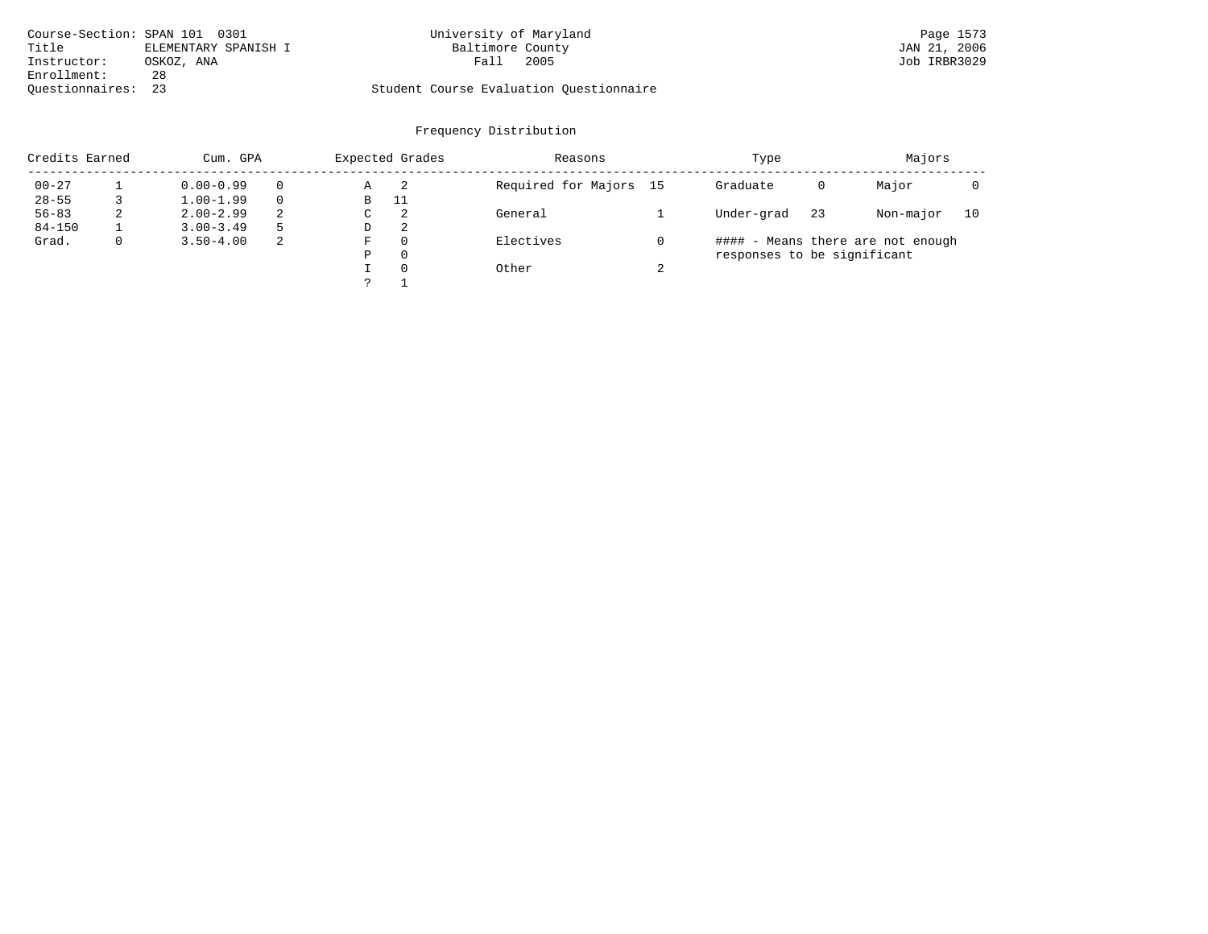Course-Section: SPAN 101 0301
Title: ELEMENTARY SPANISH I
Instructor: OSKOZ, ANA
Enrollment: 28
Questionnaires: 23

University of Maryland
Baltimore County
Fall 2005

Student Course Evaluation Questionnaire

JAN 21, 2006
Job IRBR3029

## Frequency Distribution

| Credits Earned | | Cum. GPA | | Expected Grades | | Reasons | | Type | | Majors | |
|---|---|---|---|---|---|---|---|---|---|---|---|
| 00-27 | 1 | 0.00-0.99 | 0 | A | 2 | Required for Majors | 15 | Graduate | 0 | Major | 0 |
| 28-55 | 3 | 1.00-1.99 | 0 | B | 11 | | | | | | |
| 56-83 | 2 | 2.00-2.99 | 2 | C | 2 | General | 1 | Under-grad | 23 | Non-major | 10 |
| 84-150 | 1 | 3.00-3.49 | 5 | D | 2 | | | | | | |
| Grad. | 0 | 3.50-4.00 | 2 | F | 0 | Electives | 0 | | | | |
| | | | | P | 0 | | | | | | |
| | | | | I | 0 | Other | 2 | | | | |
| | | | | ? | 1 | | | | | | |

#### - Means there are not enough responses to be significant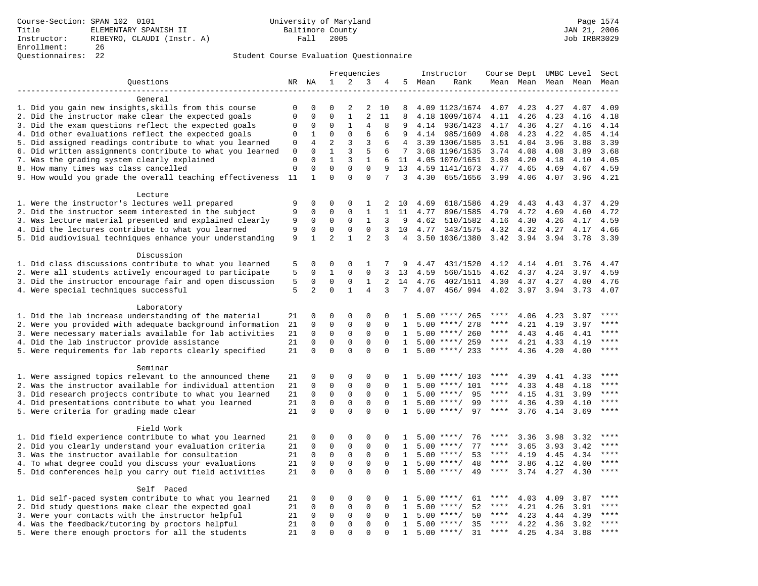Course-Section: SPAN 102 0101
Title: ELEMENTARY SPANISH II
Instructor: RIBEYRO, CLAUDI (Instr. A)
Enrollment: 26
Questionnaires: 22

University of Maryland
Baltimore County
Fall 2005

JAN 21, 2006
Job IRBR3029

Student Course Evaluation Questionnaire

| Questions | NR | NA | 1 | 2 | 3 | 4 | 5 | Instructor Mean | Instructor Rank | Course Mean | Dept Mean | UMBC Mean | Level Mean | Sect Mean |
|---|---|---|---|---|---|---|---|---|---|---|---|---|---|---|
| **General** | | | | | | | | | | | | | | |
| 1. Did you gain new insights,skills from this course | 0 | 0 | 0 | 2 | 2 | 10 | 8 | 4.09 | 1123/1674 | 4.07 | 4.23 | 4.27 | 4.07 | 4.09 |
| 2. Did the instructor make clear the expected goals | 0 | 0 | 0 | 1 | 2 | 11 | 8 | 4.18 | 1009/1674 | 4.11 | 4.26 | 4.23 | 4.16 | 4.18 |
| 3. Did the exam questions reflect the expected goals | 0 | 0 | 0 | 1 | 4 | 8 | 9 | 4.14 | 936/1423 | 4.17 | 4.36 | 4.27 | 4.16 | 4.14 |
| 4. Did other evaluations reflect the expected goals | 0 | 1 | 0 | 0 | 6 | 6 | 9 | 4.14 | 985/1609 | 4.08 | 4.23 | 4.22 | 4.05 | 4.14 |
| 5. Did assigned readings contribute to what you learned | 0 | 4 | 2 | 3 | 3 | 6 | 4 | 3.39 | 1306/1585 | 3.51 | 4.04 | 3.96 | 3.88 | 3.39 |
| 6. Did written assignments contribute to what you learned | 0 | 0 | 1 | 3 | 5 | 6 | 7 | 3.68 | 1196/1535 | 3.74 | 4.08 | 4.08 | 3.89 | 3.68 |
| 7. Was the grading system clearly explained | 0 | 0 | 1 | 3 | 1 | 6 | 11 | 4.05 | 1070/1651 | 3.98 | 4.20 | 4.18 | 4.10 | 4.05 |
| 8. How many times was class cancelled | 0 | 0 | 0 | 0 | 0 | 9 | 13 | 4.59 | 1141/1673 | 4.77 | 4.65 | 4.69 | 4.67 | 4.59 |
| 9. How would you grade the overall teaching effectiveness | 11 | 1 | 0 | 0 | 0 | 7 | 3 | 4.30 | 655/1656 | 3.99 | 4.06 | 4.07 | 3.96 | 4.21 |
| **Lecture** | | | | | | | | | | | | | | |
| 1. Were the instructor's lectures well prepared | 9 | 0 | 0 | 0 | 1 | 2 | 10 | 4.69 | 618/1586 | 4.29 | 4.43 | 4.43 | 4.37 | 4.29 |
| 2. Did the instructor seem interested in the subject | 9 | 0 | 0 | 0 | 1 | 1 | 11 | 4.77 | 896/1585 | 4.79 | 4.72 | 4.69 | 4.60 | 4.72 |
| 3. Was lecture material presented and explained clearly | 9 | 0 | 0 | 0 | 1 | 3 | 9 | 4.62 | 510/1582 | 4.16 | 4.30 | 4.26 | 4.17 | 4.59 |
| 4. Did the lectures contribute to what you learned | 9 | 0 | 0 | 0 | 0 | 3 | 10 | 4.77 | 343/1575 | 4.32 | 4.32 | 4.27 | 4.17 | 4.66 |
| 5. Did audiovisual techniques enhance your understanding | 9 | 1 | 2 | 1 | 2 | 3 | 4 | 3.50 | 1036/1380 | 3.42 | 3.94 | 3.94 | 3.78 | 3.39 |
| **Discussion** | | | | | | | | | | | | | | |
| 1. Did class discussions contribute to what you learned | 5 | 0 | 0 | 0 | 1 | 7 | 9 | 4.47 | 431/1520 | 4.12 | 4.14 | 4.01 | 3.76 | 4.47 |
| 2. Were all students actively encouraged to participate | 5 | 0 | 1 | 0 | 0 | 3 | 13 | 4.59 | 560/1515 | 4.62 | 4.37 | 4.24 | 3.97 | 4.59 |
| 3. Did the instructor encourage fair and open discussion | 5 | 0 | 0 | 0 | 1 | 2 | 14 | 4.76 | 402/1511 | 4.30 | 4.37 | 4.27 | 4.00 | 4.76 |
| 4. Were special techniques successful | 5 | 2 | 0 | 1 | 4 | 3 | 7 | 4.07 | 456/ 994 | 4.02 | 3.97 | 3.94 | 3.73 | 4.07 |
| **Laboratory** | | | | | | | | | | | | | | |
| 1. Did the lab increase understanding of the material | 21 | 0 | 0 | 0 | 0 | 0 | 1 | 5.00 | ****/ 265 | **** | 4.06 | 4.23 | 3.97 | **** |
| 2. Were you provided with adequate background information | 21 | 0 | 0 | 0 | 0 | 0 | 1 | 5.00 | ****/ 278 | **** | 4.21 | 4.19 | 3.97 | **** |
| 3. Were necessary materials available for lab activities | 21 | 0 | 0 | 0 | 0 | 0 | 1 | 5.00 | ****/ 260 | **** | 4.43 | 4.46 | 4.41 | **** |
| 4. Did the lab instructor provide assistance | 21 | 0 | 0 | 0 | 0 | 0 | 1 | 5.00 | ****/ 259 | **** | 4.21 | 4.33 | 4.19 | **** |
| 5. Were requirements for lab reports clearly specified | 21 | 0 | 0 | 0 | 0 | 0 | 1 | 5.00 | ****/ 233 | **** | 4.36 | 4.20 | 4.00 | **** |
| **Seminar** | | | | | | | | | | | | | | |
| 1. Were assigned topics relevant to the announced theme | 21 | 0 | 0 | 0 | 0 | 0 | 1 | 5.00 | ****/ 103 | **** | 4.39 | 4.41 | 4.33 | **** |
| 2. Was the instructor available for individual attention | 21 | 0 | 0 | 0 | 0 | 0 | 1 | 5.00 | ****/ 101 | **** | 4.33 | 4.48 | 4.18 | **** |
| 3. Did research projects contribute to what you learned | 21 | 0 | 0 | 0 | 0 | 0 | 1 | 5.00 | ****/ 95 | **** | 4.15 | 4.31 | 3.99 | **** |
| 4. Did presentations contribute to what you learned | 21 | 0 | 0 | 0 | 0 | 0 | 1 | 5.00 | ****/ 99 | **** | 4.36 | 4.39 | 4.10 | **** |
| 5. Were criteria for grading made clear | 21 | 0 | 0 | 0 | 0 | 0 | 1 | 5.00 | ****/ 97 | **** | 3.76 | 4.14 | 3.69 | **** |
| **Field Work** | | | | | | | | | | | | | | |
| 1. Did field experience contribute to what you learned | 21 | 0 | 0 | 0 | 0 | 0 | 1 | 5.00 | ****/ 76 | **** | 3.36 | 3.98 | 3.32 | **** |
| 2. Did you clearly understand your evaluation criteria | 21 | 0 | 0 | 0 | 0 | 0 | 1 | 5.00 | ****/ 77 | **** | 3.65 | 3.93 | 3.42 | **** |
| 3. Was the instructor available for consultation | 21 | 0 | 0 | 0 | 0 | 0 | 1 | 5.00 | ****/ 53 | **** | 4.19 | 4.45 | 4.34 | **** |
| 4. To what degree could you discuss your evaluations | 21 | 0 | 0 | 0 | 0 | 0 | 1 | 5.00 | ****/ 48 | **** | 3.86 | 4.12 | 4.00 | **** |
| 5. Did conferences help you carry out field activities | 21 | 0 | 0 | 0 | 0 | 0 | 1 | 5.00 | ****/ 49 | **** | 3.74 | 4.27 | 4.30 | **** |
| **Self Paced** | | | | | | | | | | | | | | |
| 1. Did self-paced system contribute to what you learned | 21 | 0 | 0 | 0 | 0 | 0 | 1 | 5.00 | ****/ 61 | **** | 4.03 | 4.09 | 3.87 | **** |
| 2. Did study questions make clear the expected goal | 21 | 0 | 0 | 0 | 0 | 0 | 1 | 5.00 | ****/ 52 | **** | 4.21 | 4.26 | 3.91 | **** |
| 3. Were your contacts with the instructor helpful | 21 | 0 | 0 | 0 | 0 | 0 | 1 | 5.00 | ****/ 50 | **** | 4.23 | 4.44 | 4.39 | **** |
| 4. Was the feedback/tutoring by proctors helpful | 21 | 0 | 0 | 0 | 0 | 0 | 1 | 5.00 | ****/ 35 | **** | 4.22 | 4.36 | 3.92 | **** |
| 5. Were there enough proctors for all the students | 21 | 0 | 0 | 0 | 0 | 0 | 1 | 5.00 | ****/ 31 | **** | 4.25 | 4.34 | 3.88 | **** |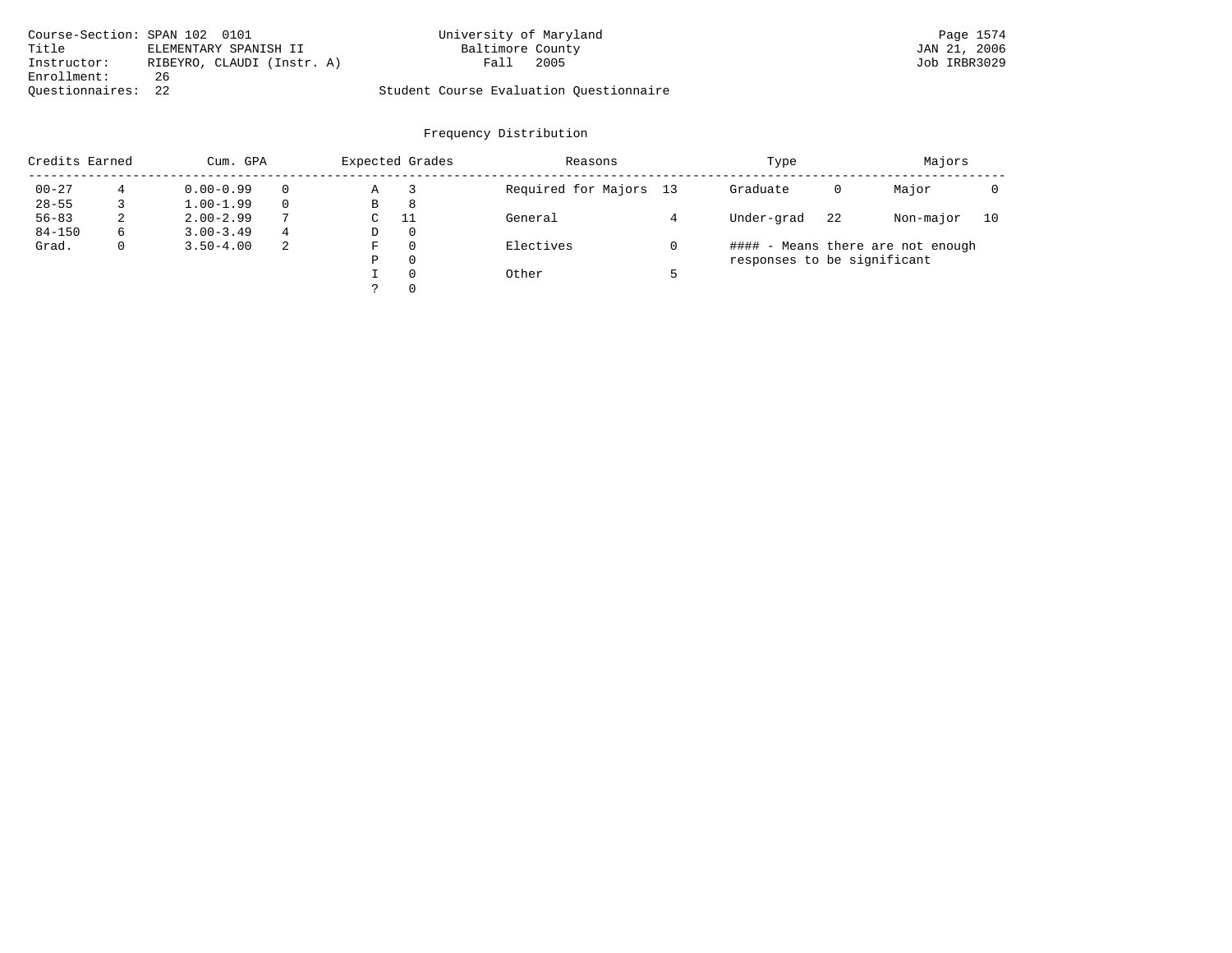Course-Section: SPAN 102 0101
Title: ELEMENTARY SPANISH II
Instructor: RIBEYRO, CLAUDI (Instr. A)
Enrollment: 26
Questionnaires: 22

University of Maryland
Baltimore County
Fall 2005

Student Course Evaluation Questionnaire

Page 1574
JAN 21, 2006
Job IRBR3029

## Frequency Distribution

| Credits Earned | | Cum. GPA | | Expected Grades | | Reasons | | Type | | Majors | |
|---|---|---|---|---|---|---|---|---|---|---|---|
| 00-27 | 4 | 0.00-0.99 | 0 | A | 3 | Required for Majors | 13 | Graduate | 0 | Major | 0 |
| 28-55 | 3 | 1.00-1.99 | 0 | B | 8 | | | | | | |
| 56-83 | 2 | 2.00-2.99 | 7 | C | 11 | General | 4 | Under-grad | 22 | Non-major | 10 |
| 84-150 | 6 | 3.00-3.49 | 4 | D | 0 | | | | | | |
| Grad. | 0 | 3.50-4.00 | 2 | F | 0 | Electives | 0 | | | | |
| | | | | P | 0 | | | | | | |
| | | | | I | 0 | Other | 5 | | | | |
| | | | | ? | 0 | | | | | | |

#### - Means there are not enough responses to be significant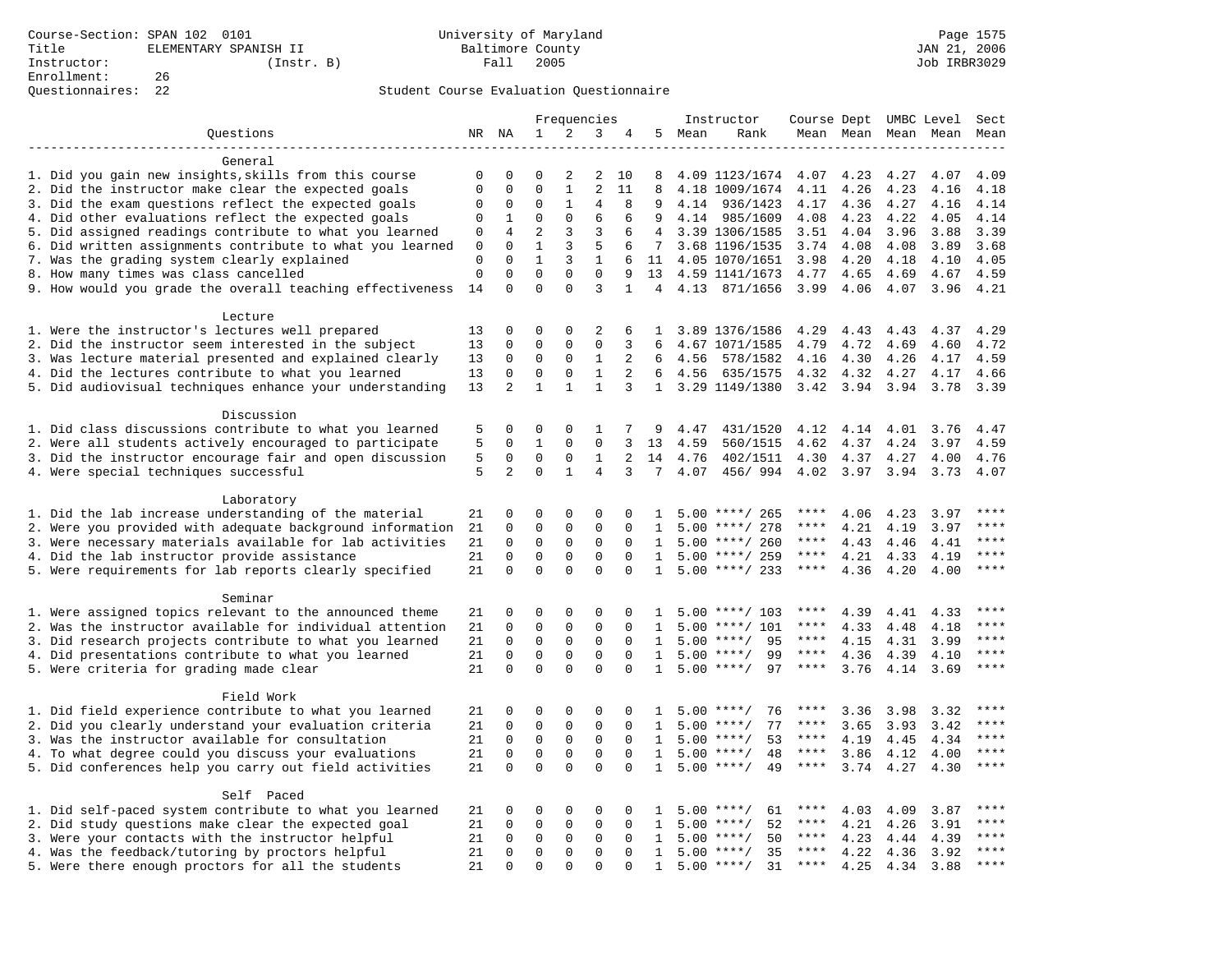Course-Section: SPAN 102 0101
Title: ELEMENTARY SPANISH II
Instructor: (Instr. B)
Enrollment: 26
Questionnaires: 22

University of Maryland
Baltimore County
Fall 2005

JAN 21, 2006
Job IRBR3029

## Student Course Evaluation Questionnaire

| Questions | NR | NA | 1 | 2 | 3 | 4 | 5 | Instructor Mean | Instructor Rank | Course Mean | Dept Mean | UMBC Mean | Level Mean | Sect Mean |
|---|---|---|---|---|---|---|---|---|---|---|---|---|---|---|
| **General** | | | | | | | | | | | | | | |
| 1. Did you gain new insights,skills from this course | 0 | 0 | 0 | 2 | 2 | 10 | 8 | 4.09 | 1123/1674 | 4.07 | 4.23 | 4.27 | 4.07 | 4.09 |
| 2. Did the instructor make clear the expected goals | 0 | 0 | 0 | 1 | 2 | 11 | 8 | 4.18 | 1009/1674 | 4.11 | 4.26 | 4.23 | 4.16 | 4.18 |
| 3. Did the exam questions reflect the expected goals | 0 | 0 | 0 | 1 | 4 | 8 | 9 | 4.14 | 936/1423 | 4.17 | 4.36 | 4.27 | 4.16 | 4.14 |
| 4. Did other evaluations reflect the expected goals | 0 | 1 | 0 | 0 | 6 | 6 | 9 | 4.14 | 985/1609 | 4.08 | 4.23 | 4.22 | 4.05 | 4.14 |
| 5. Did assigned readings contribute to what you learned | 0 | 4 | 2 | 3 | 3 | 6 | 4 | 3.39 | 1306/1585 | 3.51 | 4.04 | 3.96 | 3.88 | 3.39 |
| 6. Did written assignments contribute to what you learned | 0 | 0 | 1 | 3 | 5 | 6 | 7 | 3.68 | 1196/1535 | 3.74 | 4.08 | 4.08 | 3.89 | 3.68 |
| 7. Was the grading system clearly explained | 0 | 0 | 1 | 3 | 1 | 6 | 11 | 4.05 | 1070/1651 | 3.98 | 4.20 | 4.18 | 4.10 | 4.05 |
| 8. How many times was class cancelled | 0 | 0 | 0 | 0 | 0 | 9 | 13 | 4.59 | 1141/1673 | 4.77 | 4.65 | 4.69 | 4.67 | 4.59 |
| 9. How would you grade the overall teaching effectiveness | 14 | 0 | 0 | 0 | 3 | 1 | 4 | 4.13 | 871/1656 | 3.99 | 4.06 | 4.07 | 3.96 | 4.21 |
| **Lecture** | | | | | | | | | | | | | | |
| 1. Were the instructor's lectures well prepared | 13 | 0 | 0 | 0 | 2 | 6 | 1 | 3.89 | 1376/1586 | 4.29 | 4.43 | 4.43 | 4.37 | 4.29 |
| 2. Did the instructor seem interested in the subject | 13 | 0 | 0 | 0 | 0 | 3 | 6 | 4.67 | 1071/1585 | 4.79 | 4.72 | 4.69 | 4.60 | 4.72 |
| 3. Was lecture material presented and explained clearly | 13 | 0 | 0 | 0 | 1 | 2 | 6 | 4.56 | 578/1582 | 4.16 | 4.30 | 4.26 | 4.17 | 4.59 |
| 4. Did the lectures contribute to what you learned | 13 | 0 | 0 | 0 | 1 | 2 | 6 | 4.56 | 635/1575 | 4.32 | 4.32 | 4.27 | 4.17 | 4.66 |
| 5. Did audiovisual techniques enhance your understanding | 13 | 2 | 1 | 1 | 1 | 3 | 1 | 3.29 | 1149/1380 | 3.42 | 3.94 | 3.94 | 3.78 | 3.39 |
| **Discussion** | | | | | | | | | | | | | | |
| 1. Did class discussions contribute to what you learned | 5 | 0 | 0 | 0 | 1 | 7 | 9 | 4.47 | 431/1520 | 4.12 | 4.14 | 4.01 | 3.76 | 4.47 |
| 2. Were all students actively encouraged to participate | 5 | 0 | 1 | 0 | 0 | 3 | 13 | 4.59 | 560/1515 | 4.62 | 4.37 | 4.24 | 3.97 | 4.59 |
| 3. Did the instructor encourage fair and open discussion | 5 | 0 | 0 | 0 | 1 | 2 | 14 | 4.76 | 402/1511 | 4.30 | 4.37 | 4.27 | 4.00 | 4.76 |
| 4. Were special techniques successful | 5 | 2 | 0 | 1 | 4 | 3 | 7 | 4.07 | 456/ 994 | 4.02 | 3.97 | 3.94 | 3.73 | 4.07 |
| **Laboratory** | | | | | | | | | | | | | | |
| 1. Did the lab increase understanding of the material | 21 | 0 | 0 | 0 | 0 | 0 | 1 | 5.00 | ****/ 265 | **** | 4.06 | 4.23 | 3.97 | **** |
| 2. Were you provided with adequate background information | 21 | 0 | 0 | 0 | 0 | 0 | 1 | 5.00 | ****/ 278 | **** | 4.21 | 4.19 | 3.97 | **** |
| 3. Were necessary materials available for lab activities | 21 | 0 | 0 | 0 | 0 | 0 | 1 | 5.00 | ****/ 260 | **** | 4.43 | 4.46 | 4.41 | **** |
| 4. Did the lab instructor provide assistance | 21 | 0 | 0 | 0 | 0 | 0 | 1 | 5.00 | ****/ 259 | **** | 4.21 | 4.33 | 4.19 | **** |
| 5. Were requirements for lab reports clearly specified | 21 | 0 | 0 | 0 | 0 | 0 | 1 | 5.00 | ****/ 233 | **** | 4.36 | 4.20 | 4.00 | **** |
| **Seminar** | | | | | | | | | | | | | | |
| 1. Were assigned topics relevant to the announced theme | 21 | 0 | 0 | 0 | 0 | 0 | 1 | 5.00 | ****/ 103 | **** | 4.39 | 4.41 | 4.33 | **** |
| 2. Was the instructor available for individual attention | 21 | 0 | 0 | 0 | 0 | 0 | 1 | 5.00 | ****/ 101 | **** | 4.33 | 4.48 | 4.18 | **** |
| 3. Did research projects contribute to what you learned | 21 | 0 | 0 | 0 | 0 | 0 | 1 | 5.00 | ****/ 95 | **** | 4.15 | 4.31 | 3.99 | **** |
| 4. Did presentations contribute to what you learned | 21 | 0 | 0 | 0 | 0 | 0 | 1 | 5.00 | ****/ 99 | **** | 4.36 | 4.39 | 4.10 | **** |
| 5. Were criteria for grading made clear | 21 | 0 | 0 | 0 | 0 | 0 | 1 | 5.00 | ****/ 97 | **** | 3.76 | 4.14 | 3.69 | **** |
| **Field Work** | | | | | | | | | | | | | | |
| 1. Did field experience contribute to what you learned | 21 | 0 | 0 | 0 | 0 | 0 | 1 | 5.00 | ****/ 76 | **** | 3.36 | 3.98 | 3.32 | **** |
| 2. Did you clearly understand your evaluation criteria | 21 | 0 | 0 | 0 | 0 | 0 | 1 | 5.00 | ****/ 77 | **** | 3.65 | 3.93 | 3.42 | **** |
| 3. Was the instructor available for consultation | 21 | 0 | 0 | 0 | 0 | 0 | 1 | 5.00 | ****/ 53 | **** | 4.19 | 4.45 | 4.34 | **** |
| 4. To what degree could you discuss your evaluations | 21 | 0 | 0 | 0 | 0 | 0 | 1 | 5.00 | ****/ 48 | **** | 3.86 | 4.12 | 4.00 | **** |
| 5. Did conferences help you carry out field activities | 21 | 0 | 0 | 0 | 0 | 0 | 1 | 5.00 | ****/ 49 | **** | 3.74 | 4.27 | 4.30 | **** |
| **Self Paced** | | | | | | | | | | | | | | |
| 1. Did self-paced system contribute to what you learned | 21 | 0 | 0 | 0 | 0 | 0 | 1 | 5.00 | ****/ 61 | **** | 4.03 | 4.09 | 3.87 | **** |
| 2. Did study questions make clear the expected goal | 21 | 0 | 0 | 0 | 0 | 0 | 1 | 5.00 | ****/ 52 | **** | 4.21 | 4.26 | 3.91 | **** |
| 3. Were your contacts with the instructor helpful | 21 | 0 | 0 | 0 | 0 | 0 | 1 | 5.00 | ****/ 50 | **** | 4.23 | 4.44 | 4.39 | **** |
| 4. Was the feedback/tutoring by proctors helpful | 21 | 0 | 0 | 0 | 0 | 0 | 1 | 5.00 | ****/ 35 | **** | 4.22 | 4.36 | 3.92 | **** |
| 5. Were there enough proctors for all the students | 21 | 0 | 0 | 0 | 0 | 0 | 1 | 5.00 | ****/ 31 | **** | 4.25 | 4.34 | 3.88 | **** |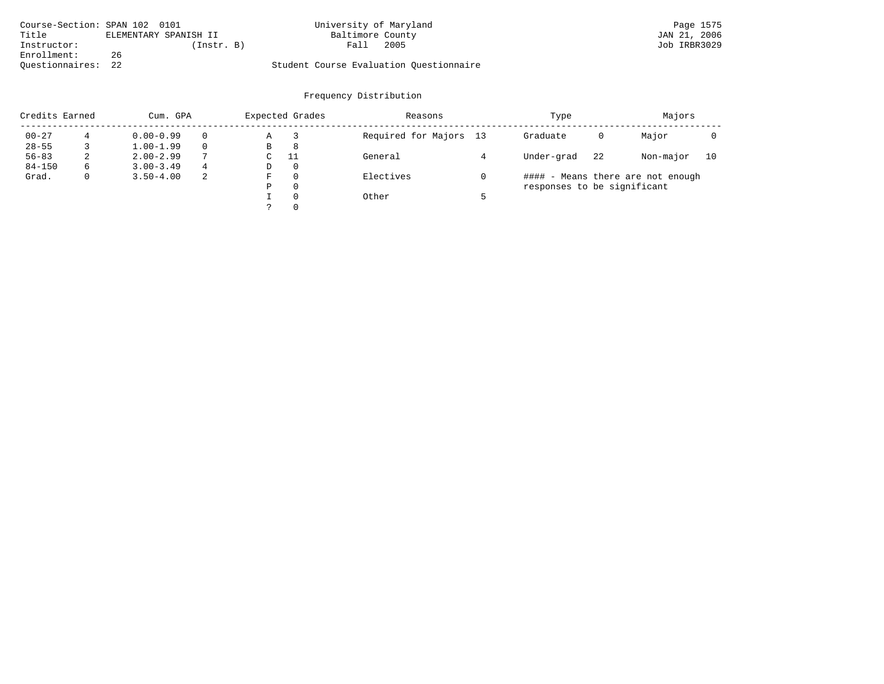Course-Section: SPAN 102 0101
Title ELEMENTARY SPANISH II
Instructor: (Instr. B)
Enrollment: 26
Questionnaires: 22

University of Maryland
Baltimore County
Fall 2005

Student Course Evaluation Questionnaire

JAN 21, 2006
Job IRBR3029

## Frequency Distribution

| Credits Earned | | Cum. GPA | | Expected Grades | | Reasons | | Type | | Majors | |
|---|---|---|---|---|---|---|---|---|---|---|---|
| 00-27 | 4 | 0.00-0.99 | 0 | A | 3 | Required for Majors | 13 | Graduate | 0 | Major | 0 |
| 28-55 | 3 | 1.00-1.99 | 0 | B | 8 | | | | | | |
| 56-83 | 2 | 2.00-2.99 | 7 | C | 11 | General | 4 | Under-grad | 22 | Non-major | 10 |
| 84-150 | 6 | 3.00-3.49 | 4 | D | 0 | | | | | | |
| Grad. | 0 | 3.50-4.00 | 2 | F | 0 | Electives | 0 | | | | |
| | | | | P | 0 | | | | | | |
| | | | | I | 0 | Other | 5 | | | | |
| | | | | ? | 0 | | | | | | |

#### - Means there are not enough responses to be significant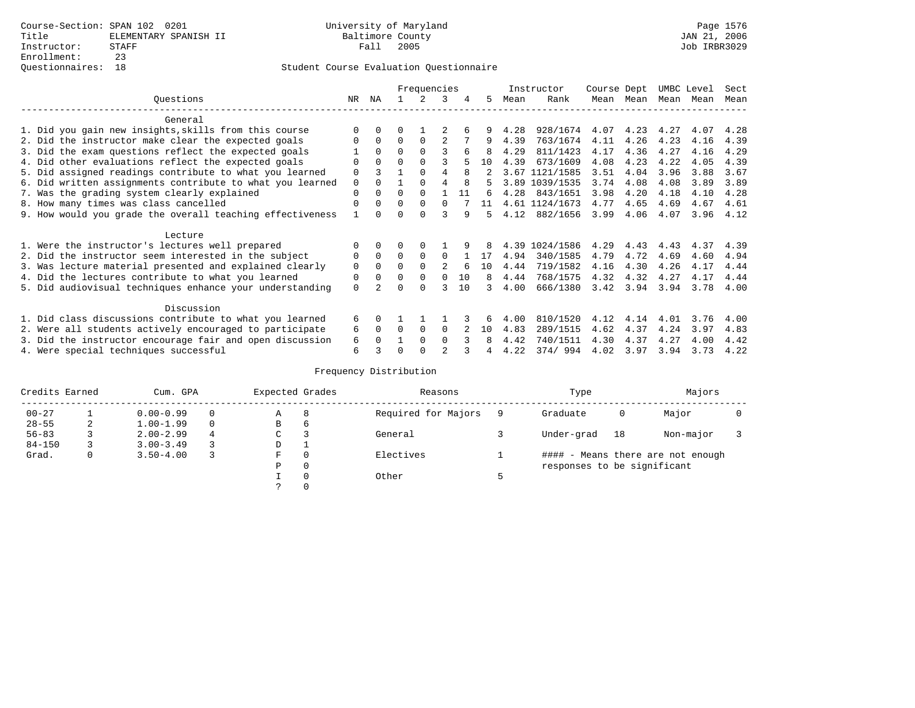Course-Section: SPAN 102 0201
Title: ELEMENTARY SPANISH II
Instructor: STAFF
Enrollment: 23
Questionnaires: 18

University of Maryland
Baltimore County
Fall 2005

JAN 21, 2006
Job IRBR3029

## Student Course Evaluation Questionnaire

| Questions | NR | NA | 1 | 2 | 3 | 4 | 5 | Instructor Mean | Rank | Course Mean | Dept Mean | UMBC Mean | Level Mean | Sect Mean |
|---|---|---|---|---|---|---|---|---|---|---|---|---|---|---|
| **General** | | | | | | | | | | | | | | |
| 1. Did you gain new insights,skills from this course | 0 | 0 | 0 | 1 | 2 | 6 | 9 | 4.28 | 928/1674 | 4.07 | 4.23 | 4.27 | 4.07 | 4.28 |
| 2. Did the instructor make clear the expected goals | 0 | 0 | 0 | 0 | 2 | 7 | 9 | 4.39 | 763/1674 | 4.11 | 4.26 | 4.23 | 4.16 | 4.39 |
| 3. Did the exam questions reflect the expected goals | 1 | 0 | 0 | 0 | 3 | 6 | 8 | 4.29 | 811/1423 | 4.17 | 4.36 | 4.27 | 4.16 | 4.29 |
| 4. Did other evaluations reflect the expected goals | 0 | 0 | 0 | 0 | 3 | 5 | 10 | 4.39 | 673/1609 | 4.08 | 4.23 | 4.22 | 4.05 | 4.39 |
| 5. Did assigned readings contribute to what you learned | 0 | 3 | 1 | 0 | 4 | 8 | 2 | 3.67 | 1121/1585 | 3.51 | 4.04 | 3.96 | 3.88 | 3.67 |
| 6. Did written assignments contribute to what you learned | 0 | 0 | 1 | 0 | 4 | 8 | 5 | 3.89 | 1039/1535 | 3.74 | 4.08 | 4.08 | 3.89 | 3.89 |
| 7. Was the grading system clearly explained | 0 | 0 | 0 | 0 | 1 | 11 | 6 | 4.28 | 843/1651 | 3.98 | 4.20 | 4.18 | 4.10 | 4.28 |
| 8. How many times was class cancelled | 0 | 0 | 0 | 0 | 0 | 7 | 11 | 4.61 | 1124/1673 | 4.77 | 4.65 | 4.69 | 4.67 | 4.61 |
| 9. How would you grade the overall teaching effectiveness | 1 | 0 | 0 | 0 | 3 | 9 | 5 | 4.12 | 882/1656 | 3.99 | 4.06 | 4.07 | 3.96 | 4.12 |
| **Lecture** | | | | | | | | | | | | | | |
| 1. Were the instructor's lectures well prepared | 0 | 0 | 0 | 0 | 1 | 9 | 8 | 4.39 | 1024/1586 | 4.29 | 4.43 | 4.43 | 4.37 | 4.39 |
| 2. Did the instructor seem interested in the subject | 0 | 0 | 0 | 0 | 0 | 1 | 17 | 4.94 | 340/1585 | 4.79 | 4.72 | 4.69 | 4.60 | 4.94 |
| 3. Was lecture material presented and explained clearly | 0 | 0 | 0 | 0 | 2 | 6 | 10 | 4.44 | 719/1582 | 4.16 | 4.30 | 4.26 | 4.17 | 4.44 |
| 4. Did the lectures contribute to what you learned | 0 | 0 | 0 | 0 | 0 | 10 | 8 | 4.44 | 768/1575 | 4.32 | 4.32 | 4.27 | 4.17 | 4.44 |
| 5. Did audiovisual techniques enhance your understanding | 0 | 2 | 0 | 0 | 3 | 10 | 3 | 4.00 | 666/1380 | 3.42 | 3.94 | 3.94 | 3.78 | 4.00 |
| **Discussion** | | | | | | | | | | | | | | |
| 1. Did class discussions contribute to what you learned | 6 | 0 | 1 | 1 | 1 | 3 | 6 | 4.00 | 810/1520 | 4.12 | 4.14 | 4.01 | 3.76 | 4.00 |
| 2. Were all students actively encouraged to participate | 6 | 0 | 0 | 0 | 0 | 2 | 10 | 4.83 | 289/1515 | 4.62 | 4.37 | 4.24 | 3.97 | 4.83 |
| 3. Did the instructor encourage fair and open discussion | 6 | 0 | 1 | 0 | 0 | 3 | 8 | 4.42 | 740/1511 | 4.30 | 4.37 | 4.27 | 4.00 | 4.42 |
| 4. Were special techniques successful | 6 | 3 | 0 | 0 | 2 | 3 | 4 | 4.22 | 374/ 994 | 4.02 | 3.97 | 3.94 | 3.73 | 4.22 |

## Frequency Distribution

| Credits Earned | | Cum. GPA | | Expected Grades | | Reasons | | Type | | Majors | |
|---|---|---|---|---|---|---|---|---|---|---|---|
| 00-27 | 1 | 0.00-0.99 | 0 | A | 8 | Required for Majors | 9 | Graduate | 0 | Major | 0 |
| 28-55 | 2 | 1.00-1.99 | 0 | B | 6 | | | | | | |
| 56-83 | 3 | 2.00-2.99 | 4 | C | 3 | General | 3 | Under-grad | 18 | Non-major | 3 |
| 84-150 | 3 | 3.00-3.49 | 3 | D | 1 | | | | | | |
| Grad. | 0 | 3.50-4.00 | 3 | F | 0 | Electives | 1 | | | | |
| | | | | P | 0 | | | | | | |
| | | | | I | 0 | Other | 5 | | | | |
| | | | | ? | 0 | | | | | | |

#### - Means there are not enough responses to be significant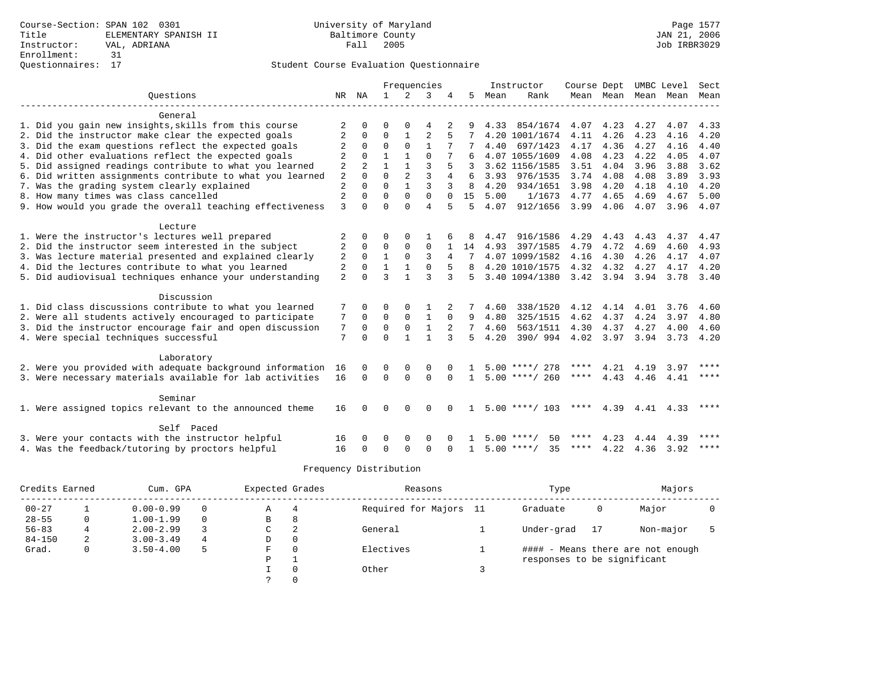Course-Section: SPAN 102 0301
Title: ELEMENTARY SPANISH II
Instructor: VAL, ADRIANA
Enrollment: 31
Questionnaires: 17

University of Maryland
Baltimore County
Fall 2005

Student Course Evaluation Questionnaire

| Questions | NR | NA | 1 | 2 | 3 | 4 | 5 | Instructor Mean | Rank | Course Mean | Dept Mean | UMBC Mean | Level Mean | Sect Mean |
|---|---|---|---|---|---|---|---|---|---|---|---|---|---|---|
| **General** | | | | | | | | | | | | | | |
| 1. Did you gain new insights,skills from this course | 2 | 0 | 0 | 0 | 4 | 2 | 9 | 4.33 | 854/1674 | 4.07 | 4.23 | 4.27 | 4.07 | 4.33 |
| 2. Did the instructor make clear the expected goals | 2 | 0 | 0 | 1 | 2 | 5 | 7 | 4.20 | 1001/1674 | 4.11 | 4.26 | 4.23 | 4.16 | 4.20 |
| 3. Did the exam questions reflect the expected goals | 2 | 0 | 0 | 0 | 1 | 7 | 7 | 4.40 | 697/1423 | 4.17 | 4.36 | 4.27 | 4.16 | 4.40 |
| 4. Did other evaluations reflect the expected goals | 2 | 0 | 1 | 1 | 0 | 7 | 6 | 4.07 | 1055/1609 | 4.08 | 4.23 | 4.22 | 4.05 | 4.07 |
| 5. Did assigned readings contribute to what you learned | 2 | 2 | 1 | 1 | 3 | 5 | 3 | 3.62 | 1156/1585 | 3.51 | 4.04 | 3.96 | 3.88 | 3.62 |
| 6. Did written assignments contribute to what you learned | 2 | 0 | 0 | 2 | 3 | 4 | 6 | 3.93 | 976/1535 | 3.74 | 4.08 | 4.08 | 3.89 | 3.93 |
| 7. Was the grading system clearly explained | 2 | 0 | 0 | 1 | 3 | 3 | 8 | 4.20 | 934/1651 | 3.98 | 4.20 | 4.18 | 4.10 | 4.20 |
| 8. How many times was class cancelled | 2 | 0 | 0 | 0 | 0 | 0 | 15 | 5.00 | 1/1673 | 4.77 | 4.65 | 4.69 | 4.67 | 5.00 |
| 9. How would you grade the overall teaching effectiveness | 3 | 0 | 0 | 0 | 4 | 5 | 5 | 4.07 | 912/1656 | 3.99 | 4.06 | 4.07 | 3.96 | 4.07 |
| **Lecture** | | | | | | | | | | | | | | |
| 1. Were the instructor's lectures well prepared | 2 | 0 | 0 | 0 | 1 | 6 | 8 | 4.47 | 916/1586 | 4.29 | 4.43 | 4.43 | 4.37 | 4.47 |
| 2. Did the instructor seem interested in the subject | 2 | 0 | 0 | 0 | 0 | 1 | 14 | 4.93 | 397/1585 | 4.79 | 4.72 | 4.69 | 4.60 | 4.93 |
| 3. Was lecture material presented and explained clearly | 2 | 0 | 1 | 0 | 3 | 4 | 7 | 4.07 | 1099/1582 | 4.16 | 4.30 | 4.26 | 4.17 | 4.07 |
| 4. Did the lectures contribute to what you learned | 2 | 0 | 1 | 1 | 0 | 5 | 8 | 4.20 | 1010/1575 | 4.32 | 4.32 | 4.27 | 4.17 | 4.20 |
| 5. Did audiovisual techniques enhance your understanding | 2 | 0 | 3 | 1 | 3 | 3 | 5 | 3.40 | 1094/1380 | 3.42 | 3.94 | 3.94 | 3.78 | 3.40 |
| **Discussion** | | | | | | | | | | | | | | |
| 1. Did class discussions contribute to what you learned | 7 | 0 | 0 | 0 | 1 | 2 | 7 | 4.60 | 338/1520 | 4.12 | 4.14 | 4.01 | 3.76 | 4.60 |
| 2. Were all students actively encouraged to participate | 7 | 0 | 0 | 0 | 1 | 0 | 9 | 4.80 | 325/1515 | 4.62 | 4.37 | 4.24 | 3.97 | 4.80 |
| 3. Did the instructor encourage fair and open discussion | 7 | 0 | 0 | 0 | 1 | 2 | 7 | 4.60 | 563/1511 | 4.30 | 4.37 | 4.27 | 4.00 | 4.60 |
| 4. Were special techniques successful | 7 | 0 | 0 | 1 | 1 | 3 | 5 | 4.20 | 390/ 994 | 4.02 | 3.97 | 3.94 | 3.73 | 4.20 |
| **Laboratory** | | | | | | | | | | | | | | |
| 2. Were you provided with adequate background information | 16 | 0 | 0 | 0 | 0 | 0 | 1 | 5.00 | ****/ 278 | **** | 4.21 | 4.19 | 3.97 | **** |
| 3. Were necessary materials available for lab activities | 16 | 0 | 0 | 0 | 0 | 0 | 1 | 5.00 | ****/ 260 | **** | 4.43 | 4.46 | 4.41 | **** |
| **Seminar** | | | | | | | | | | | | | | |
| 1. Were assigned topics relevant to the announced theme | 16 | 0 | 0 | 0 | 0 | 0 | 1 | 5.00 | ****/ 103 | **** | 4.39 | 4.41 | 4.33 | **** |
| **Self Paced** | | | | | | | | | | | | | | |
| 3. Were your contacts with the instructor helpful | 16 | 0 | 0 | 0 | 0 | 0 | 1 | 5.00 | ****/ 50 | **** | 4.23 | 4.44 | 4.39 | **** |
| 4. Was the feedback/tutoring by proctors helpful | 16 | 0 | 0 | 0 | 0 | 0 | 1 | 5.00 | ****/ 35 | **** | 4.22 | 4.36 | 3.92 | **** |

Frequency Distribution

| Credits Earned | | Cum. GPA | | Expected Grades | | Reasons | | Type | | Majors | |
|---|---|---|---|---|---|---|---|---|---|---|---|
| 00-27 | 1 | 0.00-0.99 | 0 | A | 4 | Required for Majors | 11 | Graduate | 0 | Major | 0 |
| 28-55 | 0 | 1.00-1.99 | 0 | B | 8 | | | | | | |
| 56-83 | 4 | 2.00-2.99 | 3 | C | 2 | General | 1 | Under-grad | 17 | Non-major | 5 |
| 84-150 | 2 | 3.00-3.49 | 4 | D | 0 | | | | | | |
| Grad. | 0 | 3.50-4.00 | 5 | F | 0 | Electives | 1 | | | | |
| | | | | P | 1 | | | | | | |
| | | | | I | 0 | Other | 3 | | | | |
| | | | | ? | 0 | | | | | | |

#### - Means there are not enough responses to be significant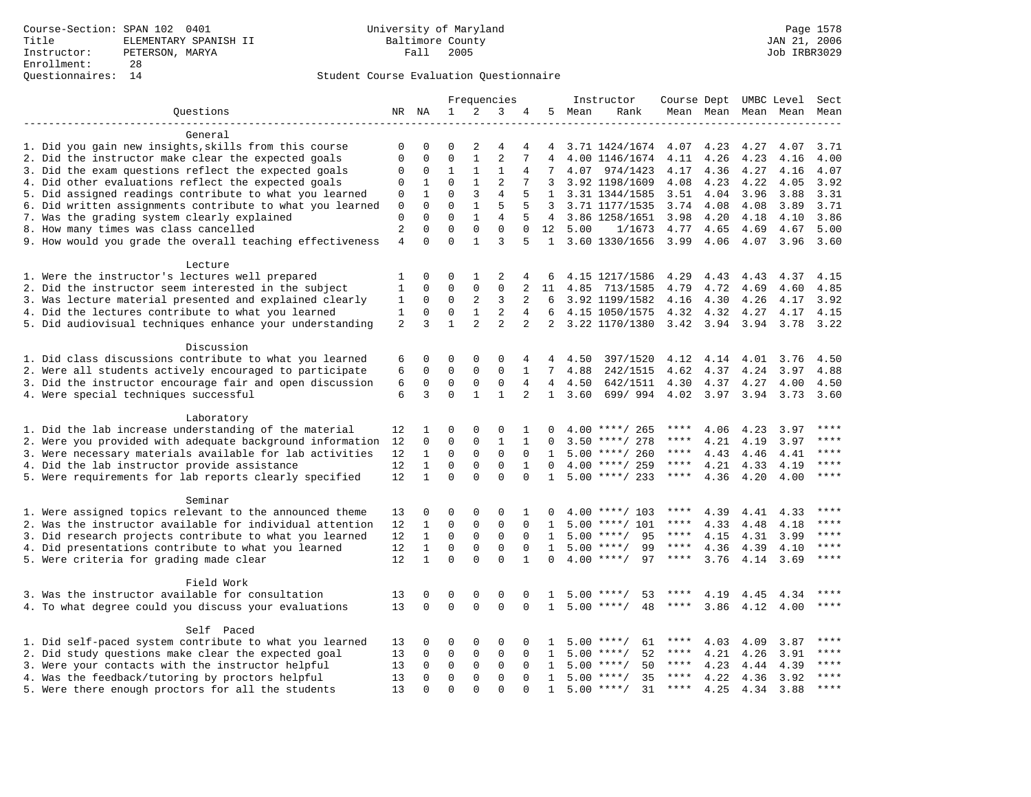Course-Section: SPAN 102 0401
Title: ELEMENTARY SPANISH II
Instructor: PETERSON, MARYA
Enrollment: 28
Questionnaires: 14

University of Maryland
Baltimore County
Fall 2005

JAN 21, 2006
Job IRBR3029

Student Course Evaluation Questionnaire

| Questions | NR | NA | 1 | 2 | 3 | 4 | 5 | Instructor Mean | Rank | Course Mean | Dept Mean | UMBC Mean | Level Mean | Sect Mean |
|---|---|---|---|---|---|---|---|---|---|---|---|---|---|---|
| **General** | | | | | | | | | | | | | | |
| 1. Did you gain new insights,skills from this course | 0 | 0 | 0 | 2 | 4 | 4 | 4 | 3.71 | 1424/1674 | 4.07 | 4.23 | 4.27 | 4.07 | 3.71 |
| 2. Did the instructor make clear the expected goals | 0 | 0 | 0 | 1 | 2 | 7 | 4 | 4.00 | 1146/1674 | 4.11 | 4.26 | 4.23 | 4.16 | 4.00 |
| 3. Did the exam questions reflect the expected goals | 0 | 0 | 1 | 1 | 1 | 4 | 7 | 4.07 | 974/1423 | 4.17 | 4.36 | 4.27 | 4.16 | 4.07 |
| 4. Did other evaluations reflect the expected goals | 0 | 1 | 0 | 1 | 2 | 7 | 3 | 3.92 | 1198/1609 | 4.08 | 4.23 | 4.22 | 4.05 | 3.92 |
| 5. Did assigned readings contribute to what you learned | 0 | 1 | 0 | 3 | 4 | 5 | 1 | 3.31 | 1344/1585 | 3.51 | 4.04 | 3.96 | 3.88 | 3.31 |
| 6. Did written assignments contribute to what you learned | 0 | 0 | 0 | 1 | 5 | 5 | 3 | 3.71 | 1177/1535 | 3.74 | 4.08 | 4.08 | 3.89 | 3.71 |
| 7. Was the grading system clearly explained | 0 | 0 | 0 | 1 | 4 | 5 | 4 | 3.86 | 1258/1651 | 3.98 | 4.20 | 4.18 | 4.10 | 3.86 |
| 8. How many times was class cancelled | 2 | 0 | 0 | 0 | 0 | 0 | 12 | 5.00 | 1/1673 | 4.77 | 4.65 | 4.69 | 4.67 | 5.00 |
| 9. How would you grade the overall teaching effectiveness | 4 | 0 | 0 | 1 | 3 | 5 | 1 | 3.60 | 1330/1656 | 3.99 | 4.06 | 4.07 | 3.96 | 3.60 |
| **Lecture** | | | | | | | | | | | | | | |
| 1. Were the instructor's lectures well prepared | 1 | 0 | 0 | 1 | 2 | 4 | 6 | 4.15 | 1217/1586 | 4.29 | 4.43 | 4.43 | 4.37 | 4.15 |
| 2. Did the instructor seem interested in the subject | 1 | 0 | 0 | 0 | 0 | 2 | 11 | 4.85 | 713/1585 | 4.79 | 4.72 | 4.69 | 4.60 | 4.85 |
| 3. Was lecture material presented and explained clearly | 1 | 0 | 0 | 2 | 3 | 2 | 6 | 3.92 | 1199/1582 | 4.16 | 4.30 | 4.26 | 4.17 | 3.92 |
| 4. Did the lectures contribute to what you learned | 1 | 0 | 0 | 1 | 2 | 4 | 6 | 4.15 | 1050/1575 | 4.32 | 4.32 | 4.27 | 4.17 | 4.15 |
| 5. Did audiovisual techniques enhance your understanding | 2 | 3 | 1 | 2 | 2 | 2 | 2 | 3.22 | 1170/1380 | 3.42 | 3.94 | 3.94 | 3.78 | 3.22 |
| **Discussion** | | | | | | | | | | | | | | |
| 1. Did class discussions contribute to what you learned | 6 | 0 | 0 | 0 | 0 | 4 | 4 | 4.50 | 397/1520 | 4.12 | 4.14 | 4.01 | 3.76 | 4.50 |
| 2. Were all students actively encouraged to participate | 6 | 0 | 0 | 0 | 0 | 1 | 7 | 4.88 | 242/1515 | 4.62 | 4.37 | 4.24 | 3.97 | 4.88 |
| 3. Did the instructor encourage fair and open discussion | 6 | 0 | 0 | 0 | 0 | 4 | 4 | 4.50 | 642/1511 | 4.30 | 4.37 | 4.27 | 4.00 | 4.50 |
| 4. Were special techniques successful | 6 | 3 | 0 | 1 | 1 | 2 | 1 | 3.60 | 699/ 994 | 4.02 | 3.97 | 3.94 | 3.73 | 3.60 |
| **Laboratory** | | | | | | | | | | | | | | |
| 1. Did the lab increase understanding of the material | 12 | 1 | 0 | 0 | 0 | 1 | 0 | 4.00 | ****/ 265 | **** | 4.06 | 4.23 | 3.97 | **** |
| 2. Were you provided with adequate background information | 12 | 0 | 0 | 0 | 1 | 1 | 0 | 3.50 | ****/ 278 | **** | 4.21 | 4.19 | 3.97 | **** |
| 3. Were necessary materials available for lab activities | 12 | 1 | 0 | 0 | 0 | 0 | 1 | 5.00 | ****/ 260 | **** | 4.43 | 4.46 | 4.41 | **** |
| 4. Did the lab instructor provide assistance | 12 | 1 | 0 | 0 | 0 | 1 | 0 | 4.00 | ****/ 259 | **** | 4.21 | 4.33 | 4.19 | **** |
| 5. Were requirements for lab reports clearly specified | 12 | 1 | 0 | 0 | 0 | 0 | 1 | 5.00 | ****/ 233 | **** | 4.36 | 4.20 | 4.00 | **** |
| **Seminar** | | | | | | | | | | | | | | |
| 1. Were assigned topics relevant to the announced theme | 13 | 0 | 0 | 0 | 0 | 1 | 0 | 4.00 | ****/ 103 | **** | 4.39 | 4.41 | 4.33 | **** |
| 2. Was the instructor available for individual attention | 12 | 1 | 0 | 0 | 0 | 0 | 1 | 5.00 | ****/ 101 | **** | 4.33 | 4.48 | 4.18 | **** |
| 3. Did research projects contribute to what you learned | 12 | 1 | 0 | 0 | 0 | 0 | 1 | 5.00 | ****/ 95 | **** | 4.15 | 4.31 | 3.99 | **** |
| 4. Did presentations contribute to what you learned | 12 | 1 | 0 | 0 | 0 | 0 | 1 | 5.00 | ****/ 99 | **** | 4.36 | 4.39 | 4.10 | **** |
| 5. Were criteria for grading made clear | 12 | 1 | 0 | 0 | 0 | 1 | 0 | 4.00 | ****/ 97 | **** | 3.76 | 4.14 | 3.69 | **** |
| **Field Work** | | | | | | | | | | | | | | |
| 3. Was the instructor available for consultation | 13 | 0 | 0 | 0 | 0 | 0 | 1 | 5.00 | ****/ 53 | **** | 4.19 | 4.45 | 4.34 | **** |
| 4. To what degree could you discuss your evaluations | 13 | 0 | 0 | 0 | 0 | 0 | 1 | 5.00 | ****/ 48 | **** | 3.86 | 4.12 | 4.00 | **** |
| **Self Paced** | | | | | | | | | | | | | | |
| 1. Did self-paced system contribute to what you learned | 13 | 0 | 0 | 0 | 0 | 0 | 1 | 5.00 | ****/ 61 | **** | 4.03 | 4.09 | 3.87 | **** |
| 2. Did study questions make clear the expected goal | 13 | 0 | 0 | 0 | 0 | 0 | 1 | 5.00 | ****/ 52 | **** | 4.21 | 4.26 | 3.91 | **** |
| 3. Were your contacts with the instructor helpful | 13 | 0 | 0 | 0 | 0 | 0 | 1 | 5.00 | ****/ 50 | **** | 4.23 | 4.44 | 4.39 | **** |
| 4. Was the feedback/tutoring by proctors helpful | 13 | 0 | 0 | 0 | 0 | 0 | 1 | 5.00 | ****/ 35 | **** | 4.22 | 4.36 | 3.92 | **** |
| 5. Were there enough proctors for all the students | 13 | 0 | 0 | 0 | 0 | 0 | 1 | 5.00 | ****/ 31 | **** | 4.25 | 4.34 | 3.88 | **** |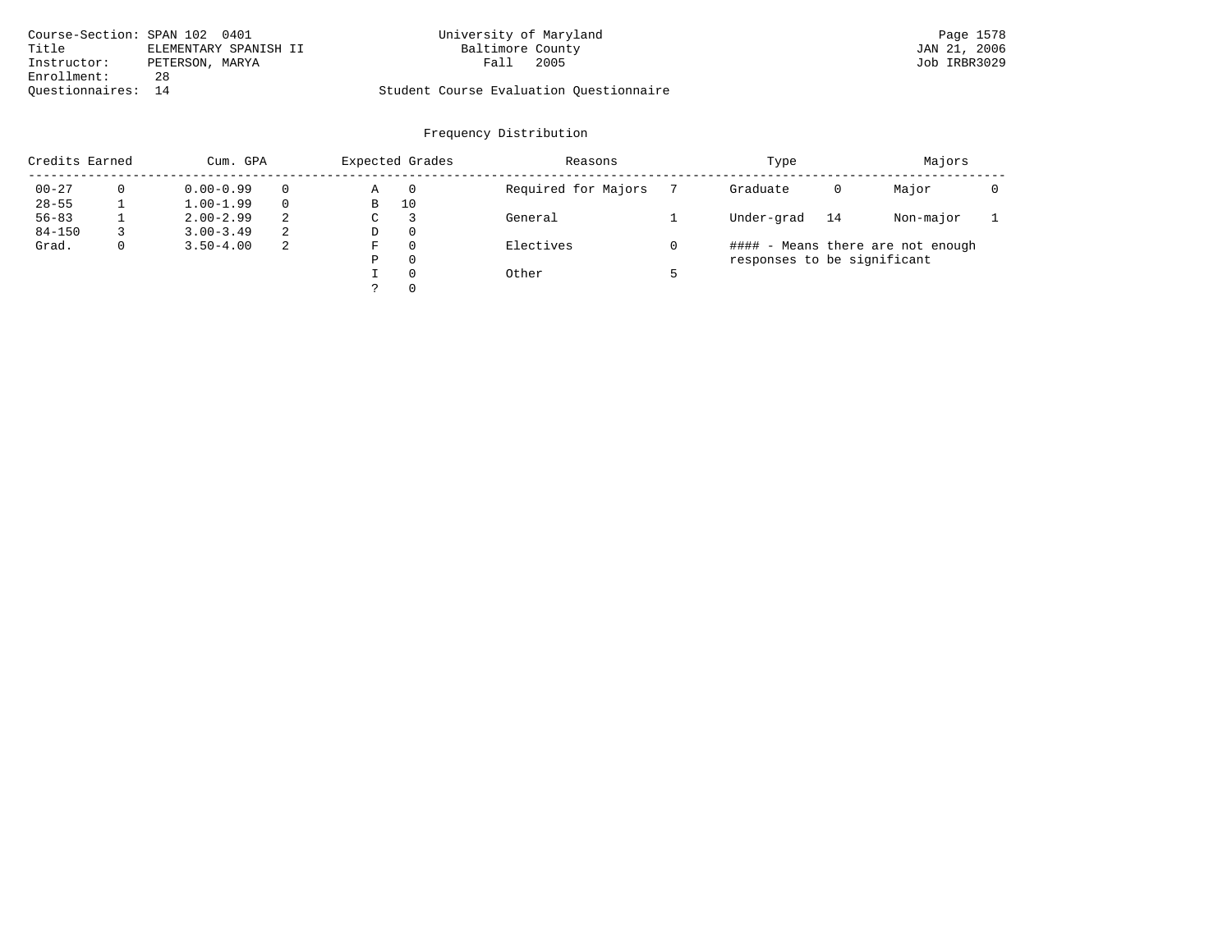Course-Section: SPAN 102 0401
Title: ELEMENTARY SPANISH II
Instructor: PETERSON, MARYA
Enrollment: 28
Questionnaires: 14

University of Maryland
Baltimore County
Fall 2005

Student Course Evaluation Questionnaire

JAN 21, 2006
Job IRBR3029

## Frequency Distribution

| Credits Earned | | Cum. GPA | | Expected Grades | | Reasons | | Type | | Majors | |
|---|---|---|---|---|---|---|---|---|---|---|---|
| 00-27 | 0 | 0.00-0.99 | 0 | A | 0 | Required for Majors | 7 | Graduate | 0 | Major | 0 |
| 28-55 | 1 | 1.00-1.99 | 0 | B | 10 | | | | | | |
| 56-83 | 1 | 2.00-2.99 | 2 | C | 3 | General | 1 | Under-grad | 14 | Non-major | 1 |
| 84-150 | 3 | 3.00-3.49 | 2 | D | 0 | | | | | | |
| Grad. | 0 | 3.50-4.00 | 2 | F | 0 | Electives | 0 | #### - Means there are not enough responses to be significant | | | |
| | | | | P | 0 | | | | | | |
| | | | | I | 0 | Other | 5 | | | | |
| | | | | ? | 0 | | | | | | |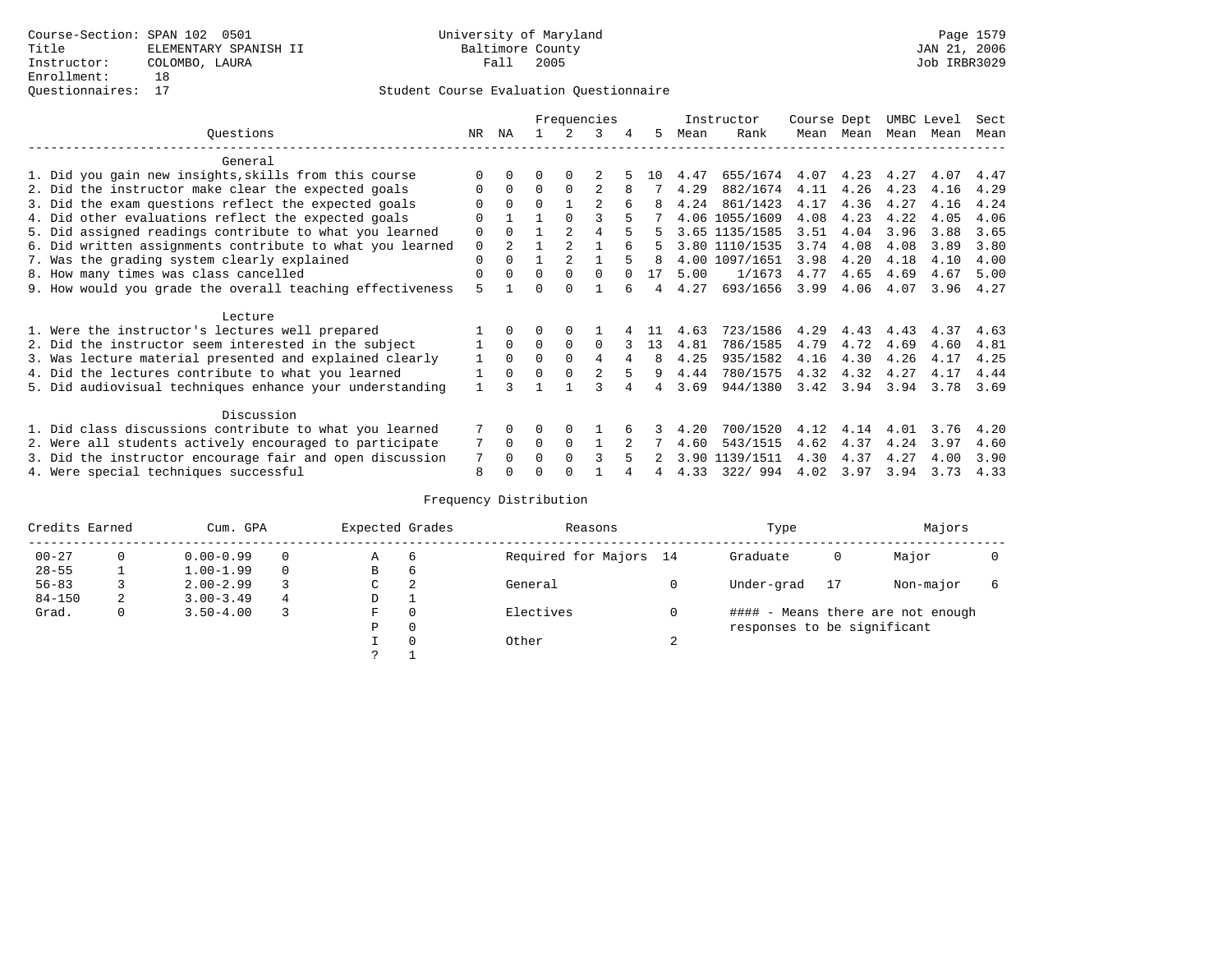Course-Section: SPAN 102 0501
Title: ELEMENTARY SPANISH II
Instructor: COLOMBO, LAURA
Enrollment: 18
Questionnaires: 17

University of Maryland
Baltimore County
Fall 2005

Page 1579
JAN 21, 2006
Job IRBR3029

## Student Course Evaluation Questionnaire

| Questions | NR | NA | 1 | 2 | 3 | 4 | 5 | Instructor Mean | Instructor Rank | Course Mean | Dept Mean | UMBC Mean | Level Mean | Sect Mean |
|---|---|---|---|---|---|---|---|---|---|---|---|---|---|---|
| **General** | | | | | | | | | | | | | | |
| 1. Did you gain new insights,skills from this course | 0 | 0 | 0 | 0 | 2 | 5 | 10 | 4.47 | 655/1674 | 4.07 | 4.23 | 4.27 | 4.07 | 4.47 |
| 2. Did the instructor make clear the expected goals | 0 | 0 | 0 | 0 | 2 | 8 | 7 | 4.29 | 882/1674 | 4.11 | 4.26 | 4.23 | 4.16 | 4.29 |
| 3. Did the exam questions reflect the expected goals | 0 | 0 | 0 | 1 | 2 | 6 | 8 | 4.24 | 861/1423 | 4.17 | 4.36 | 4.27 | 4.16 | 4.24 |
| 4. Did other evaluations reflect the expected goals | 0 | 1 | 1 | 0 | 3 | 5 | 7 | 4.06 | 1055/1609 | 4.08 | 4.23 | 4.22 | 4.05 | 4.06 |
| 5. Did assigned readings contribute to what you learned | 0 | 0 | 1 | 2 | 4 | 5 | 5 | 3.65 | 1135/1585 | 3.51 | 4.04 | 3.96 | 3.88 | 3.65 |
| 6. Did written assignments contribute to what you learned | 0 | 2 | 1 | 2 | 1 | 6 | 5 | 3.80 | 1110/1535 | 3.74 | 4.08 | 4.08 | 3.89 | 3.80 |
| 7. Was the grading system clearly explained | 0 | 0 | 1 | 2 | 1 | 5 | 8 | 4.00 | 1097/1651 | 3.98 | 4.20 | 4.18 | 4.10 | 4.00 |
| 8. How many times was class cancelled | 0 | 0 | 0 | 0 | 0 | 0 | 17 | 5.00 | 1/1673 | 4.77 | 4.65 | 4.69 | 4.67 | 5.00 |
| 9. How would you grade the overall teaching effectiveness | 5 | 1 | 0 | 0 | 1 | 6 | 4 | 4.27 | 693/1656 | 3.99 | 4.06 | 4.07 | 3.96 | 4.27 |
| **Lecture** | | | | | | | | | | | | | | |
| 1. Were the instructor's lectures well prepared | 1 | 0 | 0 | 0 | 1 | 4 | 11 | 4.63 | 723/1586 | 4.29 | 4.43 | 4.43 | 4.37 | 4.63 |
| 2. Did the instructor seem interested in the subject | 1 | 0 | 0 | 0 | 0 | 3 | 13 | 4.81 | 786/1585 | 4.79 | 4.72 | 4.69 | 4.60 | 4.81 |
| 3. Was lecture material presented and explained clearly | 1 | 0 | 0 | 0 | 4 | 4 | 8 | 4.25 | 935/1582 | 4.16 | 4.30 | 4.26 | 4.17 | 4.25 |
| 4. Did the lectures contribute to what you learned | 1 | 0 | 0 | 0 | 2 | 5 | 9 | 4.44 | 780/1575 | 4.32 | 4.32 | 4.27 | 4.17 | 4.44 |
| 5. Did audiovisual techniques enhance your understanding | 1 | 3 | 1 | 1 | 3 | 4 | 4 | 3.69 | 944/1380 | 3.42 | 3.94 | 3.94 | 3.78 | 3.69 |
| **Discussion** | | | | | | | | | | | | | | |
| 1. Did class discussions contribute to what you learned | 7 | 0 | 0 | 0 | 1 | 6 | 3 | 4.20 | 700/1520 | 4.12 | 4.14 | 4.01 | 3.76 | 4.20 |
| 2. Were all students actively encouraged to participate | 7 | 0 | 0 | 0 | 1 | 2 | 7 | 4.60 | 543/1515 | 4.62 | 4.37 | 4.24 | 3.97 | 4.60 |
| 3. Did the instructor encourage fair and open discussion | 7 | 0 | 0 | 0 | 3 | 5 | 2 | 3.90 | 1139/1511 | 4.30 | 4.37 | 4.27 | 4.00 | 3.90 |
| 4. Were special techniques successful | 8 | 0 | 0 | 0 | 1 | 4 | 4 | 4.33 | 322/ 994 | 4.02 | 3.97 | 3.94 | 3.73 | 4.33 |

## Frequency Distribution

| Credits Earned | | Cum. GPA | | Expected Grades | | Reasons | | Type | | Majors | |
|---|---|---|---|---|---|---|---|---|---|---|---|
| 00-27 | 0 | 0.00-0.99 | 0 | A | 6 | Required for Majors | 14 | Graduate | 0 | Major | 0 |
| 28-55 | 1 | 1.00-1.99 | 0 | B | 6 | | | | | | |
| 56-83 | 3 | 2.00-2.99 | 3 | C | 2 | General | 0 | Under-grad | 17 | Non-major | 6 |
| 84-150 | 2 | 3.00-3.49 | 4 | D | 1 | | | | | | |
| Grad. | 0 | 3.50-4.00 | 3 | F | 0 | Electives | 0 | | | | |
| | | | | P | 0 | | | | | | |
| | | | | I | 0 | Other | 2 | | | | |
| | | | | ? | 1 | | | | | | |

#### - Means there are not enough responses to be significant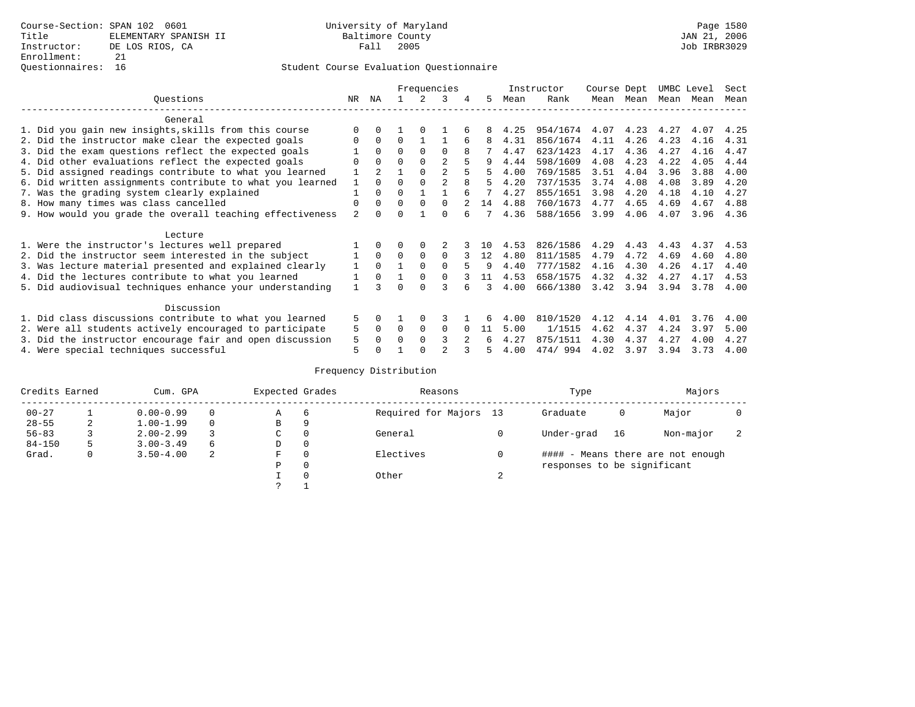Course-Section: SPAN 102 0601
Title: ELEMENTARY SPANISH II
Instructor: DE LOS RIOS, CA
Enrollment: 21
Questionnaires: 16

University of Maryland
Baltimore County
Fall 2005

JAN 21, 2006
Job IRBR3029

Student Course Evaluation Questionnaire

| Questions | NR | NA | 1 | 2 | 3 | 4 | 5 | Instructor Mean | Rank | Course Mean | Dept Mean | UMBC Mean | Level Mean | Sect Mean |
|---|---|---|---|---|---|---|---|---|---|---|---|---|---|---|
| **General** | | | | | | | | | | | | | | |
| 1. Did you gain new insights,skills from this course | 0 | 0 | 1 | 0 | 1 | 6 | 8 | 4.25 | 954/1674 | 4.07 | 4.23 | 4.27 | 4.07 | 4.25 |
| 2. Did the instructor make clear the expected goals | 0 | 0 | 0 | 1 | 1 | 6 | 8 | 4.31 | 856/1674 | 4.11 | 4.26 | 4.23 | 4.16 | 4.31 |
| 3. Did the exam questions reflect the expected goals | 1 | 0 | 0 | 0 | 0 | 8 | 7 | 4.47 | 623/1423 | 4.17 | 4.36 | 4.27 | 4.16 | 4.47 |
| 4. Did other evaluations reflect the expected goals | 0 | 0 | 0 | 0 | 2 | 5 | 9 | 4.44 | 598/1609 | 4.08 | 4.23 | 4.22 | 4.05 | 4.44 |
| 5. Did assigned readings contribute to what you learned | 1 | 2 | 1 | 0 | 2 | 5 | 5 | 4.00 | 769/1585 | 3.51 | 4.04 | 3.96 | 3.88 | 4.00 |
| 6. Did written assignments contribute to what you learned | 1 | 0 | 0 | 0 | 2 | 8 | 5 | 4.20 | 737/1535 | 3.74 | 4.08 | 4.08 | 3.89 | 4.20 |
| 7. Was the grading system clearly explained | 1 | 0 | 0 | 1 | 1 | 6 | 7 | 4.27 | 855/1651 | 3.98 | 4.20 | 4.18 | 4.10 | 4.27 |
| 8. How many times was class cancelled | 0 | 0 | 0 | 0 | 0 | 2 | 14 | 4.88 | 760/1673 | 4.77 | 4.65 | 4.69 | 4.67 | 4.88 |
| 9. How would you grade the overall teaching effectiveness | 2 | 0 | 0 | 1 | 0 | 6 | 7 | 4.36 | 588/1656 | 3.99 | 4.06 | 4.07 | 3.96 | 4.36 |
| **Lecture** | | | | | | | | | | | | | | |
| 1. Were the instructor's lectures well prepared | 1 | 0 | 0 | 0 | 2 | 3 | 10 | 4.53 | 826/1586 | 4.29 | 4.43 | 4.43 | 4.37 | 4.53 |
| 2. Did the instructor seem interested in the subject | 1 | 0 | 0 | 0 | 0 | 3 | 12 | 4.80 | 811/1585 | 4.79 | 4.72 | 4.69 | 4.60 | 4.80 |
| 3. Was lecture material presented and explained clearly | 1 | 0 | 1 | 0 | 0 | 5 | 9 | 4.40 | 777/1582 | 4.16 | 4.30 | 4.26 | 4.17 | 4.40 |
| 4. Did the lectures contribute to what you learned | 1 | 0 | 1 | 0 | 0 | 3 | 11 | 4.53 | 658/1575 | 4.32 | 4.32 | 4.27 | 4.17 | 4.53 |
| 5. Did audiovisual techniques enhance your understanding | 1 | 3 | 0 | 0 | 3 | 6 | 3 | 4.00 | 666/1380 | 3.42 | 3.94 | 3.94 | 3.78 | 4.00 |
| **Discussion** | | | | | | | | | | | | | | |
| 1. Did class discussions contribute to what you learned | 5 | 0 | 1 | 0 | 3 | 1 | 6 | 4.00 | 810/1520 | 4.12 | 4.14 | 4.01 | 3.76 | 4.00 |
| 2. Were all students actively encouraged to participate | 5 | 0 | 0 | 0 | 0 | 0 | 11 | 5.00 | 1/1515 | 4.62 | 4.37 | 4.24 | 3.97 | 5.00 |
| 3. Did the instructor encourage fair and open discussion | 5 | 0 | 0 | 0 | 3 | 2 | 6 | 4.27 | 875/1511 | 4.30 | 4.37 | 4.27 | 4.00 | 4.27 |
| 4. Were special techniques successful | 5 | 0 | 1 | 0 | 2 | 3 | 5 | 4.00 | 474/ 994 | 4.02 | 3.97 | 3.94 | 3.73 | 4.00 |

Frequency Distribution

| Credits Earned | | Cum. GPA | | Expected Grades | | Reasons | | Type | | Majors | |
|---|---|---|---|---|---|---|---|---|---|---|---|
| 00-27 | 1 | 0.00-0.99 | 0 | A | 6 | Required for Majors | 13 | Graduate | 0 | Major | 0 |
| 28-55 | 2 | 1.00-1.99 | 0 | B | 9 | | | | | | |
| 56-83 | 3 | 2.00-2.99 | 3 | C | 0 | General | 0 | Under-grad | 16 | Non-major | 2 |
| 84-150 | 5 | 3.00-3.49 | 6 | D | 0 | | | | | | |
| Grad. | 0 | 3.50-4.00 | 2 | F | 0 | Electives | 0 | #### - Means there are not enough responses to be significant | | | |
| | | | | P | 0 | | | | | | |
| | | | | I | 0 | Other | 2 | | | | |
| | | | | ? | 1 | | | | | | |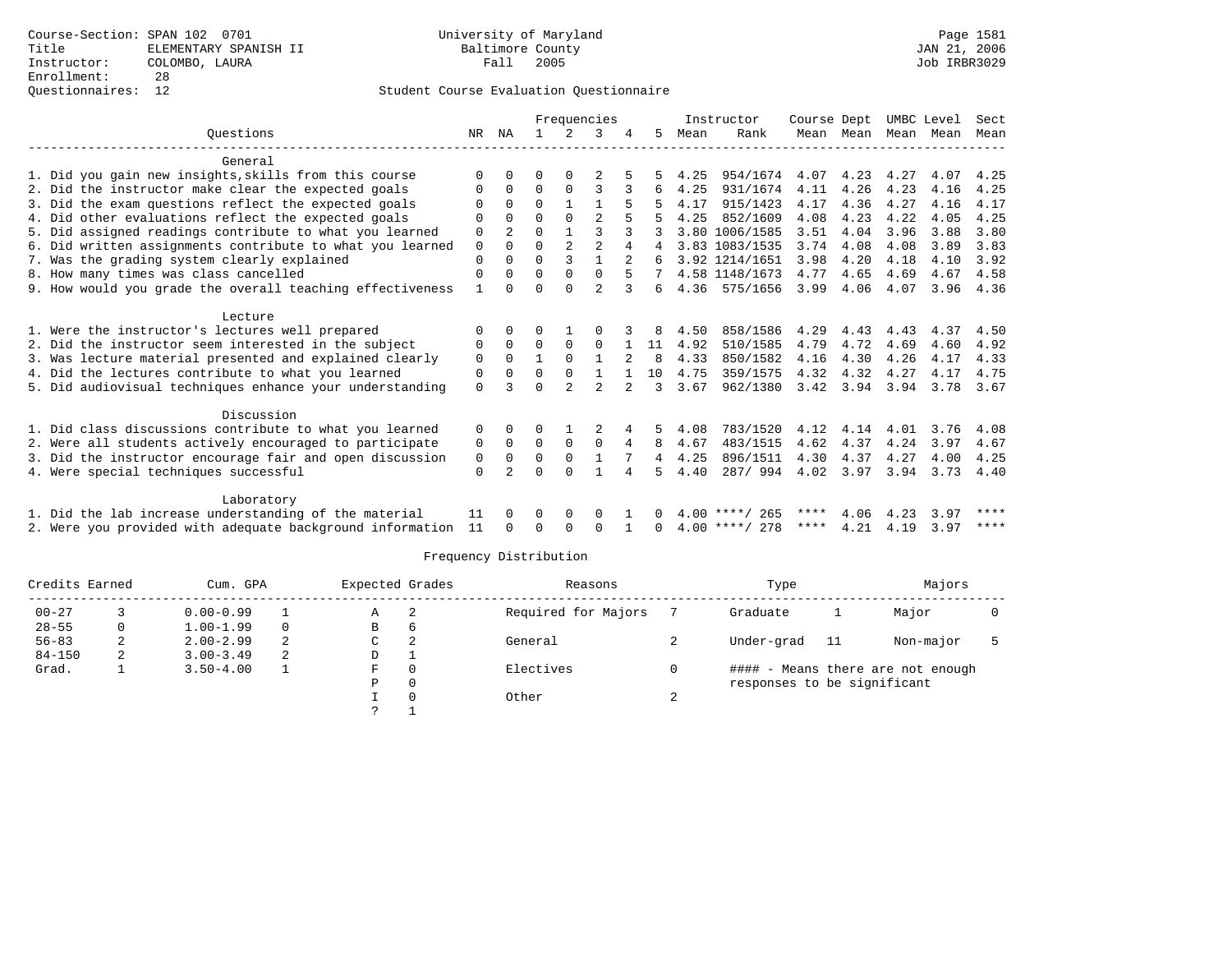Course-Section: SPAN 102 0701
Title: ELEMENTARY SPANISH II
Instructor: COLOMBO, LAURA
Enrollment: 28
Questionnaires: 12

University of Maryland
Baltimore County
Fall 2005

Student Course Evaluation Questionnaire

| Questions | NR | NA | 1 | 2 | 3 | 4 | 5 | Instructor Mean | Rank | Course Mean | Dept Mean | UMBC Mean | Level Mean | Sect Mean |
|---|---|---|---|---|---|---|---|---|---|---|---|---|---|---|
| **General** | | | | | | | | | | | | | | |
| 1. Did you gain new insights,skills from this course | 0 | 0 | 0 | 0 | 2 | 5 | 5 | 4.25 | 954/1674 | 4.07 | 4.23 | 4.27 | 4.07 | 4.25 |
| 2. Did the instructor make clear the expected goals | 0 | 0 | 0 | 0 | 3 | 3 | 6 | 4.25 | 931/1674 | 4.11 | 4.26 | 4.23 | 4.16 | 4.25 |
| 3. Did the exam questions reflect the expected goals | 0 | 0 | 0 | 1 | 1 | 5 | 5 | 4.17 | 915/1423 | 4.17 | 4.36 | 4.27 | 4.16 | 4.17 |
| 4. Did other evaluations reflect the expected goals | 0 | 0 | 0 | 0 | 2 | 5 | 5 | 4.25 | 852/1609 | 4.08 | 4.23 | 4.22 | 4.05 | 4.25 |
| 5. Did assigned readings contribute to what you learned | 0 | 2 | 0 | 1 | 3 | 3 | 3 | 3.80 | 1006/1585 | 3.51 | 4.04 | 3.96 | 3.88 | 3.80 |
| 6. Did written assignments contribute to what you learned | 0 | 0 | 0 | 2 | 2 | 4 | 4 | 3.83 | 1083/1535 | 3.74 | 4.08 | 4.08 | 3.89 | 3.83 |
| 7. Was the grading system clearly explained | 0 | 0 | 0 | 3 | 1 | 2 | 6 | 3.92 | 1214/1651 | 3.98 | 4.20 | 4.18 | 4.10 | 3.92 |
| 8. How many times was class cancelled | 0 | 0 | 0 | 0 | 0 | 5 | 7 | 4.58 | 1148/1673 | 4.77 | 4.65 | 4.69 | 4.67 | 4.58 |
| 9. How would you grade the overall teaching effectiveness | 1 | 0 | 0 | 0 | 2 | 3 | 6 | 4.36 | 575/1656 | 3.99 | 4.06 | 4.07 | 3.96 | 4.36 |
| **Lecture** | | | | | | | | | | | | | | |
| 1. Were the instructor's lectures well prepared | 0 | 0 | 0 | 1 | 0 | 3 | 8 | 4.50 | 858/1586 | 4.29 | 4.43 | 4.43 | 4.37 | 4.50 |
| 2. Did the instructor seem interested in the subject | 0 | 0 | 0 | 0 | 0 | 1 | 11 | 4.92 | 510/1585 | 4.79 | 4.72 | 4.69 | 4.60 | 4.92 |
| 3. Was lecture material presented and explained clearly | 0 | 0 | 1 | 0 | 1 | 2 | 8 | 4.33 | 850/1582 | 4.16 | 4.30 | 4.26 | 4.17 | 4.33 |
| 4. Did the lectures contribute to what you learned | 0 | 0 | 0 | 0 | 1 | 1 | 10 | 4.75 | 359/1575 | 4.32 | 4.32 | 4.27 | 4.17 | 4.75 |
| 5. Did audiovisual techniques enhance your understanding | 0 | 3 | 0 | 2 | 2 | 2 | 3 | 3.67 | 962/1380 | 3.42 | 3.94 | 3.94 | 3.78 | 3.67 |
| **Discussion** | | | | | | | | | | | | | | |
| 1. Did class discussions contribute to what you learned | 0 | 0 | 0 | 1 | 2 | 4 | 5 | 4.08 | 783/1520 | 4.12 | 4.14 | 4.01 | 3.76 | 4.08 |
| 2. Were all students actively encouraged to participate | 0 | 0 | 0 | 0 | 0 | 4 | 8 | 4.67 | 483/1515 | 4.62 | 4.37 | 4.24 | 3.97 | 4.67 |
| 3. Did the instructor encourage fair and open discussion | 0 | 0 | 0 | 0 | 1 | 7 | 4 | 4.25 | 896/1511 | 4.30 | 4.37 | 4.27 | 4.00 | 4.25 |
| 4. Were special techniques successful | 0 | 2 | 0 | 0 | 1 | 4 | 5 | 4.40 | 287/ 994 | 4.02 | 3.97 | 3.94 | 3.73 | 4.40 |
| **Laboratory** | | | | | | | | | | | | | | |
| 1. Did the lab increase understanding of the material | 11 | 0 | 0 | 0 | 0 | 1 | 0 | 4.00 | ****/ 265 | **** | 4.06 | 4.23 | 3.97 | **** |
| 2. Were you provided with adequate background information | 11 | 0 | 0 | 0 | 0 | 1 | 0 | 4.00 | ****/ 278 | **** | 4.21 | 4.19 | 3.97 | **** |

Frequency Distribution

| Credits Earned | | Cum. GPA | | Expected Grades | | Reasons | | Type | | Majors | |
|---|---|---|---|---|---|---|---|---|---|---|---|
| 00-27 | 3 | 0.00-0.99 | 1 | A | 2 | Required for Majors | 7 | Graduate | 1 | Major | 0 |
| 28-55 | 0 | 1.00-1.99 | 0 | B | 6 | | | | | | |
| 56-83 | 2 | 2.00-2.99 | 2 | C | 2 | General | 2 | Under-grad | 11 | Non-major | 5 |
| 84-150 | 2 | 3.00-3.49 | 2 | D | 1 | | | | | | |
| Grad. | 1 | 3.50-4.00 | 1 | F | 0 | Electives | 0 | #### - Means there are not enough responses to be significant | | | |
| | | | | P | 0 | | | | | | |
| | | | | I | 0 | Other | 2 | | | | |
| | | | | ? | 1 | | | | | | |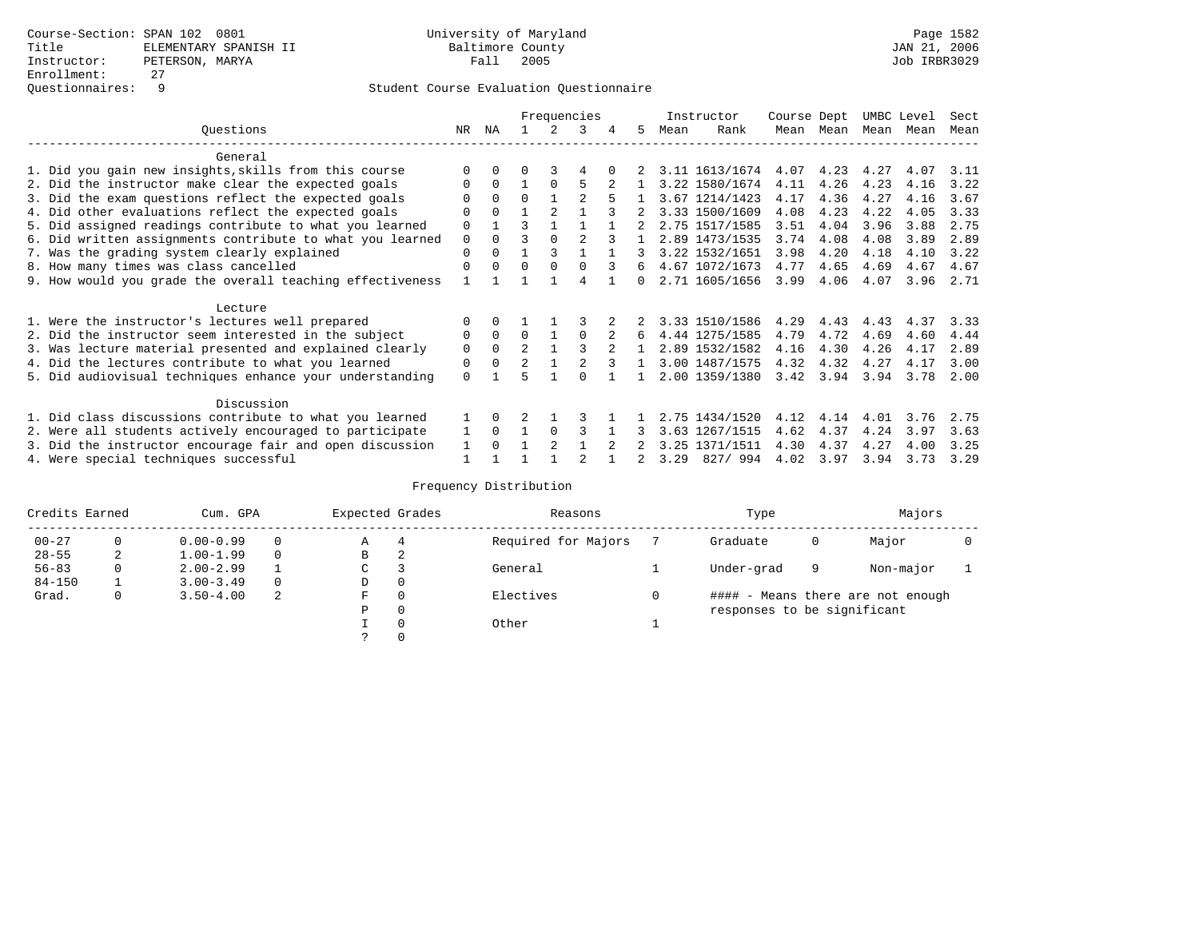Course-Section: SPAN 102 0801
Title: ELEMENTARY SPANISH II
Instructor: PETERSON, MARYA
Enrollment: 27
Questionnaires: 9

University of Maryland
Baltimore County
Fall 2005

JAN 21, 2006
Job IRBR3029

Student Course Evaluation Questionnaire

| Questions | NR | NA | 1 | 2 | 3 | 4 | 5 | Instructor Mean | Instructor Rank | Course Mean | Dept Mean | UMBC Mean | Level Mean | Sect Mean |
|---|---|---|---|---|---|---|---|---|---|---|---|---|---|---|
| **General** | | | | | | | | | | | | | | |
| 1. Did you gain new insights,skills from this course | 0 | 0 | 0 | 3 | 4 | 0 | 2 | 3.11 | 1613/1674 | 4.07 | 4.23 | 4.27 | 4.07 | 3.11 |
| 2. Did the instructor make clear the expected goals | 0 | 0 | 1 | 0 | 5 | 2 | 1 | 3.22 | 1580/1674 | 4.11 | 4.26 | 4.23 | 4.16 | 3.22 |
| 3. Did the exam questions reflect the expected goals | 0 | 0 | 0 | 1 | 2 | 5 | 1 | 3.67 | 1214/1423 | 4.17 | 4.36 | 4.27 | 4.16 | 3.67 |
| 4. Did other evaluations reflect the expected goals | 0 | 0 | 1 | 2 | 1 | 3 | 2 | 3.33 | 1500/1609 | 4.08 | 4.23 | 4.22 | 4.05 | 3.33 |
| 5. Did assigned readings contribute to what you learned | 0 | 1 | 3 | 1 | 1 | 1 | 2 | 2.75 | 1517/1585 | 3.51 | 4.04 | 3.96 | 3.88 | 2.75 |
| 6. Did written assignments contribute to what you learned | 0 | 0 | 3 | 0 | 2 | 3 | 1 | 2.89 | 1473/1535 | 3.74 | 4.08 | 4.08 | 3.89 | 2.89 |
| 7. Was the grading system clearly explained | 0 | 0 | 1 | 3 | 1 | 1 | 3 | 3.22 | 1532/1651 | 3.98 | 4.20 | 4.18 | 4.10 | 3.22 |
| 8. How many times was class cancelled | 0 | 0 | 0 | 0 | 0 | 3 | 6 | 4.67 | 1072/1673 | 4.77 | 4.65 | 4.69 | 4.67 | 4.67 |
| 9. How would you grade the overall teaching effectiveness | 1 | 1 | 1 | 1 | 4 | 1 | 0 | 2.71 | 1605/1656 | 3.99 | 4.06 | 4.07 | 3.96 | 2.71 |
| **Lecture** | | | | | | | | | | | | | | |
| 1. Were the instructor's lectures well prepared | 0 | 0 | 1 | 1 | 3 | 2 | 2 | 3.33 | 1510/1586 | 4.29 | 4.43 | 4.43 | 4.37 | 3.33 |
| 2. Did the instructor seem interested in the subject | 0 | 0 | 0 | 1 | 0 | 2 | 6 | 4.44 | 1275/1585 | 4.79 | 4.72 | 4.69 | 4.60 | 4.44 |
| 3. Was lecture material presented and explained clearly | 0 | 0 | 2 | 1 | 3 | 2 | 1 | 2.89 | 1532/1582 | 4.16 | 4.30 | 4.26 | 4.17 | 2.89 |
| 4. Did the lectures contribute to what you learned | 0 | 0 | 2 | 1 | 2 | 3 | 1 | 3.00 | 1487/1575 | 4.32 | 4.32 | 4.27 | 4.17 | 3.00 |
| 5. Did audiovisual techniques enhance your understanding | 0 | 1 | 5 | 1 | 0 | 1 | 1 | 2.00 | 1359/1380 | 3.42 | 3.94 | 3.94 | 3.78 | 2.00 |
| **Discussion** | | | | | | | | | | | | | | |
| 1. Did class discussions contribute to what you learned | 1 | 0 | 2 | 1 | 3 | 1 | 1 | 2.75 | 1434/1520 | 4.12 | 4.14 | 4.01 | 3.76 | 2.75 |
| 2. Were all students actively encouraged to participate | 1 | 0 | 1 | 0 | 3 | 1 | 3 | 3.63 | 1267/1515 | 4.62 | 4.37 | 4.24 | 3.97 | 3.63 |
| 3. Did the instructor encourage fair and open discussion | 1 | 0 | 1 | 2 | 1 | 2 | 2 | 3.25 | 1371/1511 | 4.30 | 4.37 | 4.27 | 4.00 | 3.25 |
| 4. Were special techniques successful | 1 | 1 | 1 | 1 | 2 | 1 | 2 | 3.29 | 827/ 994 | 4.02 | 3.97 | 3.94 | 3.73 | 3.29 |

Frequency Distribution

| Credits Earned | | Cum. GPA | | Expected Grades | | Reasons | | Type | | Majors | |
|---|---|---|---|---|---|---|---|---|---|---|---|
| 00-27 | 0 | 0.00-0.99 | 0 | A | 4 | Required for Majors | 7 | Graduate | 0 | Major | 0 |
| 28-55 | 2 | 1.00-1.99 | 0 | B | 2 | | | | | | |
| 56-83 | 0 | 2.00-2.99 | 1 | C | 3 | General | 1 | Under-grad | 9 | Non-major | 1 |
| 84-150 | 1 | 3.00-3.49 | 0 | D | 0 | | | | | | |
| Grad. | 0 | 3.50-4.00 | 2 | F | 0 | Electives | 0 | | | | |
| | | | | P | 0 | | | | | | |
| | | | | I | 0 | Other | 1 | | | | |
| | | | | ? | 0 | | | | | | |

#### - Means there are not enough responses to be significant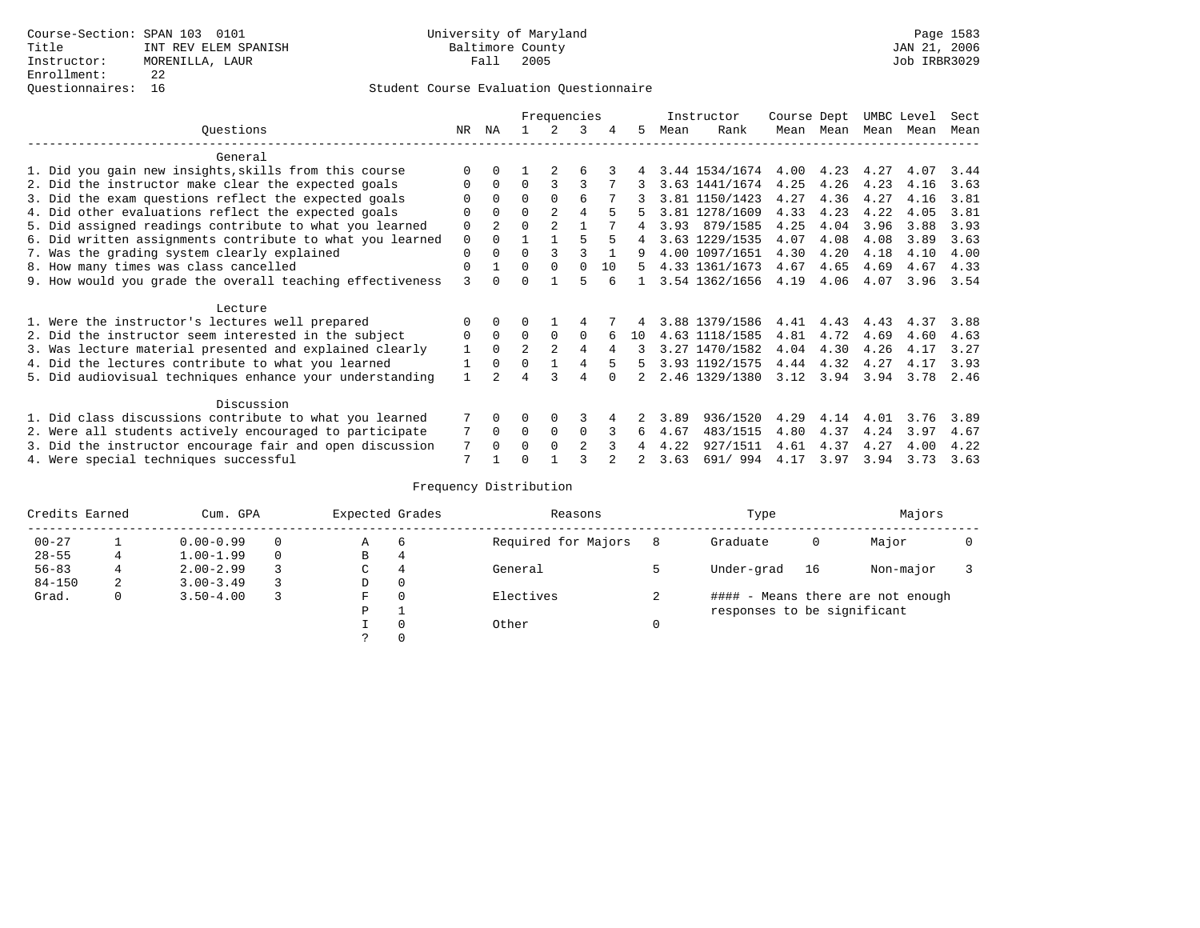Course-Section: SPAN 103 0101
Title: INT REV ELEM SPANISH
Instructor: MORENILLA, LAUR
Enrollment: 22
Questionnaires: 16

University of Maryland
Baltimore County
Fall 2005

JAN 21, 2006
Job IRBR3029

## Student Course Evaluation Questionnaire

| Questions | NR | NA | 1 | 2 | 3 | 4 | 5 | Instructor Mean | Rank | Course Mean | Dept Mean | UMBC Mean | Level Mean | Sect Mean |
|---|---|---|---|---|---|---|---|---|---|---|---|---|---|---|
| **General** | | | | | | | | | | | | | | |
| 1. Did you gain new insights,skills from this course | 0 | 0 | 1 | 2 | 6 | 3 | 4 | 3.44 | 1534/1674 | 4.00 | 4.23 | 4.27 | 4.07 | 3.44 |
| 2. Did the instructor make clear the expected goals | 0 | 0 | 0 | 3 | 3 | 7 | 3 | 3.63 | 1441/1674 | 4.25 | 4.26 | 4.23 | 4.16 | 3.63 |
| 3. Did the exam questions reflect the expected goals | 0 | 0 | 0 | 0 | 6 | 7 | 3 | 3.81 | 1150/1423 | 4.27 | 4.36 | 4.27 | 4.16 | 3.81 |
| 4. Did other evaluations reflect the expected goals | 0 | 0 | 0 | 2 | 4 | 5 | 5 | 3.81 | 1278/1609 | 4.33 | 4.23 | 4.22 | 4.05 | 3.81 |
| 5. Did assigned readings contribute to what you learned | 0 | 2 | 0 | 2 | 1 | 7 | 4 | 3.93 | 879/1585 | 4.25 | 4.04 | 3.96 | 3.88 | 3.93 |
| 6. Did written assignments contribute to what you learned | 0 | 0 | 1 | 1 | 5 | 5 | 4 | 3.63 | 1229/1535 | 4.07 | 4.08 | 4.08 | 3.89 | 3.63 |
| 7. Was the grading system clearly explained | 0 | 0 | 0 | 3 | 3 | 1 | 9 | 4.00 | 1097/1651 | 4.30 | 4.20 | 4.18 | 4.10 | 4.00 |
| 8. How many times was class cancelled | 0 | 1 | 0 | 0 | 0 | 10 | 5 | 4.33 | 1361/1673 | 4.67 | 4.65 | 4.69 | 4.67 | 4.33 |
| 9. How would you grade the overall teaching effectiveness | 3 | 0 | 0 | 1 | 5 | 6 | 1 | 3.54 | 1362/1656 | 4.19 | 4.06 | 4.07 | 3.96 | 3.54 |
| **Lecture** | | | | | | | | | | | | | | |
| 1. Were the instructor's lectures well prepared | 0 | 0 | 0 | 1 | 4 | 7 | 4 | 3.88 | 1379/1586 | 4.41 | 4.43 | 4.43 | 4.37 | 3.88 |
| 2. Did the instructor seem interested in the subject | 0 | 0 | 0 | 0 | 0 | 6 | 10 | 4.63 | 1118/1585 | 4.81 | 4.72 | 4.69 | 4.60 | 4.63 |
| 3. Was lecture material presented and explained clearly | 1 | 0 | 2 | 2 | 4 | 4 | 3 | 3.27 | 1470/1582 | 4.04 | 4.30 | 4.26 | 4.17 | 3.27 |
| 4. Did the lectures contribute to what you learned | 1 | 0 | 0 | 1 | 4 | 5 | 5 | 3.93 | 1192/1575 | 4.44 | 4.32 | 4.27 | 4.17 | 3.93 |
| 5. Did audiovisual techniques enhance your understanding | 1 | 2 | 4 | 3 | 4 | 0 | 2 | 2.46 | 1329/1380 | 3.12 | 3.94 | 3.94 | 3.78 | 2.46 |
| **Discussion** | | | | | | | | | | | | | | |
| 1. Did class discussions contribute to what you learned | 7 | 0 | 0 | 0 | 3 | 4 | 2 | 3.89 | 936/1520 | 4.29 | 4.14 | 4.01 | 3.76 | 3.89 |
| 2. Were all students actively encouraged to participate | 7 | 0 | 0 | 0 | 0 | 3 | 6 | 4.67 | 483/1515 | 4.80 | 4.37 | 4.24 | 3.97 | 4.67 |
| 3. Did the instructor encourage fair and open discussion | 7 | 0 | 0 | 0 | 2 | 3 | 4 | 4.22 | 927/1511 | 4.61 | 4.37 | 4.27 | 4.00 | 4.22 |
| 4. Were special techniques successful | 7 | 1 | 0 | 1 | 3 | 2 | 2 | 3.63 | 691/ 994 | 4.17 | 3.97 | 3.94 | 3.73 | 3.63 |

## Frequency Distribution

| Credits Earned | | Cum. GPA | | Expected Grades | | Reasons | | Type | | Majors | |
|---|---|---|---|---|---|---|---|---|---|---|---|
| 00-27 | 1 | 0.00-0.99 | 0 | A | 6 | Required for Majors | 8 | Graduate | 0 | Major | 0 |
| 28-55 | 4 | 1.00-1.99 | 0 | B | 4 | | | | | | |
| 56-83 | 4 | 2.00-2.99 | 3 | C | 4 | General | 5 | Under-grad | 16 | Non-major | 3 |
| 84-150 | 2 | 3.00-3.49 | 3 | D | 0 | | | | | | |
| Grad. | 0 | 3.50-4.00 | 3 | F | 0 | Electives | 2 | | | | |
| | | | | P | 1 | | | | | | |
| | | | | I | 0 | Other | 0 | | | | |
| | | | | ? | 0 | | | | | | |

#### - Means there are not enough responses to be significant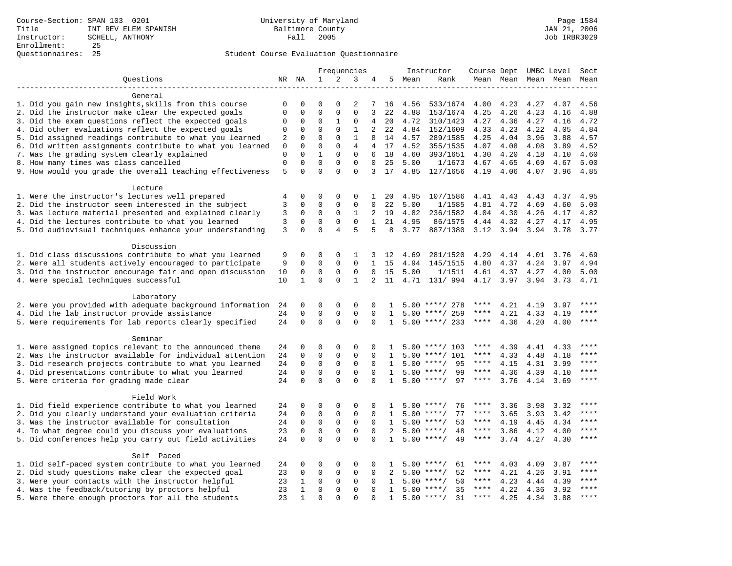Course-Section: SPAN 103 0201
Title: INT REV ELEM SPANISH
Instructor: SCHELL, ANTHONY
Enrollment: 25
Questionnaires: 25

University of Maryland
Baltimore County
Fall 2005

JAN 21, 2006
Job IRBR3029

Student Course Evaluation Questionnaire

| Questions | NR | NA | 1 | 2 | 3 | 4 | 5 | Instructor Mean | Instructor Rank | Course Mean | Dept Mean | UMBC Mean | Level Mean | Sect Mean |
|---|---|---|---|---|---|---|---|---|---|---|---|---|---|---|
| **General** | | | | | | | | | | | | | | |
| 1. Did you gain new insights,skills from this course | 0 | 0 | 0 | 0 | 2 | 7 | 16 | 4.56 | 533/1674 | 4.00 | 4.23 | 4.27 | 4.07 | 4.56 |
| 2. Did the instructor make clear the expected goals | 0 | 0 | 0 | 0 | 0 | 3 | 22 | 4.88 | 153/1674 | 4.25 | 4.26 | 4.23 | 4.16 | 4.88 |
| 3. Did the exam questions reflect the expected goals | 0 | 0 | 0 | 1 | 0 | 4 | 20 | 4.72 | 310/1423 | 4.27 | 4.36 | 4.27 | 4.16 | 4.72 |
| 4. Did other evaluations reflect the expected goals | 0 | 0 | 0 | 0 | 1 | 2 | 22 | 4.84 | 152/1609 | 4.33 | 4.23 | 4.22 | 4.05 | 4.84 |
| 5. Did assigned readings contribute to what you learned | 2 | 0 | 0 | 0 | 1 | 8 | 14 | 4.57 | 289/1585 | 4.25 | 4.04 | 3.96 | 3.88 | 4.57 |
| 6. Did written assignments contribute to what you learned | 0 | 0 | 0 | 0 | 4 | 4 | 17 | 4.52 | 355/1535 | 4.07 | 4.08 | 4.08 | 3.89 | 4.52 |
| 7. Was the grading system clearly explained | 0 | 0 | 1 | 0 | 0 | 6 | 18 | 4.60 | 393/1651 | 4.30 | 4.20 | 4.18 | 4.10 | 4.60 |
| 8. How many times was class cancelled | 0 | 0 | 0 | 0 | 0 | 0 | 25 | 5.00 | 1/1673 | 4.67 | 4.65 | 4.69 | 4.67 | 5.00 |
| 9. How would you grade the overall teaching effectiveness | 5 | 0 | 0 | 0 | 0 | 3 | 17 | 4.85 | 127/1656 | 4.19 | 4.06 | 4.07 | 3.96 | 4.85 |
| **Lecture** | | | | | | | | | | | | | | |
| 1. Were the instructor's lectures well prepared | 4 | 0 | 0 | 0 | 0 | 1 | 20 | 4.95 | 107/1586 | 4.41 | 4.43 | 4.43 | 4.37 | 4.95 |
| 2. Did the instructor seem interested in the subject | 3 | 0 | 0 | 0 | 0 | 0 | 22 | 5.00 | 1/1585 | 4.81 | 4.72 | 4.69 | 4.60 | 5.00 |
| 3. Was lecture material presented and explained clearly | 3 | 0 | 0 | 0 | 1 | 2 | 19 | 4.82 | 236/1582 | 4.04 | 4.30 | 4.26 | 4.17 | 4.82 |
| 4. Did the lectures contribute to what you learned | 3 | 0 | 0 | 0 | 0 | 1 | 21 | 4.95 | 86/1575 | 4.44 | 4.32 | 4.27 | 4.17 | 4.95 |
| 5. Did audiovisual techniques enhance your understanding | 3 | 0 | 0 | 4 | 5 | 5 | 8 | 3.77 | 887/1380 | 3.12 | 3.94 | 3.94 | 3.78 | 3.77 |
| **Discussion** | | | | | | | | | | | | | | |
| 1. Did class discussions contribute to what you learned | 9 | 0 | 0 | 0 | 1 | 3 | 12 | 4.69 | 281/1520 | 4.29 | 4.14 | 4.01 | 3.76 | 4.69 |
| 2. Were all students actively encouraged to participate | 9 | 0 | 0 | 0 | 0 | 1 | 15 | 4.94 | 145/1515 | 4.80 | 4.37 | 4.24 | 3.97 | 4.94 |
| 3. Did the instructor encourage fair and open discussion | 10 | 0 | 0 | 0 | 0 | 0 | 15 | 5.00 | 1/1511 | 4.61 | 4.37 | 4.27 | 4.00 | 5.00 |
| 4. Were special techniques successful | 10 | 1 | 0 | 0 | 1 | 2 | 11 | 4.71 | 131/ 994 | 4.17 | 3.97 | 3.94 | 3.73 | 4.71 |
| **Laboratory** | | | | | | | | | | | | | | |
| 2. Were you provided with adequate background information | 24 | 0 | 0 | 0 | 0 | 0 | 1 | 5.00 | ****/ 278 | **** | 4.21 | 4.19 | 3.97 | **** |
| 4. Did the lab instructor provide assistance | 24 | 0 | 0 | 0 | 0 | 0 | 1 | 5.00 | ****/ 259 | **** | 4.21 | 4.33 | 4.19 | **** |
| 5. Were requirements for lab reports clearly specified | 24 | 0 | 0 | 0 | 0 | 0 | 1 | 5.00 | ****/ 233 | **** | 4.36 | 4.20 | 4.00 | **** |
| **Seminar** | | | | | | | | | | | | | | |
| 1. Were assigned topics relevant to the announced theme | 24 | 0 | 0 | 0 | 0 | 0 | 1 | 5.00 | ****/ 103 | **** | 4.39 | 4.41 | 4.33 | **** |
| 2. Was the instructor available for individual attention | 24 | 0 | 0 | 0 | 0 | 0 | 1 | 5.00 | ****/ 101 | **** | 4.33 | 4.48 | 4.18 | **** |
| 3. Did research projects contribute to what you learned | 24 | 0 | 0 | 0 | 0 | 0 | 1 | 5.00 | ****/ 95 | **** | 4.15 | 4.31 | 3.99 | **** |
| 4. Did presentations contribute to what you learned | 24 | 0 | 0 | 0 | 0 | 0 | 1 | 5.00 | ****/ 99 | **** | 4.36 | 4.39 | 4.10 | **** |
| 5. Were criteria for grading made clear | 24 | 0 | 0 | 0 | 0 | 0 | 1 | 5.00 | ****/ 97 | **** | 3.76 | 4.14 | 3.69 | **** |
| **Field Work** | | | | | | | | | | | | | | |
| 1. Did field experience contribute to what you learned | 24 | 0 | 0 | 0 | 0 | 0 | 1 | 5.00 | ****/ 76 | **** | 3.36 | 3.98 | 3.32 | **** |
| 2. Did you clearly understand your evaluation criteria | 24 | 0 | 0 | 0 | 0 | 0 | 1 | 5.00 | ****/ 77 | **** | 3.65 | 3.93 | 3.42 | **** |
| 3. Was the instructor available for consultation | 24 | 0 | 0 | 0 | 0 | 0 | 1 | 5.00 | ****/ 53 | **** | 4.19 | 4.45 | 4.34 | **** |
| 4. To what degree could you discuss your evaluations | 23 | 0 | 0 | 0 | 0 | 0 | 2 | 5.00 | ****/ 48 | **** | 3.86 | 4.12 | 4.00 | **** |
| 5. Did conferences help you carry out field activities | 24 | 0 | 0 | 0 | 0 | 0 | 1 | 5.00 | ****/ 49 | **** | 3.74 | 4.27 | 4.30 | **** |
| **Self Paced** | | | | | | | | | | | | | | |
| 1. Did self-paced system contribute to what you learned | 24 | 0 | 0 | 0 | 0 | 0 | 1 | 5.00 | ****/ 61 | **** | 4.03 | 4.09 | 3.87 | **** |
| 2. Did study questions make clear the expected goal | 23 | 0 | 0 | 0 | 0 | 0 | 2 | 5.00 | ****/ 52 | **** | 4.21 | 4.26 | 3.91 | **** |
| 3. Were your contacts with the instructor helpful | 23 | 1 | 0 | 0 | 0 | 0 | 1 | 5.00 | ****/ 50 | **** | 4.23 | 4.44 | 4.39 | **** |
| 4. Was the feedback/tutoring by proctors helpful | 23 | 1 | 0 | 0 | 0 | 0 | 1 | 5.00 | ****/ 35 | **** | 4.22 | 4.36 | 3.92 | **** |
| 5. Were there enough proctors for all the students | 23 | 1 | 0 | 0 | 0 | 0 | 1 | 5.00 | ****/ 31 | **** | 4.25 | 4.34 | 3.88 | **** |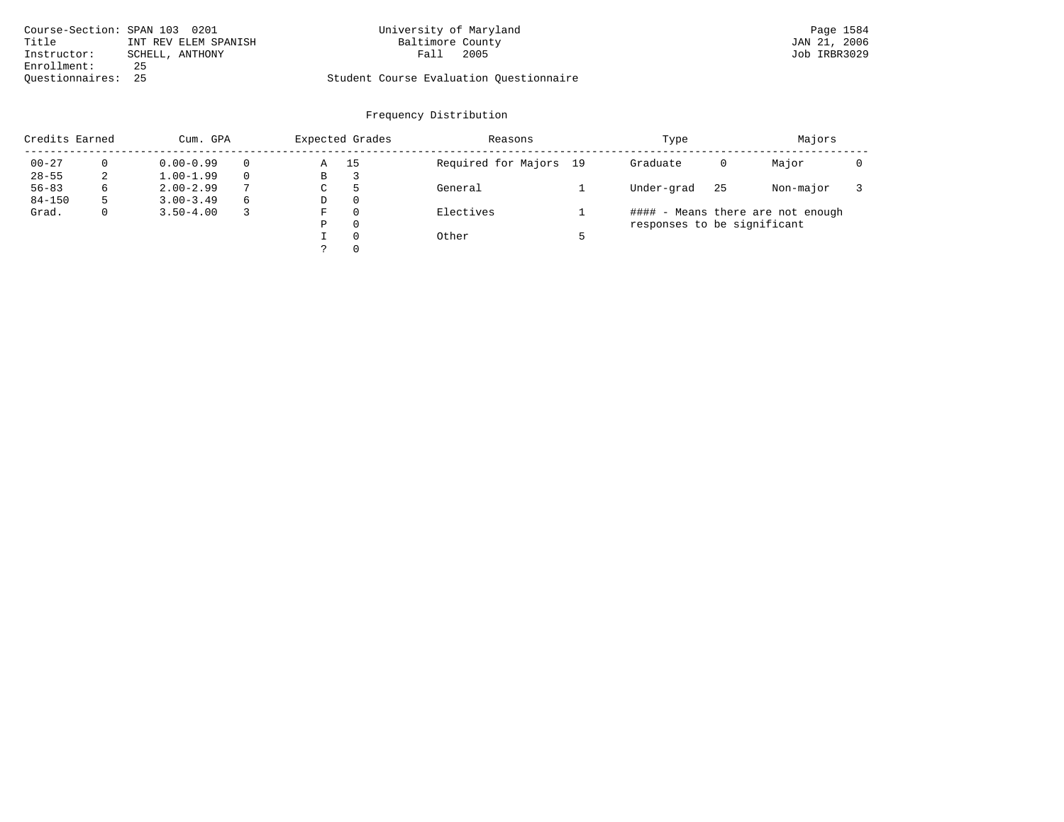Course-Section: SPAN 103 0201
Title: INT REV ELEM SPANISH
Instructor: SCHELL, ANTHONY
Enrollment: 25
Questionnaires: 25

University of Maryland
Baltimore County
Fall 2005

Student Course Evaluation Questionnaire

Page 1584
JAN 21, 2006
Job IRBR3029

## Frequency Distribution

| Credits Earned | | Cum. GPA | | Expected Grades | | Reasons | | Type | | Majors | |
|---|---|---|---|---|---|---|---|---|---|---|---|
| 00-27 | 0 | 0.00-0.99 | 0 | A | 15 | Required for Majors | 19 | Graduate | 0 | Major | 0 |
| 28-55 | 2 | 1.00-1.99 | 0 | B | 3 | | | | | | |
| 56-83 | 6 | 2.00-2.99 | 7 | C | 5 | General | 1 | Under-grad | 25 | Non-major | 3 |
| 84-150 | 5 | 3.00-3.49 | 6 | D | 0 | | | | | | |
| Grad. | 0 | 3.50-4.00 | 3 | F | 0 | Electives | 1 | | | | |
| | | | | P | 0 | | | | | | |
| | | | | I | 0 | Other | 5 | | | | |
| | | | | ? | 0 | | | | | | |

#### - Means there are not enough responses to be significant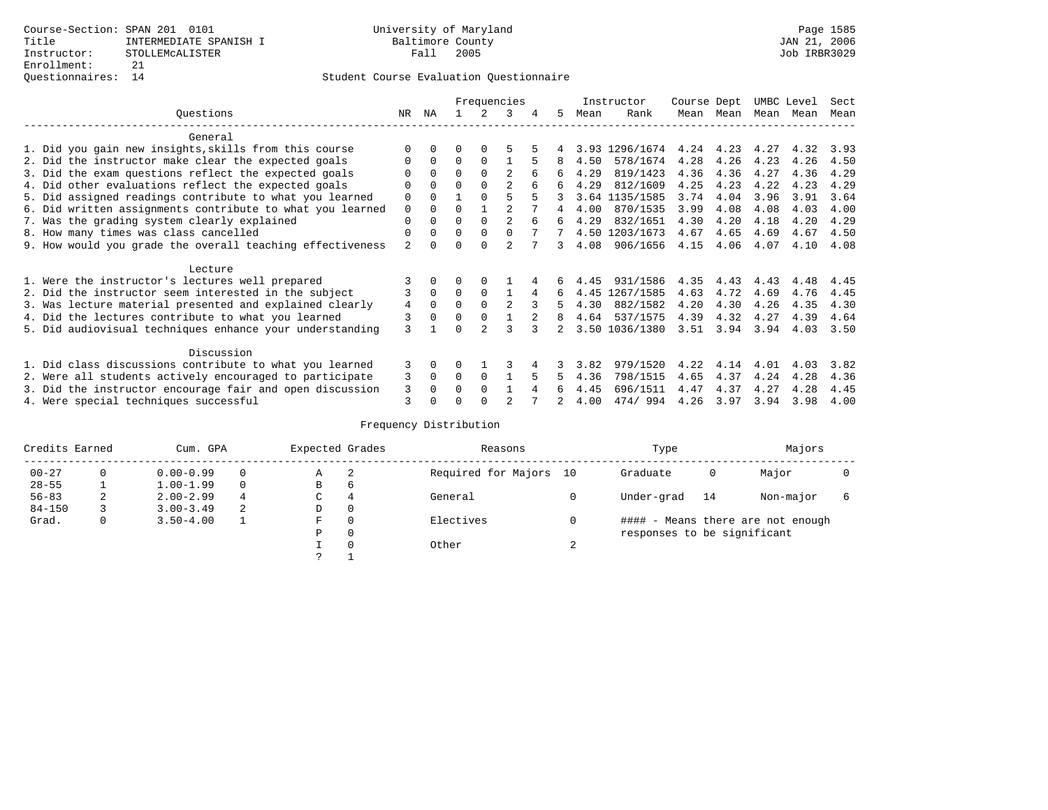Course-Section: SPAN 201 0101
Title: INTERMEDIATE SPANISH I
Instructor: STOLLEMcALISTER
Enrollment: 21
Questionnaires: 14

University of Maryland
Baltimore County
Fall 2005

JAN 21, 2006
Job IRBR3029

## Student Course Evaluation Questionnaire

| Questions | NR | NA | 1 | 2 | 3 | 4 | 5 | Instructor Mean | Instructor Rank | Course Mean | Dept Mean | UMBC Mean | Level Mean | Sect Mean |
|---|---|---|---|---|---|---|---|---|---|---|---|---|---|---|
| **General** | | | | | | | | | | | | | | |
| 1. Did you gain new insights,skills from this course | 0 | 0 | 0 | 0 | 5 | 5 | 4 | 3.93 | 1296/1674 | 4.24 | 4.23 | 4.27 | 4.32 | 3.93 |
| 2. Did the instructor make clear the expected goals | 0 | 0 | 0 | 0 | 1 | 5 | 8 | 4.50 | 578/1674 | 4.28 | 4.26 | 4.23 | 4.26 | 4.50 |
| 3. Did the exam questions reflect the expected goals | 0 | 0 | 0 | 0 | 2 | 6 | 6 | 4.29 | 819/1423 | 4.36 | 4.36 | 4.27 | 4.36 | 4.29 |
| 4. Did other evaluations reflect the expected goals | 0 | 0 | 0 | 0 | 2 | 6 | 6 | 4.29 | 812/1609 | 4.25 | 4.23 | 4.22 | 4.23 | 4.29 |
| 5. Did assigned readings contribute to what you learned | 0 | 0 | 1 | 0 | 5 | 5 | 3 | 3.64 | 1135/1585 | 3.74 | 4.04 | 3.96 | 3.91 | 3.64 |
| 6. Did written assignments contribute to what you learned | 0 | 0 | 0 | 1 | 2 | 7 | 4 | 4.00 | 870/1535 | 3.99 | 4.08 | 4.08 | 4.03 | 4.00 |
| 7. Was the grading system clearly explained | 0 | 0 | 0 | 0 | 2 | 6 | 6 | 4.29 | 832/1651 | 4.30 | 4.20 | 4.18 | 4.20 | 4.29 |
| 8. How many times was class cancelled | 0 | 0 | 0 | 0 | 0 | 7 | 7 | 4.50 | 1203/1673 | 4.67 | 4.65 | 4.69 | 4.67 | 4.50 |
| 9. How would you grade the overall teaching effectiveness | 2 | 0 | 0 | 0 | 2 | 7 | 3 | 4.08 | 906/1656 | 4.15 | 4.06 | 4.07 | 4.10 | 4.08 |
| **Lecture** | | | | | | | | | | | | | | |
| 1. Were the instructor's lectures well prepared | 3 | 0 | 0 | 0 | 1 | 4 | 6 | 4.45 | 931/1586 | 4.35 | 4.43 | 4.43 | 4.48 | 4.45 |
| 2. Did the instructor seem interested in the subject | 3 | 0 | 0 | 0 | 1 | 4 | 6 | 4.45 | 1267/1585 | 4.63 | 4.72 | 4.69 | 4.76 | 4.45 |
| 3. Was lecture material presented and explained clearly | 4 | 0 | 0 | 0 | 2 | 3 | 5 | 4.30 | 882/1582 | 4.20 | 4.30 | 4.26 | 4.35 | 4.30 |
| 4. Did the lectures contribute to what you learned | 3 | 0 | 0 | 0 | 1 | 2 | 8 | 4.64 | 537/1575 | 4.39 | 4.32 | 4.27 | 4.39 | 4.64 |
| 5. Did audiovisual techniques enhance your understanding | 3 | 1 | 0 | 2 | 3 | 3 | 2 | 3.50 | 1036/1380 | 3.51 | 3.94 | 3.94 | 4.03 | 3.50 |
| **Discussion** | | | | | | | | | | | | | | |
| 1. Did class discussions contribute to what you learned | 3 | 0 | 0 | 1 | 3 | 4 | 3 | 3.82 | 979/1520 | 4.22 | 4.14 | 4.01 | 4.03 | 3.82 |
| 2. Were all students actively encouraged to participate | 3 | 0 | 0 | 0 | 1 | 5 | 5 | 4.36 | 798/1515 | 4.65 | 4.37 | 4.24 | 4.28 | 4.36 |
| 3. Did the instructor encourage fair and open discussion | 3 | 0 | 0 | 0 | 1 | 4 | 6 | 4.45 | 696/1511 | 4.47 | 4.37 | 4.27 | 4.28 | 4.45 |
| 4. Were special techniques successful | 3 | 0 | 0 | 0 | 2 | 7 | 2 | 4.00 | 474/ 994 | 4.26 | 3.97 | 3.94 | 3.98 | 4.00 |

## Frequency Distribution

| Credits Earned | | Cum. GPA | | Expected Grades | | Reasons | | Type | | Majors | |
|---|---|---|---|---|---|---|---|---|---|---|---|
| 00-27 | 0 | 0.00-0.99 | 0 | A | 2 | Required for Majors | 10 | Graduate | 0 | Major | 0 |
| 28-55 | 1 | 1.00-1.99 | 0 | B | 6 | | | | | | |
| 56-83 | 2 | 2.00-2.99 | 4 | C | 4 | General | 0 | Under-grad | 14 | Non-major | 6 |
| 84-150 | 3 | 3.00-3.49 | 2 | D | 0 | | | | | | |
| Grad. | 0 | 3.50-4.00 | 1 | F | 0 | Electives | 0 | | | | |
| | | | | P | 0 | | | | | | |
| | | | | I | 0 | Other | 2 | | | | |
| | | | | ? | 1 | | | | | | |

#### - Means there are not enough responses to be significant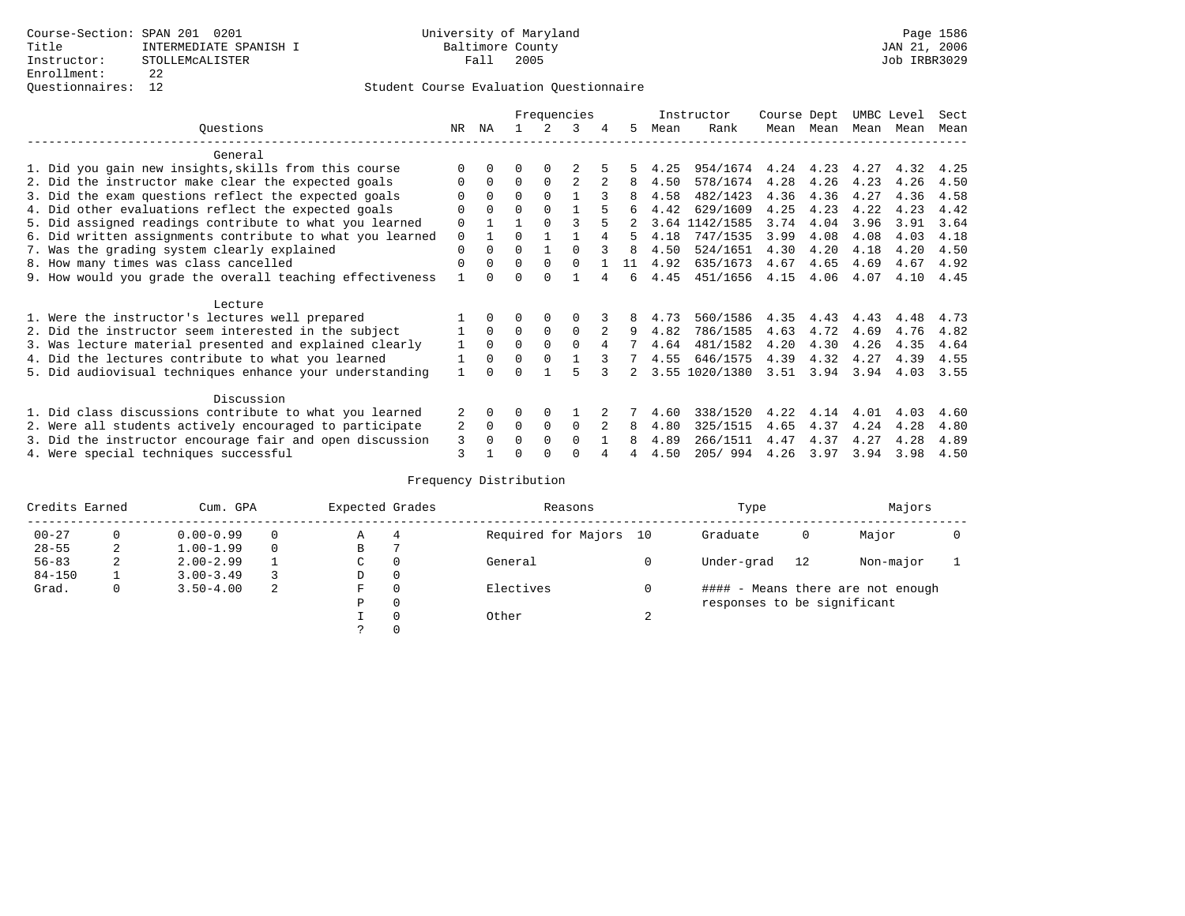Course-Section: SPAN 201 0201
Title: INTERMEDIATE SPANISH I
Instructor: STOLLEMcALISTER
Enrollment: 22
Questionnaires: 12

University of Maryland
Baltimore County
Fall 2005

JAN 21, 2006
Job IRBR3029

Student Course Evaluation Questionnaire

| Questions | NR | NA | 1 | 2 | 3 | 4 | 5 | Instructor Mean | Rank | Course Mean | Dept Mean | UMBC Mean | Level Mean | Sect Mean |
|---|---|---|---|---|---|---|---|---|---|---|---|---|---|---|
| **General** | | | | | | | | | | | | | | |
| 1. Did you gain new insights,skills from this course | 0 | 0 | 0 | 0 | 2 | 5 | 5 | 4.25 | 954/1674 | 4.24 | 4.23 | 4.27 | 4.32 | 4.25 |
| 2. Did the instructor make clear the expected goals | 0 | 0 | 0 | 0 | 2 | 2 | 8 | 4.50 | 578/1674 | 4.28 | 4.26 | 4.23 | 4.26 | 4.50 |
| 3. Did the exam questions reflect the expected goals | 0 | 0 | 0 | 0 | 1 | 3 | 8 | 4.58 | 482/1423 | 4.36 | 4.36 | 4.27 | 4.36 | 4.58 |
| 4. Did other evaluations reflect the expected goals | 0 | 0 | 0 | 0 | 1 | 5 | 6 | 4.42 | 629/1609 | 4.25 | 4.23 | 4.22 | 4.23 | 4.42 |
| 5. Did assigned readings contribute to what you learned | 0 | 1 | 1 | 0 | 3 | 5 | 2 | 3.64 | 1142/1585 | 3.74 | 4.04 | 3.96 | 3.91 | 3.64 |
| 6. Did written assignments contribute to what you learned | 0 | 1 | 0 | 1 | 1 | 4 | 5 | 4.18 | 747/1535 | 3.99 | 4.08 | 4.08 | 4.03 | 4.18 |
| 7. Was the grading system clearly explained | 0 | 0 | 0 | 1 | 0 | 3 | 8 | 4.50 | 524/1651 | 4.30 | 4.20 | 4.18 | 4.20 | 4.50 |
| 8. How many times was class cancelled | 0 | 0 | 0 | 0 | 0 | 1 | 11 | 4.92 | 635/1673 | 4.67 | 4.65 | 4.69 | 4.67 | 4.92 |
| 9. How would you grade the overall teaching effectiveness | 1 | 0 | 0 | 0 | 1 | 4 | 6 | 4.45 | 451/1656 | 4.15 | 4.06 | 4.07 | 4.10 | 4.45 |
| **Lecture** | | | | | | | | | | | | | | |
| 1. Were the instructor's lectures well prepared | 1 | 0 | 0 | 0 | 0 | 3 | 8 | 4.73 | 560/1586 | 4.35 | 4.43 | 4.43 | 4.48 | 4.73 |
| 2. Did the instructor seem interested in the subject | 1 | 0 | 0 | 0 | 0 | 2 | 9 | 4.82 | 786/1585 | 4.63 | 4.72 | 4.69 | 4.76 | 4.82 |
| 3. Was lecture material presented and explained clearly | 1 | 0 | 0 | 0 | 0 | 4 | 7 | 4.64 | 481/1582 | 4.20 | 4.30 | 4.26 | 4.35 | 4.64 |
| 4. Did the lectures contribute to what you learned | 1 | 0 | 0 | 0 | 1 | 3 | 7 | 4.55 | 646/1575 | 4.39 | 4.32 | 4.27 | 4.39 | 4.55 |
| 5. Did audiovisual techniques enhance your understanding | 1 | 0 | 0 | 1 | 5 | 3 | 2 | 3.55 | 1020/1380 | 3.51 | 3.94 | 3.94 | 4.03 | 3.55 |
| **Discussion** | | | | | | | | | | | | | | |
| 1. Did class discussions contribute to what you learned | 2 | 0 | 0 | 0 | 1 | 2 | 7 | 4.60 | 338/1520 | 4.22 | 4.14 | 4.01 | 4.03 | 4.60 |
| 2. Were all students actively encouraged to participate | 2 | 0 | 0 | 0 | 0 | 2 | 8 | 4.80 | 325/1515 | 4.65 | 4.37 | 4.24 | 4.28 | 4.80 |
| 3. Did the instructor encourage fair and open discussion | 3 | 0 | 0 | 0 | 0 | 1 | 8 | 4.89 | 266/1511 | 4.47 | 4.37 | 4.27 | 4.28 | 4.89 |
| 4. Were special techniques successful | 3 | 1 | 0 | 0 | 0 | 4 | 4 | 4.50 | 205/ 994 | 4.26 | 3.97 | 3.94 | 3.98 | 4.50 |

## Frequency Distribution

| Credits Earned | | Cum. GPA | | Expected Grades | | Reasons | | Type | | Majors | |
|---|---|---|---|---|---|---|---|---|---|---|---|
| 00-27 | 0 | 0.00-0.99 | 0 | A | 4 | Required for Majors | 10 | Graduate | 0 | Major | 0 |
| 28-55 | 2 | 1.00-1.99 | 0 | B | 7 | | | | | | |
| 56-83 | 2 | 2.00-2.99 | 1 | C | 0 | General | 0 | Under-grad | 12 | Non-major | 1 |
| 84-150 | 1 | 3.00-3.49 | 3 | D | 0 | | | | | | |
| Grad. | 0 | 3.50-4.00 | 2 | F | 0 | Electives | 0 | | | | |
| | | | | P | 0 | | | | | | |
| | | | | I | 0 | Other | 2 | | | | |
| | | | | ? | 0 | | | | | | |

#### - Means there are not enough responses to be significant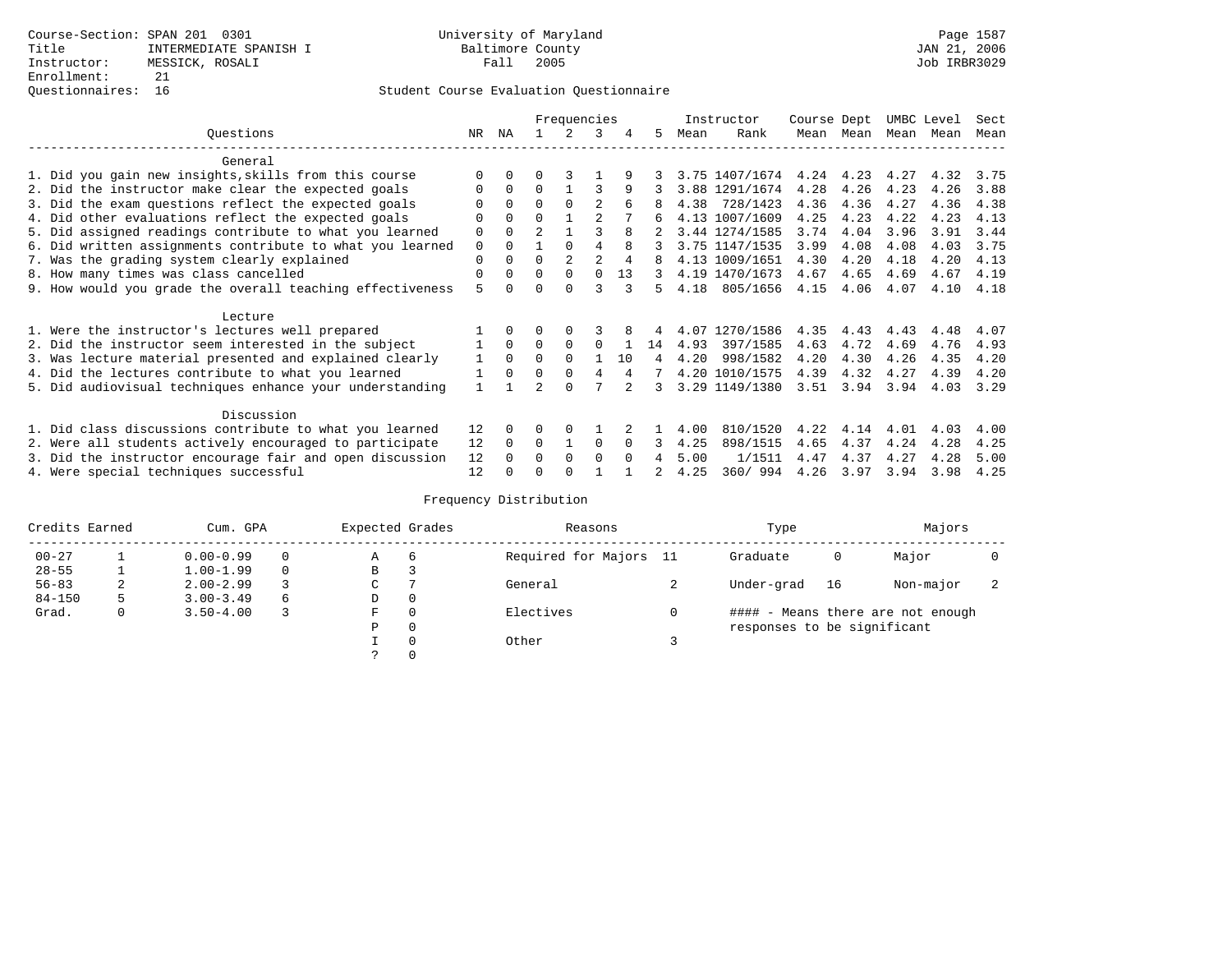Course-Section: SPAN 201 0301
Title: INTERMEDIATE SPANISH I
Instructor: MESSICK, ROSALI
Enrollment: 21
Questionnaires: 16

University of Maryland
Baltimore County
Fall 2005

JAN 21, 2006
Job IRBR3029

## Student Course Evaluation Questionnaire

| Questions | NR | NA | 1 | 2 | 3 | 4 | 5 | Instructor Mean | Instructor Rank | Course Mean | Dept Mean | UMBC Mean | Level Mean | Sect Mean |
|---|---|---|---|---|---|---|---|---|---|---|---|---|---|---|
| **General** | | | | | | | | | | | | | | |
| 1. Did you gain new insights,skills from this course | 0 | 0 | 0 | 3 | 1 | 9 | 3 | 3.75 | 1407/1674 | 4.24 | 4.23 | 4.27 | 4.32 | 3.75 |
| 2. Did the instructor make clear the expected goals | 0 | 0 | 0 | 1 | 3 | 9 | 3 | 3.88 | 1291/1674 | 4.28 | 4.26 | 4.23 | 4.26 | 3.88 |
| 3. Did the exam questions reflect the expected goals | 0 | 0 | 0 | 0 | 2 | 6 | 8 | 4.38 | 728/1423 | 4.36 | 4.36 | 4.27 | 4.36 | 4.38 |
| 4. Did other evaluations reflect the expected goals | 0 | 0 | 0 | 1 | 2 | 7 | 6 | 4.13 | 1007/1609 | 4.25 | 4.23 | 4.22 | 4.23 | 4.13 |
| 5. Did assigned readings contribute to what you learned | 0 | 0 | 2 | 1 | 3 | 8 | 2 | 3.44 | 1274/1585 | 3.74 | 4.04 | 3.96 | 3.91 | 3.44 |
| 6. Did written assignments contribute to what you learned | 0 | 0 | 1 | 0 | 4 | 8 | 3 | 3.75 | 1147/1535 | 3.99 | 4.08 | 4.08 | 4.03 | 3.75 |
| 7. Was the grading system clearly explained | 0 | 0 | 0 | 2 | 2 | 4 | 8 | 4.13 | 1009/1651 | 4.30 | 4.20 | 4.18 | 4.20 | 4.13 |
| 8. How many times was class cancelled | 0 | 0 | 0 | 0 | 0 | 13 | 3 | 4.19 | 1470/1673 | 4.67 | 4.65 | 4.69 | 4.67 | 4.19 |
| 9. How would you grade the overall teaching effectiveness | 5 | 0 | 0 | 0 | 3 | 3 | 5 | 4.18 | 805/1656 | 4.15 | 4.06 | 4.07 | 4.10 | 4.18 |
| **Lecture** | | | | | | | | | | | | | | |
| 1. Were the instructor's lectures well prepared | 1 | 0 | 0 | 0 | 3 | 8 | 4 | 4.07 | 1270/1586 | 4.35 | 4.43 | 4.43 | 4.48 | 4.07 |
| 2. Did the instructor seem interested in the subject | 1 | 0 | 0 | 0 | 0 | 1 | 14 | 4.93 | 397/1585 | 4.63 | 4.72 | 4.69 | 4.76 | 4.93 |
| 3. Was lecture material presented and explained clearly | 1 | 0 | 0 | 0 | 1 | 10 | 4 | 4.20 | 998/1582 | 4.20 | 4.30 | 4.26 | 4.35 | 4.20 |
| 4. Did the lectures contribute to what you learned | 1 | 0 | 0 | 0 | 4 | 4 | 7 | 4.20 | 1010/1575 | 4.39 | 4.32 | 4.27 | 4.39 | 4.20 |
| 5. Did audiovisual techniques enhance your understanding | 1 | 1 | 2 | 0 | 7 | 2 | 3 | 3.29 | 1149/1380 | 3.51 | 3.94 | 3.94 | 4.03 | 3.29 |
| **Discussion** | | | | | | | | | | | | | | |
| 1. Did class discussions contribute to what you learned | 12 | 0 | 0 | 0 | 1 | 2 | 1 | 4.00 | 810/1520 | 4.22 | 4.14 | 4.01 | 4.03 | 4.00 |
| 2. Were all students actively encouraged to participate | 12 | 0 | 0 | 1 | 0 | 0 | 3 | 4.25 | 898/1515 | 4.65 | 4.37 | 4.24 | 4.28 | 4.25 |
| 3. Did the instructor encourage fair and open discussion | 12 | 0 | 0 | 0 | 0 | 0 | 4 | 5.00 | 1/1511 | 4.47 | 4.37 | 4.27 | 4.28 | 5.00 |
| 4. Were special techniques successful | 12 | 0 | 0 | 0 | 1 | 1 | 2 | 4.25 | 360/ 994 | 4.26 | 3.97 | 3.94 | 3.98 | 4.25 |

### Frequency Distribution

| Credits Earned | | Cum. GPA | | Expected Grades | | Reasons | | Type | | Majors | |
|---|---|---|---|---|---|---|---|---|---|---|---|
| 00-27 | 1 | 0.00-0.99 | 0 | A | 6 | Required for Majors | 11 | Graduate | 0 | Major | 0 |
| 28-55 | 1 | 1.00-1.99 | 0 | B | 3 | | | | | | |
| 56-83 | 2 | 2.00-2.99 | 3 | C | 7 | General | 2 | Under-grad | 16 | Non-major | 2 |
| 84-150 | 5 | 3.00-3.49 | 6 | D | 0 | | | | | | |
| Grad. | 0 | 3.50-4.00 | 3 | F | 0 | Electives | 0 | #### - Means there are not enough responses to be significant | | | |
| | | | | P | 0 | | | | | | |
| | | | | I | 0 | Other | 3 | | | | |
| | | | | ? | 0 | | | | | | |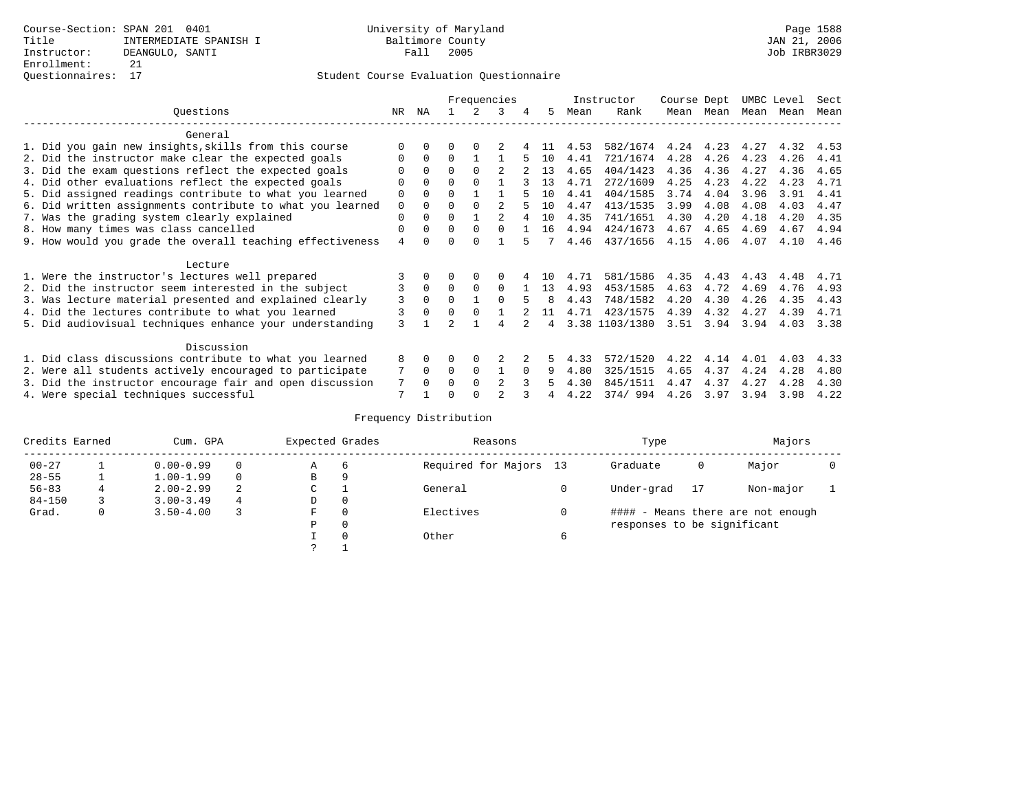Course-Section: SPAN 201 0401
Title: INTERMEDIATE SPANISH I
Instructor: DEANGULO, SANTI
Enrollment: 21
Questionnaires: 17

University of Maryland
Baltimore County
Fall 2005

JAN 21, 2006
Job IRBR3029

## Student Course Evaluation Questionnaire

| Questions | NR | NA | 1 | 2 | 3 | 4 | 5 | Instructor Mean | Instructor Rank | Course Mean | Dept Mean | UMBC Mean | Level Mean | Sect Mean |
|---|---|---|---|---|---|---|---|---|---|---|---|---|---|---|
| **General** | | | | | | | | | | | | | | |
| 1. Did you gain new insights,skills from this course | 0 | 0 | 0 | 0 | 2 | 4 | 11 | 4.53 | 582/1674 | 4.24 | 4.23 | 4.27 | 4.32 | 4.53 |
| 2. Did the instructor make clear the expected goals | 0 | 0 | 0 | 1 | 1 | 5 | 10 | 4.41 | 721/1674 | 4.28 | 4.26 | 4.23 | 4.26 | 4.41 |
| 3. Did the exam questions reflect the expected goals | 0 | 0 | 0 | 0 | 2 | 2 | 13 | 4.65 | 404/1423 | 4.36 | 4.36 | 4.27 | 4.36 | 4.65 |
| 4. Did other evaluations reflect the expected goals | 0 | 0 | 0 | 0 | 1 | 3 | 13 | 4.71 | 272/1609 | 4.25 | 4.23 | 4.22 | 4.23 | 4.71 |
| 5. Did assigned readings contribute to what you learned | 0 | 0 | 0 | 1 | 1 | 5 | 10 | 4.41 | 404/1585 | 3.74 | 4.04 | 3.96 | 3.91 | 4.41 |
| 6. Did written assignments contribute to what you learned | 0 | 0 | 0 | 0 | 2 | 5 | 10 | 4.47 | 413/1535 | 3.99 | 4.08 | 4.08 | 4.03 | 4.47 |
| 7. Was the grading system clearly explained | 0 | 0 | 0 | 1 | 2 | 4 | 10 | 4.35 | 741/1651 | 4.30 | 4.20 | 4.18 | 4.20 | 4.35 |
| 8. How many times was class cancelled | 0 | 0 | 0 | 0 | 0 | 1 | 16 | 4.94 | 424/1673 | 4.67 | 4.65 | 4.69 | 4.67 | 4.94 |
| 9. How would you grade the overall teaching effectiveness | 4 | 0 | 0 | 0 | 1 | 5 | 7 | 4.46 | 437/1656 | 4.15 | 4.06 | 4.07 | 4.10 | 4.46 |
| **Lecture** | | | | | | | | | | | | | | |
| 1. Were the instructor's lectures well prepared | 3 | 0 | 0 | 0 | 0 | 4 | 10 | 4.71 | 581/1586 | 4.35 | 4.43 | 4.43 | 4.48 | 4.71 |
| 2. Did the instructor seem interested in the subject | 3 | 0 | 0 | 0 | 0 | 1 | 13 | 4.93 | 453/1585 | 4.63 | 4.72 | 4.69 | 4.76 | 4.93 |
| 3. Was lecture material presented and explained clearly | 3 | 0 | 0 | 1 | 0 | 5 | 8 | 4.43 | 748/1582 | 4.20 | 4.30 | 4.26 | 4.35 | 4.43 |
| 4. Did the lectures contribute to what you learned | 3 | 0 | 0 | 0 | 1 | 2 | 11 | 4.71 | 423/1575 | 4.39 | 4.32 | 4.27 | 4.39 | 4.71 |
| 5. Did audiovisual techniques enhance your understanding | 3 | 1 | 2 | 1 | 4 | 2 | 4 | 3.38 | 1103/1380 | 3.51 | 3.94 | 3.94 | 4.03 | 3.38 |
| **Discussion** | | | | | | | | | | | | | | |
| 1. Did class discussions contribute to what you learned | 8 | 0 | 0 | 0 | 2 | 2 | 5 | 4.33 | 572/1520 | 4.22 | 4.14 | 4.01 | 4.03 | 4.33 |
| 2. Were all students actively encouraged to participate | 7 | 0 | 0 | 0 | 1 | 0 | 9 | 4.80 | 325/1515 | 4.65 | 4.37 | 4.24 | 4.28 | 4.80 |
| 3. Did the instructor encourage fair and open discussion | 7 | 0 | 0 | 0 | 2 | 3 | 5 | 4.30 | 845/1511 | 4.47 | 4.37 | 4.27 | 4.28 | 4.30 |
| 4. Were special techniques successful | 7 | 1 | 0 | 0 | 2 | 3 | 4 | 4.22 | 374/ 994 | 4.26 | 3.97 | 3.94 | 3.98 | 4.22 |

## Frequency Distribution

| Credits Earned | | Cum. GPA | | Expected Grades | | Reasons | | Type | | Majors | |
|---|---|---|---|---|---|---|---|---|---|---|---|
| 00-27 | 1 | 0.00-0.99 | 0 | A | 6 | Required for Majors | 13 | Graduate | 0 | Major | 0 |
| 28-55 | 1 | 1.00-1.99 | 0 | B | 9 | | | | | | |
| 56-83 | 4 | 2.00-2.99 | 2 | C | 1 | General | 0 | Under-grad | 17 | Non-major | 1 |
| 84-150 | 3 | 3.00-3.49 | 4 | D | 0 | | | | | | |
| Grad. | 0 | 3.50-4.00 | 3 | F | 0 | Electives | 0 | | | | |
| | | | | P | 0 | | | | | | |
| | | | | I | 0 | Other | 6 | | | | |
| | | | | ? | 1 | | | | | | |

#### - Means there are not enough responses to be significant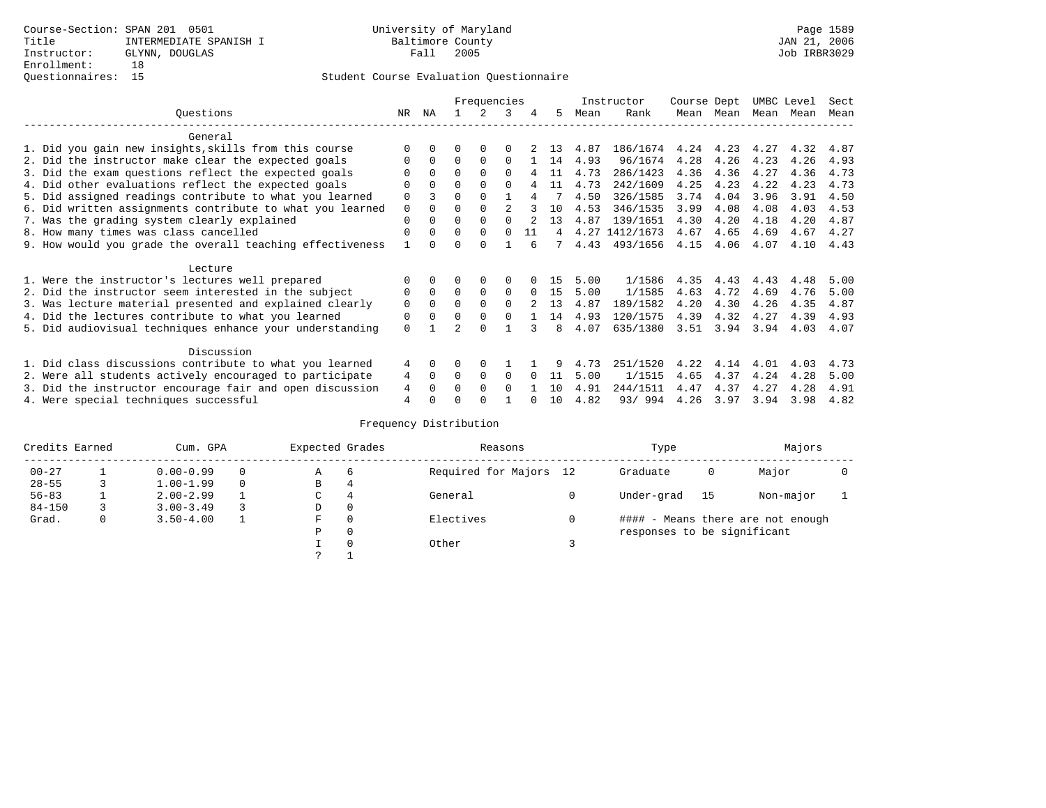Course-Section: SPAN 201 0501
Title: INTERMEDIATE SPANISH I
Instructor: GLYNN, DOUGLAS
Enrollment: 18
Questionnaires: 15

University of Maryland
Baltimore County
Fall 2005

JAN 21, 2006
Job IRBR3029

Student Course Evaluation Questionnaire

| Questions | NR | NA | 1 | 2 | 3 | 4 | 5 | Instructor Mean | Rank | Course Mean | Dept Mean | UMBC Mean | Level Mean | Sect Mean |
|---|---|---|---|---|---|---|---|---|---|---|---|---|---|---|
| **General** | | | | | | | | | | | | | | |
| 1. Did you gain new insights,skills from this course | 0 | 0 | 0 | 0 | 0 | 2 | 13 | 4.87 | 186/1674 | 4.24 | 4.23 | 4.27 | 4.32 | 4.87 |
| 2. Did the instructor make clear the expected goals | 0 | 0 | 0 | 0 | 0 | 1 | 14 | 4.93 | 96/1674 | 4.28 | 4.26 | 4.23 | 4.26 | 4.93 |
| 3. Did the exam questions reflect the expected goals | 0 | 0 | 0 | 0 | 0 | 4 | 11 | 4.73 | 286/1423 | 4.36 | 4.36 | 4.27 | 4.36 | 4.73 |
| 4. Did other evaluations reflect the expected goals | 0 | 0 | 0 | 0 | 0 | 4 | 11 | 4.73 | 242/1609 | 4.25 | 4.23 | 4.22 | 4.23 | 4.73 |
| 5. Did assigned readings contribute to what you learned | 0 | 3 | 0 | 0 | 1 | 4 | 7 | 4.50 | 326/1585 | 3.74 | 4.04 | 3.96 | 3.91 | 4.50 |
| 6. Did written assignments contribute to what you learned | 0 | 0 | 0 | 0 | 2 | 3 | 10 | 4.53 | 346/1535 | 3.99 | 4.08 | 4.08 | 4.03 | 4.53 |
| 7. Was the grading system clearly explained | 0 | 0 | 0 | 0 | 0 | 2 | 13 | 4.87 | 139/1651 | 4.30 | 4.20 | 4.18 | 4.20 | 4.87 |
| 8. How many times was class cancelled | 0 | 0 | 0 | 0 | 0 | 11 | 4 | 4.27 | 1412/1673 | 4.67 | 4.65 | 4.69 | 4.67 | 4.27 |
| 9. How would you grade the overall teaching effectiveness | 1 | 0 | 0 | 0 | 1 | 6 | 7 | 4.43 | 493/1656 | 4.15 | 4.06 | 4.07 | 4.10 | 4.43 |
| **Lecture** | | | | | | | | | | | | | | |
| 1. Were the instructor's lectures well prepared | 0 | 0 | 0 | 0 | 0 | 0 | 15 | 5.00 | 1/1586 | 4.35 | 4.43 | 4.43 | 4.48 | 5.00 |
| 2. Did the instructor seem interested in the subject | 0 | 0 | 0 | 0 | 0 | 0 | 15 | 5.00 | 1/1585 | 4.63 | 4.72 | 4.69 | 4.76 | 5.00 |
| 3. Was lecture material presented and explained clearly | 0 | 0 | 0 | 0 | 0 | 2 | 13 | 4.87 | 189/1582 | 4.20 | 4.30 | 4.26 | 4.35 | 4.87 |
| 4. Did the lectures contribute to what you learned | 0 | 0 | 0 | 0 | 0 | 1 | 14 | 4.93 | 120/1575 | 4.39 | 4.32 | 4.27 | 4.39 | 4.93 |
| 5. Did audiovisual techniques enhance your understanding | 0 | 1 | 2 | 0 | 1 | 3 | 8 | 4.07 | 635/1380 | 3.51 | 3.94 | 3.94 | 4.03 | 4.07 |
| **Discussion** | | | | | | | | | | | | | | |
| 1. Did class discussions contribute to what you learned | 4 | 0 | 0 | 0 | 1 | 1 | 9 | 4.73 | 251/1520 | 4.22 | 4.14 | 4.01 | 4.03 | 4.73 |
| 2. Were all students actively encouraged to participate | 4 | 0 | 0 | 0 | 0 | 0 | 11 | 5.00 | 1/1515 | 4.65 | 4.37 | 4.24 | 4.28 | 5.00 |
| 3. Did the instructor encourage fair and open discussion | 4 | 0 | 0 | 0 | 0 | 1 | 10 | 4.91 | 244/1511 | 4.47 | 4.37 | 4.27 | 4.28 | 4.91 |
| 4. Were special techniques successful | 4 | 0 | 0 | 0 | 1 | 0 | 10 | 4.82 | 93/ 994 | 4.26 | 3.97 | 3.94 | 3.98 | 4.82 |

Frequency Distribution

| Credits Earned | | Cum. GPA | | Expected Grades | | Reasons | | Type | | Majors | |
|---|---|---|---|---|---|---|---|---|---|---|---|
| 00-27 | 1 | 0.00-0.99 | 0 | A | 6 | Required for Majors | 12 | Graduate | 0 | Major | 0 |
| 28-55 | 3 | 1.00-1.99 | 0 | B | 4 | | | | | | |
| 56-83 | 1 | 2.00-2.99 | 1 | C | 4 | General | 0 | Under-grad | 15 | Non-major | 1 |
| 84-150 | 3 | 3.00-3.49 | 3 | D | 0 | | | | | | |
| Grad. | 0 | 3.50-4.00 | 1 | F | 0 | Electives | 0 | #### - Means there are not enough responses to be significant | | | |
| | | | | P | 0 | | | | | | |
| | | | | I | 0 | Other | 3 | | | | |
| | | | | ? | 1 | | | | | | |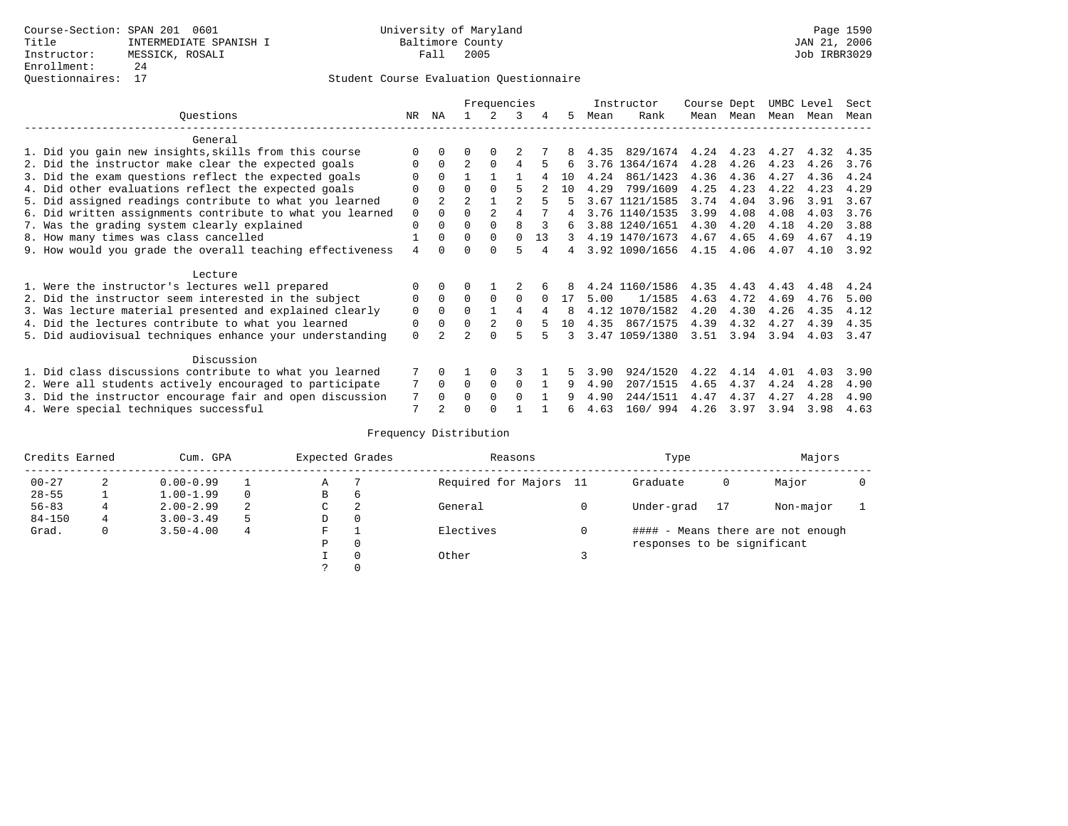Course-Section: SPAN 201 0601
Title: INTERMEDIATE SPANISH I
Instructor: MESSICK, ROSALI
Enrollment: 24
Questionnaires: 17

University of Maryland
Baltimore County
Fall 2005

JAN 21, 2006
Job IRBR3029

## Student Course Evaluation Questionnaire

| Questions | NR | NA | 1 | 2 | 3 | 4 | 5 | Instructor Mean | Rank | Course Mean | Dept Mean | UMBC Mean | Level Mean | Sect Mean |
|---|---|---|---|---|---|---|---|---|---|---|---|---|---|---|
| **General** | | | | | | | | | | | | | | |
| 1. Did you gain new insights,skills from this course | 0 | 0 | 0 | 0 | 2 | 7 | 8 | 4.35 | 829/1674 | 4.24 | 4.23 | 4.27 | 4.32 | 4.35 |
| 2. Did the instructor make clear the expected goals | 0 | 0 | 2 | 0 | 4 | 5 | 6 | 3.76 | 1364/1674 | 4.28 | 4.26 | 4.23 | 4.26 | 3.76 |
| 3. Did the exam questions reflect the expected goals | 0 | 0 | 1 | 1 | 1 | 4 | 10 | 4.24 | 861/1423 | 4.36 | 4.36 | 4.27 | 4.36 | 4.24 |
| 4. Did other evaluations reflect the expected goals | 0 | 0 | 0 | 0 | 5 | 2 | 10 | 4.29 | 799/1609 | 4.25 | 4.23 | 4.22 | 4.23 | 4.29 |
| 5. Did assigned readings contribute to what you learned | 0 | 2 | 2 | 1 | 2 | 5 | 5 | 3.67 | 1121/1585 | 3.74 | 4.04 | 3.96 | 3.91 | 3.67 |
| 6. Did written assignments contribute to what you learned | 0 | 0 | 0 | 2 | 4 | 7 | 4 | 3.76 | 1140/1535 | 3.99 | 4.08 | 4.08 | 4.03 | 3.76 |
| 7. Was the grading system clearly explained | 0 | 0 | 0 | 0 | 8 | 3 | 6 | 3.88 | 1240/1651 | 4.30 | 4.20 | 4.18 | 4.20 | 3.88 |
| 8. How many times was class cancelled | 1 | 0 | 0 | 0 | 0 | 13 | 3 | 4.19 | 1470/1673 | 4.67 | 4.65 | 4.69 | 4.67 | 4.19 |
| 9. How would you grade the overall teaching effectiveness | 4 | 0 | 0 | 0 | 5 | 4 | 4 | 3.92 | 1090/1656 | 4.15 | 4.06 | 4.07 | 4.10 | 3.92 |
| **Lecture** | | | | | | | | | | | | | | |
| 1. Were the instructor's lectures well prepared | 0 | 0 | 0 | 1 | 2 | 6 | 8 | 4.24 | 1160/1586 | 4.35 | 4.43 | 4.43 | 4.48 | 4.24 |
| 2. Did the instructor seem interested in the subject | 0 | 0 | 0 | 0 | 0 | 0 | 17 | 5.00 | 1/1585 | 4.63 | 4.72 | 4.69 | 4.76 | 5.00 |
| 3. Was lecture material presented and explained clearly | 0 | 0 | 0 | 1 | 4 | 4 | 8 | 4.12 | 1070/1582 | 4.20 | 4.30 | 4.26 | 4.35 | 4.12 |
| 4. Did the lectures contribute to what you learned | 0 | 0 | 0 | 2 | 0 | 5 | 10 | 4.35 | 867/1575 | 4.39 | 4.32 | 4.27 | 4.39 | 4.35 |
| 5. Did audiovisual techniques enhance your understanding | 0 | 2 | 2 | 0 | 5 | 5 | 3 | 3.47 | 1059/1380 | 3.51 | 3.94 | 3.94 | 4.03 | 3.47 |
| **Discussion** | | | | | | | | | | | | | | |
| 1. Did class discussions contribute to what you learned | 7 | 0 | 1 | 0 | 3 | 1 | 5 | 3.90 | 924/1520 | 4.22 | 4.14 | 4.01 | 4.03 | 3.90 |
| 2. Were all students actively encouraged to participate | 7 | 0 | 0 | 0 | 0 | 1 | 9 | 4.90 | 207/1515 | 4.65 | 4.37 | 4.24 | 4.28 | 4.90 |
| 3. Did the instructor encourage fair and open discussion | 7 | 0 | 0 | 0 | 0 | 1 | 9 | 4.90 | 244/1511 | 4.47 | 4.37 | 4.27 | 4.28 | 4.90 |
| 4. Were special techniques successful | 7 | 2 | 0 | 0 | 1 | 1 | 6 | 4.63 | 160/ 994 | 4.26 | 3.97 | 3.94 | 3.98 | 4.63 |

## Frequency Distribution

| Credits Earned | | Cum. GPA | | Expected Grades | | Reasons | | Type | | Majors | |
|---|---|---|---|---|---|---|---|---|---|---|---|
| 00-27 | 2 | 0.00-0.99 | 1 | A | 7 | Required for Majors | 11 | Graduate | 0 | Major | 0 |
| 28-55 | 1 | 1.00-1.99 | 0 | B | 6 | | | | | | |
| 56-83 | 4 | 2.00-2.99 | 2 | C | 2 | General | 0 | Under-grad | 17 | Non-major | 1 |
| 84-150 | 4 | 3.00-3.49 | 5 | D | 0 | | | | | | |
| Grad. | 0 | 3.50-4.00 | 4 | F | 1 | Electives | 0 | | | | |
| | | | | P | 0 | | | | | | |
| | | | | I | 0 | Other | 3 | | | | |
| | | | | ? | 0 | | | | | | |

#### - Means there are not enough responses to be significant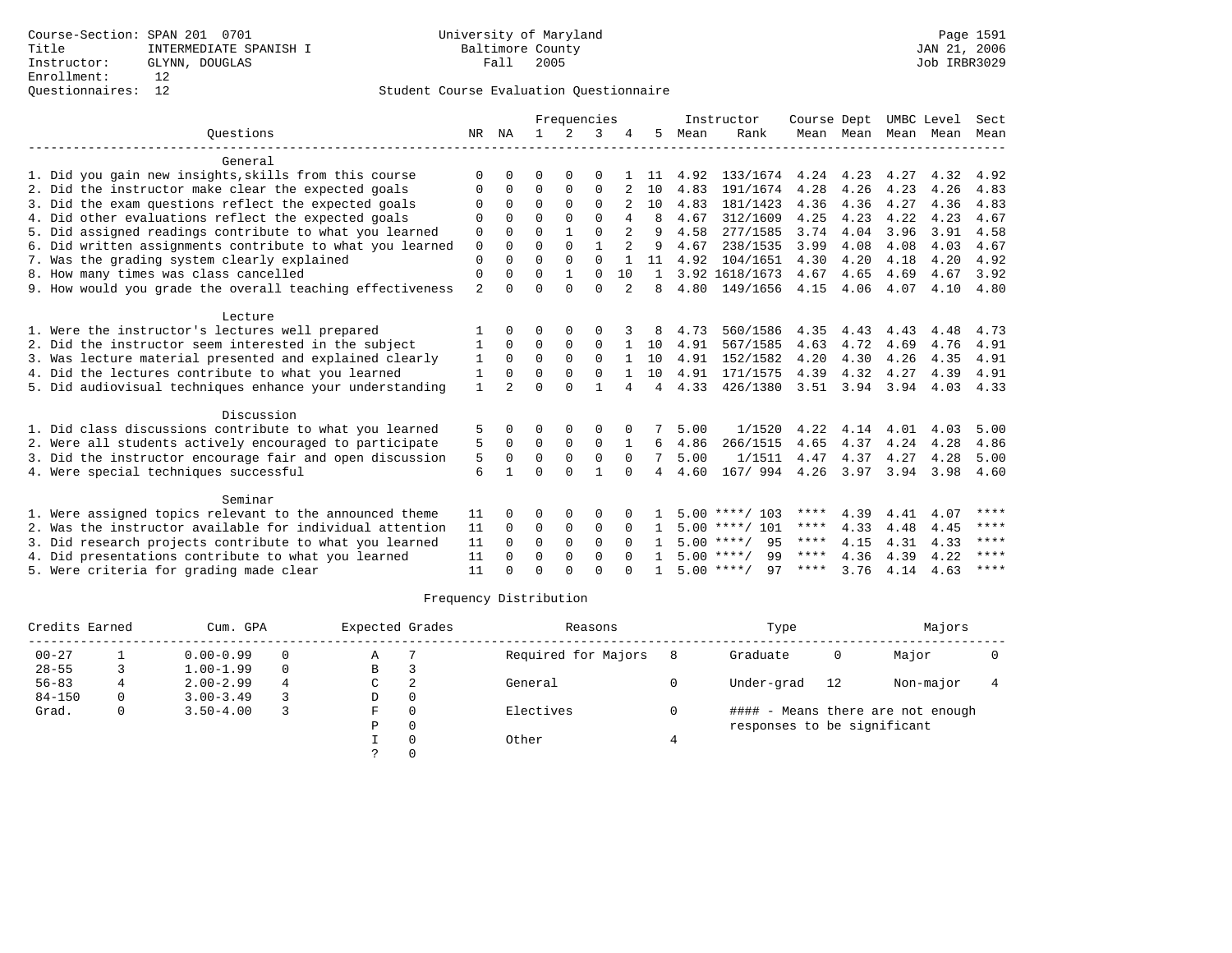Course-Section: SPAN 201 0701
Title: INTERMEDIATE SPANISH I
Instructor: GLYNN, DOUGLAS
Enrollment: 12
Questionnaires: 12

University of Maryland
Baltimore County
Fall 2005

Student Course Evaluation Questionnaire

| Questions | NR | NA | 1 | 2 | 3 | 4 | 5 | Instructor Mean | Instructor Rank | Course Mean | Dept Mean | UMBC Mean | Level Mean | Sect Mean |
|---|---|---|---|---|---|---|---|---|---|---|---|---|---|---|
| **General** | | | | | | | | | | | | | | |
| 1. Did you gain new insights,skills from this course | 0 | 0 | 0 | 0 | 0 | 1 | 11 | 4.92 | 133/1674 | 4.24 | 4.23 | 4.27 | 4.32 | 4.92 |
| 2. Did the instructor make clear the expected goals | 0 | 0 | 0 | 0 | 0 | 2 | 10 | 4.83 | 191/1674 | 4.28 | 4.26 | 4.23 | 4.26 | 4.83 |
| 3. Did the exam questions reflect the expected goals | 0 | 0 | 0 | 0 | 0 | 2 | 10 | 4.83 | 181/1423 | 4.36 | 4.36 | 4.27 | 4.36 | 4.83 |
| 4. Did other evaluations reflect the expected goals | 0 | 0 | 0 | 0 | 0 | 4 | 8 | 4.67 | 312/1609 | 4.25 | 4.23 | 4.22 | 4.23 | 4.67 |
| 5. Did assigned readings contribute to what you learned | 0 | 0 | 0 | 1 | 0 | 2 | 9 | 4.58 | 277/1585 | 3.74 | 4.04 | 3.96 | 3.91 | 4.58 |
| 6. Did written assignments contribute to what you learned | 0 | 0 | 0 | 0 | 1 | 2 | 9 | 4.67 | 238/1535 | 3.99 | 4.08 | 4.08 | 4.03 | 4.67 |
| 7. Was the grading system clearly explained | 0 | 0 | 0 | 0 | 0 | 1 | 11 | 4.92 | 104/1651 | 4.30 | 4.20 | 4.18 | 4.20 | 4.92 |
| 8. How many times was class cancelled | 0 | 0 | 0 | 1 | 0 | 10 | 1 | 3.92 | 1618/1673 | 4.67 | 4.65 | 4.69 | 4.67 | 3.92 |
| 9. How would you grade the overall teaching effectiveness | 2 | 0 | 0 | 0 | 0 | 2 | 8 | 4.80 | 149/1656 | 4.15 | 4.06 | 4.07 | 4.10 | 4.80 |
| **Lecture** | | | | | | | | | | | | | | |
| 1. Were the instructor's lectures well prepared | 1 | 0 | 0 | 0 | 0 | 3 | 8 | 4.73 | 560/1586 | 4.35 | 4.43 | 4.43 | 4.48 | 4.73 |
| 2. Did the instructor seem interested in the subject | 1 | 0 | 0 | 0 | 0 | 1 | 10 | 4.91 | 567/1585 | 4.63 | 4.72 | 4.69 | 4.76 | 4.91 |
| 3. Was lecture material presented and explained clearly | 1 | 0 | 0 | 0 | 0 | 1 | 10 | 4.91 | 152/1582 | 4.20 | 4.30 | 4.26 | 4.35 | 4.91 |
| 4. Did the lectures contribute to what you learned | 1 | 0 | 0 | 0 | 0 | 1 | 10 | 4.91 | 171/1575 | 4.39 | 4.32 | 4.27 | 4.39 | 4.91 |
| 5. Did audiovisual techniques enhance your understanding | 1 | 2 | 0 | 0 | 1 | 4 | 4 | 4.33 | 426/1380 | 3.51 | 3.94 | 3.94 | 4.03 | 4.33 |
| **Discussion** | | | | | | | | | | | | | | |
| 1. Did class discussions contribute to what you learned | 5 | 0 | 0 | 0 | 0 | 0 | 7 | 5.00 | 1/1520 | 4.22 | 4.14 | 4.01 | 4.03 | 5.00 |
| 2. Were all students actively encouraged to participate | 5 | 0 | 0 | 0 | 0 | 1 | 6 | 4.86 | 266/1515 | 4.65 | 4.37 | 4.24 | 4.28 | 4.86 |
| 3. Did the instructor encourage fair and open discussion | 5 | 0 | 0 | 0 | 0 | 0 | 7 | 5.00 | 1/1511 | 4.47 | 4.37 | 4.27 | 4.28 | 5.00 |
| 4. Were special techniques successful | 6 | 1 | 0 | 0 | 1 | 0 | 4 | 4.60 | 167/ 994 | 4.26 | 3.97 | 3.94 | 3.98 | 4.60 |
| **Seminar** | | | | | | | | | | | | | | |
| 1. Were assigned topics relevant to the announced theme | 11 | 0 | 0 | 0 | 0 | 0 | 1 | 5.00 | ****/ 103 | **** | 4.39 | 4.41 | 4.07 | **** |
| 2. Was the instructor available for individual attention | 11 | 0 | 0 | 0 | 0 | 0 | 1 | 5.00 | ****/ 101 | **** | 4.33 | 4.48 | 4.45 | **** |
| 3. Did research projects contribute to what you learned | 11 | 0 | 0 | 0 | 0 | 0 | 1 | 5.00 | ****/ 95 | **** | 4.15 | 4.31 | 4.33 | **** |
| 4. Did presentations contribute to what you learned | 11 | 0 | 0 | 0 | 0 | 0 | 1 | 5.00 | ****/ 99 | **** | 4.36 | 4.39 | 4.22 | **** |
| 5. Were criteria for grading made clear | 11 | 0 | 0 | 0 | 0 | 0 | 1 | 5.00 | ****/ 97 | **** | 3.76 | 4.14 | 4.63 | **** |

Frequency Distribution

| Credits Earned | | Cum. GPA | | Expected Grades | | Reasons | | Type | | Majors | |
|---|---|---|---|---|---|---|---|---|---|---|---|
| 00-27 | 1 | 0.00-0.99 | 0 | A | 7 | Required for Majors | 8 | Graduate | 0 | Major | 0 |
| 28-55 | 3 | 1.00-1.99 | 0 | B | 3 | | | | | | |
| 56-83 | 4 | 2.00-2.99 | 4 | C | 2 | General | 0 | Under-grad | 12 | Non-major | 4 |
| 84-150 | 0 | 3.00-3.49 | 3 | D | 0 | | | | | | |
| Grad. | 0 | 3.50-4.00 | 3 | F | 0 | Electives | 0 | #### - Means there are not enough responses to be significant | | | |
| | | | | P | 0 | | | | | | |
| | | | | I | 0 | Other | 4 | | | | |
| | | | | ? | 0 | | | | | | |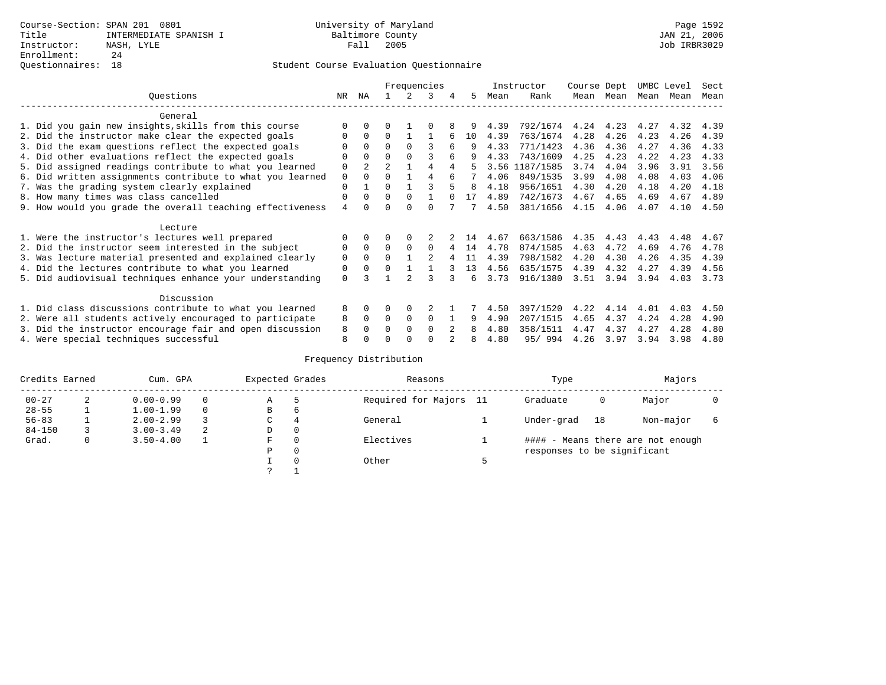Course-Section: SPAN 201 0801
Title: INTERMEDIATE SPANISH I
Instructor: NASH, LYLE
Enrollment: 24
Questionnaires: 18

University of Maryland
Baltimore County
Fall 2005

JAN 21, 2006
Job IRBR3029

Student Course Evaluation Questionnaire

| Questions | NR | NA | 1 | 2 | 3 | 4 | 5 | Instructor Mean | Instructor Rank | Course Mean | Dept Mean | UMBC Mean | Level Mean | Sect Mean |
|---|---|---|---|---|---|---|---|---|---|---|---|---|---|---|
| **General** | | | | | | | | | | | | | | |
| 1. Did you gain new insights,skills from this course | 0 | 0 | 0 | 1 | 0 | 8 | 9 | 4.39 | 792/1674 | 4.24 | 4.23 | 4.27 | 4.32 | 4.39 |
| 2. Did the instructor make clear the expected goals | 0 | 0 | 0 | 1 | 1 | 6 | 10 | 4.39 | 763/1674 | 4.28 | 4.26 | 4.23 | 4.26 | 4.39 |
| 3. Did the exam questions reflect the expected goals | 0 | 0 | 0 | 0 | 3 | 6 | 9 | 4.33 | 771/1423 | 4.36 | 4.36 | 4.27 | 4.36 | 4.33 |
| 4. Did other evaluations reflect the expected goals | 0 | 0 | 0 | 0 | 3 | 6 | 9 | 4.33 | 743/1609 | 4.25 | 4.23 | 4.22 | 4.23 | 4.33 |
| 5. Did assigned readings contribute to what you learned | 0 | 2 | 2 | 1 | 4 | 4 | 5 | 3.56 | 1187/1585 | 3.74 | 4.04 | 3.96 | 3.91 | 3.56 |
| 6. Did written assignments contribute to what you learned | 0 | 0 | 0 | 1 | 4 | 6 | 7 | 4.06 | 849/1535 | 3.99 | 4.08 | 4.08 | 4.03 | 4.06 |
| 7. Was the grading system clearly explained | 0 | 1 | 0 | 1 | 3 | 5 | 8 | 4.18 | 956/1651 | 4.30 | 4.20 | 4.18 | 4.20 | 4.18 |
| 8. How many times was class cancelled | 0 | 0 | 0 | 0 | 1 | 0 | 17 | 4.89 | 742/1673 | 4.67 | 4.65 | 4.69 | 4.67 | 4.89 |
| 9. How would you grade the overall teaching effectiveness | 4 | 0 | 0 | 0 | 0 | 7 | 7 | 4.50 | 381/1656 | 4.15 | 4.06 | 4.07 | 4.10 | 4.50 |
| **Lecture** | | | | | | | | | | | | | | |
| 1. Were the instructor's lectures well prepared | 0 | 0 | 0 | 0 | 2 | 2 | 14 | 4.67 | 663/1586 | 4.35 | 4.43 | 4.43 | 4.48 | 4.67 |
| 2. Did the instructor seem interested in the subject | 0 | 0 | 0 | 0 | 0 | 4 | 14 | 4.78 | 874/1585 | 4.63 | 4.72 | 4.69 | 4.76 | 4.78 |
| 3. Was lecture material presented and explained clearly | 0 | 0 | 0 | 1 | 2 | 4 | 11 | 4.39 | 798/1582 | 4.20 | 4.30 | 4.26 | 4.35 | 4.39 |
| 4. Did the lectures contribute to what you learned | 0 | 0 | 0 | 1 | 1 | 3 | 13 | 4.56 | 635/1575 | 4.39 | 4.32 | 4.27 | 4.39 | 4.56 |
| 5. Did audiovisual techniques enhance your understanding | 0 | 3 | 1 | 2 | 3 | 3 | 6 | 3.73 | 916/1380 | 3.51 | 3.94 | 3.94 | 4.03 | 3.73 |
| **Discussion** | | | | | | | | | | | | | | |
| 1. Did class discussions contribute to what you learned | 8 | 0 | 0 | 0 | 2 | 1 | 7 | 4.50 | 397/1520 | 4.22 | 4.14 | 4.01 | 4.03 | 4.50 |
| 2. Were all students actively encouraged to participate | 8 | 0 | 0 | 0 | 0 | 1 | 9 | 4.90 | 207/1515 | 4.65 | 4.37 | 4.24 | 4.28 | 4.90 |
| 3. Did the instructor encourage fair and open discussion | 8 | 0 | 0 | 0 | 0 | 2 | 8 | 4.80 | 358/1511 | 4.47 | 4.37 | 4.27 | 4.28 | 4.80 |
| 4. Were special techniques successful | 8 | 0 | 0 | 0 | 0 | 2 | 8 | 4.80 | 95/ 994 | 4.26 | 3.97 | 3.94 | 3.98 | 4.80 |

Frequency Distribution

| Credits Earned | | Cum. GPA | | Expected Grades | | Reasons | | Type | | Majors | |
|---|---|---|---|---|---|---|---|---|---|---|---|
| 00-27 | 2 | 0.00-0.99 | 0 | A | 5 | Required for Majors | 11 | Graduate | 0 | Major | 0 |
| 28-55 | 1 | 1.00-1.99 | 0 | B | 6 | | | | | | |
| 56-83 | 1 | 2.00-2.99 | 3 | C | 4 | General | 1 | Under-grad | 18 | Non-major | 6 |
| 84-150 | 3 | 3.00-3.49 | 2 | D | 0 | | | | | | |
| Grad. | 0 | 3.50-4.00 | 1 | F | 0 | Electives | 1 | #### - Means there are not enough responses to be significant | | | |
| | | | | P | 0 | | | | | | |
| | | | | I | 0 | Other | 5 | | | | |
| | | | | ? | 1 | | | | | | |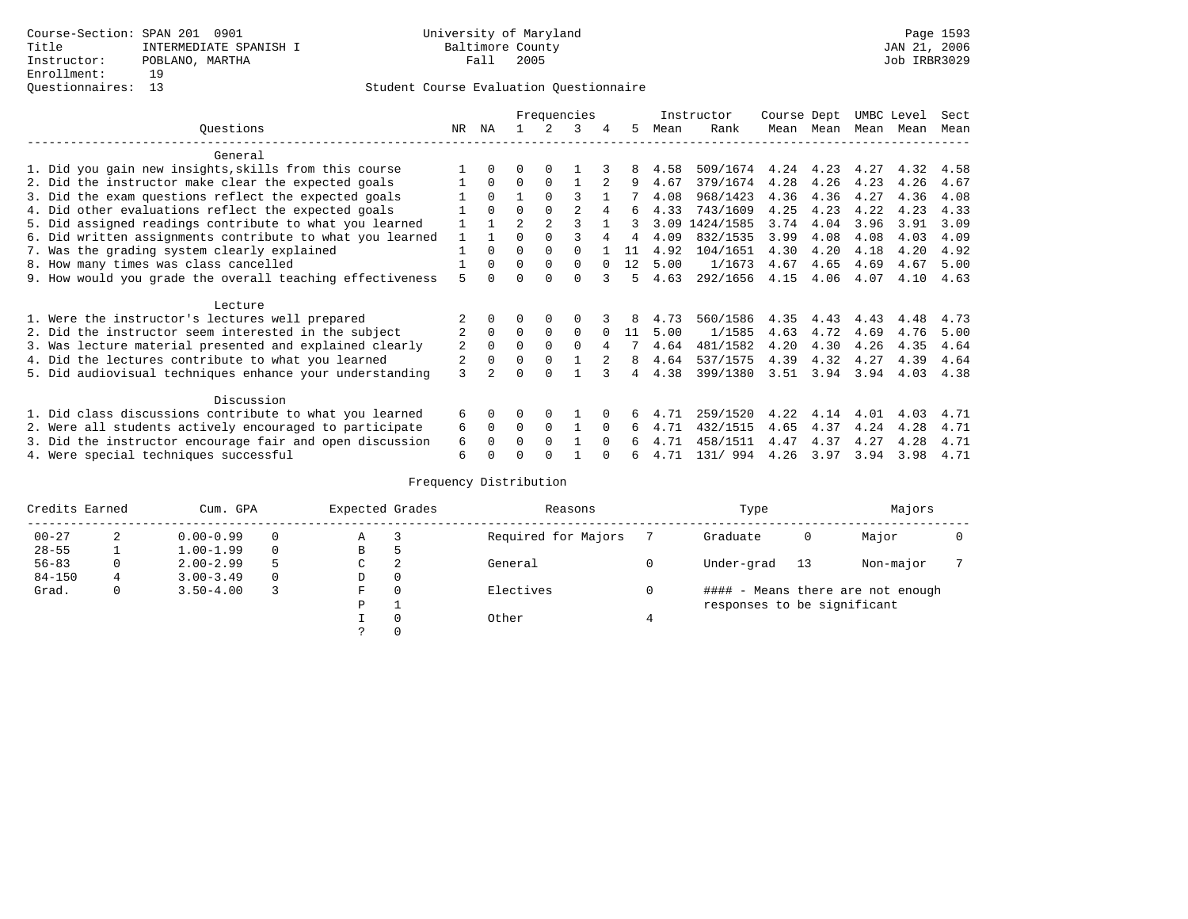Course-Section: SPAN 201 0901
Title: INTERMEDIATE SPANISH I
Instructor: POBLANO, MARTHA
Enrollment: 19
Questionnaires: 13

University of Maryland
Baltimore County
Fall 2005

JAN 21, 2006
Job IRBR3029

Student Course Evaluation Questionnaire

| Questions | NR | NA | 1 | 2 | 3 | 4 | 5 | Instructor Mean | Instructor Rank | Course Mean | Dept Mean | UMBC Mean | Level Mean | Sect Mean |
|---|---|---|---|---|---|---|---|---|---|---|---|---|---|---|
| **General** | | | | | | | | | | | | | | |
| 1. Did you gain new insights,skills from this course | 1 | 0 | 0 | 0 | 1 | 3 | 8 | 4.58 | 509/1674 | 4.24 | 4.23 | 4.27 | 4.32 | 4.58 |
| 2. Did the instructor make clear the expected goals | 1 | 0 | 0 | 0 | 1 | 2 | 9 | 4.67 | 379/1674 | 4.28 | 4.26 | 4.23 | 4.26 | 4.67 |
| 3. Did the exam questions reflect the expected goals | 1 | 0 | 1 | 0 | 3 | 1 | 7 | 4.08 | 968/1423 | 4.36 | 4.36 | 4.27 | 4.36 | 4.08 |
| 4. Did other evaluations reflect the expected goals | 1 | 0 | 0 | 0 | 2 | 4 | 6 | 4.33 | 743/1609 | 4.25 | 4.23 | 4.22 | 4.23 | 4.33 |
| 5. Did assigned readings contribute to what you learned | 1 | 1 | 2 | 2 | 3 | 1 | 3 | 3.09 | 1424/1585 | 3.74 | 4.04 | 3.96 | 3.91 | 3.09 |
| 6. Did written assignments contribute to what you learned | 1 | 1 | 0 | 0 | 3 | 4 | 4 | 4.09 | 832/1535 | 3.99 | 4.08 | 4.08 | 4.03 | 4.09 |
| 7. Was the grading system clearly explained | 1 | 0 | 0 | 0 | 0 | 1 | 11 | 4.92 | 104/1651 | 4.30 | 4.20 | 4.18 | 4.20 | 4.92 |
| 8. How many times was class cancelled | 1 | 0 | 0 | 0 | 0 | 0 | 12 | 5.00 | 1/1673 | 4.67 | 4.65 | 4.69 | 4.67 | 5.00 |
| 9. How would you grade the overall teaching effectiveness | 5 | 0 | 0 | 0 | 0 | 3 | 5 | 4.63 | 292/1656 | 4.15 | 4.06 | 4.07 | 4.10 | 4.63 |
| **Lecture** | | | | | | | | | | | | | | |
| 1. Were the instructor's lectures well prepared | 2 | 0 | 0 | 0 | 0 | 3 | 8 | 4.73 | 560/1586 | 4.35 | 4.43 | 4.43 | 4.48 | 4.73 |
| 2. Did the instructor seem interested in the subject | 2 | 0 | 0 | 0 | 0 | 0 | 11 | 5.00 | 1/1585 | 4.63 | 4.72 | 4.69 | 4.76 | 5.00 |
| 3. Was lecture material presented and explained clearly | 2 | 0 | 0 | 0 | 0 | 4 | 7 | 4.64 | 481/1582 | 4.20 | 4.30 | 4.26 | 4.35 | 4.64 |
| 4. Did the lectures contribute to what you learned | 2 | 0 | 0 | 0 | 1 | 2 | 8 | 4.64 | 537/1575 | 4.39 | 4.32 | 4.27 | 4.39 | 4.64 |
| 5. Did audiovisual techniques enhance your understanding | 3 | 2 | 0 | 0 | 1 | 3 | 4 | 4.38 | 399/1380 | 3.51 | 3.94 | 3.94 | 4.03 | 4.38 |
| **Discussion** | | | | | | | | | | | | | | |
| 1. Did class discussions contribute to what you learned | 6 | 0 | 0 | 0 | 1 | 0 | 6 | 4.71 | 259/1520 | 4.22 | 4.14 | 4.01 | 4.03 | 4.71 |
| 2. Were all students actively encouraged to participate | 6 | 0 | 0 | 0 | 1 | 0 | 6 | 4.71 | 432/1515 | 4.65 | 4.37 | 4.24 | 4.28 | 4.71 |
| 3. Did the instructor encourage fair and open discussion | 6 | 0 | 0 | 0 | 1 | 0 | 6 | 4.71 | 458/1511 | 4.47 | 4.37 | 4.27 | 4.28 | 4.71 |
| 4. Were special techniques successful | 6 | 0 | 0 | 0 | 1 | 0 | 6 | 4.71 | 131/ 994 | 4.26 | 3.97 | 3.94 | 3.98 | 4.71 |

Frequency Distribution

| Credits Earned | | Cum. GPA | | Expected Grades | | Reasons | | Type | | Majors | |
|---|---|---|---|---|---|---|---|---|---|---|---|
| 00-27 | 2 | 0.00-0.99 | 0 | A | 3 | Required for Majors | 7 | Graduate | 0 | Major | 0 |
| 28-55 | 1 | 1.00-1.99 | 0 | B | 5 | | | | | | |
| 56-83 | 0 | 2.00-2.99 | 5 | C | 2 | General | 0 | Under-grad | 13 | Non-major | 7 |
| 84-150 | 4 | 3.00-3.49 | 0 | D | 0 | | | | | | |
| Grad. | 0 | 3.50-4.00 | 3 | F | 0 | Electives | 0 | #### - Means there are not enough responses to be significant | | | |
| | | | | P | 1 | | | | | | |
| | | | | I | 0 | Other | 4 | | | | |
| | | | | ? | 0 | | | | | | |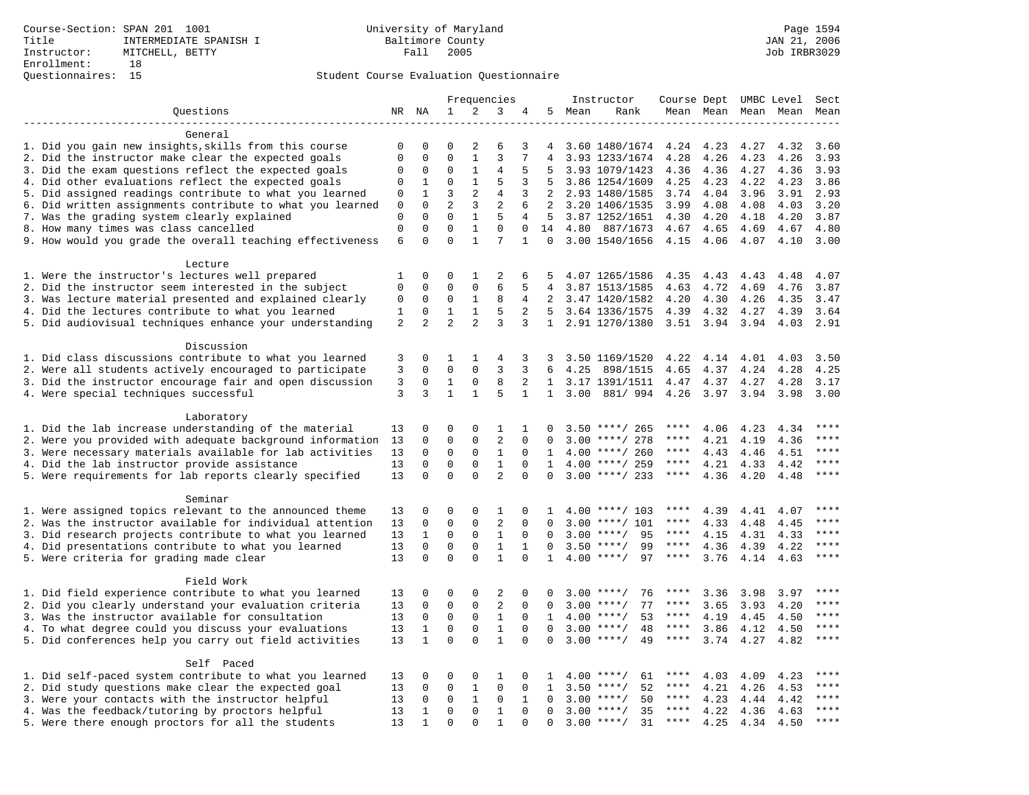Course-Section: SPAN 201 1001
Title: INTERMEDIATE SPANISH I
Instructor: MITCHELL, BETTY
Enrollment: 18
Questionnaires: 15

University of Maryland
Baltimore County
Fall 2005

Student Course Evaluation Questionnaire

| Questions | NR | NA | 1 | 2 | 3 | 4 | 5 | Instructor Mean | Rank | Course Mean | Dept Mean | UMBC Mean | Level Mean | Sect Mean |
|---|---|---|---|---|---|---|---|---|---|---|---|---|---|---|
| **General** | | | | | | | | | | | | | | |
| 1. Did you gain new insights,skills from this course | 0 | 0 | 0 | 2 | 6 | 3 | 4 | 3.60 | 1480/1674 | 4.24 | 4.23 | 4.27 | 4.32 | 3.60 |
| 2. Did the instructor make clear the expected goals | 0 | 0 | 0 | 1 | 3 | 7 | 4 | 3.93 | 1233/1674 | 4.28 | 4.26 | 4.23 | 4.26 | 3.93 |
| 3. Did the exam questions reflect the expected goals | 0 | 0 | 0 | 1 | 4 | 5 | 5 | 3.93 | 1079/1423 | 4.36 | 4.36 | 4.27 | 4.36 | 3.93 |
| 4. Did other evaluations reflect the expected goals | 0 | 1 | 0 | 1 | 5 | 3 | 5 | 3.86 | 1254/1609 | 4.25 | 4.23 | 4.22 | 4.23 | 3.86 |
| 5. Did assigned readings contribute to what you learned | 0 | 1 | 3 | 2 | 4 | 3 | 2 | 2.93 | 1480/1585 | 3.74 | 4.04 | 3.96 | 3.91 | 2.93 |
| 6. Did written assignments contribute to what you learned | 0 | 0 | 2 | 3 | 2 | 6 | 2 | 3.20 | 1406/1535 | 3.99 | 4.08 | 4.08 | 4.03 | 3.20 |
| 7. Was the grading system clearly explained | 0 | 0 | 0 | 1 | 5 | 4 | 5 | 3.87 | 1252/1651 | 4.30 | 4.20 | 4.18 | 4.20 | 3.87 |
| 8. How many times was class cancelled | 0 | 0 | 0 | 1 | 0 | 0 | 14 | 4.80 | 887/1673 | 4.67 | 4.65 | 4.69 | 4.67 | 4.80 |
| 9. How would you grade the overall teaching effectiveness | 6 | 0 | 0 | 1 | 7 | 1 | 0 | 3.00 | 1540/1656 | 4.15 | 4.06 | 4.07 | 4.10 | 3.00 |
| **Lecture** | | | | | | | | | | | | | | |
| 1. Were the instructor's lectures well prepared | 1 | 0 | 0 | 1 | 2 | 6 | 5 | 4.07 | 1265/1586 | 4.35 | 4.43 | 4.43 | 4.48 | 4.07 |
| 2. Did the instructor seem interested in the subject | 0 | 0 | 0 | 0 | 6 | 5 | 4 | 3.87 | 1513/1585 | 4.63 | 4.72 | 4.69 | 4.76 | 3.87 |
| 3. Was lecture material presented and explained clearly | 0 | 0 | 0 | 1 | 8 | 4 | 2 | 3.47 | 1420/1582 | 4.20 | 4.30 | 4.26 | 4.35 | 3.47 |
| 4. Did the lectures contribute to what you learned | 1 | 0 | 1 | 1 | 5 | 2 | 5 | 3.64 | 1336/1575 | 4.39 | 4.32 | 4.27 | 4.39 | 3.64 |
| 5. Did audiovisual techniques enhance your understanding | 2 | 2 | 2 | 2 | 3 | 3 | 1 | 2.91 | 1270/1380 | 3.51 | 3.94 | 3.94 | 4.03 | 2.91 |
| **Discussion** | | | | | | | | | | | | | | |
| 1. Did class discussions contribute to what you learned | 3 | 0 | 1 | 1 | 4 | 3 | 3 | 3.50 | 1169/1520 | 4.22 | 4.14 | 4.01 | 4.03 | 3.50 |
| 2. Were all students actively encouraged to participate | 3 | 0 | 0 | 0 | 3 | 3 | 6 | 4.25 | 898/1515 | 4.65 | 4.37 | 4.24 | 4.28 | 4.25 |
| 3. Did the instructor encourage fair and open discussion | 3 | 0 | 1 | 0 | 8 | 2 | 1 | 3.17 | 1391/1511 | 4.47 | 4.37 | 4.27 | 4.28 | 3.17 |
| 4. Were special techniques successful | 3 | 3 | 1 | 1 | 5 | 1 | 1 | 3.00 | 881/ 994 | 4.26 | 3.97 | 3.94 | 3.98 | 3.00 |
| **Laboratory** | | | | | | | | | | | | | | |
| 1. Did the lab increase understanding of the material | 13 | 0 | 0 | 0 | 1 | 1 | 0 | 3.50 | ****/ 265 | **** | 4.06 | 4.23 | 4.34 | **** |
| 2. Were you provided with adequate background information | 13 | 0 | 0 | 0 | 2 | 0 | 0 | 3.00 | ****/ 278 | **** | 4.21 | 4.19 | 4.36 | **** |
| 3. Were necessary materials available for lab activities | 13 | 0 | 0 | 0 | 1 | 0 | 1 | 4.00 | ****/ 260 | **** | 4.43 | 4.46 | 4.51 | **** |
| 4. Did the lab instructor provide assistance | 13 | 0 | 0 | 0 | 1 | 0 | 1 | 4.00 | ****/ 259 | **** | 4.21 | 4.33 | 4.42 | **** |
| 5. Were requirements for lab reports clearly specified | 13 | 0 | 0 | 0 | 2 | 0 | 0 | 3.00 | ****/ 233 | **** | 4.36 | 4.20 | 4.48 | **** |
| **Seminar** | | | | | | | | | | | | | | |
| 1. Were assigned topics relevant to the announced theme | 13 | 0 | 0 | 0 | 1 | 0 | 1 | 4.00 | ****/ 103 | **** | 4.39 | 4.41 | 4.07 | **** |
| 2. Was the instructor available for individual attention | 13 | 0 | 0 | 0 | 2 | 0 | 0 | 3.00 | ****/ 101 | **** | 4.33 | 4.48 | 4.45 | **** |
| 3. Did research projects contribute to what you learned | 13 | 1 | 0 | 0 | 1 | 0 | 0 | 3.00 | ****/ 95 | **** | 4.15 | 4.31 | 4.33 | **** |
| 4. Did presentations contribute to what you learned | 13 | 0 | 0 | 0 | 1 | 1 | 0 | 3.50 | ****/ 99 | **** | 4.36 | 4.39 | 4.22 | **** |
| 5. Were criteria for grading made clear | 13 | 0 | 0 | 0 | 1 | 0 | 1 | 4.00 | ****/ 97 | **** | 3.76 | 4.14 | 4.63 | **** |
| **Field Work** | | | | | | | | | | | | | | |
| 1. Did field experience contribute to what you learned | 13 | 0 | 0 | 0 | 2 | 0 | 0 | 3.00 | ****/ 76 | **** | 3.36 | 3.98 | 3.97 | **** |
| 2. Did you clearly understand your evaluation criteria | 13 | 0 | 0 | 0 | 2 | 0 | 0 | 3.00 | ****/ 77 | **** | 3.65 | 3.93 | 4.20 | **** |
| 3. Was the instructor available for consultation | 13 | 0 | 0 | 0 | 1 | 0 | 1 | 4.00 | ****/ 53 | **** | 4.19 | 4.45 | 4.50 | **** |
| 4. To what degree could you discuss your evaluations | 13 | 1 | 0 | 0 | 1 | 0 | 0 | 3.00 | ****/ 48 | **** | 3.86 | 4.12 | 4.50 | **** |
| 5. Did conferences help you carry out field activities | 13 | 1 | 0 | 0 | 1 | 0 | 0 | 3.00 | ****/ 49 | **** | 3.74 | 4.27 | 4.82 | **** |
| **Self Paced** | | | | | | | | | | | | | | |
| 1. Did self-paced system contribute to what you learned | 13 | 0 | 0 | 0 | 1 | 0 | 1 | 4.00 | ****/ 61 | **** | 4.03 | 4.09 | 4.23 | **** |
| 2. Did study questions make clear the expected goal | 13 | 0 | 0 | 1 | 0 | 0 | 1 | 3.50 | ****/ 52 | **** | 4.21 | 4.26 | 4.53 | **** |
| 3. Were your contacts with the instructor helpful | 13 | 0 | 0 | 1 | 0 | 1 | 0 | 3.00 | ****/ 50 | **** | 4.23 | 4.44 | 4.42 | **** |
| 4. Was the feedback/tutoring by proctors helpful | 13 | 1 | 0 | 0 | 1 | 0 | 0 | 3.00 | ****/ 35 | **** | 4.22 | 4.36 | 4.63 | **** |
| 5. Were there enough proctors for all the students | 13 | 1 | 0 | 0 | 1 | 0 | 0 | 3.00 | ****/ 31 | **** | 4.25 | 4.34 | 4.50 | **** |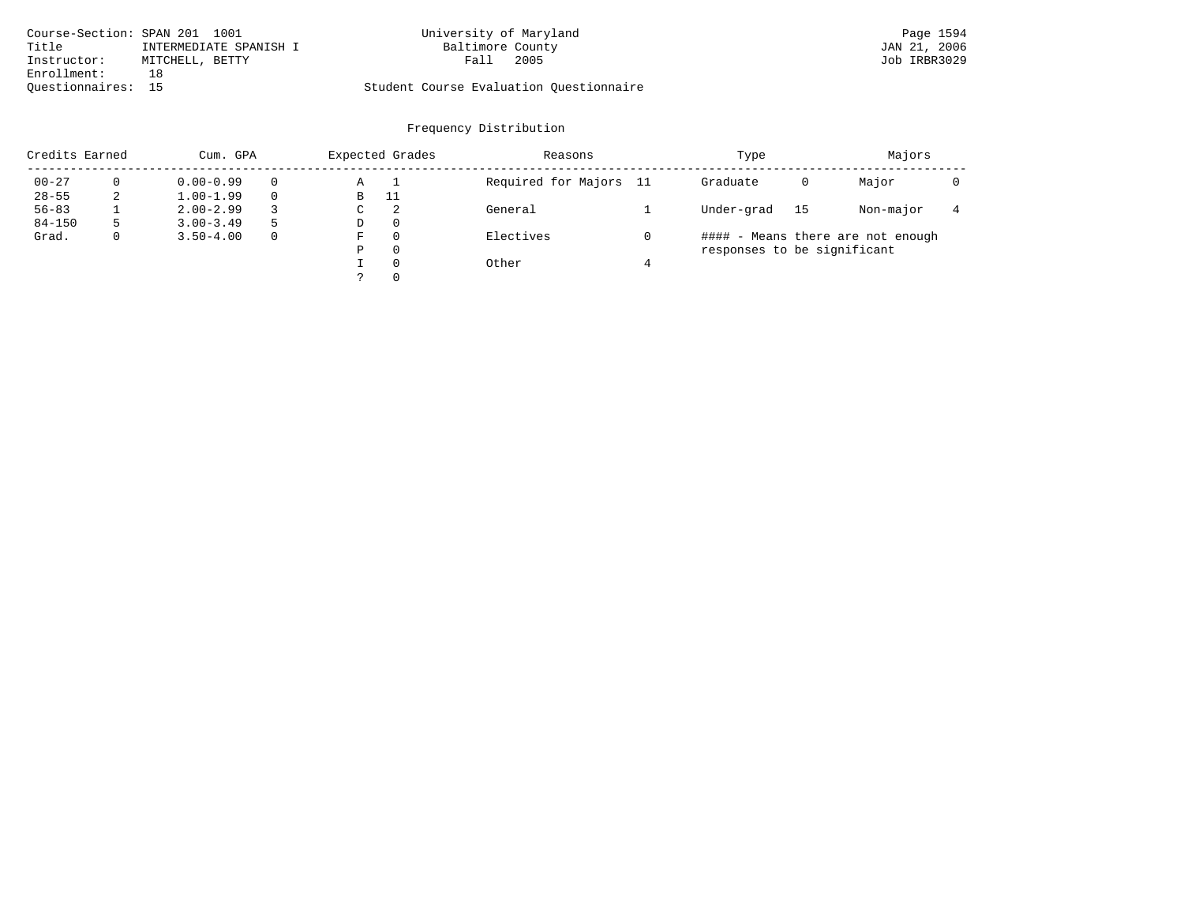Course-Section: SPAN 201 1001
Title: INTERMEDIATE SPANISH I
Instructor: MITCHELL, BETTY
Enrollment: 18
Questionnaires: 15

University of Maryland
Baltimore County
Fall 2005

Student Course Evaluation Questionnaire

JAN 21, 2006
Job IRBR3029

## Frequency Distribution

| Credits Earned | | Cum. GPA | | Expected Grades | | Reasons | | Type | | Majors | |
|---|---|---|---|---|---|---|---|---|---|---|---|
| 00-27 | 0 | 0.00-0.99 | 0 | A | 1 | Required for Majors | 11 | Graduate | 0 | Major | 0 |
| 28-55 | 2 | 1.00-1.99 | 0 | B | 11 | | | | | | |
| 56-83 | 1 | 2.00-2.99 | 3 | C | 2 | General | 1 | Under-grad | 15 | Non-major | 4 |
| 84-150 | 5 | 3.00-3.49 | 5 | D | 0 | | | | | | |
| Grad. | 0 | 3.50-4.00 | 0 | F | 0 | Electives | 0 | | | | |
| | | | | P | 0 | | | | | | |
| | | | | I | 0 | Other | 4 | | | | |
| | | | | ? | 0 | | | | | | |

#### - Means there are not enough responses to be significant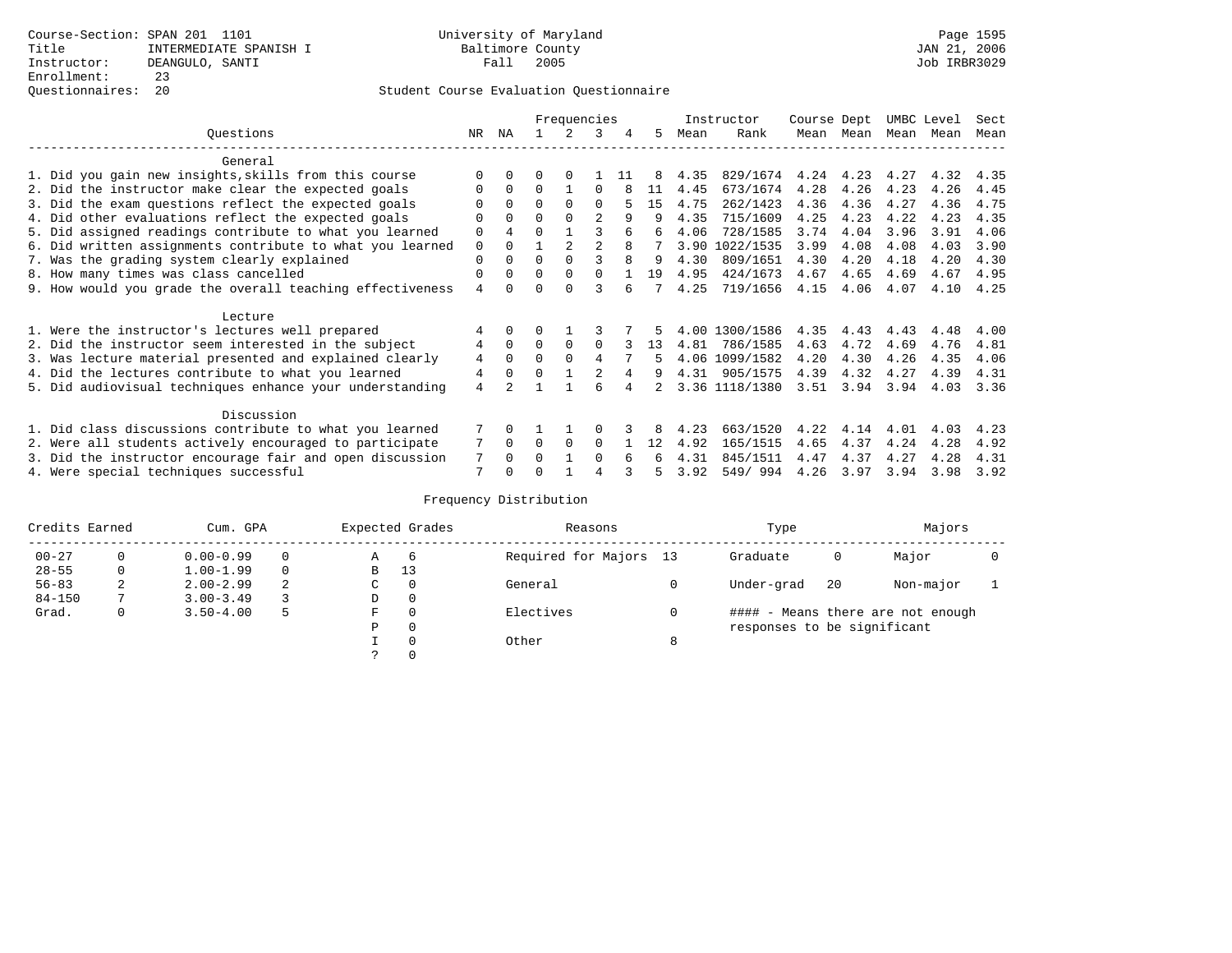Course-Section: SPAN 201 1101
Title: INTERMEDIATE SPANISH I
Instructor: DEANGULO, SANTI
Enrollment: 23
Questionnaires: 20

University of Maryland
Baltimore County
Fall 2005

JAN 21, 2006
Job IRBR3029

Student Course Evaluation Questionnaire

| Questions | NR | NA | 1 | 2 | 3 | 4 | 5 | Instructor Mean | Instructor Rank | Course Mean | Dept Mean | UMBC Mean | Level Mean | Sect Mean |
|---|---|---|---|---|---|---|---|---|---|---|---|---|---|---|
| **General** | | | | | | | | | | | | | | |
| 1. Did you gain new insights,skills from this course | 0 | 0 | 0 | 0 | 1 | 11 | 8 | 4.35 | 829/1674 | 4.24 | 4.23 | 4.27 | 4.32 | 4.35 |
| 2. Did the instructor make clear the expected goals | 0 | 0 | 0 | 1 | 0 | 8 | 11 | 4.45 | 673/1674 | 4.28 | 4.26 | 4.23 | 4.26 | 4.45 |
| 3. Did the exam questions reflect the expected goals | 0 | 0 | 0 | 0 | 0 | 5 | 15 | 4.75 | 262/1423 | 4.36 | 4.36 | 4.27 | 4.36 | 4.75 |
| 4. Did other evaluations reflect the expected goals | 0 | 0 | 0 | 0 | 2 | 9 | 9 | 4.35 | 715/1609 | 4.25 | 4.23 | 4.22 | 4.23 | 4.35 |
| 5. Did assigned readings contribute to what you learned | 0 | 4 | 0 | 1 | 3 | 6 | 6 | 4.06 | 728/1585 | 3.74 | 4.04 | 3.96 | 3.91 | 4.06 |
| 6. Did written assignments contribute to what you learned | 0 | 0 | 1 | 2 | 2 | 8 | 7 | 3.90 | 1022/1535 | 3.99 | 4.08 | 4.08 | 4.03 | 3.90 |
| 7. Was the grading system clearly explained | 0 | 0 | 0 | 0 | 3 | 8 | 9 | 4.30 | 809/1651 | 4.30 | 4.20 | 4.18 | 4.20 | 4.30 |
| 8. How many times was class cancelled | 0 | 0 | 0 | 0 | 0 | 1 | 19 | 4.95 | 424/1673 | 4.67 | 4.65 | 4.69 | 4.67 | 4.95 |
| 9. How would you grade the overall teaching effectiveness | 4 | 0 | 0 | 0 | 3 | 6 | 7 | 4.25 | 719/1656 | 4.15 | 4.06 | 4.07 | 4.10 | 4.25 |
| **Lecture** | | | | | | | | | | | | | | |
| 1. Were the instructor's lectures well prepared | 4 | 0 | 0 | 1 | 3 | 7 | 5 | 4.00 | 1300/1586 | 4.35 | 4.43 | 4.43 | 4.48 | 4.00 |
| 2. Did the instructor seem interested in the subject | 4 | 0 | 0 | 0 | 0 | 3 | 13 | 4.81 | 786/1585 | 4.63 | 4.72 | 4.69 | 4.76 | 4.81 |
| 3. Was lecture material presented and explained clearly | 4 | 0 | 0 | 0 | 4 | 7 | 5 | 4.06 | 1099/1582 | 4.20 | 4.30 | 4.26 | 4.35 | 4.06 |
| 4. Did the lectures contribute to what you learned | 4 | 0 | 0 | 1 | 2 | 4 | 9 | 4.31 | 905/1575 | 4.39 | 4.32 | 4.27 | 4.39 | 4.31 |
| 5. Did audiovisual techniques enhance your understanding | 4 | 2 | 1 | 1 | 6 | 4 | 2 | 3.36 | 1118/1380 | 3.51 | 3.94 | 3.94 | 4.03 | 3.36 |
| **Discussion** | | | | | | | | | | | | | | |
| 1. Did class discussions contribute to what you learned | 7 | 0 | 1 | 1 | 0 | 3 | 8 | 4.23 | 663/1520 | 4.22 | 4.14 | 4.01 | 4.03 | 4.23 |
| 2. Were all students actively encouraged to participate | 7 | 0 | 0 | 0 | 0 | 1 | 12 | 4.92 | 165/1515 | 4.65 | 4.37 | 4.24 | 4.28 | 4.92 |
| 3. Did the instructor encourage fair and open discussion | 7 | 0 | 0 | 1 | 0 | 6 | 6 | 4.31 | 845/1511 | 4.47 | 4.37 | 4.27 | 4.28 | 4.31 |
| 4. Were special techniques successful | 7 | 0 | 0 | 1 | 4 | 3 | 5 | 3.92 | 549/ 994 | 4.26 | 3.97 | 3.94 | 3.98 | 3.92 |

Frequency Distribution

| Credits Earned | | Cum. GPA | | Expected Grades | | Reasons | | Type | | Majors | |
|---|---|---|---|---|---|---|---|---|---|---|---|
| 00-27 | 0 | 0.00-0.99 | 0 | A | 6 | Required for Majors | 13 | Graduate | 0 | Major | 0 |
| 28-55 | 0 | 1.00-1.99 | 0 | B | 13 | | | | | | |
| 56-83 | 2 | 2.00-2.99 | 2 | C | 0 | General | 0 | Under-grad | 20 | Non-major | 1 |
| 84-150 | 7 | 3.00-3.49 | 3 | D | 0 | | | | | | |
| Grad. | 0 | 3.50-4.00 | 5 | F | 0 | Electives | 0 | #### - Means there are not enough responses to be significant | | | |
| | | | | P | 0 | | | | | | |
| | | | | I | 0 | Other | 8 | | | | |
| | | | | ? | 0 | | | | | | |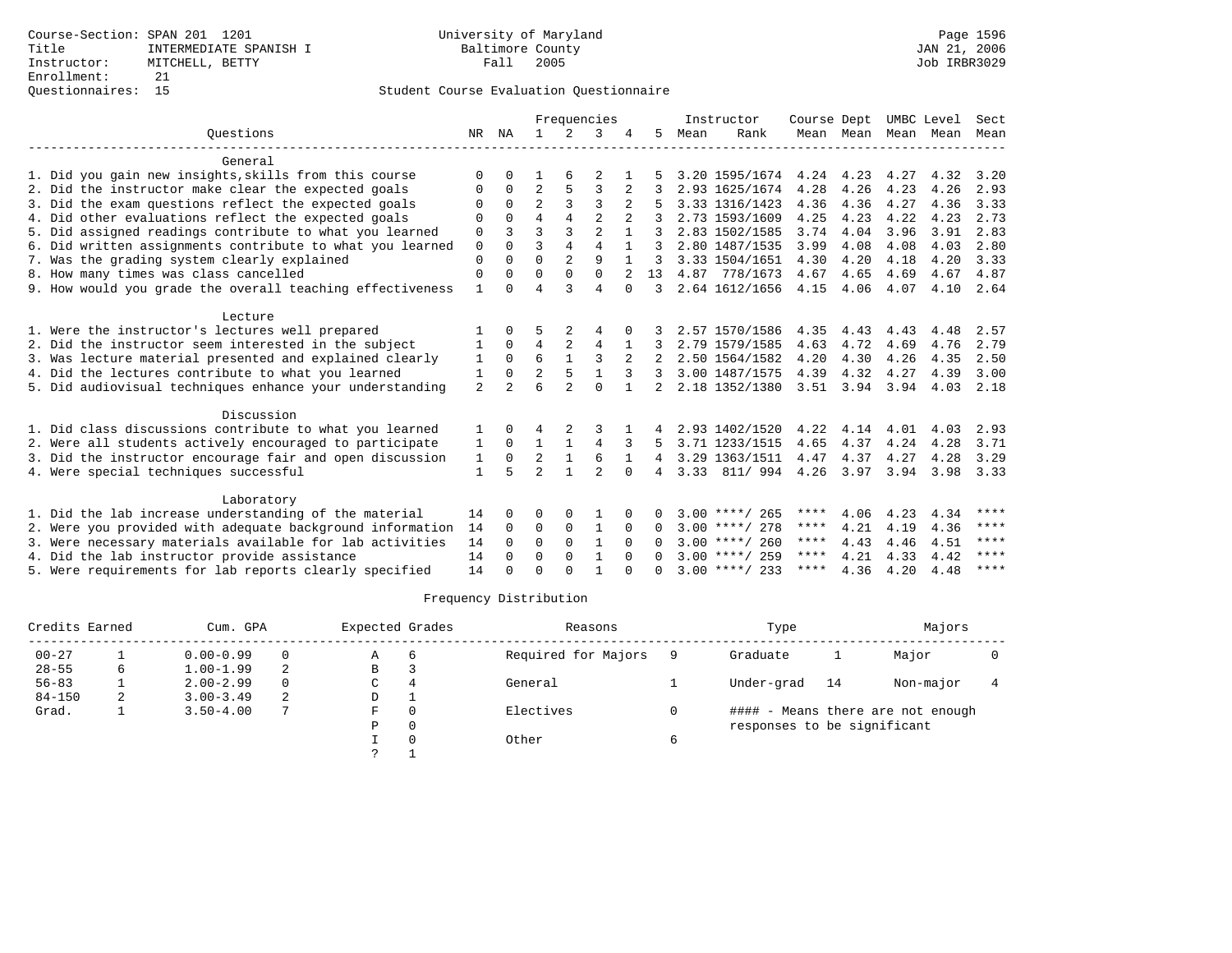Course-Section: SPAN 201 1201
Title: INTERMEDIATE SPANISH I
Instructor: MITCHELL, BETTY
Enrollment: 21
Questionnaires: 15

University of Maryland
Baltimore County
Fall 2005

JAN 21, 2006
Job IRBR3029

Student Course Evaluation Questionnaire

| Questions | NR | NA | 1 | 2 | 3 | 4 | 5 | Instructor Mean | Instructor Rank | Course Dept Mean | Course Dept Mean | UMBC Level Mean | UMBC Level Mean | Sect Mean |
|---|---|---|---|---|---|---|---|---|---|---|---|---|---|---|
| **General** | | | | | | | | | | | | | | |
| 1. Did you gain new insights,skills from this course | 0 | 0 | 1 | 6 | 2 | 1 | 5 | 3.20 | 1595/1674 | 4.24 | 4.23 | 4.27 | 4.32 | 3.20 |
| 2. Did the instructor make clear the expected goals | 0 | 0 | 2 | 5 | 3 | 2 | 3 | 2.93 | 1625/1674 | 4.28 | 4.26 | 4.23 | 4.26 | 2.93 |
| 3. Did the exam questions reflect the expected goals | 0 | 0 | 2 | 3 | 3 | 2 | 5 | 3.33 | 1316/1423 | 4.36 | 4.36 | 4.27 | 4.36 | 3.33 |
| 4. Did other evaluations reflect the expected goals | 0 | 0 | 4 | 4 | 2 | 2 | 3 | 2.73 | 1593/1609 | 4.25 | 4.23 | 4.22 | 4.23 | 2.73 |
| 5. Did assigned readings contribute to what you learned | 0 | 3 | 3 | 3 | 2 | 1 | 3 | 2.83 | 1502/1585 | 3.74 | 4.04 | 3.96 | 3.91 | 2.83 |
| 6. Did written assignments contribute to what you learned | 0 | 0 | 3 | 4 | 4 | 1 | 3 | 2.80 | 1487/1535 | 3.99 | 4.08 | 4.08 | 4.03 | 2.80 |
| 7. Was the grading system clearly explained | 0 | 0 | 0 | 2 | 9 | 1 | 3 | 3.33 | 1504/1651 | 4.30 | 4.20 | 4.18 | 4.20 | 3.33 |
| 8. How many times was class cancelled | 0 | 0 | 0 | 0 | 0 | 2 | 13 | 4.87 | 778/1673 | 4.67 | 4.65 | 4.69 | 4.67 | 4.87 |
| 9. How would you grade the overall teaching effectiveness | 1 | 0 | 4 | 3 | 4 | 0 | 3 | 2.64 | 1612/1656 | 4.15 | 4.06 | 4.07 | 4.10 | 2.64 |
| **Lecture** | | | | | | | | | | | | | | |
| 1. Were the instructor's lectures well prepared | 1 | 0 | 5 | 2 | 4 | 0 | 3 | 2.57 | 1570/1586 | 4.35 | 4.43 | 4.43 | 4.48 | 2.57 |
| 2. Did the instructor seem interested in the subject | 1 | 0 | 4 | 2 | 4 | 1 | 3 | 2.79 | 1579/1585 | 4.63 | 4.72 | 4.69 | 4.76 | 2.79 |
| 3. Was lecture material presented and explained clearly | 1 | 0 | 6 | 1 | 3 | 2 | 2 | 2.50 | 1564/1582 | 4.20 | 4.30 | 4.26 | 4.35 | 2.50 |
| 4. Did the lectures contribute to what you learned | 1 | 0 | 2 | 5 | 1 | 3 | 3 | 3.00 | 1487/1575 | 4.39 | 4.32 | 4.27 | 4.39 | 3.00 |
| 5. Did audiovisual techniques enhance your understanding | 2 | 2 | 6 | 2 | 0 | 1 | 2 | 2.18 | 1352/1380 | 3.51 | 3.94 | 3.94 | 4.03 | 2.18 |
| **Discussion** | | | | | | | | | | | | | | |
| 1. Did class discussions contribute to what you learned | 1 | 0 | 4 | 2 | 3 | 1 | 4 | 2.93 | 1402/1520 | 4.22 | 4.14 | 4.01 | 4.03 | 2.93 |
| 2. Were all students actively encouraged to participate | 1 | 0 | 1 | 1 | 4 | 3 | 5 | 3.71 | 1233/1515 | 4.65 | 4.37 | 4.24 | 4.28 | 3.71 |
| 3. Did the instructor encourage fair and open discussion | 1 | 0 | 2 | 1 | 6 | 1 | 4 | 3.29 | 1363/1511 | 4.47 | 4.37 | 4.27 | 4.28 | 3.29 |
| 4. Were special techniques successful | 1 | 5 | 2 | 1 | 2 | 0 | 4 | 3.33 | 811/ 994 | 4.26 | 3.97 | 3.94 | 3.98 | 3.33 |
| **Laboratory** | | | | | | | | | | | | | | |
| 1. Did the lab increase understanding of the material | 14 | 0 | 0 | 0 | 1 | 0 | 0 | 3.00 | ****/ 265 | **** | 4.06 | 4.23 | 4.34 | **** |
| 2. Were you provided with adequate background information | 14 | 0 | 0 | 0 | 1 | 0 | 0 | 3.00 | ****/ 278 | **** | 4.21 | 4.19 | 4.36 | **** |
| 3. Were necessary materials available for lab activities | 14 | 0 | 0 | 0 | 1 | 0 | 0 | 3.00 | ****/ 260 | **** | 4.43 | 4.46 | 4.51 | **** |
| 4. Did the lab instructor provide assistance | 14 | 0 | 0 | 0 | 1 | 0 | 0 | 3.00 | ****/ 259 | **** | 4.21 | 4.33 | 4.42 | **** |
| 5. Were requirements for lab reports clearly specified | 14 | 0 | 0 | 0 | 1 | 0 | 0 | 3.00 | ****/ 233 | **** | 4.36 | 4.20 | 4.48 | **** |

Frequency Distribution

| Credits Earned | | Cum. GPA | | Expected Grades | | Reasons | | Type | | Majors | |
|---|---|---|---|---|---|---|---|---|---|---|---|
| 00-27 | 1 | 0.00-0.99 | 0 | A | 6 | Required for Majors | 9 | Graduate | 1 | Major | 0 |
| 28-55 | 6 | 1.00-1.99 | 2 | B | 3 | | | | | | |
| 56-83 | 1 | 2.00-2.99 | 0 | C | 4 | General | 1 | Under-grad | 14 | Non-major | 4 |
| 84-150 | 2 | 3.00-3.49 | 2 | D | 1 | | | | | | |
| Grad. | 1 | 3.50-4.00 | 7 | F | 0 | Electives | 0 | #### - Means there are not enough responses to be significant | | | |
| | | | | P | 0 | | | | | | |
| | | | | I | 0 | Other | 6 | | | | |
| | | | | ? | 1 | | | | | | |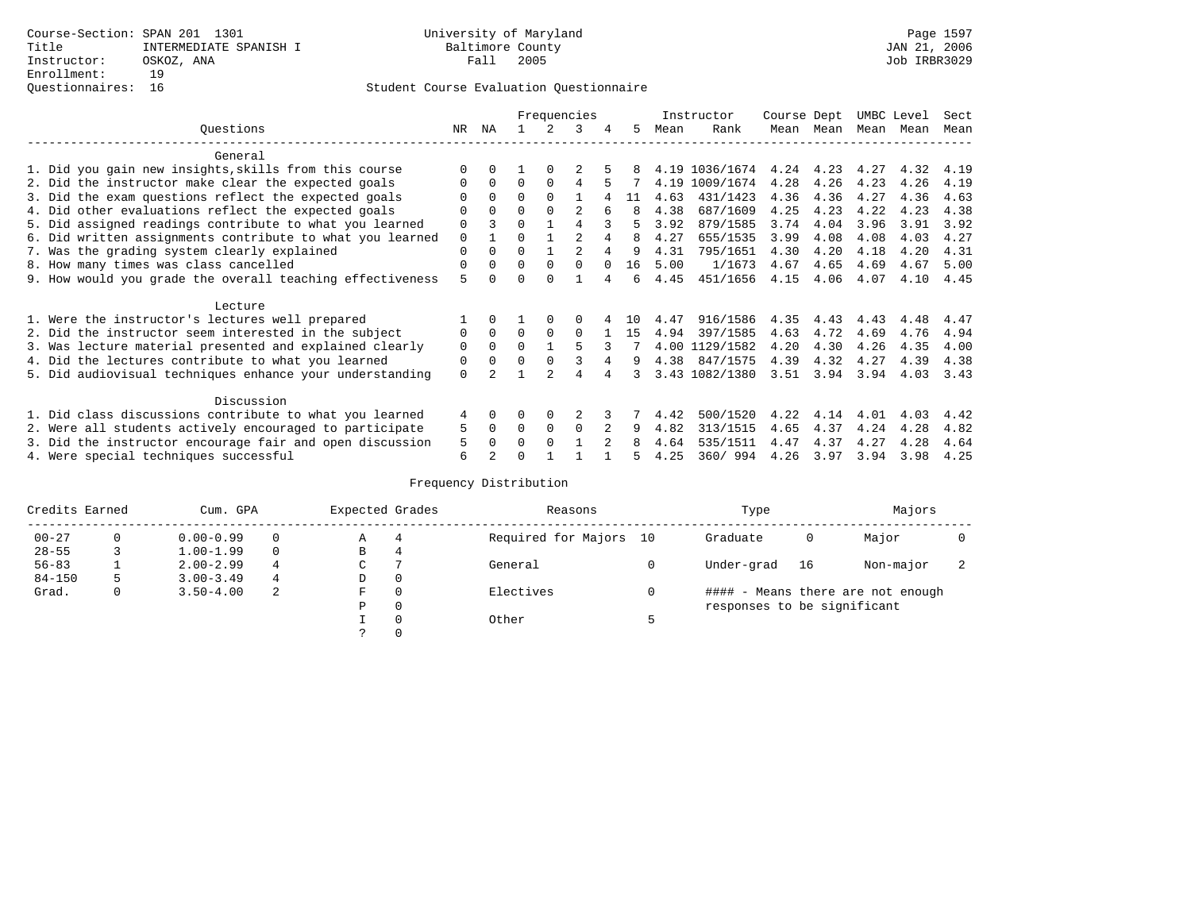Course-Section: SPAN 201 1301
Title: INTERMEDIATE SPANISH I
Instructor: OSKOZ, ANA
Enrollment: 19
Questionnaires: 16

University of Maryland
Baltimore County
Fall 2005

Page 1597
JAN 21, 2006
Job IRBR3029

Student Course Evaluation Questionnaire

| Questions | NR | NA | 1 | 2 | 3 | 4 | 5 | Instructor Mean | Rank | Course Mean | Dept Mean | UMBC Mean | Level Mean | Sect Mean |
|---|---|---|---|---|---|---|---|---|---|---|---|---|---|---|
| **General** | | | | | | | | | | | | | | |
| 1. Did you gain new insights,skills from this course | 0 | 0 | 1 | 0 | 2 | 5 | 8 | 4.19 | 1036/1674 | 4.24 | 4.23 | 4.27 | 4.32 | 4.19 |
| 2. Did the instructor make clear the expected goals | 0 | 0 | 0 | 0 | 4 | 5 | 7 | 4.19 | 1009/1674 | 4.28 | 4.26 | 4.23 | 4.26 | 4.19 |
| 3. Did the exam questions reflect the expected goals | 0 | 0 | 0 | 0 | 1 | 4 | 11 | 4.63 | 431/1423 | 4.36 | 4.36 | 4.27 | 4.36 | 4.63 |
| 4. Did other evaluations reflect the expected goals | 0 | 0 | 0 | 0 | 2 | 6 | 8 | 4.38 | 687/1609 | 4.25 | 4.23 | 4.22 | 4.23 | 4.38 |
| 5. Did assigned readings contribute to what you learned | 0 | 3 | 0 | 1 | 4 | 3 | 5 | 3.92 | 879/1585 | 3.74 | 4.04 | 3.96 | 3.91 | 3.92 |
| 6. Did written assignments contribute to what you learned | 0 | 1 | 0 | 1 | 2 | 4 | 8 | 4.27 | 655/1535 | 3.99 | 4.08 | 4.08 | 4.03 | 4.27 |
| 7. Was the grading system clearly explained | 0 | 0 | 0 | 1 | 2 | 4 | 9 | 4.31 | 795/1651 | 4.30 | 4.20 | 4.18 | 4.20 | 4.31 |
| 8. How many times was class cancelled | 0 | 0 | 0 | 0 | 0 | 0 | 16 | 5.00 | 1/1673 | 4.67 | 4.65 | 4.69 | 4.67 | 5.00 |
| 9. How would you grade the overall teaching effectiveness | 5 | 0 | 0 | 0 | 1 | 4 | 6 | 4.45 | 451/1656 | 4.15 | 4.06 | 4.07 | 4.10 | 4.45 |
| **Lecture** | | | | | | | | | | | | | | |
| 1. Were the instructor's lectures well prepared | 1 | 0 | 1 | 0 | 0 | 4 | 10 | 4.47 | 916/1586 | 4.35 | 4.43 | 4.43 | 4.48 | 4.47 |
| 2. Did the instructor seem interested in the subject | 0 | 0 | 0 | 0 | 0 | 1 | 15 | 4.94 | 397/1585 | 4.63 | 4.72 | 4.69 | 4.76 | 4.94 |
| 3. Was lecture material presented and explained clearly | 0 | 0 | 0 | 1 | 5 | 3 | 7 | 4.00 | 1129/1582 | 4.20 | 4.30 | 4.26 | 4.35 | 4.00 |
| 4. Did the lectures contribute to what you learned | 0 | 0 | 0 | 0 | 3 | 4 | 9 | 4.38 | 847/1575 | 4.39 | 4.32 | 4.27 | 4.39 | 4.38 |
| 5. Did audiovisual techniques enhance your understanding | 0 | 2 | 1 | 2 | 4 | 4 | 3 | 3.43 | 1082/1380 | 3.51 | 3.94 | 3.94 | 4.03 | 3.43 |
| **Discussion** | | | | | | | | | | | | | | |
| 1. Did class discussions contribute to what you learned | 4 | 0 | 0 | 0 | 2 | 3 | 7 | 4.42 | 500/1520 | 4.22 | 4.14 | 4.01 | 4.03 | 4.42 |
| 2. Were all students actively encouraged to participate | 5 | 0 | 0 | 0 | 0 | 2 | 9 | 4.82 | 313/1515 | 4.65 | 4.37 | 4.24 | 4.28 | 4.82 |
| 3. Did the instructor encourage fair and open discussion | 5 | 0 | 0 | 0 | 1 | 2 | 8 | 4.64 | 535/1511 | 4.47 | 4.37 | 4.27 | 4.28 | 4.64 |
| 4. Were special techniques successful | 6 | 2 | 0 | 1 | 1 | 1 | 5 | 4.25 | 360/ 994 | 4.26 | 3.97 | 3.94 | 3.98 | 4.25 |

Frequency Distribution

| Credits Earned | | Cum. GPA | | Expected Grades | | Reasons | | Type | | Majors | |
|---|---|---|---|---|---|---|---|---|---|---|---|
| 00-27 | 0 | 0.00-0.99 | 0 | A | 4 | Required for Majors | 10 | Graduate | 0 | Major | 0 |
| 28-55 | 3 | 1.00-1.99 | 0 | B | 4 | | | | | | |
| 56-83 | 1 | 2.00-2.99 | 4 | C | 7 | General | 0 | Under-grad | 16 | Non-major | 2 |
| 84-150 | 5 | 3.00-3.49 | 4 | D | 0 | | | | | | |
| Grad. | 0 | 3.50-4.00 | 2 | F | 0 | Electives | 0 | #### - Means there are not enough responses to be significant | | | |
| | | | | P | 0 | | | | | | |
| | | | | I | 0 | Other | 5 | | | | |
| | | | | ? | 0 | | | | | | |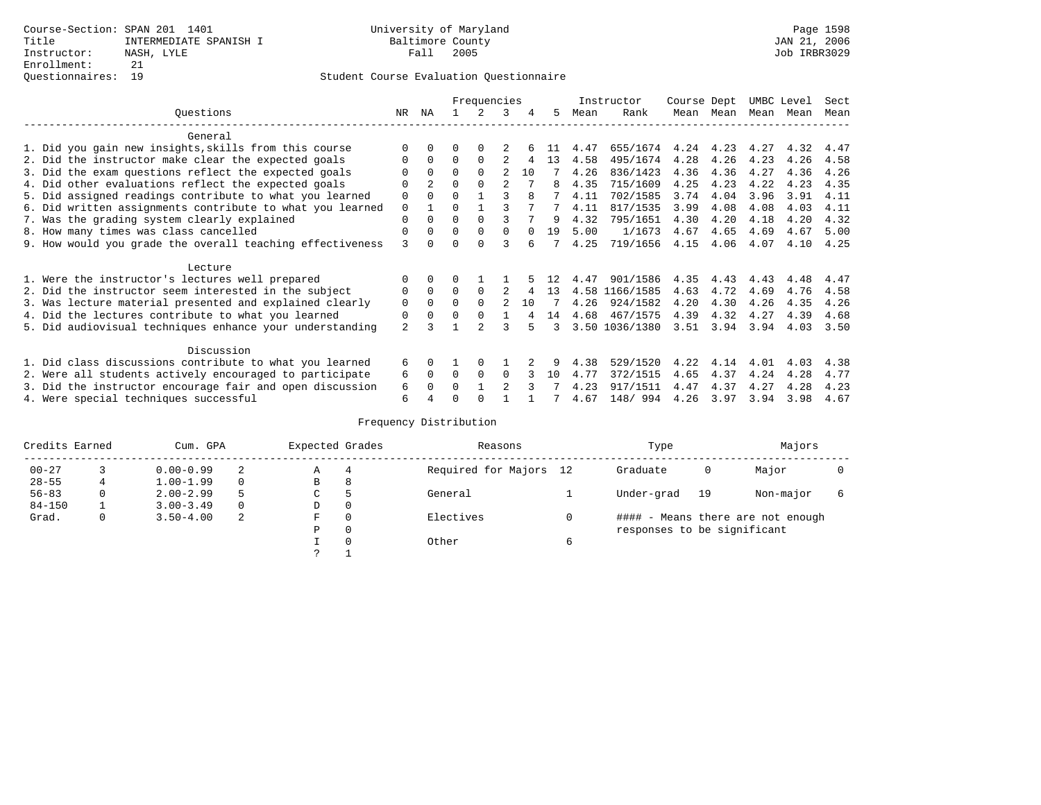Course-Section: SPAN 201 1401
Title: INTERMEDIATE SPANISH I
Instructor: NASH, LYLE
Enrollment: 21
Questionnaires: 19

University of Maryland
Baltimore County
Fall 2005

Page 1598
JAN 21, 2006
Job IRBR3029

## Student Course Evaluation Questionnaire

| Questions | NR | NA | 1 | 2 | 3 | 4 | 5 | Instructor Mean | Instructor Rank | Course Mean | Dept Mean | UMBC Mean | Level Mean | Sect Mean |
|---|---|---|---|---|---|---|---|---|---|---|---|---|---|---|
| **General** | | | | | | | | | | | | | | |
| 1. Did you gain new insights,skills from this course | 0 | 0 | 0 | 0 | 2 | 6 | 11 | 4.47 | 655/1674 | 4.24 | 4.23 | 4.27 | 4.32 | 4.47 |
| 2. Did the instructor make clear the expected goals | 0 | 0 | 0 | 0 | 2 | 4 | 13 | 4.58 | 495/1674 | 4.28 | 4.26 | 4.23 | 4.26 | 4.58 |
| 3. Did the exam questions reflect the expected goals | 0 | 0 | 0 | 0 | 2 | 10 | 7 | 4.26 | 836/1423 | 4.36 | 4.36 | 4.27 | 4.36 | 4.26 |
| 4. Did other evaluations reflect the expected goals | 0 | 2 | 0 | 0 | 2 | 7 | 8 | 4.35 | 715/1609 | 4.25 | 4.23 | 4.22 | 4.23 | 4.35 |
| 5. Did assigned readings contribute to what you learned | 0 | 0 | 0 | 1 | 3 | 8 | 7 | 4.11 | 702/1585 | 3.74 | 4.04 | 3.96 | 3.91 | 4.11 |
| 6. Did written assignments contribute to what you learned | 0 | 1 | 0 | 1 | 3 | 7 | 7 | 4.11 | 817/1535 | 3.99 | 4.08 | 4.08 | 4.03 | 4.11 |
| 7. Was the grading system clearly explained | 0 | 0 | 0 | 0 | 3 | 7 | 9 | 4.32 | 795/1651 | 4.30 | 4.20 | 4.18 | 4.20 | 4.32 |
| 8. How many times was class cancelled | 0 | 0 | 0 | 0 | 0 | 0 | 19 | 5.00 | 1/1673 | 4.67 | 4.65 | 4.69 | 4.67 | 5.00 |
| 9. How would you grade the overall teaching effectiveness | 3 | 0 | 0 | 0 | 3 | 6 | 7 | 4.25 | 719/1656 | 4.15 | 4.06 | 4.07 | 4.10 | 4.25 |
| **Lecture** | | | | | | | | | | | | | | |
| 1. Were the instructor's lectures well prepared | 0 | 0 | 0 | 1 | 1 | 5 | 12 | 4.47 | 901/1586 | 4.35 | 4.43 | 4.43 | 4.48 | 4.47 |
| 2. Did the instructor seem interested in the subject | 0 | 0 | 0 | 0 | 2 | 4 | 13 | 4.58 | 1166/1585 | 4.63 | 4.72 | 4.69 | 4.76 | 4.58 |
| 3. Was lecture material presented and explained clearly | 0 | 0 | 0 | 0 | 2 | 10 | 7 | 4.26 | 924/1582 | 4.20 | 4.30 | 4.26 | 4.35 | 4.26 |
| 4. Did the lectures contribute to what you learned | 0 | 0 | 0 | 0 | 1 | 4 | 14 | 4.68 | 467/1575 | 4.39 | 4.32 | 4.27 | 4.39 | 4.68 |
| 5. Did audiovisual techniques enhance your understanding | 2 | 3 | 1 | 2 | 3 | 5 | 3 | 3.50 | 1036/1380 | 3.51 | 3.94 | 3.94 | 4.03 | 3.50 |
| **Discussion** | | | | | | | | | | | | | | |
| 1. Did class discussions contribute to what you learned | 6 | 0 | 1 | 0 | 1 | 2 | 9 | 4.38 | 529/1520 | 4.22 | 4.14 | 4.01 | 4.03 | 4.38 |
| 2. Were all students actively encouraged to participate | 6 | 0 | 0 | 0 | 0 | 3 | 10 | 4.77 | 372/1515 | 4.65 | 4.37 | 4.24 | 4.28 | 4.77 |
| 3. Did the instructor encourage fair and open discussion | 6 | 0 | 0 | 1 | 2 | 3 | 7 | 4.23 | 917/1511 | 4.47 | 4.37 | 4.27 | 4.28 | 4.23 |
| 4. Were special techniques successful | 6 | 4 | 0 | 0 | 1 | 1 | 7 | 4.67 | 148/ 994 | 4.26 | 3.97 | 3.94 | 3.98 | 4.67 |

## Frequency Distribution

| Credits Earned | | Cum. GPA | | Expected Grades | | Reasons | | Type | | Majors | |
|---|---|---|---|---|---|---|---|---|---|---|---|
| 00-27 | 3 | 0.00-0.99 | 2 | A | 4 | Required for Majors | 12 | Graduate | 0 | Major | 0 |
| 28-55 | 4 | 1.00-1.99 | 0 | B | 8 | | | | | | |
| 56-83 | 0 | 2.00-2.99 | 5 | C | 5 | General | 1 | Under-grad | 19 | Non-major | 6 |
| 84-150 | 1 | 3.00-3.49 | 0 | D | 0 | | | | | | |
| Grad. | 0 | 3.50-4.00 | 2 | F | 0 | Electives | 0 | #### - Means there are not enough responses to be significant | | | |
| | | | | P | 0 | | | | | | |
| | | | | I | 0 | Other | 6 | | | | |
| | | | | ? | 1 | | | | | | |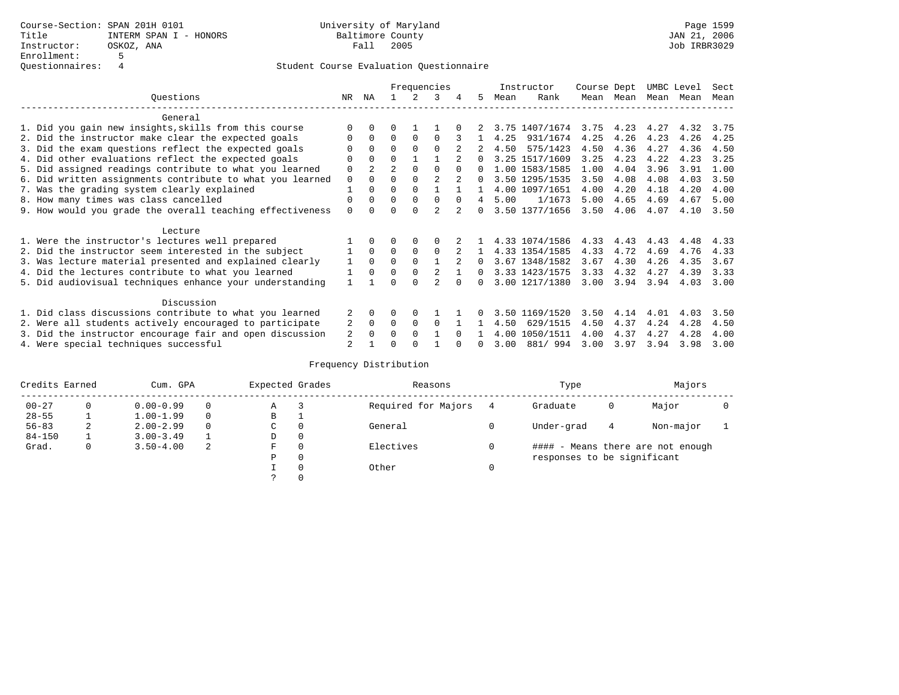Course-Section: SPAN 201H 0101
Title: INTERM SPAN I - HONORS
Instructor: OSKOZ, ANA
Enrollment: 5
Questionnaires: 4

University of Maryland
Baltimore County
Fall 2005

JAN 21, 2006
Job IRBR3029

## Student Course Evaluation Questionnaire

| Questions | NR | NA | 1 | 2 | 3 | 4 | 5 | Instructor Mean | Instructor Rank | Course Mean | Dept Mean | UMBC Mean | Level Mean | Sect Mean |
|---|---|---|---|---|---|---|---|---|---|---|---|---|---|---|
| **General** | | | | | | | | | | | | | | |
| 1. Did you gain new insights,skills from this course | 0 | 0 | 0 | 1 | 1 | 0 | 2 | 3.75 | 1407/1674 | 3.75 | 4.23 | 4.27 | 4.32 | 3.75 |
| 2. Did the instructor make clear the expected goals | 0 | 0 | 0 | 0 | 0 | 3 | 1 | 4.25 | 931/1674 | 4.25 | 4.26 | 4.23 | 4.26 | 4.25 |
| 3. Did the exam questions reflect the expected goals | 0 | 0 | 0 | 0 | 0 | 2 | 2 | 4.50 | 575/1423 | 4.50 | 4.36 | 4.27 | 4.36 | 4.50 |
| 4. Did other evaluations reflect the expected goals | 0 | 0 | 0 | 1 | 1 | 2 | 0 | 3.25 | 1517/1609 | 3.25 | 4.23 | 4.22 | 4.23 | 3.25 |
| 5. Did assigned readings contribute to what you learned | 0 | 2 | 2 | 0 | 0 | 0 | 0 | 1.00 | 1583/1585 | 1.00 | 4.04 | 3.96 | 3.91 | 1.00 |
| 6. Did written assignments contribute to what you learned | 0 | 0 | 0 | 0 | 2 | 2 | 0 | 3.50 | 1295/1535 | 3.50 | 4.08 | 4.08 | 4.03 | 3.50 |
| 7. Was the grading system clearly explained | 1 | 0 | 0 | 0 | 1 | 1 | 1 | 4.00 | 1097/1651 | 4.00 | 4.20 | 4.18 | 4.20 | 4.00 |
| 8. How many times was class cancelled | 0 | 0 | 0 | 0 | 0 | 0 | 4 | 5.00 | 1/1673 | 5.00 | 4.65 | 4.69 | 4.67 | 5.00 |
| 9. How would you grade the overall teaching effectiveness | 0 | 0 | 0 | 0 | 2 | 2 | 0 | 3.50 | 1377/1656 | 3.50 | 4.06 | 4.07 | 4.10 | 3.50 |
| **Lecture** | | | | | | | | | | | | | | |
| 1. Were the instructor's lectures well prepared | 1 | 0 | 0 | 0 | 0 | 2 | 1 | 4.33 | 1074/1586 | 4.33 | 4.43 | 4.43 | 4.48 | 4.33 |
| 2. Did the instructor seem interested in the subject | 1 | 0 | 0 | 0 | 0 | 2 | 1 | 4.33 | 1354/1585 | 4.33 | 4.72 | 4.69 | 4.76 | 4.33 |
| 3. Was lecture material presented and explained clearly | 1 | 0 | 0 | 0 | 1 | 2 | 0 | 3.67 | 1348/1582 | 3.67 | 4.30 | 4.26 | 4.35 | 3.67 |
| 4. Did the lectures contribute to what you learned | 1 | 0 | 0 | 0 | 2 | 1 | 0 | 3.33 | 1423/1575 | 3.33 | 4.32 | 4.27 | 4.39 | 3.33 |
| 5. Did audiovisual techniques enhance your understanding | 1 | 1 | 0 | 0 | 2 | 0 | 0 | 3.00 | 1217/1380 | 3.00 | 3.94 | 3.94 | 4.03 | 3.00 |
| **Discussion** | | | | | | | | | | | | | | |
| 1. Did class discussions contribute to what you learned | 2 | 0 | 0 | 0 | 1 | 1 | 0 | 3.50 | 1169/1520 | 3.50 | 4.14 | 4.01 | 4.03 | 3.50 |
| 2. Were all students actively encouraged to participate | 2 | 0 | 0 | 0 | 0 | 1 | 1 | 4.50 | 629/1515 | 4.50 | 4.37 | 4.24 | 4.28 | 4.50 |
| 3. Did the instructor encourage fair and open discussion | 2 | 0 | 0 | 0 | 1 | 0 | 1 | 4.00 | 1050/1511 | 4.00 | 4.37 | 4.27 | 4.28 | 4.00 |
| 4. Were special techniques successful | 2 | 1 | 0 | 0 | 1 | 0 | 0 | 3.00 | 881/ 994 | 3.00 | 3.97 | 3.94 | 3.98 | 3.00 |

## Frequency Distribution

| Credits Earned | | Cum. GPA | | Expected Grades | | Reasons | | Type | | Majors | |
|---|---|---|---|---|---|---|---|---|---|---|---|
| 00-27 | 0 | 0.00-0.99 | 0 | A | 3 | Required for Majors | 4 | Graduate | 0 | Major | 0 |
| 28-55 | 1 | 1.00-1.99 | 0 | B | 1 | | | | | | |
| 56-83 | 2 | 2.00-2.99 | 0 | C | 0 | General | 0 | Under-grad | 4 | Non-major | 1 |
| 84-150 | 1 | 3.00-3.49 | 1 | D | 0 | | | | | | |
| Grad. | 0 | 3.50-4.00 | 2 | F | 0 | Electives | 0 | #### - Means there are not enough responses to be significant | | | |
| | | | | P | 0 | | | | | | |
| | | | | I | 0 | Other | 0 | | | | |
| | | | | ? | 0 | | | | | | |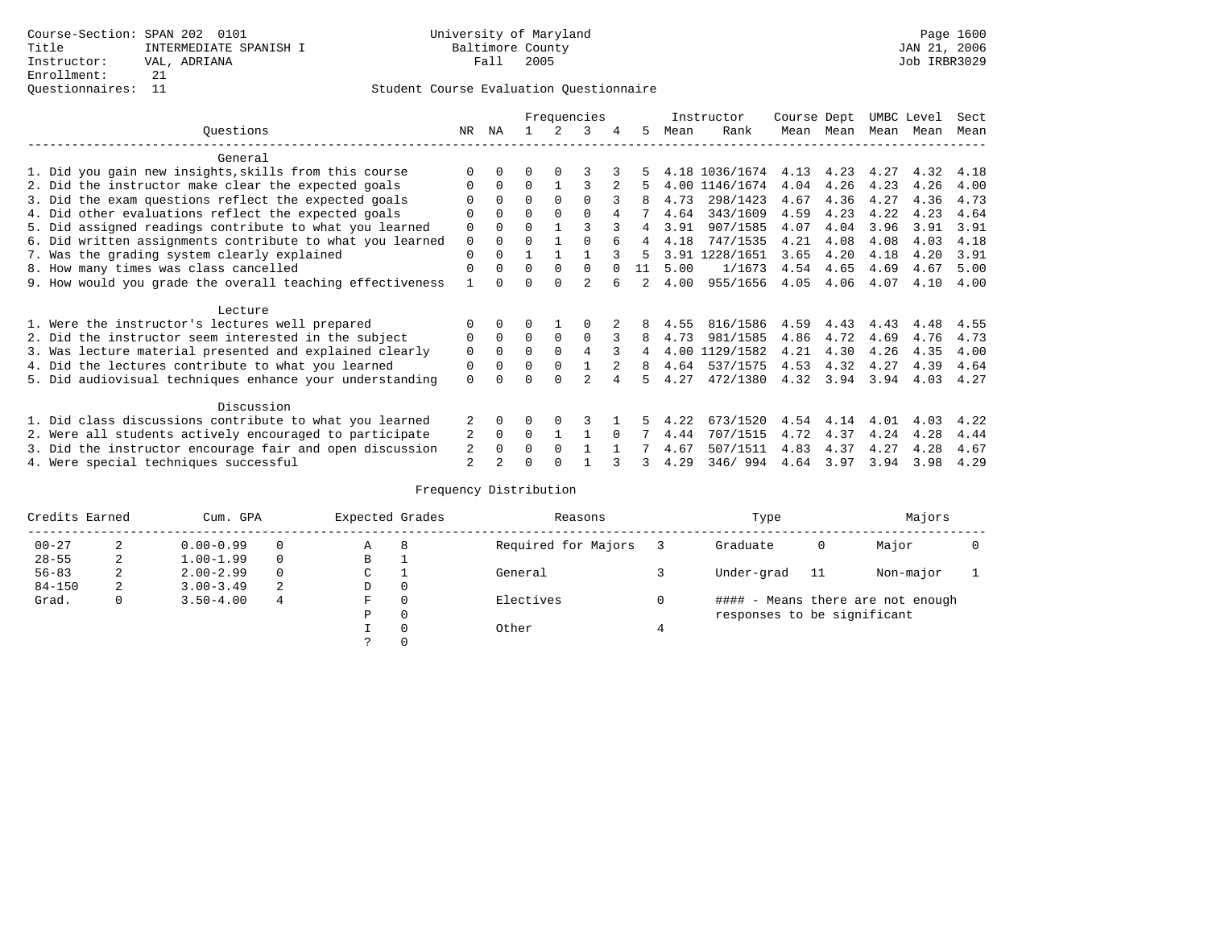Course-Section: SPAN 202 0101
Title: INTERMEDIATE SPANISH I
Instructor: VAL, ADRIANA
Enrollment: 21
Questionnaires: 11

University of Maryland
Baltimore County
Fall 2005

JAN 21, 2006
Job IRBR3029

## Student Course Evaluation Questionnaire

| Questions | NR | NA | 1 | 2 | 3 | 4 | 5 | Instructor Mean | Instructor Rank | Course Mean | Dept Mean | UMBC Mean | Level Mean | Sect Mean |
|---|---|---|---|---|---|---|---|---|---|---|---|---|---|---|
| **General** | | | | | | | | | | | | | | |
| 1. Did you gain new insights,skills from this course | 0 | 0 | 0 | 0 | 3 | 3 | 5 | 4.18 | 1036/1674 | 4.13 | 4.23 | 4.27 | 4.32 | 4.18 |
| 2. Did the instructor make clear the expected goals | 0 | 0 | 0 | 1 | 3 | 2 | 5 | 4.00 | 1146/1674 | 4.04 | 4.26 | 4.23 | 4.26 | 4.00 |
| 3. Did the exam questions reflect the expected goals | 0 | 0 | 0 | 0 | 0 | 3 | 8 | 4.73 | 298/1423 | 4.67 | 4.36 | 4.27 | 4.36 | 4.73 |
| 4. Did other evaluations reflect the expected goals | 0 | 0 | 0 | 0 | 0 | 4 | 7 | 4.64 | 343/1609 | 4.59 | 4.23 | 4.22 | 4.23 | 4.64 |
| 5. Did assigned readings contribute to what you learned | 0 | 0 | 0 | 1 | 3 | 3 | 4 | 3.91 | 907/1585 | 4.07 | 4.04 | 3.96 | 3.91 | 3.91 |
| 6. Did written assignments contribute to what you learned | 0 | 0 | 0 | 1 | 0 | 6 | 4 | 4.18 | 747/1535 | 4.21 | 4.08 | 4.08 | 4.03 | 4.18 |
| 7. Was the grading system clearly explained | 0 | 0 | 1 | 1 | 1 | 3 | 5 | 3.91 | 1228/1651 | 3.65 | 4.20 | 4.18 | 4.20 | 3.91 |
| 8. How many times was class cancelled | 0 | 0 | 0 | 0 | 0 | 0 | 11 | 5.00 | 1/1673 | 4.54 | 4.65 | 4.69 | 4.67 | 5.00 |
| 9. How would you grade the overall teaching effectiveness | 1 | 0 | 0 | 0 | 2 | 6 | 2 | 4.00 | 955/1656 | 4.05 | 4.06 | 4.07 | 4.10 | 4.00 |
| **Lecture** | | | | | | | | | | | | | | |
| 1. Were the instructor's lectures well prepared | 0 | 0 | 0 | 1 | 0 | 2 | 8 | 4.55 | 816/1586 | 4.59 | 4.43 | 4.43 | 4.48 | 4.55 |
| 2. Did the instructor seem interested in the subject | 0 | 0 | 0 | 0 | 0 | 3 | 8 | 4.73 | 981/1585 | 4.86 | 4.72 | 4.69 | 4.76 | 4.73 |
| 3. Was lecture material presented and explained clearly | 0 | 0 | 0 | 0 | 4 | 3 | 4 | 4.00 | 1129/1582 | 4.21 | 4.30 | 4.26 | 4.35 | 4.00 |
| 4. Did the lectures contribute to what you learned | 0 | 0 | 0 | 0 | 1 | 2 | 8 | 4.64 | 537/1575 | 4.53 | 4.32 | 4.27 | 4.39 | 4.64 |
| 5. Did audiovisual techniques enhance your understanding | 0 | 0 | 0 | 0 | 2 | 4 | 5 | 4.27 | 472/1380 | 4.32 | 3.94 | 3.94 | 4.03 | 4.27 |
| **Discussion** | | | | | | | | | | | | | | |
| 1. Did class discussions contribute to what you learned | 2 | 0 | 0 | 0 | 3 | 1 | 5 | 4.22 | 673/1520 | 4.54 | 4.14 | 4.01 | 4.03 | 4.22 |
| 2. Were all students actively encouraged to participate | 2 | 0 | 0 | 1 | 1 | 0 | 7 | 4.44 | 707/1515 | 4.72 | 4.37 | 4.24 | 4.28 | 4.44 |
| 3. Did the instructor encourage fair and open discussion | 2 | 0 | 0 | 0 | 1 | 1 | 7 | 4.67 | 507/1511 | 4.83 | 4.37 | 4.27 | 4.28 | 4.67 |
| 4. Were special techniques successful | 2 | 2 | 0 | 0 | 1 | 3 | 3 | 4.29 | 346/ 994 | 4.64 | 3.97 | 3.94 | 3.98 | 4.29 |

## Frequency Distribution

| Credits Earned | | Cum. GPA | | Expected Grades | | Reasons | | Type | | Majors | |
|---|---|---|---|---|---|---|---|---|---|---|---|
| 00-27 | 2 | 0.00-0.99 | 0 | A | 8 | Required for Majors | 3 | Graduate | 0 | Major | 0 |
| 28-55 | 2 | 1.00-1.99 | 0 | B | 1 | | | | | | |
| 56-83 | 2 | 2.00-2.99 | 0 | C | 1 | General | 3 | Under-grad | 11 | Non-major | 1 |
| 84-150 | 2 | 3.00-3.49 | 2 | D | 0 | | | | | | |
| Grad. | 0 | 3.50-4.00 | 4 | F | 0 | Electives | 0 | | | | |
| | | | | P | 0 | | | | | | |
| | | | | I | 0 | Other | 4 | | | | |
| | | | | ? | 0 | | | | | | |

#### - Means there are not enough responses to be significant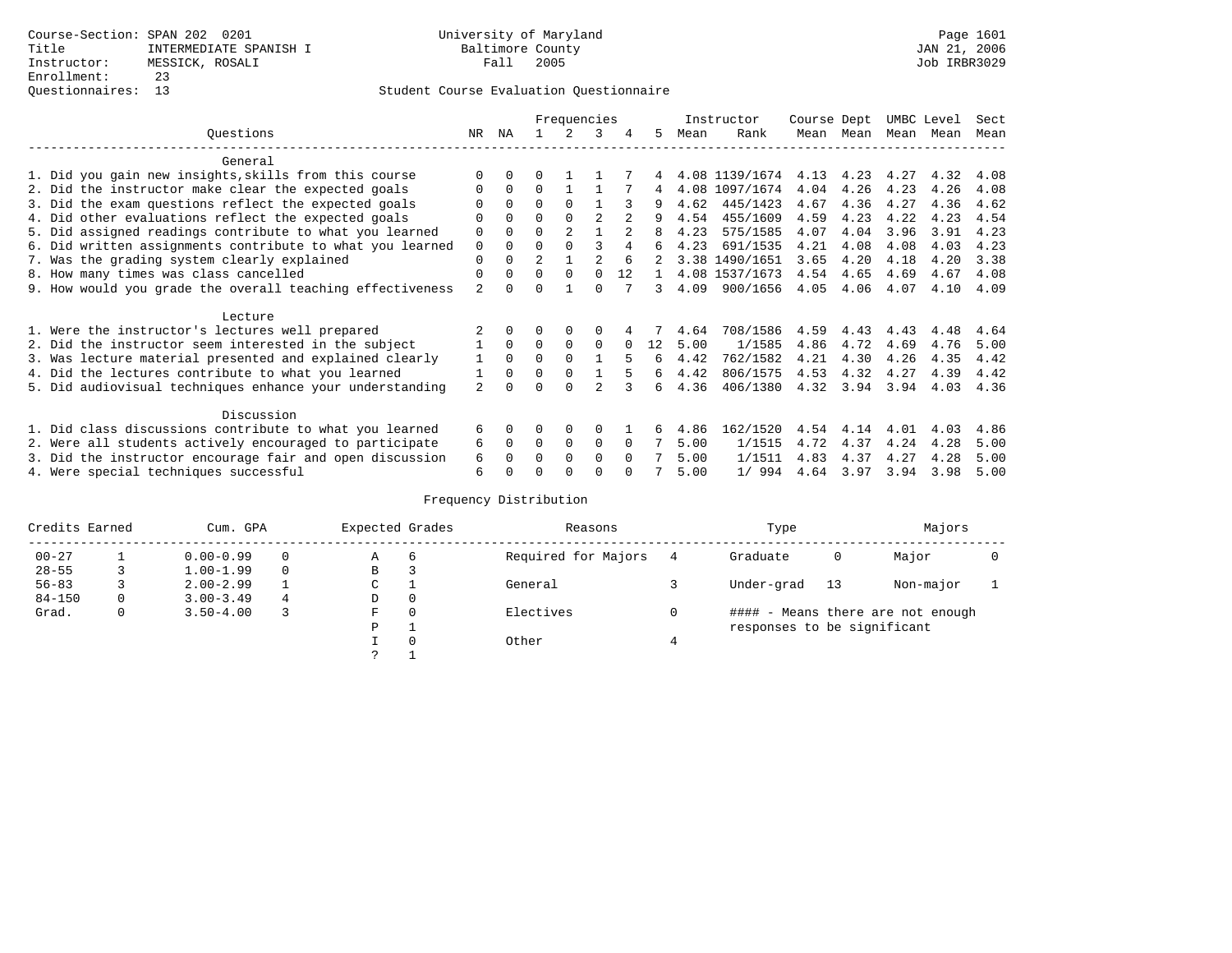Course-Section: SPAN 202 0201
Title: INTERMEDIATE SPANISH I
Instructor: MESSICK, ROSALI
Enrollment: 23
Questionnaires: 13

University of Maryland
Baltimore County
Fall 2005

JAN 21, 2006
Job IRBR3029

Student Course Evaluation Questionnaire

| Questions | NR | NA | 1 | 2 | 3 | 4 | 5 | Instructor Mean | Instructor Rank | Course Mean | Dept Mean | UMBC Mean | Level Mean | Sect Mean |
|---|---|---|---|---|---|---|---|---|---|---|---|---|---|---|
| **General** | | | | | | | | | | | | | | |
| 1. Did you gain new insights,skills from this course | 0 | 0 | 0 | 1 | 1 | 7 | 4 | 4.08 | 1139/1674 | 4.13 | 4.23 | 4.27 | 4.32 | 4.08 |
| 2. Did the instructor make clear the expected goals | 0 | 0 | 0 | 1 | 1 | 7 | 4 | 4.08 | 1097/1674 | 4.04 | 4.26 | 4.23 | 4.26 | 4.08 |
| 3. Did the exam questions reflect the expected goals | 0 | 0 | 0 | 0 | 1 | 3 | 9 | 4.62 | 445/1423 | 4.67 | 4.36 | 4.27 | 4.36 | 4.62 |
| 4. Did other evaluations reflect the expected goals | 0 | 0 | 0 | 0 | 2 | 2 | 9 | 4.54 | 455/1609 | 4.59 | 4.23 | 4.22 | 4.23 | 4.54 |
| 5. Did assigned readings contribute to what you learned | 0 | 0 | 0 | 2 | 1 | 2 | 8 | 4.23 | 575/1585 | 4.07 | 4.04 | 3.96 | 3.91 | 4.23 |
| 6. Did written assignments contribute to what you learned | 0 | 0 | 0 | 0 | 3 | 4 | 6 | 4.23 | 691/1535 | 4.21 | 4.08 | 4.08 | 4.03 | 4.23 |
| 7. Was the grading system clearly explained | 0 | 0 | 2 | 1 | 2 | 6 | 2 | 3.38 | 1490/1651 | 3.65 | 4.20 | 4.18 | 4.20 | 3.38 |
| 8. How many times was class cancelled | 0 | 0 | 0 | 0 | 0 | 12 | 1 | 4.08 | 1537/1673 | 4.54 | 4.65 | 4.69 | 4.67 | 4.08 |
| 9. How would you grade the overall teaching effectiveness | 2 | 0 | 0 | 1 | 0 | 7 | 3 | 4.09 | 900/1656 | 4.05 | 4.06 | 4.07 | 4.10 | 4.09 |
| **Lecture** | | | | | | | | | | | | | | |
| 1. Were the instructor's lectures well prepared | 2 | 0 | 0 | 0 | 0 | 4 | 7 | 4.64 | 708/1586 | 4.59 | 4.43 | 4.43 | 4.48 | 4.64 |
| 2. Did the instructor seem interested in the subject | 1 | 0 | 0 | 0 | 0 | 0 | 12 | 5.00 | 1/1585 | 4.86 | 4.72 | 4.69 | 4.76 | 5.00 |
| 3. Was lecture material presented and explained clearly | 1 | 0 | 0 | 0 | 1 | 5 | 6 | 4.42 | 762/1582 | 4.21 | 4.30 | 4.26 | 4.35 | 4.42 |
| 4. Did the lectures contribute to what you learned | 1 | 0 | 0 | 0 | 1 | 5 | 6 | 4.42 | 806/1575 | 4.53 | 4.32 | 4.27 | 4.39 | 4.42 |
| 5. Did audiovisual techniques enhance your understanding | 2 | 0 | 0 | 0 | 2 | 3 | 6 | 4.36 | 406/1380 | 4.32 | 3.94 | 3.94 | 4.03 | 4.36 |
| **Discussion** | | | | | | | | | | | | | | |
| 1. Did class discussions contribute to what you learned | 6 | 0 | 0 | 0 | 0 | 1 | 6 | 4.86 | 162/1520 | 4.54 | 4.14 | 4.01 | 4.03 | 4.86 |
| 2. Were all students actively encouraged to participate | 6 | 0 | 0 | 0 | 0 | 0 | 7 | 5.00 | 1/1515 | 4.72 | 4.37 | 4.24 | 4.28 | 5.00 |
| 3. Did the instructor encourage fair and open discussion | 6 | 0 | 0 | 0 | 0 | 0 | 7 | 5.00 | 1/1511 | 4.83 | 4.37 | 4.27 | 4.28 | 5.00 |
| 4. Were special techniques successful | 6 | 0 | 0 | 0 | 0 | 0 | 7 | 5.00 | 1/ 994 | 4.64 | 3.97 | 3.94 | 3.98 | 5.00 |

Frequency Distribution

| Credits Earned | | Cum. GPA | | Expected Grades | | Reasons | | Type | | Majors | |
|---|---|---|---|---|---|---|---|---|---|---|---|
| 00-27 | 1 | 0.00-0.99 | 0 | A | 6 | Required for Majors | 4 | Graduate | 0 | Major | 0 |
| 28-55 | 3 | 1.00-1.99 | 0 | B | 3 | | | | | | |
| 56-83 | 3 | 2.00-2.99 | 1 | C | 1 | General | 3 | Under-grad | 13 | Non-major | 1 |
| 84-150 | 0 | 3.00-3.49 | 4 | D | 0 | | | | | | |
| Grad. | 0 | 3.50-4.00 | 3 | F | 0 | Electives | 0 | #### - Means there are not enough responses to be significant | | | |
| | | | | P | 1 | | | | | | |
| | | | | I | 0 | Other | 4 | | | | |
| | | | | ? | 1 | | | | | | |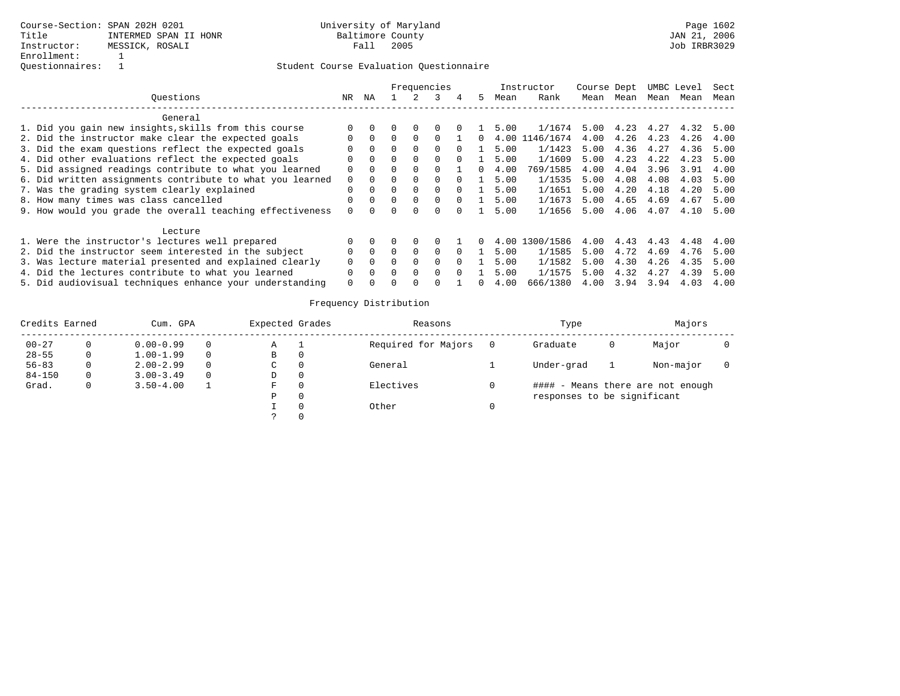Course-Section: SPAN 202H 0201
Title: INTERMED SPAN II HONR
Instructor: MESSICK, ROSALI
Enrollment: 1
Questionnaires: 1

University of Maryland
Baltimore County
Fall 2005

JAN 21, 2006
Job IRBR3029

## Student Course Evaluation Questionnaire

| Questions | NR | NA | 1 | 2 | 3 | 4 | 5 | Instructor Mean | Instructor Rank | Course Mean | Dept Mean | UMBC Mean | Level Mean | Sect Mean |
|---|---|---|---|---|---|---|---|---|---|---|---|---|---|---|
| **General** | | | | | | | | | | | | | | |
| 1. Did you gain new insights,skills from this course | 0 | 0 | 0 | 0 | 0 | 0 | 1 | 5.00 | 1/1674 | 5.00 | 4.23 | 4.27 | 4.32 | 5.00 |
| 2. Did the instructor make clear the expected goals | 0 | 0 | 0 | 0 | 0 | 1 | 0 | 4.00 | 1146/1674 | 4.00 | 4.26 | 4.23 | 4.26 | 4.00 |
| 3. Did the exam questions reflect the expected goals | 0 | 0 | 0 | 0 | 0 | 0 | 1 | 5.00 | 1/1423 | 5.00 | 4.36 | 4.27 | 4.36 | 5.00 |
| 4. Did other evaluations reflect the expected goals | 0 | 0 | 0 | 0 | 0 | 0 | 1 | 5.00 | 1/1609 | 5.00 | 4.23 | 4.22 | 4.23 | 5.00 |
| 5. Did assigned readings contribute to what you learned | 0 | 0 | 0 | 0 | 0 | 1 | 0 | 4.00 | 769/1585 | 4.00 | 4.04 | 3.96 | 3.91 | 4.00 |
| 6. Did written assignments contribute to what you learned | 0 | 0 | 0 | 0 | 0 | 0 | 1 | 5.00 | 1/1535 | 5.00 | 4.08 | 4.08 | 4.03 | 5.00 |
| 7. Was the grading system clearly explained | 0 | 0 | 0 | 0 | 0 | 0 | 1 | 5.00 | 1/1651 | 5.00 | 4.20 | 4.18 | 4.20 | 5.00 |
| 8. How many times was class cancelled | 0 | 0 | 0 | 0 | 0 | 0 | 1 | 5.00 | 1/1673 | 5.00 | 4.65 | 4.69 | 4.67 | 5.00 |
| 9. How would you grade the overall teaching effectiveness | 0 | 0 | 0 | 0 | 0 | 0 | 1 | 5.00 | 1/1656 | 5.00 | 4.06 | 4.07 | 4.10 | 5.00 |
| **Lecture** | | | | | | | | | | | | | | |
| 1. Were the instructor's lectures well prepared | 0 | 0 | 0 | 0 | 0 | 1 | 0 | 4.00 | 1300/1586 | 4.00 | 4.43 | 4.43 | 4.48 | 4.00 |
| 2. Did the instructor seem interested in the subject | 0 | 0 | 0 | 0 | 0 | 0 | 1 | 5.00 | 1/1585 | 5.00 | 4.72 | 4.69 | 4.76 | 5.00 |
| 3. Was lecture material presented and explained clearly | 0 | 0 | 0 | 0 | 0 | 0 | 1 | 5.00 | 1/1582 | 5.00 | 4.30 | 4.26 | 4.35 | 5.00 |
| 4. Did the lectures contribute to what you learned | 0 | 0 | 0 | 0 | 0 | 0 | 1 | 5.00 | 1/1575 | 5.00 | 4.32 | 4.27 | 4.39 | 5.00 |
| 5. Did audiovisual techniques enhance your understanding | 0 | 0 | 0 | 0 | 0 | 1 | 0 | 4.00 | 666/1380 | 4.00 | 3.94 | 3.94 | 4.03 | 4.00 |

## Frequency Distribution

| Credits Earned | | Cum. GPA | | Expected Grades | | Reasons | | Type | | Majors | |
|---|---|---|---|---|---|---|---|---|---|---|---|
| 00-27 | 0 | 0.00-0.99 | 0 | A | 1 | Required for Majors | 0 | Graduate | 0 | Major | 0 |
| 28-55 | 0 | 1.00-1.99 | 0 | B | 0 | | | | | | |
| 56-83 | 0 | 2.00-2.99 | 0 | C | 0 | General | 1 | Under-grad | 1 | Non-major | 0 |
| 84-150 | 0 | 3.00-3.49 | 0 | D | 0 | | | | | | |
| Grad. | 0 | 3.50-4.00 | 1 | F | 0 | Electives | 0 | | | | |
| | | | | P | 0 | | | | | | |
| | | | | I | 0 | Other | 0 | | | | |
| | | | | ? | 0 | | | | | | |

#### - Means there are not enough responses to be significant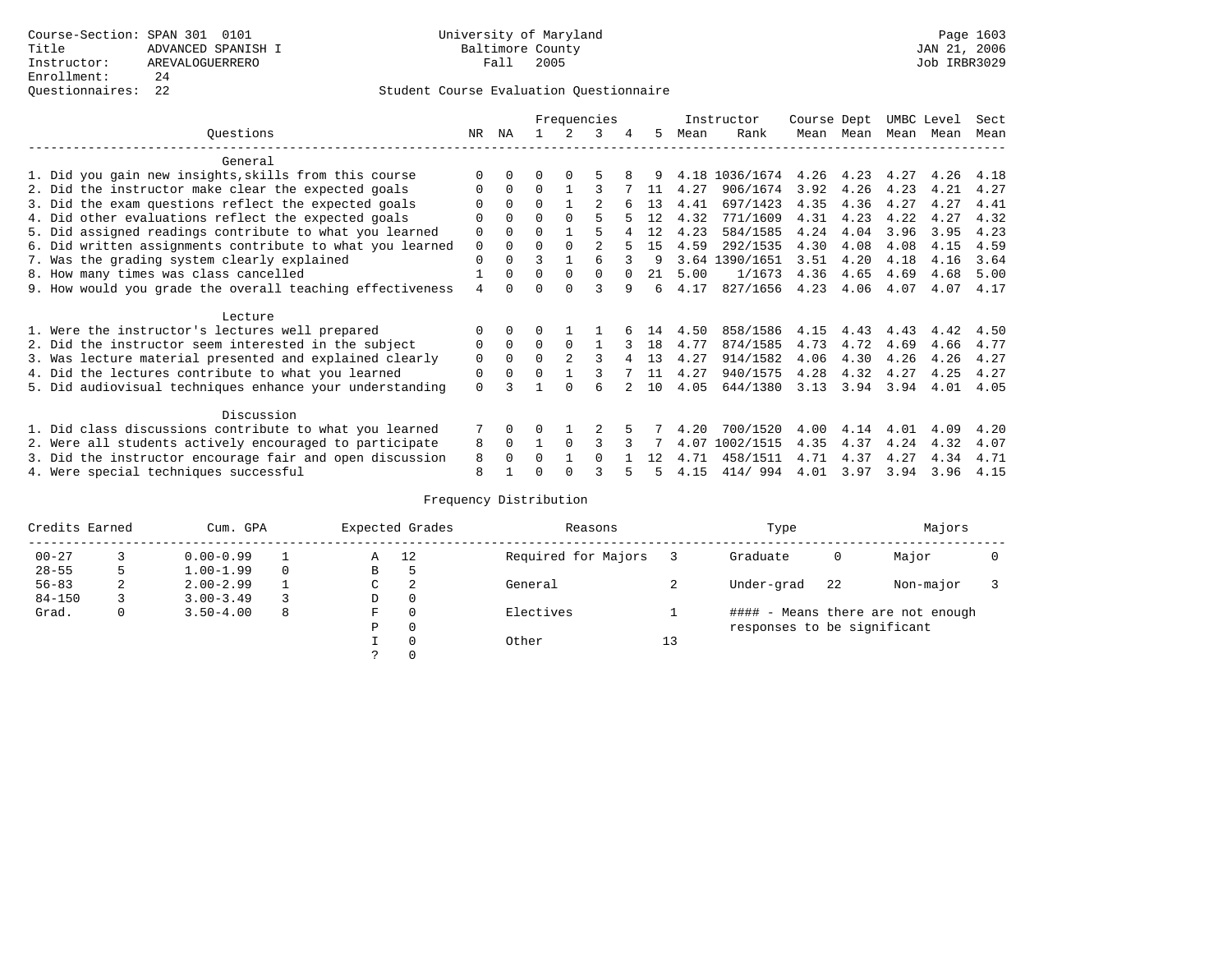Course-Section: SPAN 301 0101
Title: ADVANCED SPANISH I
Instructor: AREVALOGUERRERO
Enrollment: 24
Questionnaires: 22

University of Maryland
Baltimore County
Fall 2005

JAN 21, 2006
Job IRBR3029

Student Course Evaluation Questionnaire

| Questions | NR | NA | 1 | 2 | 3 | 4 | 5 | Instructor Mean | Instructor Rank | Course Mean | Dept Mean | UMBC Mean | Level Mean | Sect Mean |
|---|---|---|---|---|---|---|---|---|---|---|---|---|---|---|
| **General** | | | | | | | | | | | | | | |
| 1. Did you gain new insights,skills from this course | 0 | 0 | 0 | 0 | 5 | 8 | 9 | 4.18 | 1036/1674 | 4.26 | 4.23 | 4.27 | 4.26 | 4.18 |
| 2. Did the instructor make clear the expected goals | 0 | 0 | 0 | 1 | 3 | 7 | 11 | 4.27 | 906/1674 | 3.92 | 4.26 | 4.23 | 4.21 | 4.27 |
| 3. Did the exam questions reflect the expected goals | 0 | 0 | 0 | 1 | 2 | 6 | 13 | 4.41 | 697/1423 | 4.35 | 4.36 | 4.27 | 4.27 | 4.41 |
| 4. Did other evaluations reflect the expected goals | 0 | 0 | 0 | 0 | 5 | 5 | 12 | 4.32 | 771/1609 | 4.31 | 4.23 | 4.22 | 4.27 | 4.32 |
| 5. Did assigned readings contribute to what you learned | 0 | 0 | 0 | 1 | 5 | 4 | 12 | 4.23 | 584/1585 | 4.24 | 4.04 | 3.96 | 3.95 | 4.23 |
| 6. Did written assignments contribute to what you learned | 0 | 0 | 0 | 0 | 2 | 5 | 15 | 4.59 | 292/1535 | 4.30 | 4.08 | 4.08 | 4.15 | 4.59 |
| 7. Was the grading system clearly explained | 0 | 0 | 3 | 1 | 6 | 3 | 9 | 3.64 | 1390/1651 | 3.51 | 4.20 | 4.18 | 4.16 | 3.64 |
| 8. How many times was class cancelled | 1 | 0 | 0 | 0 | 0 | 0 | 21 | 5.00 | 1/1673 | 4.36 | 4.65 | 4.69 | 4.68 | 5.00 |
| 9. How would you grade the overall teaching effectiveness | 4 | 0 | 0 | 0 | 3 | 9 | 6 | 4.17 | 827/1656 | 4.23 | 4.06 | 4.07 | 4.07 | 4.17 |
| **Lecture** | | | | | | | | | | | | | | |
| 1. Were the instructor's lectures well prepared | 0 | 0 | 0 | 1 | 1 | 6 | 14 | 4.50 | 858/1586 | 4.15 | 4.43 | 4.43 | 4.42 | 4.50 |
| 2. Did the instructor seem interested in the subject | 0 | 0 | 0 | 0 | 1 | 3 | 18 | 4.77 | 874/1585 | 4.73 | 4.72 | 4.69 | 4.66 | 4.77 |
| 3. Was lecture material presented and explained clearly | 0 | 0 | 0 | 2 | 3 | 4 | 13 | 4.27 | 914/1582 | 4.06 | 4.30 | 4.26 | 4.26 | 4.27 |
| 4. Did the lectures contribute to what you learned | 0 | 0 | 0 | 1 | 3 | 7 | 11 | 4.27 | 940/1575 | 4.28 | 4.32 | 4.27 | 4.25 | 4.27 |
| 5. Did audiovisual techniques enhance your understanding | 0 | 3 | 1 | 0 | 6 | 2 | 10 | 4.05 | 644/1380 | 3.13 | 3.94 | 3.94 | 4.01 | 4.05 |
| **Discussion** | | | | | | | | | | | | | | |
| 1. Did class discussions contribute to what you learned | 7 | 0 | 0 | 1 | 2 | 5 | 7 | 4.20 | 700/1520 | 4.00 | 4.14 | 4.01 | 4.09 | 4.20 |
| 2. Were all students actively encouraged to participate | 8 | 0 | 1 | 0 | 3 | 3 | 7 | 4.07 | 1002/1515 | 4.35 | 4.37 | 4.24 | 4.32 | 4.07 |
| 3. Did the instructor encourage fair and open discussion | 8 | 0 | 0 | 1 | 0 | 1 | 12 | 4.71 | 458/1511 | 4.71 | 4.37 | 4.27 | 4.34 | 4.71 |
| 4. Were special techniques successful | 8 | 1 | 0 | 0 | 3 | 5 | 5 | 4.15 | 414/ 994 | 4.01 | 3.97 | 3.94 | 3.96 | 4.15 |

Frequency Distribution

| Credits Earned | | Cum. GPA | | Expected Grades | | Reasons | | Type | | Majors | |
|---|---|---|---|---|---|---|---|---|---|---|---|
| 00-27 | 3 | 0.00-0.99 | 1 | A | 12 | Required for Majors | 3 | Graduate | 0 | Major | 0 |
| 28-55 | 5 | 1.00-1.99 | 0 | B | 5 | | | | | | |
| 56-83 | 2 | 2.00-2.99 | 1 | C | 2 | General | 2 | Under-grad | 22 | Non-major | 3 |
| 84-150 | 3 | 3.00-3.49 | 3 | D | 0 | | | | | | |
| Grad. | 0 | 3.50-4.00 | 8 | F | 0 | Electives | 1 | #### - Means there are not enough responses to be significant | | | |
| | | | | P | 0 | | | | | | |
| | | | | I | 0 | Other | 13 | | | | |
| | | | | ? | 0 | | | | | | |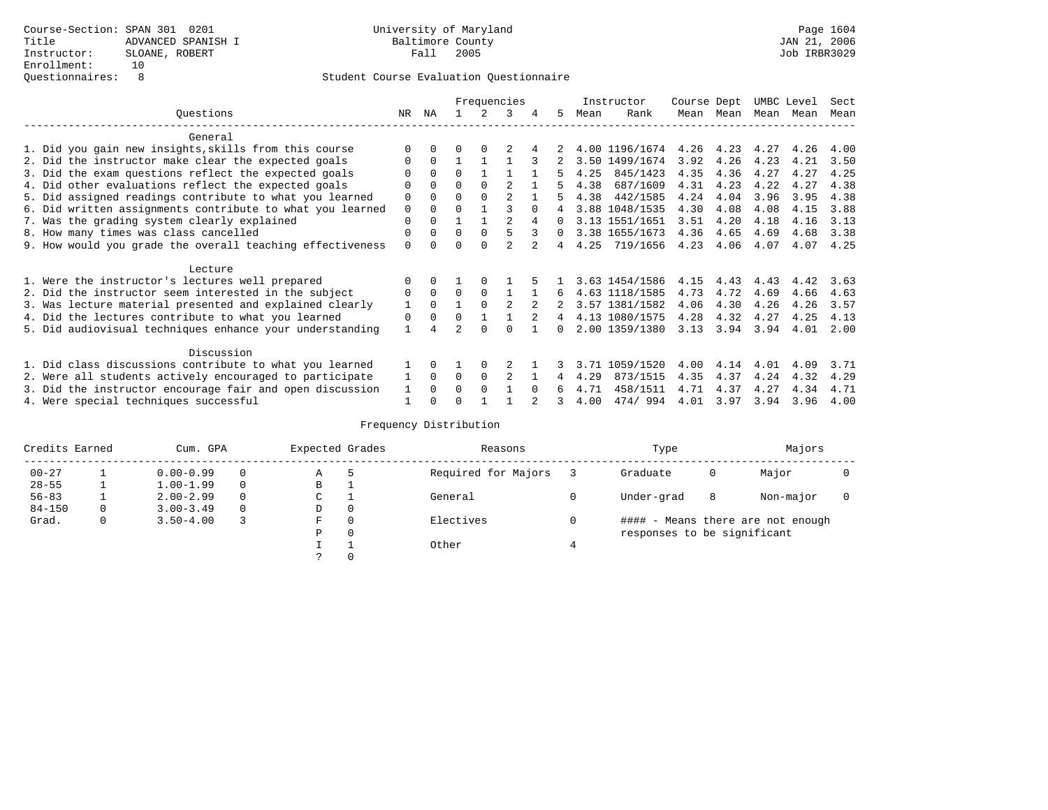Course-Section: SPAN 301 0201
Title: ADVANCED SPANISH I
Instructor: SLOANE, ROBERT
Enrollment: 10
Questionnaires: 8

University of Maryland
Baltimore County
Fall 2005

JAN 21, 2006
Job IRBR3029

Student Course Evaluation Questionnaire

| Questions | NR | NA | 1 | 2 | 3 | 4 | 5 | Instructor Mean | Rank | Course Mean | Dept Mean | UMBC Mean | Level Mean | Sect Mean |
|---|---|---|---|---|---|---|---|---|---|---|---|---|---|---|
| **General** | | | | | | | | | | | | | | |
| 1. Did you gain new insights,skills from this course | 0 | 0 | 0 | 0 | 2 | 4 | 2 | 4.00 | 1196/1674 | 4.26 | 4.23 | 4.27 | 4.26 | 4.00 |
| 2. Did the instructor make clear the expected goals | 0 | 0 | 1 | 1 | 1 | 3 | 2 | 3.50 | 1499/1674 | 3.92 | 4.26 | 4.23 | 4.21 | 3.50 |
| 3. Did the exam questions reflect the expected goals | 0 | 0 | 0 | 1 | 1 | 1 | 5 | 4.25 | 845/1423 | 4.35 | 4.36 | 4.27 | 4.27 | 4.25 |
| 4. Did other evaluations reflect the expected goals | 0 | 0 | 0 | 0 | 2 | 1 | 5 | 4.38 | 687/1609 | 4.31 | 4.23 | 4.22 | 4.27 | 4.38 |
| 5. Did assigned readings contribute to what you learned | 0 | 0 | 0 | 0 | 2 | 1 | 5 | 4.38 | 442/1585 | 4.24 | 4.04 | 3.96 | 3.95 | 4.38 |
| 6. Did written assignments contribute to what you learned | 0 | 0 | 0 | 1 | 3 | 0 | 4 | 3.88 | 1048/1535 | 4.30 | 4.08 | 4.08 | 4.15 | 3.88 |
| 7. Was the grading system clearly explained | 0 | 0 | 1 | 1 | 2 | 4 | 0 | 3.13 | 1551/1651 | 3.51 | 4.20 | 4.18 | 4.16 | 3.13 |
| 8. How many times was class cancelled | 0 | 0 | 0 | 0 | 5 | 3 | 0 | 3.38 | 1655/1673 | 4.36 | 4.65 | 4.69 | 4.68 | 3.38 |
| 9. How would you grade the overall teaching effectiveness | 0 | 0 | 0 | 0 | 2 | 2 | 4 | 4.25 | 719/1656 | 4.23 | 4.06 | 4.07 | 4.07 | 4.25 |
| **Lecture** | | | | | | | | | | | | | | |
| 1. Were the instructor's lectures well prepared | 0 | 0 | 1 | 0 | 1 | 5 | 1 | 3.63 | 1454/1586 | 4.15 | 4.43 | 4.43 | 4.42 | 3.63 |
| 2. Did the instructor seem interested in the subject | 0 | 0 | 0 | 0 | 1 | 1 | 6 | 4.63 | 1118/1585 | 4.73 | 4.72 | 4.69 | 4.66 | 4.63 |
| 3. Was lecture material presented and explained clearly | 1 | 0 | 1 | 0 | 2 | 2 | 2 | 3.57 | 1381/1582 | 4.06 | 4.30 | 4.26 | 4.26 | 3.57 |
| 4. Did the lectures contribute to what you learned | 0 | 0 | 0 | 1 | 1 | 2 | 4 | 4.13 | 1080/1575 | 4.28 | 4.32 | 4.27 | 4.25 | 4.13 |
| 5. Did audiovisual techniques enhance your understanding | 1 | 4 | 2 | 0 | 0 | 1 | 0 | 2.00 | 1359/1380 | 3.13 | 3.94 | 3.94 | 4.01 | 2.00 |
| **Discussion** | | | | | | | | | | | | | | |
| 1. Did class discussions contribute to what you learned | 1 | 0 | 1 | 0 | 2 | 1 | 3 | 3.71 | 1059/1520 | 4.00 | 4.14 | 4.01 | 4.09 | 3.71 |
| 2. Were all students actively encouraged to participate | 1 | 0 | 0 | 0 | 2 | 1 | 4 | 4.29 | 873/1515 | 4.35 | 4.37 | 4.24 | 4.32 | 4.29 |
| 3. Did the instructor encourage fair and open discussion | 1 | 0 | 0 | 0 | 1 | 0 | 6 | 4.71 | 458/1511 | 4.71 | 4.37 | 4.27 | 4.34 | 4.71 |
| 4. Were special techniques successful | 1 | 0 | 0 | 1 | 1 | 2 | 3 | 4.00 | 474/ 994 | 4.01 | 3.97 | 3.94 | 3.96 | 4.00 |

Frequency Distribution

| Credits Earned | | Cum. GPA | | Expected Grades | | Reasons | | Type | | Majors | |
|---|---|---|---|---|---|---|---|---|---|---|---|
| 00-27 | 1 | 0.00-0.99 | 0 | A | 5 | Required for Majors | 3 | Graduate | 0 | Major | 0 |
| 28-55 | 1 | 1.00-1.99 | 0 | B | 1 | | | | | | |
| 56-83 | 1 | 2.00-2.99 | 0 | C | 1 | General | 0 | Under-grad | 8 | Non-major | 0 |
| 84-150 | 0 | 3.00-3.49 | 0 | D | 0 | | | | | | |
| Grad. | 0 | 3.50-4.00 | 3 | F | 0 | Electives | 0 | #### - Means there are not enough responses to be significant | | | |
| | | | | P | 0 | | | | | | |
| | | | | I | 1 | Other | 4 | | | | |
| | | | | ? | 0 | | | | | | |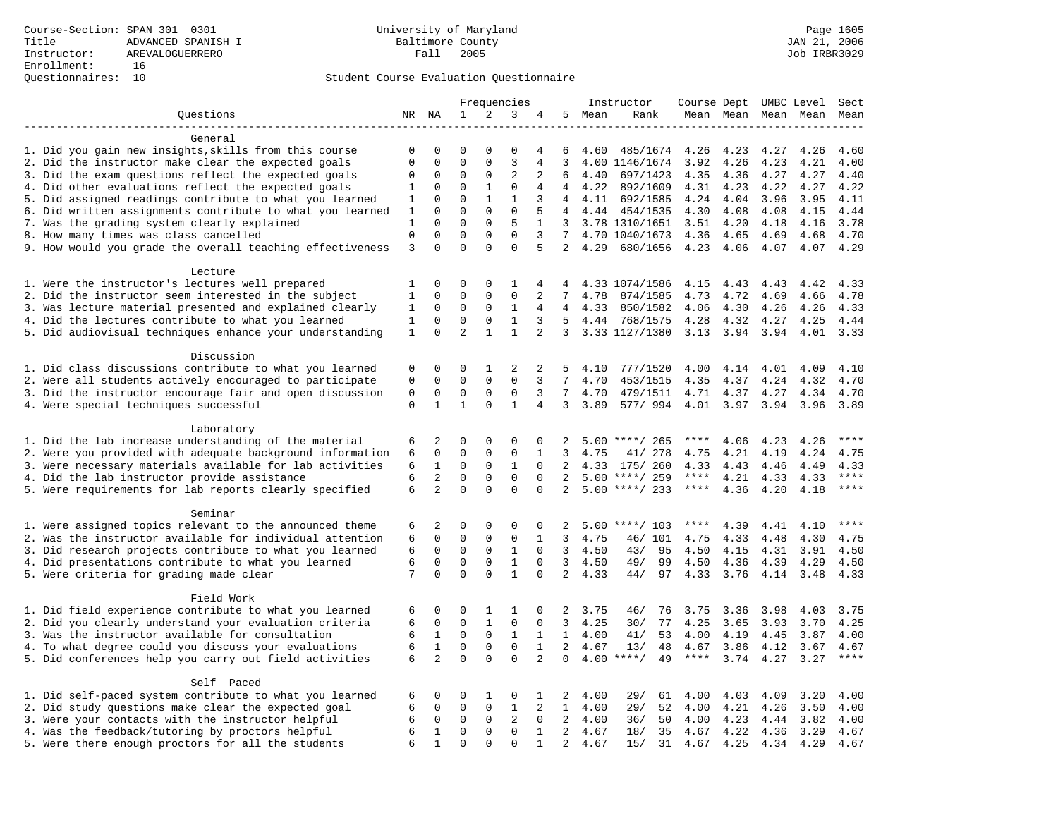Course-Section: SPAN 301 0301
Title: ADVANCED SPANISH I
Instructor: AREVALOGUERRERO
Enrollment: 16
Questionnaires: 10

University of Maryland
Baltimore County
Fall 2005

JAN 21, 2006
Job IRBR3029

Student Course Evaluation Questionnaire

| Questions | NR | NA | 1 | 2 | 3 | 4 | 5 | Instructor Mean | Rank | Course Mean | Dept Mean | UMBC Mean | Level Mean | Sect Mean |
|---|---|---|---|---|---|---|---|---|---|---|---|---|---|---|
| **General** | | | | | | | | | | | | | | |
| 1. Did you gain new insights,skills from this course | 0 | 0 | 0 | 0 | 0 | 4 | 6 | 4.60 | 485/1674 | 4.26 | 4.23 | 4.27 | 4.26 | 4.60 |
| 2. Did the instructor make clear the expected goals | 0 | 0 | 0 | 0 | 3 | 4 | 3 | 4.00 | 1146/1674 | 3.92 | 4.26 | 4.23 | 4.21 | 4.00 |
| 3. Did the exam questions reflect the expected goals | 0 | 0 | 0 | 0 | 2 | 2 | 6 | 4.40 | 697/1423 | 4.35 | 4.36 | 4.27 | 4.27 | 4.40 |
| 4. Did other evaluations reflect the expected goals | 1 | 0 | 0 | 1 | 0 | 4 | 4 | 4.22 | 892/1609 | 4.31 | 4.23 | 4.22 | 4.27 | 4.22 |
| 5. Did assigned readings contribute to what you learned | 1 | 0 | 0 | 1 | 1 | 3 | 4 | 4.11 | 692/1585 | 4.24 | 4.04 | 3.96 | 3.95 | 4.11 |
| 6. Did written assignments contribute to what you learned | 1 | 0 | 0 | 0 | 0 | 5 | 4 | 4.44 | 454/1535 | 4.30 | 4.08 | 4.08 | 4.15 | 4.44 |
| 7. Was the grading system clearly explained | 1 | 0 | 0 | 0 | 5 | 1 | 3 | 3.78 | 1310/1651 | 3.51 | 4.20 | 4.18 | 4.16 | 3.78 |
| 8. How many times was class cancelled | 0 | 0 | 0 | 0 | 0 | 3 | 7 | 4.70 | 1040/1673 | 4.36 | 4.65 | 4.69 | 4.68 | 4.70 |
| 9. How would you grade the overall teaching effectiveness | 3 | 0 | 0 | 0 | 0 | 5 | 2 | 4.29 | 680/1656 | 4.23 | 4.06 | 4.07 | 4.07 | 4.29 |
| **Lecture** | | | | | | | | | | | | | | |
| 1. Were the instructor's lectures well prepared | 1 | 0 | 0 | 0 | 1 | 4 | 4 | 4.33 | 1074/1586 | 4.15 | 4.43 | 4.43 | 4.42 | 4.33 |
| 2. Did the instructor seem interested in the subject | 1 | 0 | 0 | 0 | 0 | 2 | 7 | 4.78 | 874/1585 | 4.73 | 4.72 | 4.69 | 4.66 | 4.78 |
| 3. Was lecture material presented and explained clearly | 1 | 0 | 0 | 0 | 1 | 4 | 4 | 4.33 | 850/1582 | 4.06 | 4.30 | 4.26 | 4.26 | 4.33 |
| 4. Did the lectures contribute to what you learned | 1 | 0 | 0 | 0 | 1 | 3 | 5 | 4.44 | 768/1575 | 4.28 | 4.32 | 4.27 | 4.25 | 4.44 |
| 5. Did audiovisual techniques enhance your understanding | 1 | 0 | 2 | 1 | 1 | 2 | 3 | 3.33 | 1127/1380 | 3.13 | 3.94 | 3.94 | 4.01 | 3.33 |
| **Discussion** | | | | | | | | | | | | | | |
| 1. Did class discussions contribute to what you learned | 0 | 0 | 0 | 1 | 2 | 2 | 5 | 4.10 | 777/1520 | 4.00 | 4.14 | 4.01 | 4.09 | 4.10 |
| 2. Were all students actively encouraged to participate | 0 | 0 | 0 | 0 | 0 | 3 | 7 | 4.70 | 453/1515 | 4.35 | 4.37 | 4.24 | 4.32 | 4.70 |
| 3. Did the instructor encourage fair and open discussion | 0 | 0 | 0 | 0 | 0 | 3 | 7 | 4.70 | 479/1511 | 4.71 | 4.37 | 4.27 | 4.34 | 4.70 |
| 4. Were special techniques successful | 0 | 1 | 1 | 0 | 1 | 4 | 3 | 3.89 | 577/ 994 | 4.01 | 3.97 | 3.94 | 3.96 | 3.89 |
| **Laboratory** | | | | | | | | | | | | | | |
| 1. Did the lab increase understanding of the material | 6 | 2 | 0 | 0 | 0 | 0 | 2 | 5.00 | ****/ 265 | **** | 4.06 | 4.23 | 4.26 | **** |
| 2. Were you provided with adequate background information | 6 | 0 | 0 | 0 | 0 | 1 | 3 | 4.75 | 41/ 278 | 4.75 | 4.21 | 4.19 | 4.24 | 4.75 |
| 3. Were necessary materials available for lab activities | 6 | 1 | 0 | 0 | 1 | 0 | 2 | 4.33 | 175/ 260 | 4.33 | 4.43 | 4.46 | 4.49 | 4.33 |
| 4. Did the lab instructor provide assistance | 6 | 2 | 0 | 0 | 0 | 0 | 2 | 5.00 | ****/ 259 | **** | 4.21 | 4.33 | 4.33 | **** |
| 5. Were requirements for lab reports clearly specified | 6 | 2 | 0 | 0 | 0 | 0 | 2 | 5.00 | ****/ 233 | **** | 4.36 | 4.20 | 4.18 | **** |
| **Seminar** | | | | | | | | | | | | | | |
| 1. Were assigned topics relevant to the announced theme | 6 | 2 | 0 | 0 | 0 | 0 | 2 | 5.00 | ****/ 103 | **** | 4.39 | 4.41 | 4.10 | **** |
| 2. Was the instructor available for individual attention | 6 | 0 | 0 | 0 | 0 | 1 | 3 | 4.75 | 46/ 101 | 4.75 | 4.33 | 4.48 | 4.30 | 4.75 |
| 3. Did research projects contribute to what you learned | 6 | 0 | 0 | 0 | 1 | 0 | 3 | 4.50 | 43/ 95 | 4.50 | 4.15 | 4.31 | 3.91 | 4.50 |
| 4. Did presentations contribute to what you learned | 6 | 0 | 0 | 0 | 1 | 0 | 3 | 4.50 | 49/ 99 | 4.50 | 4.36 | 4.39 | 4.29 | 4.50 |
| 5. Were criteria for grading made clear | 7 | 0 | 0 | 0 | 1 | 0 | 2 | 4.33 | 44/ 97 | 4.33 | 3.76 | 4.14 | 3.48 | 4.33 |
| **Field Work** | | | | | | | | | | | | | | |
| 1. Did field experience contribute to what you learned | 6 | 0 | 0 | 1 | 1 | 0 | 2 | 3.75 | 46/ 76 | 3.75 | 3.36 | 3.98 | 4.03 | 3.75 |
| 2. Did you clearly understand your evaluation criteria | 6 | 0 | 0 | 1 | 0 | 0 | 3 | 4.25 | 30/ 77 | 4.25 | 3.65 | 3.93 | 3.70 | 4.25 |
| 3. Was the instructor available for consultation | 6 | 1 | 0 | 0 | 1 | 1 | 1 | 4.00 | 41/ 53 | 4.00 | 4.19 | 4.45 | 3.87 | 4.00 |
| 4. To what degree could you discuss your evaluations | 6 | 1 | 0 | 0 | 0 | 1 | 2 | 4.67 | 13/ 48 | 4.67 | 3.86 | 4.12 | 3.67 | 4.67 |
| 5. Did conferences help you carry out field activities | 6 | 2 | 0 | 0 | 0 | 2 | 0 | 4.00 | ****/ 49 | **** | 3.74 | 4.27 | 3.27 | **** |
| **Self Paced** | | | | | | | | | | | | | | |
| 1. Did self-paced system contribute to what you learned | 6 | 0 | 0 | 1 | 0 | 1 | 2 | 4.00 | 29/ 61 | 4.00 | 4.03 | 4.09 | 3.20 | 4.00 |
| 2. Did study questions make clear the expected goal | 6 | 0 | 0 | 0 | 1 | 2 | 1 | 4.00 | 29/ 52 | 4.00 | 4.21 | 4.26 | 3.50 | 4.00 |
| 3. Were your contacts with the instructor helpful | 6 | 0 | 0 | 0 | 2 | 0 | 2 | 4.00 | 36/ 50 | 4.00 | 4.23 | 4.44 | 3.82 | 4.00 |
| 4. Was the feedback/tutoring by proctors helpful | 6 | 1 | 0 | 0 | 0 | 1 | 2 | 4.67 | 18/ 35 | 4.67 | 4.22 | 4.36 | 3.29 | 4.67 |
| 5. Were there enough proctors for all the students | 6 | 1 | 0 | 0 | 0 | 1 | 2 | 4.67 | 15/ 31 | 4.67 | 4.25 | 4.34 | 4.29 | 4.67 |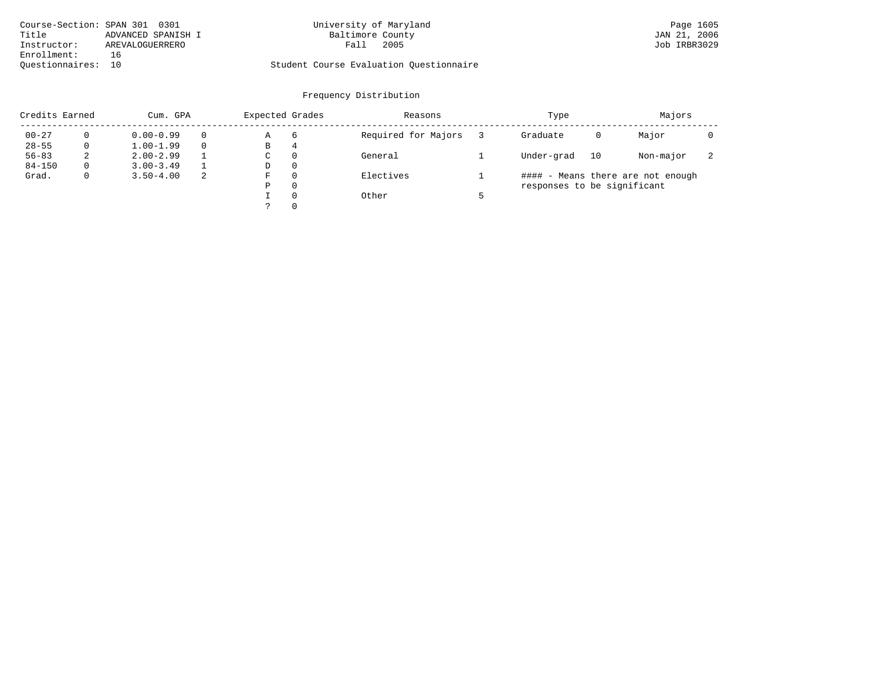Course-Section: SPAN 301 0301
Title: ADVANCED SPANISH I
Instructor: AREVALOGUERRERO
Enrollment: 16
Questionnaires: 10

University of Maryland
Baltimore County
Fall 2005

Student Course Evaluation Questionnaire

Page 1605
JAN 21, 2006
Job IRBR3029

## Frequency Distribution

| Credits Earned | | Cum. GPA | | Expected Grades | | Reasons | | Type | | Majors | |
|---|---|---|---|---|---|---|---|---|---|---|---|
| 00-27 | 0 | 0.00-0.99 | 0 | A | 6 | Required for Majors | 3 | Graduate | 0 | Major | 0 |
| 28-55 | 0 | 1.00-1.99 | 0 | B | 4 | | | | | | |
| 56-83 | 2 | 2.00-2.99 | 1 | C | 0 | General | 1 | Under-grad | 10 | Non-major | 2 |
| 84-150 | 0 | 3.00-3.49 | 1 | D | 0 | | | | | | |
| Grad. | 0 | 3.50-4.00 | 2 | F | 0 | Electives | 1 | | | | |
| | | | | P | 0 | | | | | | |
| | | | | I | 0 | Other | 5 | | | | |
| | | | | ? | 0 | | | | | | |

#### - Means there are not enough responses to be significant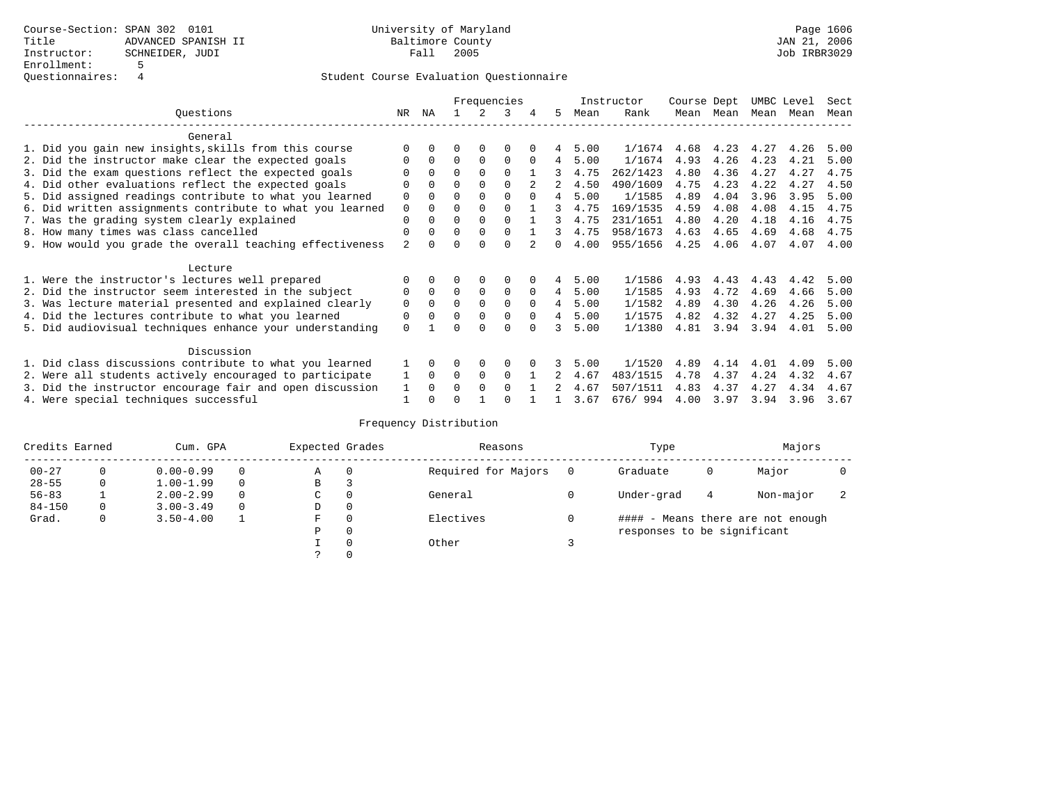Course-Section: SPAN 302 0101
Title: ADVANCED SPANISH II
Instructor: SCHNEIDER, JUDI
Enrollment: 5
Questionnaires: 4

University of Maryland
Baltimore County
Fall 2005

JAN 21, 2006
Job IRBR3029

Student Course Evaluation Questionnaire

| Questions | NR | NA | 1 | 2 | 3 | 4 | 5 | Instructor Mean | Rank | Course Mean | Dept Mean | UMBC Mean | Level Mean | Sect Mean |
|---|---|---|---|---|---|---|---|---|---|---|---|---|---|---|
| **General** | | | | | | | | | | | | | | |
| 1. Did you gain new insights,skills from this course | 0 | 0 | 0 | 0 | 0 | 0 | 4 | 5.00 | 1/1674 | 4.68 | 4.23 | 4.27 | 4.26 | 5.00 |
| 2. Did the instructor make clear the expected goals | 0 | 0 | 0 | 0 | 0 | 0 | 4 | 5.00 | 1/1674 | 4.93 | 4.26 | 4.23 | 4.21 | 5.00 |
| 3. Did the exam questions reflect the expected goals | 0 | 0 | 0 | 0 | 0 | 1 | 3 | 4.75 | 262/1423 | 4.80 | 4.36 | 4.27 | 4.27 | 4.75 |
| 4. Did other evaluations reflect the expected goals | 0 | 0 | 0 | 0 | 0 | 2 | 2 | 4.50 | 490/1609 | 4.75 | 4.23 | 4.22 | 4.27 | 4.50 |
| 5. Did assigned readings contribute to what you learned | 0 | 0 | 0 | 0 | 0 | 0 | 4 | 5.00 | 1/1585 | 4.89 | 4.04 | 3.96 | 3.95 | 5.00 |
| 6. Did written assignments contribute to what you learned | 0 | 0 | 0 | 0 | 0 | 1 | 3 | 4.75 | 169/1535 | 4.59 | 4.08 | 4.08 | 4.15 | 4.75 |
| 7. Was the grading system clearly explained | 0 | 0 | 0 | 0 | 0 | 1 | 3 | 4.75 | 231/1651 | 4.80 | 4.20 | 4.18 | 4.16 | 4.75 |
| 8. How many times was class cancelled | 0 | 0 | 0 | 0 | 0 | 1 | 3 | 4.75 | 958/1673 | 4.63 | 4.65 | 4.69 | 4.68 | 4.75 |
| 9. How would you grade the overall teaching effectiveness | 2 | 0 | 0 | 0 | 0 | 2 | 0 | 4.00 | 955/1656 | 4.25 | 4.06 | 4.07 | 4.07 | 4.00 |
| **Lecture** | | | | | | | | | | | | | | |
| 1. Were the instructor's lectures well prepared | 0 | 0 | 0 | 0 | 0 | 0 | 4 | 5.00 | 1/1586 | 4.93 | 4.43 | 4.43 | 4.42 | 5.00 |
| 2. Did the instructor seem interested in the subject | 0 | 0 | 0 | 0 | 0 | 0 | 4 | 5.00 | 1/1585 | 4.93 | 4.72 | 4.69 | 4.66 | 5.00 |
| 3. Was lecture material presented and explained clearly | 0 | 0 | 0 | 0 | 0 | 0 | 4 | 5.00 | 1/1582 | 4.89 | 4.30 | 4.26 | 4.26 | 5.00 |
| 4. Did the lectures contribute to what you learned | 0 | 0 | 0 | 0 | 0 | 0 | 4 | 5.00 | 1/1575 | 4.82 | 4.32 | 4.27 | 4.25 | 5.00 |
| 5. Did audiovisual techniques enhance your understanding | 0 | 1 | 0 | 0 | 0 | 0 | 3 | 5.00 | 1/1380 | 4.81 | 3.94 | 3.94 | 4.01 | 5.00 |
| **Discussion** | | | | | | | | | | | | | | |
| 1. Did class discussions contribute to what you learned | 1 | 0 | 0 | 0 | 0 | 0 | 3 | 5.00 | 1/1520 | 4.89 | 4.14 | 4.01 | 4.09 | 5.00 |
| 2. Were all students actively encouraged to participate | 1 | 0 | 0 | 0 | 0 | 1 | 2 | 4.67 | 483/1515 | 4.78 | 4.37 | 4.24 | 4.32 | 4.67 |
| 3. Did the instructor encourage fair and open discussion | 1 | 0 | 0 | 0 | 0 | 1 | 2 | 4.67 | 507/1511 | 4.83 | 4.37 | 4.27 | 4.34 | 4.67 |
| 4. Were special techniques successful | 1 | 0 | 0 | 1 | 0 | 1 | 1 | 3.67 | 676/ 994 | 4.00 | 3.97 | 3.94 | 3.96 | 3.67 |

Frequency Distribution

| Credits Earned | | Cum. GPA | | Expected Grades | | Reasons | | Type | | Majors | |
|---|---|---|---|---|---|---|---|---|---|---|---|
| 00-27 | 0 | 0.00-0.99 | 0 | A | 0 | Required for Majors | 0 | Graduate | 0 | Major | 0 |
| 28-55 | 0 | 1.00-1.99 | 0 | B | 3 | | | | | | |
| 56-83 | 1 | 2.00-2.99 | 0 | C | 0 | General | 0 | Under-grad | 4 | Non-major | 2 |
| 84-150 | 0 | 3.00-3.49 | 0 | D | 0 | | | | | | |
| Grad. | 0 | 3.50-4.00 | 1 | F | 0 | Electives | 0 | #### - Means there are not enough responses to be significant | | | |
| | | | | P | 0 | | | | | | |
| | | | | I | 0 | Other | 3 | | | | |
| | | | | ? | 0 | | | | | | |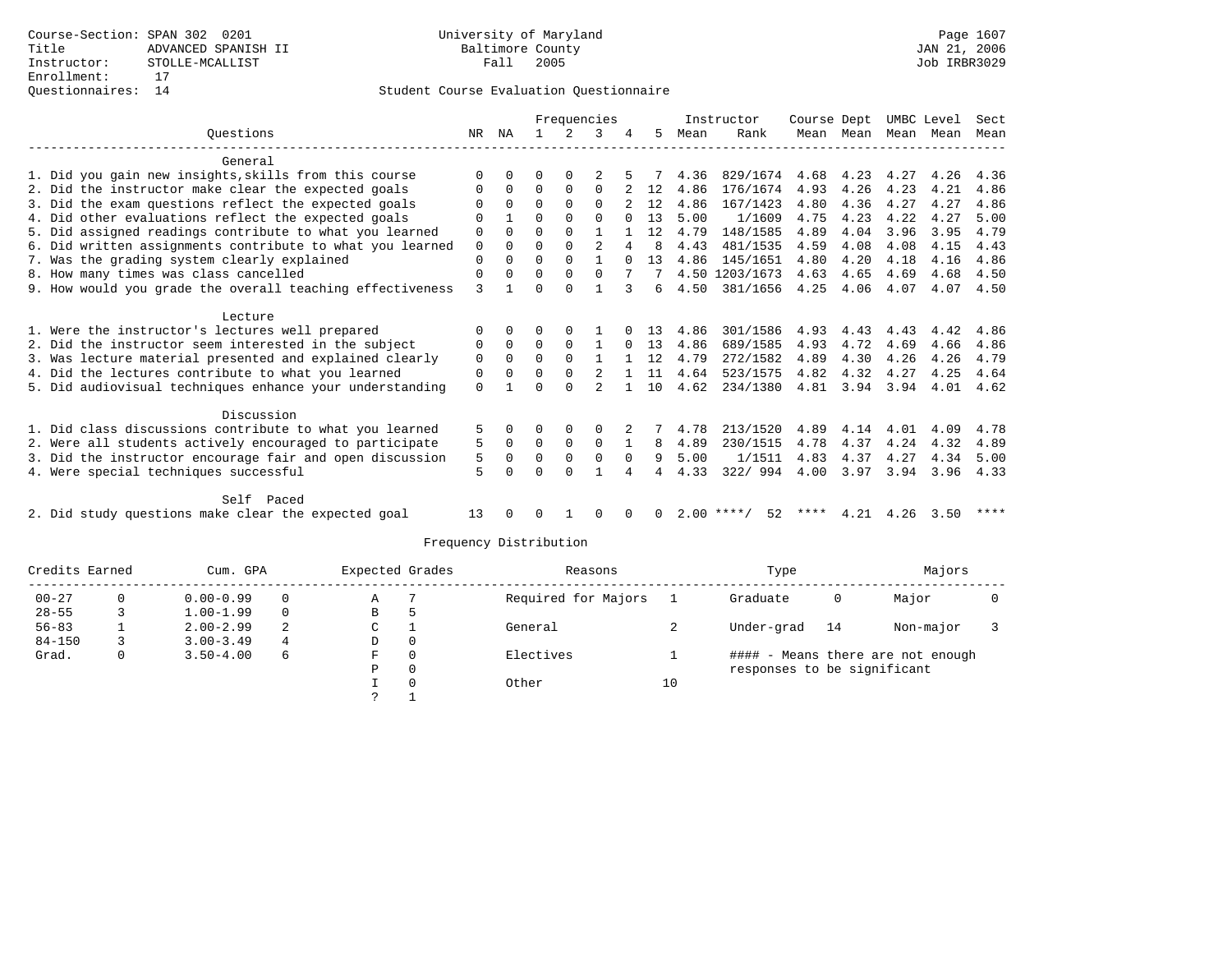Course-Section: SPAN 302 0201
Title: ADVANCED SPANISH II
Instructor: STOLLE-MCALLIST
Enrollment: 17
Questionnaires: 14

University of Maryland
Baltimore County
Fall 2005

JAN 21, 2006
Job IRBR3029

Student Course Evaluation Questionnaire

| Questions | NR | NA | 1 | 2 | 3 | 4 | 5 | Instructor Mean | Rank | Course Mean | Dept Mean | UMBC Mean | Level Mean | Sect Mean |
|---|---|---|---|---|---|---|---|---|---|---|---|---|---|---|
| **General** | | | | | | | | | | | | | | |
| 1. Did you gain new insights,skills from this course | 0 | 0 | 0 | 0 | 2 | 5 | 7 | 4.36 | 829/1674 | 4.68 | 4.23 | 4.27 | 4.26 | 4.36 |
| 2. Did the instructor make clear the expected goals | 0 | 0 | 0 | 0 | 0 | 2 | 12 | 4.86 | 176/1674 | 4.93 | 4.26 | 4.23 | 4.21 | 4.86 |
| 3. Did the exam questions reflect the expected goals | 0 | 0 | 0 | 0 | 0 | 2 | 12 | 4.86 | 167/1423 | 4.80 | 4.36 | 4.27 | 4.27 | 4.86 |
| 4. Did other evaluations reflect the expected goals | 0 | 1 | 0 | 0 | 0 | 0 | 13 | 5.00 | 1/1609 | 4.75 | 4.23 | 4.22 | 4.27 | 5.00 |
| 5. Did assigned readings contribute to what you learned | 0 | 0 | 0 | 0 | 1 | 1 | 12 | 4.79 | 148/1585 | 4.89 | 4.04 | 3.96 | 3.95 | 4.79 |
| 6. Did written assignments contribute to what you learned | 0 | 0 | 0 | 0 | 2 | 4 | 8 | 4.43 | 481/1535 | 4.59 | 4.08 | 4.08 | 4.15 | 4.43 |
| 7. Was the grading system clearly explained | 0 | 0 | 0 | 0 | 1 | 0 | 13 | 4.86 | 145/1651 | 4.80 | 4.20 | 4.18 | 4.16 | 4.86 |
| 8. How many times was class cancelled | 0 | 0 | 0 | 0 | 0 | 7 | 7 | 4.50 | 1203/1673 | 4.63 | 4.65 | 4.69 | 4.68 | 4.50 |
| 9. How would you grade the overall teaching effectiveness | 3 | 1 | 0 | 0 | 1 | 3 | 6 | 4.50 | 381/1656 | 4.25 | 4.06 | 4.07 | 4.07 | 4.50 |
| **Lecture** | | | | | | | | | | | | | | |
| 1. Were the instructor's lectures well prepared | 0 | 0 | 0 | 0 | 1 | 0 | 13 | 4.86 | 301/1586 | 4.93 | 4.43 | 4.43 | 4.42 | 4.86 |
| 2. Did the instructor seem interested in the subject | 0 | 0 | 0 | 0 | 1 | 0 | 13 | 4.86 | 689/1585 | 4.93 | 4.72 | 4.69 | 4.66 | 4.86 |
| 3. Was lecture material presented and explained clearly | 0 | 0 | 0 | 0 | 1 | 1 | 12 | 4.79 | 272/1582 | 4.89 | 4.30 | 4.26 | 4.26 | 4.79 |
| 4. Did the lectures contribute to what you learned | 0 | 0 | 0 | 0 | 2 | 1 | 11 | 4.64 | 523/1575 | 4.82 | 4.32 | 4.27 | 4.25 | 4.64 |
| 5. Did audiovisual techniques enhance your understanding | 0 | 1 | 0 | 0 | 2 | 1 | 10 | 4.62 | 234/1380 | 4.81 | 3.94 | 3.94 | 4.01 | 4.62 |
| **Discussion** | | | | | | | | | | | | | | |
| 1. Did class discussions contribute to what you learned | 5 | 0 | 0 | 0 | 0 | 2 | 7 | 4.78 | 213/1520 | 4.89 | 4.14 | 4.01 | 4.09 | 4.78 |
| 2. Were all students actively encouraged to participate | 5 | 0 | 0 | 0 | 0 | 1 | 8 | 4.89 | 230/1515 | 4.78 | 4.37 | 4.24 | 4.32 | 4.89 |
| 3. Did the instructor encourage fair and open discussion | 5 | 0 | 0 | 0 | 0 | 0 | 9 | 5.00 | 1/1511 | 4.83 | 4.37 | 4.27 | 4.34 | 5.00 |
| 4. Were special techniques successful | 5 | 0 | 0 | 0 | 1 | 4 | 4 | 4.33 | 322/ 994 | 4.00 | 3.97 | 3.94 | 3.96 | 4.33 |
| **Self Paced** | | | | | | | | | | | | | | |
| 2. Did study questions make clear the expected goal | 13 | 0 | 0 | 1 | 0 | 0 | 0 | 2.00 | \*\*\*\*/ 52 | \*\*\*\* | 4.21 | 4.26 | 3.50 | \*\*\*\* |

Frequency Distribution

| Credits Earned | | Cum. GPA | | Expected Grades | | Reasons | | Type | | Majors | |
|---|---|---|---|---|---|---|---|---|---|---|---|
| 00-27 | 0 | 0.00-0.99 | 0 | A | 7 | Required for Majors | 1 | Graduate | 0 | Major | 0 |
| 28-55 | 3 | 1.00-1.99 | 0 | B | 5 | | | | | | |
| 56-83 | 1 | 2.00-2.99 | 2 | C | 1 | General | 2 | Under-grad | 14 | Non-major | 3 |
| 84-150 | 3 | 3.00-3.49 | 4 | D | 0 | | | | | | |
| Grad. | 0 | 3.50-4.00 | 6 | F | 0 | Electives | 1 | #### - Means there are not enough responses to be significant | | | |
| | | | | P | 0 | | | | | | |
| | | | | I | 0 | Other | 10 | | | | |
| | | | | ? | 1 | | | | | | |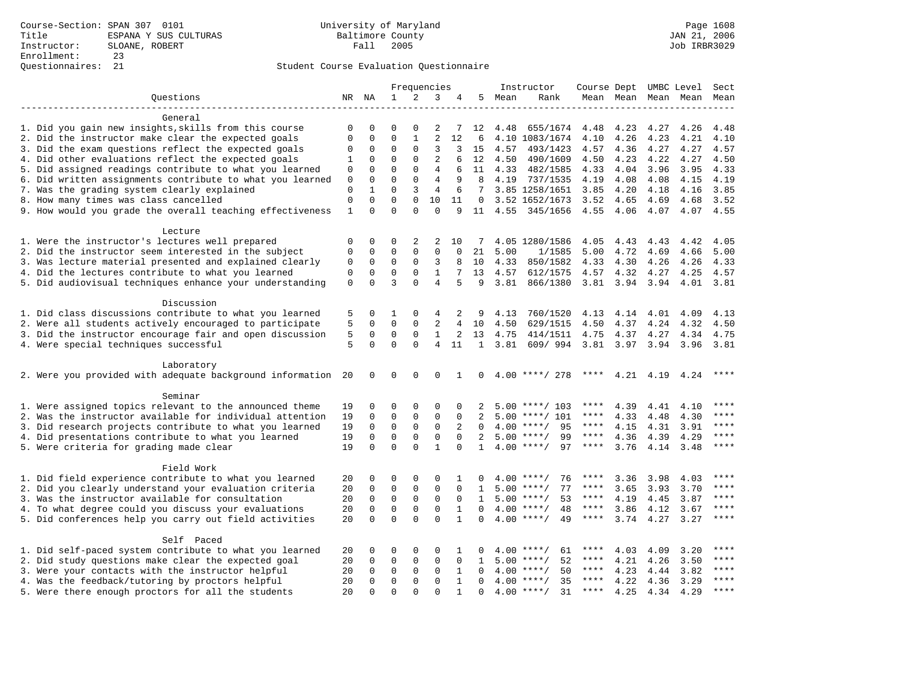Course-Section: SPAN 307 0101
Title: ESPANA Y SUS CULTURAS
Instructor: SLOANE, ROBERT
Enrollment: 23
Questionnaires: 21

University of Maryland
Baltimore County
Fall 2005

JAN 21, 2006
Job IRBR3029

Student Course Evaluation Questionnaire

| Questions | NR | NA | 1 | 2 | 3 | 4 | 5 | Instructor Mean | Rank | Course Mean | Dept Mean | UMBC Mean | Level Mean | Sect Mean |
|---|---|---|---|---|---|---|---|---|---|---|---|---|---|---|
| **General** | | | | | | | | | | | | | | |
| 1. Did you gain new insights,skills from this course | 0 | 0 | 0 | 0 | 2 | 7 | 12 | 4.48 | 655/1674 | 4.48 | 4.23 | 4.27 | 4.26 | 4.48 |
| 2. Did the instructor make clear the expected goals | 0 | 0 | 0 | 1 | 2 | 12 | 6 | 4.10 | 1083/1674 | 4.10 | 4.26 | 4.23 | 4.21 | 4.10 |
| 3. Did the exam questions reflect the expected goals | 0 | 0 | 0 | 0 | 3 | 3 | 15 | 4.57 | 493/1423 | 4.57 | 4.36 | 4.27 | 4.27 | 4.57 |
| 4. Did other evaluations reflect the expected goals | 1 | 0 | 0 | 0 | 2 | 6 | 12 | 4.50 | 490/1609 | 4.50 | 4.23 | 4.22 | 4.27 | 4.50 |
| 5. Did assigned readings contribute to what you learned | 0 | 0 | 0 | 0 | 4 | 6 | 11 | 4.33 | 482/1585 | 4.33 | 4.04 | 3.96 | 3.95 | 4.33 |
| 6. Did written assignments contribute to what you learned | 0 | 0 | 0 | 0 | 4 | 9 | 8 | 4.19 | 737/1535 | 4.19 | 4.08 | 4.08 | 4.15 | 4.19 |
| 7. Was the grading system clearly explained | 0 | 1 | 0 | 3 | 4 | 6 | 7 | 3.85 | 1258/1651 | 3.85 | 4.20 | 4.18 | 4.16 | 3.85 |
| 8. How many times was class cancelled | 0 | 0 | 0 | 0 | 10 | 11 | 0 | 3.52 | 1652/1673 | 3.52 | 4.65 | 4.69 | 4.68 | 3.52 |
| 9. How would you grade the overall teaching effectiveness | 1 | 0 | 0 | 0 | 0 | 9 | 11 | 4.55 | 345/1656 | 4.55 | 4.06 | 4.07 | 4.07 | 4.55 |
| **Lecture** | | | | | | | | | | | | | | |
| 1. Were the instructor's lectures well prepared | 0 | 0 | 0 | 2 | 2 | 10 | 7 | 4.05 | 1280/1586 | 4.05 | 4.43 | 4.43 | 4.42 | 4.05 |
| 2. Did the instructor seem interested in the subject | 0 | 0 | 0 | 0 | 0 | 0 | 21 | 5.00 | 1/1585 | 5.00 | 4.72 | 4.69 | 4.66 | 5.00 |
| 3. Was lecture material presented and explained clearly | 0 | 0 | 0 | 0 | 3 | 8 | 10 | 4.33 | 850/1582 | 4.33 | 4.30 | 4.26 | 4.26 | 4.33 |
| 4. Did the lectures contribute to what you learned | 0 | 0 | 0 | 0 | 1 | 7 | 13 | 4.57 | 612/1575 | 4.57 | 4.32 | 4.27 | 4.25 | 4.57 |
| 5. Did audiovisual techniques enhance your understanding | 0 | 0 | 3 | 0 | 4 | 5 | 9 | 3.81 | 866/1380 | 3.81 | 3.94 | 3.94 | 4.01 | 3.81 |
| **Discussion** | | | | | | | | | | | | | | |
| 1. Did class discussions contribute to what you learned | 5 | 0 | 1 | 0 | 4 | 2 | 9 | 4.13 | 760/1520 | 4.13 | 4.14 | 4.01 | 4.09 | 4.13 |
| 2. Were all students actively encouraged to participate | 5 | 0 | 0 | 0 | 2 | 4 | 10 | 4.50 | 629/1515 | 4.50 | 4.37 | 4.24 | 4.32 | 4.50 |
| 3. Did the instructor encourage fair and open discussion | 5 | 0 | 0 | 0 | 1 | 2 | 13 | 4.75 | 414/1511 | 4.75 | 4.37 | 4.27 | 4.34 | 4.75 |
| 4. Were special techniques successful | 5 | 0 | 0 | 0 | 4 | 11 | 1 | 3.81 | 609/ 994 | 3.81 | 3.97 | 3.94 | 3.96 | 3.81 |
| **Laboratory** | | | | | | | | | | | | | | |
| 2. Were you provided with adequate background information | 20 | 0 | 0 | 0 | 0 | 1 | 0 | 4.00 | ****/ 278 | **** | 4.21 | 4.19 | 4.24 | **** |
| **Seminar** | | | | | | | | | | | | | | |
| 1. Were assigned topics relevant to the announced theme | 19 | 0 | 0 | 0 | 0 | 0 | 2 | 5.00 | ****/ 103 | **** | 4.39 | 4.41 | 4.10 | **** |
| 2. Was the instructor available for individual attention | 19 | 0 | 0 | 0 | 0 | 0 | 2 | 5.00 | ****/ 101 | **** | 4.33 | 4.48 | 4.30 | **** |
| 3. Did research projects contribute to what you learned | 19 | 0 | 0 | 0 | 0 | 2 | 0 | 4.00 | ****/ 95 | **** | 4.15 | 4.31 | 3.91 | **** |
| 4. Did presentations contribute to what you learned | 19 | 0 | 0 | 0 | 0 | 0 | 2 | 5.00 | ****/ 99 | **** | 4.36 | 4.39 | 4.29 | **** |
| 5. Were criteria for grading made clear | 19 | 0 | 0 | 0 | 1 | 0 | 1 | 4.00 | ****/ 97 | **** | 3.76 | 4.14 | 3.48 | **** |
| **Field Work** | | | | | | | | | | | | | | |
| 1. Did field experience contribute to what you learned | 20 | 0 | 0 | 0 | 0 | 1 | 0 | 4.00 | ****/ 76 | **** | 3.36 | 3.98 | 4.03 | **** |
| 2. Did you clearly understand your evaluation criteria | 20 | 0 | 0 | 0 | 0 | 0 | 1 | 5.00 | ****/ 77 | **** | 3.65 | 3.93 | 3.70 | **** |
| 3. Was the instructor available for consultation | 20 | 0 | 0 | 0 | 0 | 0 | 1 | 5.00 | ****/ 53 | **** | 4.19 | 4.45 | 3.87 | **** |
| 4. To what degree could you discuss your evaluations | 20 | 0 | 0 | 0 | 0 | 1 | 0 | 4.00 | ****/ 48 | **** | 3.86 | 4.12 | 3.67 | **** |
| 5. Did conferences help you carry out field activities | 20 | 0 | 0 | 0 | 0 | 1 | 0 | 4.00 | ****/ 49 | **** | 3.74 | 4.27 | 3.27 | **** |
| **Self Paced** | | | | | | | | | | | | | | |
| 1. Did self-paced system contribute to what you learned | 20 | 0 | 0 | 0 | 0 | 1 | 0 | 4.00 | ****/ 61 | **** | 4.03 | 4.09 | 3.20 | **** |
| 2. Did study questions make clear the expected goal | 20 | 0 | 0 | 0 | 0 | 0 | 1 | 5.00 | ****/ 52 | **** | 4.21 | 4.26 | 3.50 | **** |
| 3. Were your contacts with the instructor helpful | 20 | 0 | 0 | 0 | 0 | 1 | 0 | 4.00 | ****/ 50 | **** | 4.23 | 4.44 | 3.82 | **** |
| 4. Was the feedback/tutoring by proctors helpful | 20 | 0 | 0 | 0 | 0 | 1 | 0 | 4.00 | ****/ 35 | **** | 4.22 | 4.36 | 3.29 | **** |
| 5. Were there enough proctors for all the students | 20 | 0 | 0 | 0 | 0 | 1 | 0 | 4.00 | ****/ 31 | **** | 4.25 | 4.34 | 4.29 | **** |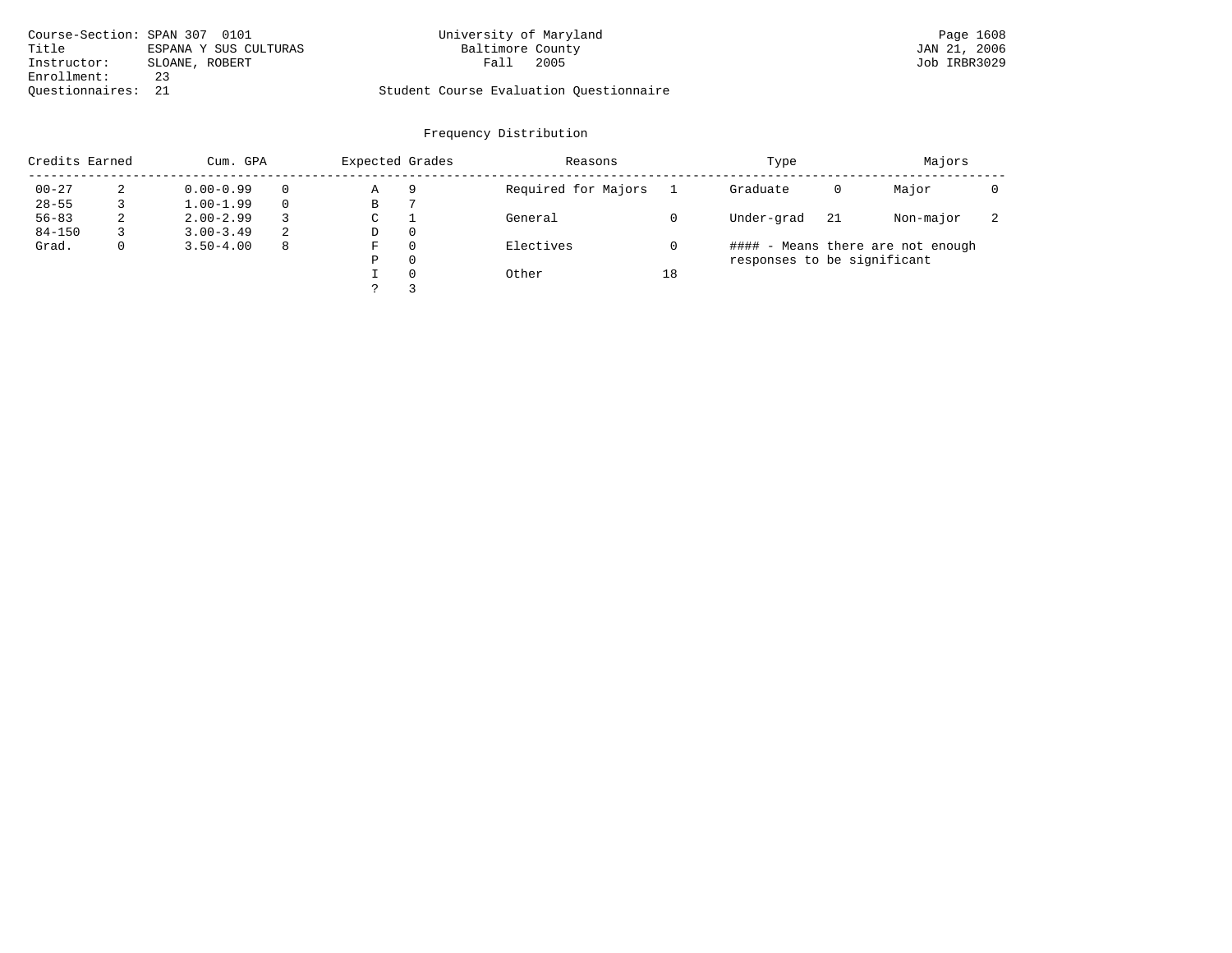Course-Section: SPAN 307 0101
Title ESPANA Y SUS CULTURAS
Instructor: SLOANE, ROBERT
Enrollment: 23
Questionnaires: 21

University of Maryland
Baltimore County
Fall 2005

Student Course Evaluation Questionnaire

Page 1608
JAN 21, 2006
Job IRBR3029

## Frequency Distribution

| Credits Earned | | Cum. GPA | | Expected Grades | | Reasons | | Type | | Majors | |
|---|---|---|---|---|---|---|---|---|---|---|---|
| 00-27 | 2 | 0.00-0.99 | 0 | A | 9 | Required for Majors | 1 | Graduate | 0 | Major | 0 |
| 28-55 | 3 | 1.00-1.99 | 0 | B | 7 | | | | | | |
| 56-83 | 2 | 2.00-2.99 | 3 | C | 1 | General | 0 | Under-grad | 21 | Non-major | 2 |
| 84-150 | 3 | 3.00-3.49 | 2 | D | 0 | | | | | | |
| Grad. | 0 | 3.50-4.00 | 8 | F | 0 | Electives | 0 | #### - Means there are not enough responses to be significant | | | |
| | | | | P | 0 | | | | | | |
| | | | | I | 0 | Other | 18 | | | | |
| | | | | ? | 3 | | | | | | |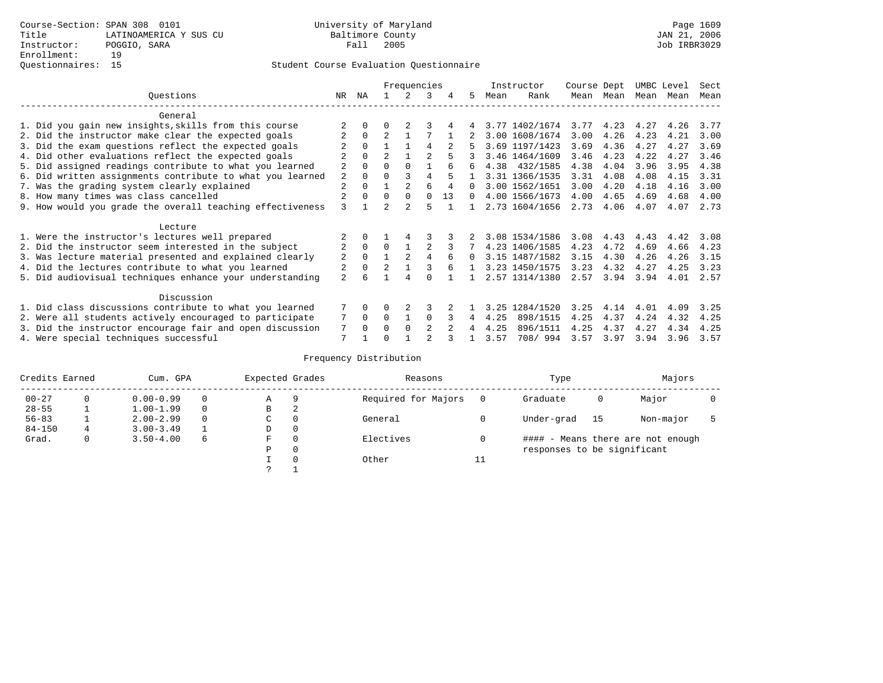Course-Section: SPAN 308 0101
Title: LATINOAMERICA Y SUS CU
Instructor: POGGIO, SARA
Enrollment: 19
Questionnaires: 15

University of Maryland Baltimore County
Fall 2005

JAN 21, 2006
Job IRBR3029

## Student Course Evaluation Questionnaire

| Questions | NR | NA | 1 | 2 | 3 | 4 | 5 | Instructor Mean | Instructor Rank | Course Mean | Dept Mean | UMBC Mean | Level Mean | Sect Mean |
|---|---|---|---|---|---|---|---|---|---|---|---|---|---|---|
| **General** | | | | | | | | | | | | | | |
| 1. Did you gain new insights,skills from this course | 2 | 0 | 0 | 2 | 3 | 4 | 4 | 3.77 | 1402/1674 | 3.77 | 4.23 | 4.27 | 4.26 | 3.77 |
| 2. Did the instructor make clear the expected goals | 2 | 0 | 2 | 1 | 7 | 1 | 2 | 3.00 | 1608/1674 | 3.00 | 4.26 | 4.23 | 4.21 | 3.00 |
| 3. Did the exam questions reflect the expected goals | 2 | 0 | 1 | 1 | 4 | 2 | 5 | 3.69 | 1197/1423 | 3.69 | 4.36 | 4.27 | 4.27 | 3.69 |
| 4. Did other evaluations reflect the expected goals | 2 | 0 | 2 | 1 | 2 | 5 | 3 | 3.46 | 1464/1609 | 3.46 | 4.23 | 4.22 | 4.27 | 3.46 |
| 5. Did assigned readings contribute to what you learned | 2 | 0 | 0 | 0 | 1 | 6 | 6 | 4.38 | 432/1585 | 4.38 | 4.04 | 3.96 | 3.95 | 4.38 |
| 6. Did written assignments contribute to what you learned | 2 | 0 | 0 | 3 | 4 | 5 | 1 | 3.31 | 1366/1535 | 3.31 | 4.08 | 4.08 | 4.15 | 3.31 |
| 7. Was the grading system clearly explained | 2 | 0 | 1 | 2 | 6 | 4 | 0 | 3.00 | 1562/1651 | 3.00 | 4.20 | 4.18 | 4.16 | 3.00 |
| 8. How many times was class cancelled | 2 | 0 | 0 | 0 | 0 | 13 | 0 | 4.00 | 1566/1673 | 4.00 | 4.65 | 4.69 | 4.68 | 4.00 |
| 9. How would you grade the overall teaching effectiveness | 3 | 1 | 2 | 2 | 5 | 1 | 1 | 2.73 | 1604/1656 | 2.73 | 4.06 | 4.07 | 4.07 | 2.73 |
| **Lecture** | | | | | | | | | | | | | | |
| 1. Were the instructor's lectures well prepared | 2 | 0 | 1 | 4 | 3 | 3 | 2 | 3.08 | 1534/1586 | 3.08 | 4.43 | 4.43 | 4.42 | 3.08 |
| 2. Did the instructor seem interested in the subject | 2 | 0 | 0 | 1 | 2 | 3 | 7 | 4.23 | 1406/1585 | 4.23 | 4.72 | 4.69 | 4.66 | 4.23 |
| 3. Was lecture material presented and explained clearly | 2 | 0 | 1 | 2 | 4 | 6 | 0 | 3.15 | 1487/1582 | 3.15 | 4.30 | 4.26 | 4.26 | 3.15 |
| 4. Did the lectures contribute to what you learned | 2 | 0 | 2 | 1 | 3 | 6 | 1 | 3.23 | 1450/1575 | 3.23 | 4.32 | 4.27 | 4.25 | 3.23 |
| 5. Did audiovisual techniques enhance your understanding | 2 | 6 | 1 | 4 | 0 | 1 | 1 | 2.57 | 1314/1380 | 2.57 | 3.94 | 3.94 | 4.01 | 2.57 |
| **Discussion** | | | | | | | | | | | | | | |
| 1. Did class discussions contribute to what you learned | 7 | 0 | 0 | 2 | 3 | 2 | 1 | 3.25 | 1284/1520 | 3.25 | 4.14 | 4.01 | 4.09 | 3.25 |
| 2. Were all students actively encouraged to participate | 7 | 0 | 0 | 1 | 0 | 3 | 4 | 4.25 | 898/1515 | 4.25 | 4.37 | 4.24 | 4.32 | 4.25 |
| 3. Did the instructor encourage fair and open discussion | 7 | 0 | 0 | 0 | 2 | 2 | 4 | 4.25 | 896/1511 | 4.25 | 4.37 | 4.27 | 4.34 | 4.25 |
| 4. Were special techniques successful | 7 | 1 | 0 | 1 | 2 | 3 | 1 | 3.57 | 708/ 994 | 3.57 | 3.97 | 3.94 | 3.96 | 3.57 |

## Frequency Distribution

| Credits Earned | | Cum. GPA | | Expected Grades | | Reasons | | Type | | Majors | |
|---|---|---|---|---|---|---|---|---|---|---|---|
| 00-27 | 0 | 0.00-0.99 | 0 | A | 9 | Required for Majors | 0 | Graduate | 0 | Major | 0 |
| 28-55 | 1 | 1.00-1.99 | 0 | B | 2 | | | | | | |
| 56-83 | 1 | 2.00-2.99 | 0 | C | 0 | General | 0 | Under-grad | 15 | Non-major | 5 |
| 84-150 | 4 | 3.00-3.49 | 1 | D | 0 | | | | | | |
| Grad. | 0 | 3.50-4.00 | 6 | F | 0 | Electives | 0 | | | | |
| | | | | P | 0 | | | | | | |
| | | | | I | 0 | Other | 11 | | | | |
| | | | | ? | 1 | | | | | | |

#### - Means there are not enough responses to be significant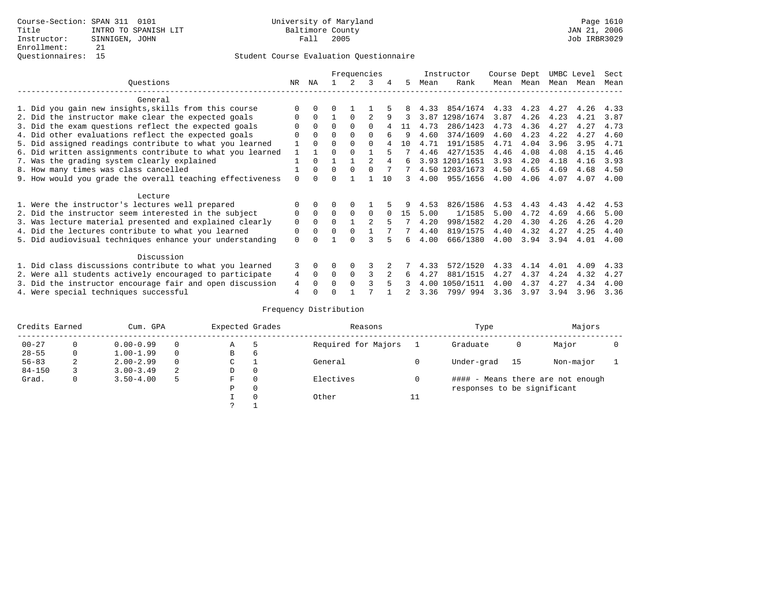Course-Section: SPAN 311 0101
Title: INTRO TO SPANISH LIT
Instructor: SINNIGEN, JOHN
Enrollment: 21
Questionnaires: 15

University of Maryland
Baltimore County
Fall 2005

Student Course Evaluation Questionnaire

JAN 21, 2006
Job IRBR3029

| Questions | NR | NA | 1 | 2 | 3 | 4 | 5 | Instructor Mean | Instructor Rank | Course Mean | Dept Mean | UMBC Mean | Level Mean | Sect Mean |
|---|---|---|---|---|---|---|---|---|---|---|---|---|---|---|
| **General** | | | | | | | | | | | | | | |
| 1. Did you gain new insights,skills from this course | 0 | 0 | 0 | 1 | 1 | 5 | 8 | 4.33 | 854/1674 | 4.33 | 4.23 | 4.27 | 4.26 | 4.33 |
| 2. Did the instructor make clear the expected goals | 0 | 0 | 1 | 0 | 2 | 9 | 3 | 3.87 | 1298/1674 | 3.87 | 4.26 | 4.23 | 4.21 | 3.87 |
| 3. Did the exam questions reflect the expected goals | 0 | 0 | 0 | 0 | 0 | 4 | 11 | 4.73 | 286/1423 | 4.73 | 4.36 | 4.27 | 4.27 | 4.73 |
| 4. Did other evaluations reflect the expected goals | 0 | 0 | 0 | 0 | 0 | 6 | 9 | 4.60 | 374/1609 | 4.60 | 4.23 | 4.22 | 4.27 | 4.60 |
| 5. Did assigned readings contribute to what you learned | 1 | 0 | 0 | 0 | 0 | 4 | 10 | 4.71 | 191/1585 | 4.71 | 4.04 | 3.96 | 3.95 | 4.71 |
| 6. Did written assignments contribute to what you learned | 1 | 1 | 0 | 0 | 1 | 5 | 7 | 4.46 | 427/1535 | 4.46 | 4.08 | 4.08 | 4.15 | 4.46 |
| 7. Was the grading system clearly explained | 1 | 0 | 1 | 1 | 2 | 4 | 6 | 3.93 | 1201/1651 | 3.93 | 4.20 | 4.18 | 4.16 | 3.93 |
| 8. How many times was class cancelled | 1 | 0 | 0 | 0 | 0 | 7 | 7 | 4.50 | 1203/1673 | 4.50 | 4.65 | 4.69 | 4.68 | 4.50 |
| 9. How would you grade the overall teaching effectiveness | 0 | 0 | 0 | 1 | 1 | 10 | 3 | 4.00 | 955/1656 | 4.00 | 4.06 | 4.07 | 4.07 | 4.00 |
| **Lecture** | | | | | | | | | | | | | | |
| 1. Were the instructor's lectures well prepared | 0 | 0 | 0 | 0 | 1 | 5 | 9 | 4.53 | 826/1586 | 4.53 | 4.43 | 4.43 | 4.42 | 4.53 |
| 2. Did the instructor seem interested in the subject | 0 | 0 | 0 | 0 | 0 | 0 | 15 | 5.00 | 1/1585 | 5.00 | 4.72 | 4.69 | 4.66 | 5.00 |
| 3. Was lecture material presented and explained clearly | 0 | 0 | 0 | 1 | 2 | 5 | 7 | 4.20 | 998/1582 | 4.20 | 4.30 | 4.26 | 4.26 | 4.20 |
| 4. Did the lectures contribute to what you learned | 0 | 0 | 0 | 0 | 1 | 7 | 7 | 4.40 | 819/1575 | 4.40 | 4.32 | 4.27 | 4.25 | 4.40 |
| 5. Did audiovisual techniques enhance your understanding | 0 | 0 | 1 | 0 | 3 | 5 | 6 | 4.00 | 666/1380 | 4.00 | 3.94 | 3.94 | 4.01 | 4.00 |
| **Discussion** | | | | | | | | | | | | | | |
| 1. Did class discussions contribute to what you learned | 3 | 0 | 0 | 0 | 3 | 2 | 7 | 4.33 | 572/1520 | 4.33 | 4.14 | 4.01 | 4.09 | 4.33 |
| 2. Were all students actively encouraged to participate | 4 | 0 | 0 | 0 | 3 | 2 | 6 | 4.27 | 881/1515 | 4.27 | 4.37 | 4.24 | 4.32 | 4.27 |
| 3. Did the instructor encourage fair and open discussion | 4 | 0 | 0 | 0 | 3 | 5 | 3 | 4.00 | 1050/1511 | 4.00 | 4.37 | 4.27 | 4.34 | 4.00 |
| 4. Were special techniques successful | 4 | 0 | 0 | 1 | 7 | 1 | 2 | 3.36 | 799/ 994 | 3.36 | 3.97 | 3.94 | 3.96 | 3.36 |

## Frequency Distribution

| Credits Earned | | Cum. GPA | | Expected Grades | | Reasons | | Type | | Majors | |
|---|---|---|---|---|---|---|---|---|---|---|---|
| 00-27 | 0 | 0.00-0.99 | 0 | A | 5 | Required for Majors | 1 | Graduate | 0 | Major | 0 |
| 28-55 | 0 | 1.00-1.99 | 0 | B | 6 | | | | | | |
| 56-83 | 2 | 2.00-2.99 | 0 | C | 1 | General | 0 | Under-grad | 15 | Non-major | 1 |
| 84-150 | 3 | 3.00-3.49 | 2 | D | 0 | | | | | | |
| Grad. | 0 | 3.50-4.00 | 5 | F | 0 | Electives | 0 | #### - Means there are not enough responses to be significant | | | |
| | | | | P | 0 | | | | | | |
| | | | | I | 0 | Other | 11 | | | | |
| | | | | ? | 1 | | | | | | |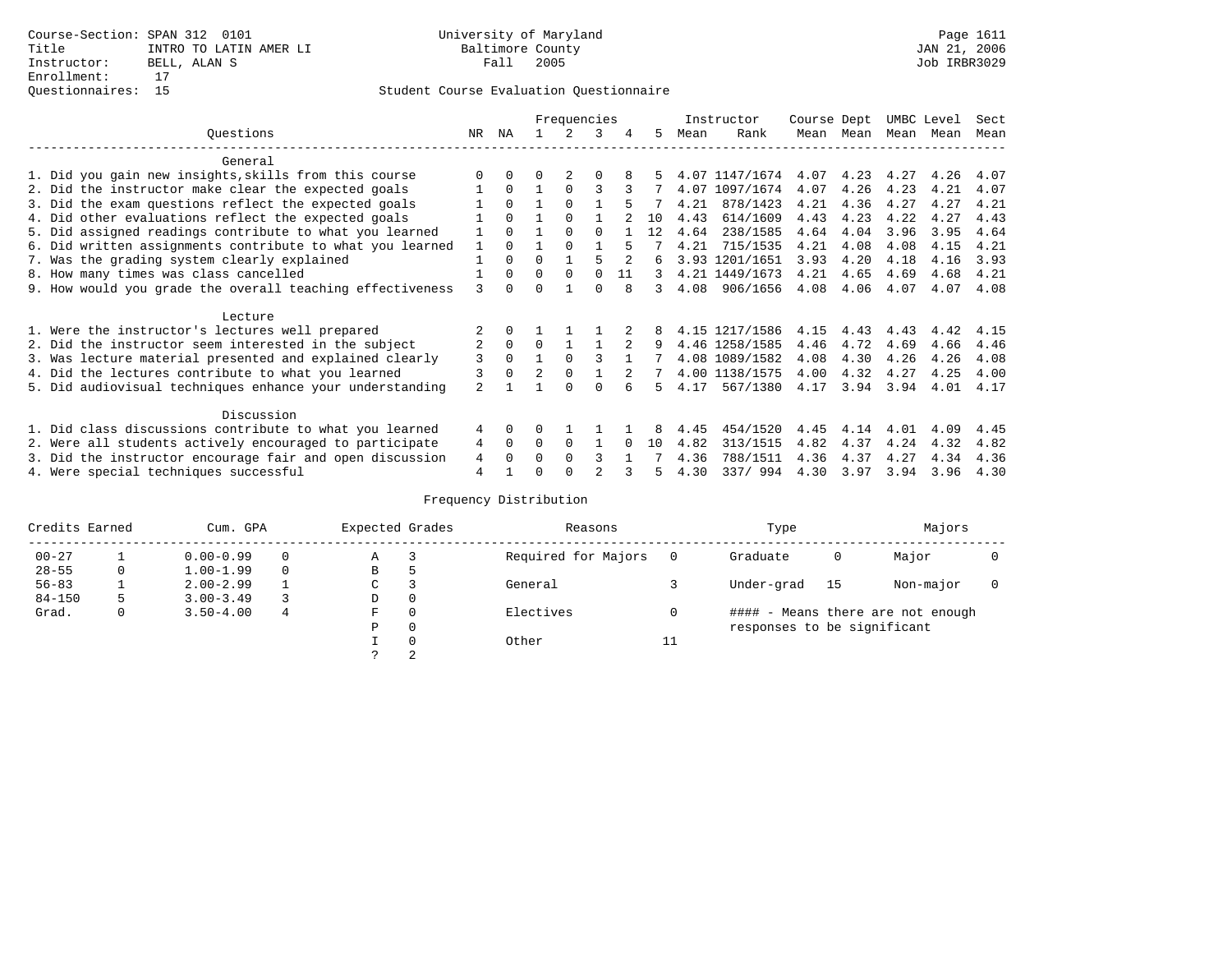Course-Section: SPAN 312 0101
Title: INTRO TO LATIN AMER LI
Instructor: BELL, ALAN S
Enrollment: 17
Questionnaires: 15

University of Maryland
Baltimore County
Fall 2005

JAN 21, 2006
Job IRBR3029

Student Course Evaluation Questionnaire

| Questions | NR | NA | 1 | 2 | 3 | 4 | 5 | Instructor Mean | Rank | Course Mean | Dept Mean | UMBC Mean | Level Mean | Sect Mean |
|---|---|---|---|---|---|---|---|---|---|---|---|---|---|---|
| **General** | | | | | | | | | | | | | | |
| 1. Did you gain new insights,skills from this course | 0 | 0 | 0 | 2 | 0 | 8 | 5 | 4.07 | 1147/1674 | 4.07 | 4.23 | 4.27 | 4.26 | 4.07 |
| 2. Did the instructor make clear the expected goals | 1 | 0 | 1 | 0 | 3 | 3 | 7 | 4.07 | 1097/1674 | 4.07 | 4.26 | 4.23 | 4.21 | 4.07 |
| 3. Did the exam questions reflect the expected goals | 1 | 0 | 1 | 0 | 1 | 5 | 7 | 4.21 | 878/1423 | 4.21 | 4.36 | 4.27 | 4.27 | 4.21 |
| 4. Did other evaluations reflect the expected goals | 1 | 0 | 1 | 0 | 1 | 2 | 10 | 4.43 | 614/1609 | 4.43 | 4.23 | 4.22 | 4.27 | 4.43 |
| 5. Did assigned readings contribute to what you learned | 1 | 0 | 1 | 0 | 0 | 1 | 12 | 4.64 | 238/1585 | 4.64 | 4.04 | 3.96 | 3.95 | 4.64 |
| 6. Did written assignments contribute to what you learned | 1 | 0 | 1 | 0 | 1 | 5 | 7 | 4.21 | 715/1535 | 4.21 | 4.08 | 4.08 | 4.15 | 4.21 |
| 7. Was the grading system clearly explained | 1 | 0 | 0 | 1 | 5 | 2 | 6 | 3.93 | 1201/1651 | 3.93 | 4.20 | 4.18 | 4.16 | 3.93 |
| 8. How many times was class cancelled | 1 | 0 | 0 | 0 | 0 | 11 | 3 | 4.21 | 1449/1673 | 4.21 | 4.65 | 4.69 | 4.68 | 4.21 |
| 9. How would you grade the overall teaching effectiveness | 3 | 0 | 0 | 1 | 0 | 8 | 3 | 4.08 | 906/1656 | 4.08 | 4.06 | 4.07 | 4.07 | 4.08 |
| **Lecture** | | | | | | | | | | | | | | |
| 1. Were the instructor's lectures well prepared | 2 | 0 | 1 | 1 | 1 | 2 | 8 | 4.15 | 1217/1586 | 4.15 | 4.43 | 4.43 | 4.42 | 4.15 |
| 2. Did the instructor seem interested in the subject | 2 | 0 | 0 | 1 | 1 | 2 | 9 | 4.46 | 1258/1585 | 4.46 | 4.72 | 4.69 | 4.66 | 4.46 |
| 3. Was lecture material presented and explained clearly | 3 | 0 | 1 | 0 | 3 | 1 | 7 | 4.08 | 1089/1582 | 4.08 | 4.30 | 4.26 | 4.26 | 4.08 |
| 4. Did the lectures contribute to what you learned | 3 | 0 | 2 | 0 | 1 | 2 | 7 | 4.00 | 1138/1575 | 4.00 | 4.32 | 4.27 | 4.25 | 4.00 |
| 5. Did audiovisual techniques enhance your understanding | 2 | 1 | 1 | 0 | 0 | 6 | 5 | 4.17 | 567/1380 | 4.17 | 3.94 | 3.94 | 4.01 | 4.17 |
| **Discussion** | | | | | | | | | | | | | | |
| 1. Did class discussions contribute to what you learned | 4 | 0 | 0 | 1 | 1 | 1 | 8 | 4.45 | 454/1520 | 4.45 | 4.14 | 4.01 | 4.09 | 4.45 |
| 2. Were all students actively encouraged to participate | 4 | 0 | 0 | 0 | 1 | 0 | 10 | 4.82 | 313/1515 | 4.82 | 4.37 | 4.24 | 4.32 | 4.82 |
| 3. Did the instructor encourage fair and open discussion | 4 | 0 | 0 | 0 | 3 | 1 | 7 | 4.36 | 788/1511 | 4.36 | 4.37 | 4.27 | 4.34 | 4.36 |
| 4. Were special techniques successful | 4 | 1 | 0 | 0 | 2 | 3 | 5 | 4.30 | 337/ 994 | 4.30 | 3.97 | 3.94 | 3.96 | 4.30 |

Frequency Distribution

| Credits Earned | | Cum. GPA | | Expected Grades | | Reasons | | Type | | Majors | |
|---|---|---|---|---|---|---|---|---|---|---|---|
| 00-27 | 1 | 0.00-0.99 | 0 | A | 3 | Required for Majors | 0 | Graduate | 0 | Major | 0 |
| 28-55 | 0 | 1.00-1.99 | 0 | B | 5 | | | | | | |
| 56-83 | 1 | 2.00-2.99 | 1 | C | 3 | General | 3 | Under-grad | 15 | Non-major | 0 |
| 84-150 | 5 | 3.00-3.49 | 3 | D | 0 | | | | | | |
| Grad. | 0 | 3.50-4.00 | 4 | F | 0 | Electives | 0 | #### - Means there are not enough responses to be significant | | | |
| | | | | P | 0 | | | | | | |
| | | | | I | 0 | Other | 11 | | | | |
| | | | | ? | 2 | | | | | | |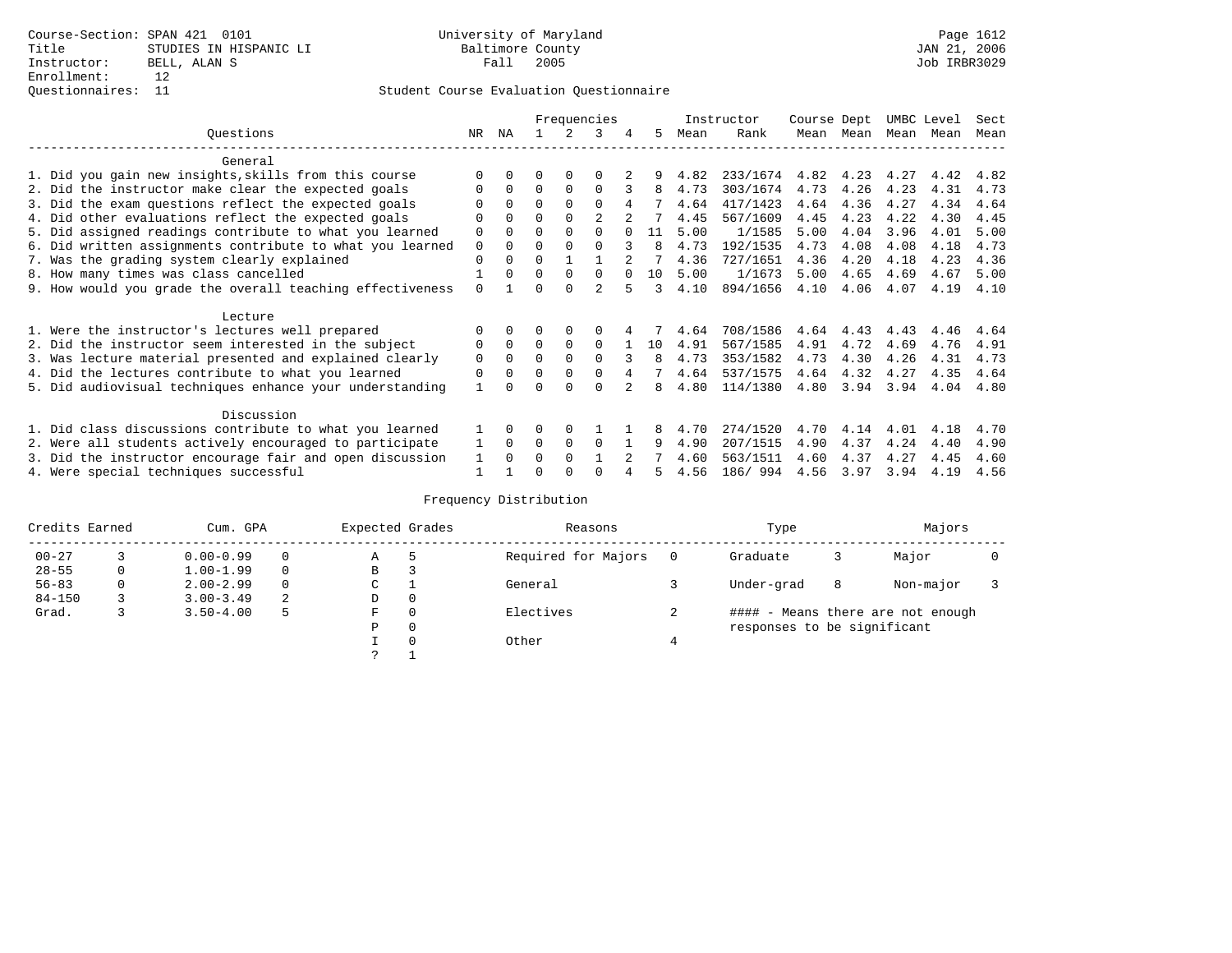Course-Section: SPAN 421 0101
Title: STUDIES IN HISPANIC LI
Instructor: BELL, ALAN S
Enrollment: 12
Questionnaires: 11

University of Maryland
Baltimore County
Fall 2005

JAN 21, 2006
Job IRBR3029

Student Course Evaluation Questionnaire

| Questions | NR | NA | 1 | 2 | 3 | 4 | 5 | Instructor Mean | Instructor Rank | Course Mean | Dept Mean | UMBC Mean | Level Mean | Sect Mean |
|---|---|---|---|---|---|---|---|---|---|---|---|---|---|---|
| **General** | | | | | | | | | | | | | | |
| 1. Did you gain new insights,skills from this course | 0 | 0 | 0 | 0 | 0 | 2 | 9 | 4.82 | 233/1674 | 4.82 | 4.23 | 4.27 | 4.42 | 4.82 |
| 2. Did the instructor make clear the expected goals | 0 | 0 | 0 | 0 | 0 | 3 | 8 | 4.73 | 303/1674 | 4.73 | 4.26 | 4.23 | 4.31 | 4.73 |
| 3. Did the exam questions reflect the expected goals | 0 | 0 | 0 | 0 | 0 | 4 | 7 | 4.64 | 417/1423 | 4.64 | 4.36 | 4.27 | 4.34 | 4.64 |
| 4. Did other evaluations reflect the expected goals | 0 | 0 | 0 | 0 | 2 | 2 | 7 | 4.45 | 567/1609 | 4.45 | 4.23 | 4.22 | 4.30 | 4.45 |
| 5. Did assigned readings contribute to what you learned | 0 | 0 | 0 | 0 | 0 | 0 | 11 | 5.00 | 1/1585 | 5.00 | 4.04 | 3.96 | 4.01 | 5.00 |
| 6. Did written assignments contribute to what you learned | 0 | 0 | 0 | 0 | 0 | 3 | 8 | 4.73 | 192/1535 | 4.73 | 4.08 | 4.08 | 4.18 | 4.73 |
| 7. Was the grading system clearly explained | 0 | 0 | 0 | 1 | 1 | 2 | 7 | 4.36 | 727/1651 | 4.36 | 4.20 | 4.18 | 4.23 | 4.36 |
| 8. How many times was class cancelled | 1 | 0 | 0 | 0 | 0 | 0 | 10 | 5.00 | 1/1673 | 5.00 | 4.65 | 4.69 | 4.67 | 5.00 |
| 9. How would you grade the overall teaching effectiveness | 0 | 1 | 0 | 0 | 2 | 5 | 3 | 4.10 | 894/1656 | 4.10 | 4.06 | 4.07 | 4.19 | 4.10 |
| **Lecture** | | | | | | | | | | | | | | |
| 1. Were the instructor's lectures well prepared | 0 | 0 | 0 | 0 | 0 | 4 | 7 | 4.64 | 708/1586 | 4.64 | 4.43 | 4.43 | 4.46 | 4.64 |
| 2. Did the instructor seem interested in the subject | 0 | 0 | 0 | 0 | 0 | 1 | 10 | 4.91 | 567/1585 | 4.91 | 4.72 | 4.69 | 4.76 | 4.91 |
| 3. Was lecture material presented and explained clearly | 0 | 0 | 0 | 0 | 0 | 3 | 8 | 4.73 | 353/1582 | 4.73 | 4.30 | 4.26 | 4.31 | 4.73 |
| 4. Did the lectures contribute to what you learned | 0 | 0 | 0 | 0 | 0 | 4 | 7 | 4.64 | 537/1575 | 4.64 | 4.32 | 4.27 | 4.35 | 4.64 |
| 5. Did audiovisual techniques enhance your understanding | 1 | 0 | 0 | 0 | 0 | 2 | 8 | 4.80 | 114/1380 | 4.80 | 3.94 | 3.94 | 4.04 | 4.80 |
| **Discussion** | | | | | | | | | | | | | | |
| 1. Did class discussions contribute to what you learned | 1 | 0 | 0 | 0 | 1 | 1 | 8 | 4.70 | 274/1520 | 4.70 | 4.14 | 4.01 | 4.18 | 4.70 |
| 2. Were all students actively encouraged to participate | 1 | 0 | 0 | 0 | 0 | 1 | 9 | 4.90 | 207/1515 | 4.90 | 4.37 | 4.24 | 4.40 | 4.90 |
| 3. Did the instructor encourage fair and open discussion | 1 | 0 | 0 | 0 | 1 | 2 | 7 | 4.60 | 563/1511 | 4.60 | 4.37 | 4.27 | 4.45 | 4.60 |
| 4. Were special techniques successful | 1 | 1 | 0 | 0 | 0 | 4 | 5 | 4.56 | 186/ 994 | 4.56 | 3.97 | 3.94 | 4.19 | 4.56 |

Frequency Distribution

| Credits Earned | | Cum. GPA | | Expected Grades | | Reasons | | Type | | Majors | |
|---|---|---|---|---|---|---|---|---|---|---|---|
| 00-27 | 3 | 0.00-0.99 | 0 | A | 5 | Required for Majors | 0 | Graduate | 3 | Major | 0 |
| 28-55 | 0 | 1.00-1.99 | 0 | B | 3 | | | | | | |
| 56-83 | 0 | 2.00-2.99 | 0 | C | 1 | General | 3 | Under-grad | 8 | Non-major | 3 |
| 84-150 | 3 | 3.00-3.49 | 2 | D | 0 | | | | | | |
| Grad. | 3 | 3.50-4.00 | 5 | F | 0 | Electives | 2 | | | | |
| | | | | P | 0 | | | | | | |
| | | | | I | 0 | Other | 4 | | | | |
| | | | | ? | 1 | | | | | | |

#### - Means there are not enough responses to be significant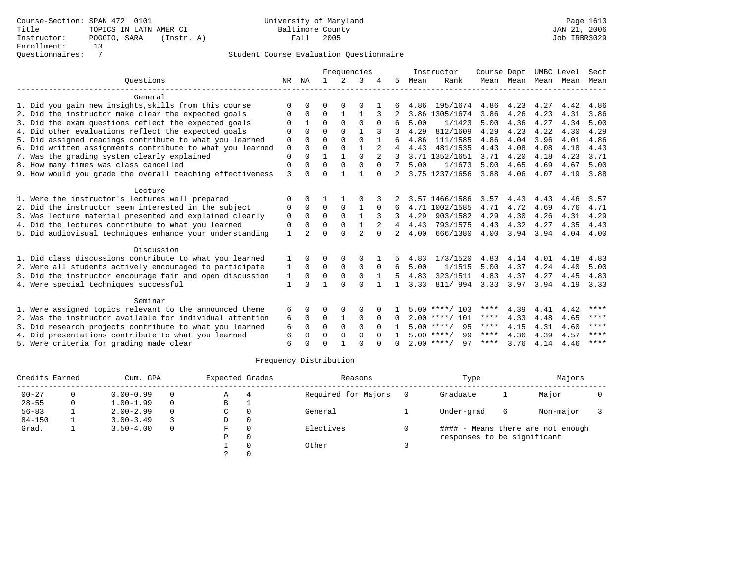Course-Section: SPAN 472 0101
Title: TOPICS IN LATN AMER CI
Instructor: POGGIO, SARA (Instr. A)
Enrollment: 13
Questionnaires: 7

University of Maryland Baltimore County
Fall 2005

JAN 21, 2006
Job IRBR3029

## Student Course Evaluation Questionnaire

| Questions | NR | NA | 1 | 2 | 3 | 4 | 5 | Instructor Mean | Rank | Course Mean | Dept Mean | UMBC Mean | Level Mean | Sect Mean |
|---|---|---|---|---|---|---|---|---|---|---|---|---|---|---|
| **General** | | | | | | | | | | | | | | |
| 1. Did you gain new insights,skills from this course | 0 | 0 | 0 | 0 | 0 | 1 | 6 | 4.86 | 195/1674 | 4.86 | 4.23 | 4.27 | 4.42 | 4.86 |
| 2. Did the instructor make clear the expected goals | 0 | 0 | 0 | 1 | 1 | 3 | 2 | 3.86 | 1305/1674 | 3.86 | 4.26 | 4.23 | 4.31 | 3.86 |
| 3. Did the exam questions reflect the expected goals | 0 | 1 | 0 | 0 | 0 | 0 | 6 | 5.00 | 1/1423 | 5.00 | 4.36 | 4.27 | 4.34 | 5.00 |
| 4. Did other evaluations reflect the expected goals | 0 | 0 | 0 | 0 | 1 | 3 | 3 | 4.29 | 812/1609 | 4.29 | 4.23 | 4.22 | 4.30 | 4.29 |
| 5. Did assigned readings contribute to what you learned | 0 | 0 | 0 | 0 | 0 | 1 | 6 | 4.86 | 111/1585 | 4.86 | 4.04 | 3.96 | 4.01 | 4.86 |
| 6. Did written assignments contribute to what you learned | 0 | 0 | 0 | 0 | 1 | 2 | 4 | 4.43 | 481/1535 | 4.43 | 4.08 | 4.08 | 4.18 | 4.43 |
| 7. Was the grading system clearly explained | 0 | 0 | 1 | 1 | 0 | 2 | 3 | 3.71 | 1352/1651 | 3.71 | 4.20 | 4.18 | 4.23 | 3.71 |
| 8. How many times was class cancelled | 0 | 0 | 0 | 0 | 0 | 0 | 7 | 5.00 | 1/1673 | 5.00 | 4.65 | 4.69 | 4.67 | 5.00 |
| 9. How would you grade the overall teaching effectiveness | 3 | 0 | 0 | 1 | 1 | 0 | 2 | 3.75 | 1237/1656 | 3.88 | 4.06 | 4.07 | 4.19 | 3.88 |
| **Lecture** | | | | | | | | | | | | | | |
| 1. Were the instructor's lectures well prepared | 0 | 0 | 1 | 1 | 0 | 3 | 2 | 3.57 | 1466/1586 | 3.57 | 4.43 | 4.43 | 4.46 | 3.57 |
| 2. Did the instructor seem interested in the subject | 0 | 0 | 0 | 0 | 1 | 0 | 6 | 4.71 | 1002/1585 | 4.71 | 4.72 | 4.69 | 4.76 | 4.71 |
| 3. Was lecture material presented and explained clearly | 0 | 0 | 0 | 0 | 1 | 3 | 3 | 4.29 | 903/1582 | 4.29 | 4.30 | 4.26 | 4.31 | 4.29 |
| 4. Did the lectures contribute to what you learned | 0 | 0 | 0 | 0 | 1 | 2 | 4 | 4.43 | 793/1575 | 4.43 | 4.32 | 4.27 | 4.35 | 4.43 |
| 5. Did audiovisual techniques enhance your understanding | 1 | 2 | 0 | 0 | 2 | 0 | 2 | 4.00 | 666/1380 | 4.00 | 3.94 | 3.94 | 4.04 | 4.00 |
| **Discussion** | | | | | | | | | | | | | | |
| 1. Did class discussions contribute to what you learned | 1 | 0 | 0 | 0 | 0 | 1 | 5 | 4.83 | 173/1520 | 4.83 | 4.14 | 4.01 | 4.18 | 4.83 |
| 2. Were all students actively encouraged to participate | 1 | 0 | 0 | 0 | 0 | 0 | 6 | 5.00 | 1/1515 | 5.00 | 4.37 | 4.24 | 4.40 | 5.00 |
| 3. Did the instructor encourage fair and open discussion | 1 | 0 | 0 | 0 | 0 | 1 | 5 | 4.83 | 323/1511 | 4.83 | 4.37 | 4.27 | 4.45 | 4.83 |
| 4. Were special techniques successful | 1 | 3 | 1 | 0 | 0 | 1 | 1 | 3.33 | 811/ 994 | 3.33 | 3.97 | 3.94 | 4.19 | 3.33 |
| **Seminar** | | | | | | | | | | | | | | |
| 1. Were assigned topics relevant to the announced theme | 6 | 0 | 0 | 0 | 0 | 0 | 1 | 5.00 | ****/ 103 | **** | 4.39 | 4.41 | 4.42 | **** |
| 2. Was the instructor available for individual attention | 6 | 0 | 0 | 1 | 0 | 0 | 0 | 2.00 | ****/ 101 | **** | 4.33 | 4.48 | 4.65 | **** |
| 3. Did research projects contribute to what you learned | 6 | 0 | 0 | 0 | 0 | 0 | 1 | 5.00 | ****/ 95 | **** | 4.15 | 4.31 | 4.60 | **** |
| 4. Did presentations contribute to what you learned | 6 | 0 | 0 | 0 | 0 | 0 | 1 | 5.00 | ****/ 99 | **** | 4.36 | 4.39 | 4.57 | **** |
| 5. Were criteria for grading made clear | 6 | 0 | 0 | 1 | 0 | 0 | 0 | 2.00 | ****/ 97 | **** | 3.76 | 4.14 | 4.46 | **** |

## Frequency Distribution

| Credits Earned | | Cum. GPA | | Expected Grades | | Reasons | | Type | | Majors | |
|---|---|---|---|---|---|---|---|---|---|---|---|
| 00-27 | 0 | 0.00-0.99 | 0 | A | 4 | Required for Majors | 0 | Graduate | 1 | Major | 0 |
| 28-55 | 0 | 1.00-1.99 | 0 | B | 1 | | | | | | |
| 56-83 | 1 | 2.00-2.99 | 0 | C | 0 | General | 1 | Under-grad | 6 | Non-major | 3 |
| 84-150 | 1 | 3.00-3.49 | 3 | D | 0 | | | | | | |
| Grad. | 1 | 3.50-4.00 | 0 | F | 0 | Electives | 0 | #### - Means there are not enough responses to be significant | | | |
| | | | | P | 0 | | | | | | |
| | | | | I | 0 | Other | 3 | | | | |
| | | | | ? | 0 | | | | | | |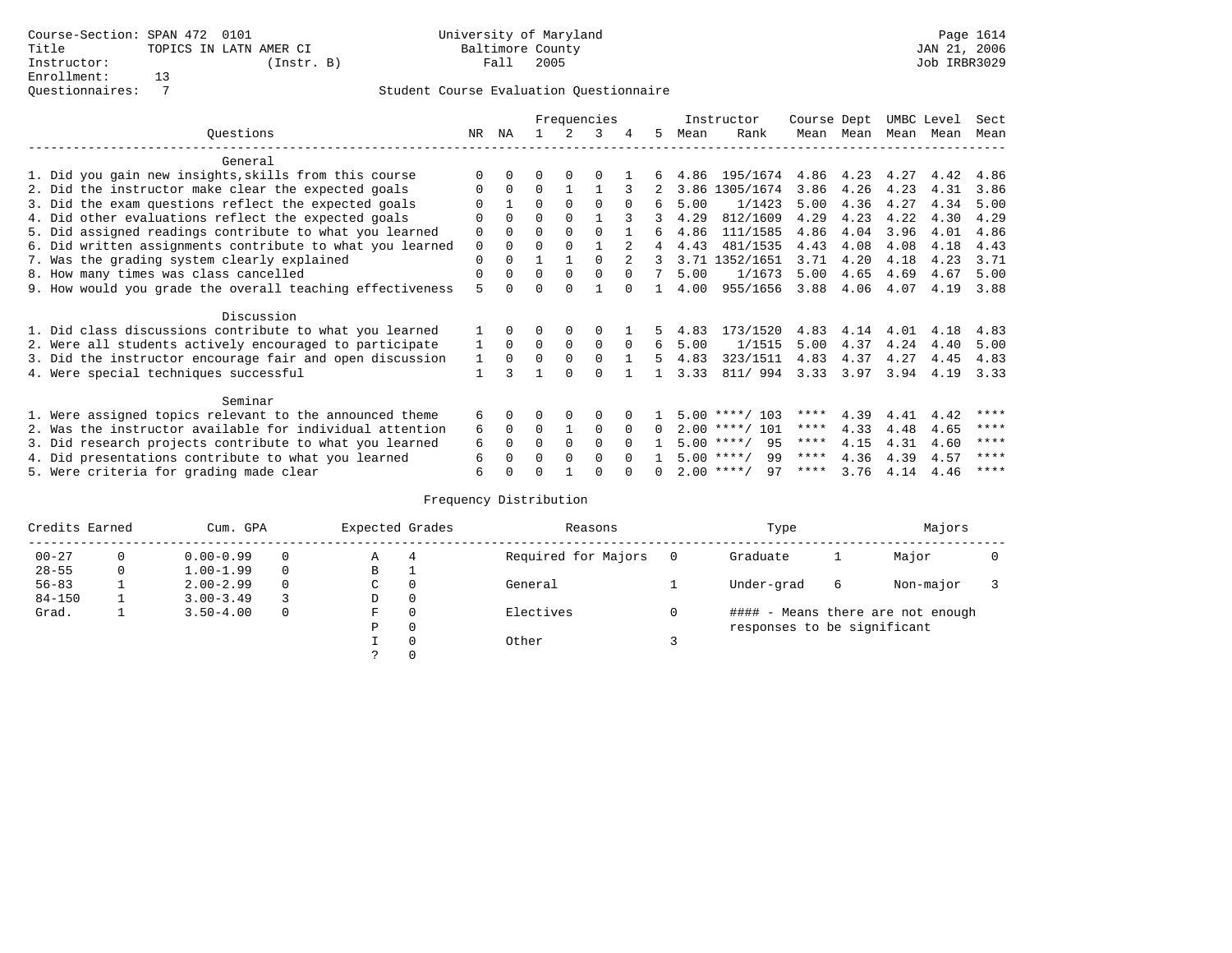Course-Section: SPAN 472 0101
Title: TOPICS IN LATN AMER CI
Instructor: (Instr. B)
Enrollment: 13
Questionnaires: 7

University of Maryland
Baltimore County
Fall 2005

JAN 21, 2006
Job IRBR3029

## Student Course Evaluation Questionnaire

| Questions | NR | NA | 1 | 2 | 3 | 4 | 5 | Instructor Mean | Instructor Rank | Course Mean | Dept Mean | UMBC Mean | Level Mean | Sect Mean |
|---|---|---|---|---|---|---|---|---|---|---|---|---|---|---|
| **General** | | | | | | | | | | | | | | |
| 1. Did you gain new insights,skills from this course | 0 | 0 | 0 | 0 | 0 | 1 | 6 | 4.86 | 195/1674 | 4.86 | 4.23 | 4.27 | 4.42 | 4.86 |
| 2. Did the instructor make clear the expected goals | 0 | 0 | 0 | 1 | 1 | 3 | 2 | 3.86 | 1305/1674 | 3.86 | 4.26 | 4.23 | 4.31 | 3.86 |
| 3. Did the exam questions reflect the expected goals | 0 | 1 | 0 | 0 | 0 | 0 | 6 | 5.00 | 1/1423 | 5.00 | 4.36 | 4.27 | 4.34 | 5.00 |
| 4. Did other evaluations reflect the expected goals | 0 | 0 | 0 | 0 | 1 | 3 | 3 | 4.29 | 812/1609 | 4.29 | 4.23 | 4.22 | 4.30 | 4.29 |
| 5. Did assigned readings contribute to what you learned | 0 | 0 | 0 | 0 | 0 | 1 | 6 | 4.86 | 111/1585 | 4.86 | 4.04 | 3.96 | 4.01 | 4.86 |
| 6. Did written assignments contribute to what you learned | 0 | 0 | 0 | 0 | 1 | 2 | 4 | 4.43 | 481/1535 | 4.43 | 4.08 | 4.08 | 4.18 | 4.43 |
| 7. Was the grading system clearly explained | 0 | 0 | 1 | 1 | 0 | 2 | 3 | 3.71 | 1352/1651 | 3.71 | 4.20 | 4.18 | 4.23 | 3.71 |
| 8. How many times was class cancelled | 0 | 0 | 0 | 0 | 0 | 0 | 7 | 5.00 | 1/1673 | 5.00 | 4.65 | 4.69 | 4.67 | 5.00 |
| 9. How would you grade the overall teaching effectiveness | 5 | 0 | 0 | 0 | 1 | 0 | 1 | 4.00 | 955/1656 | 3.88 | 4.06 | 4.07 | 4.19 | 3.88 |
| **Discussion** | | | | | | | | | | | | | | |
| 1. Did class discussions contribute to what you learned | 1 | 0 | 0 | 0 | 0 | 1 | 5 | 4.83 | 173/1520 | 4.83 | 4.14 | 4.01 | 4.18 | 4.83 |
| 2. Were all students actively encouraged to participate | 1 | 0 | 0 | 0 | 0 | 0 | 6 | 5.00 | 1/1515 | 5.00 | 4.37 | 4.24 | 4.40 | 5.00 |
| 3. Did the instructor encourage fair and open discussion | 1 | 0 | 0 | 0 | 0 | 1 | 5 | 4.83 | 323/1511 | 4.83 | 4.37 | 4.27 | 4.45 | 4.83 |
| 4. Were special techniques successful | 1 | 3 | 1 | 0 | 0 | 1 | 1 | 3.33 | 811/ 994 | 3.33 | 3.97 | 3.94 | 4.19 | 3.33 |
| **Seminar** | | | | | | | | | | | | | | |
| 1. Were assigned topics relevant to the announced theme | 6 | 0 | 0 | 0 | 0 | 0 | 1 | 5.00 | ****/ 103 | **** | 4.39 | 4.41 | 4.42 | **** |
| 2. Was the instructor available for individual attention | 6 | 0 | 0 | 1 | 0 | 0 | 0 | 2.00 | ****/ 101 | **** | 4.33 | 4.48 | 4.65 | **** |
| 3. Did research projects contribute to what you learned | 6 | 0 | 0 | 0 | 0 | 0 | 1 | 5.00 | ****/ 95 | **** | 4.15 | 4.31 | 4.60 | **** |
| 4. Did presentations contribute to what you learned | 6 | 0 | 0 | 0 | 0 | 0 | 1 | 5.00 | ****/ 99 | **** | 4.36 | 4.39 | 4.57 | **** |
| 5. Were criteria for grading made clear | 6 | 0 | 0 | 1 | 0 | 0 | 0 | 2.00 | ****/ 97 | **** | 3.76 | 4.14 | 4.46 | **** |

## Frequency Distribution

| Credits Earned | | Cum. GPA | | Expected Grades | | Reasons | | Type | | Majors | |
|---|---|---|---|---|---|---|---|---|---|---|---|
| 00-27 | 0 | 0.00-0.99 | 0 | A | 4 | Required for Majors | 0 | Graduate | 1 | Major | 0 |
| 28-55 | 0 | 1.00-1.99 | 0 | B | 1 | | | | | | |
| 56-83 | 1 | 2.00-2.99 | 0 | C | 0 | General | 1 | Under-grad | 6 | Non-major | 3 |
| 84-150 | 1 | 3.00-3.49 | 3 | D | 0 | | | | | | |
| Grad. | 1 | 3.50-4.00 | 0 | F | 0 | Electives | 0 | | | | |
| | | | | P | 0 | | | | | | |
| | | | | I | 0 | Other | 3 | | | | |
| | | | | ? | 0 | | | | | | |

#### - Means there are not enough responses to be significant